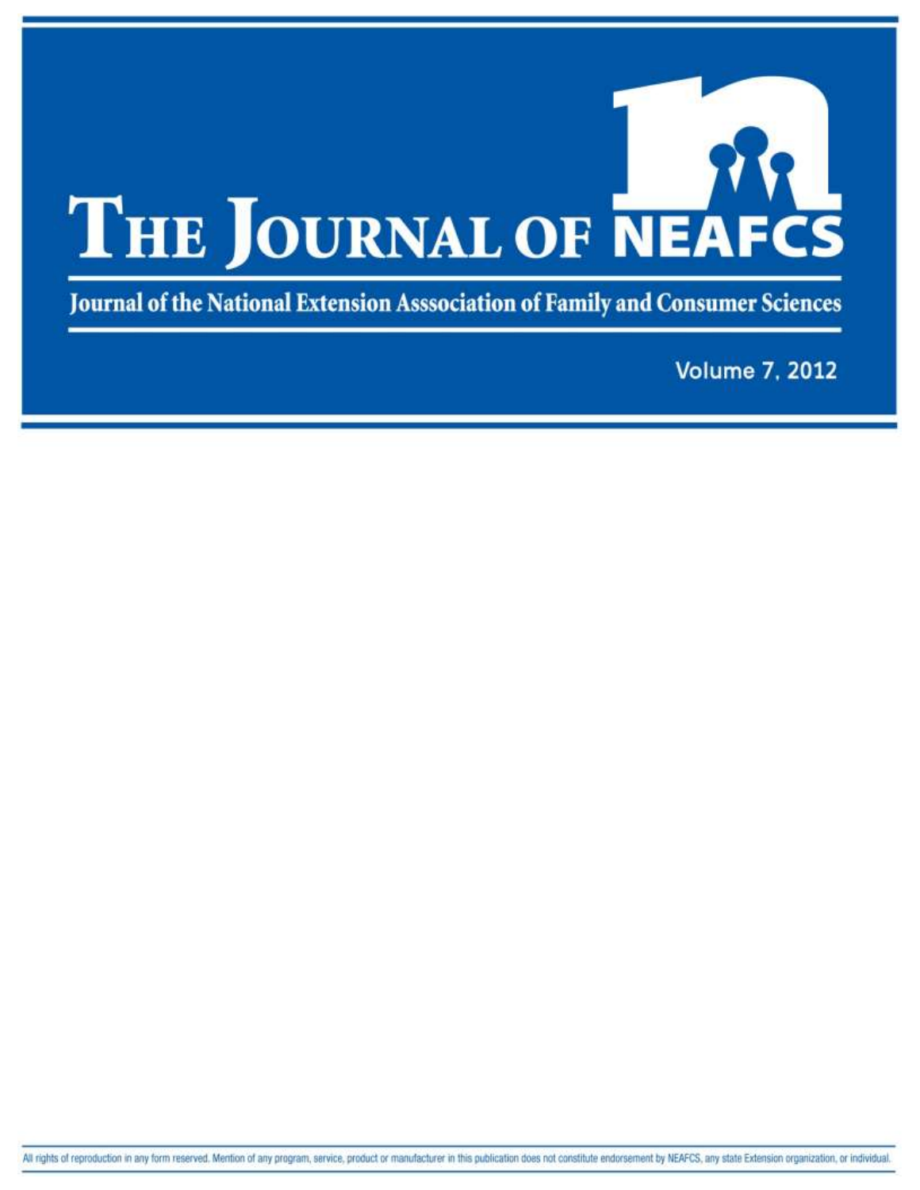# The Journal of NEAFCS

Journal of the National Extension Asssociation of Family and Consumer Sciences

Volume 7, 2012

All rights of reproduction in any form reserved. Mention of any program, service, product or manufacturer in this publication does not constitute endorsement by NEAFCS, any state Extension organization, or individual.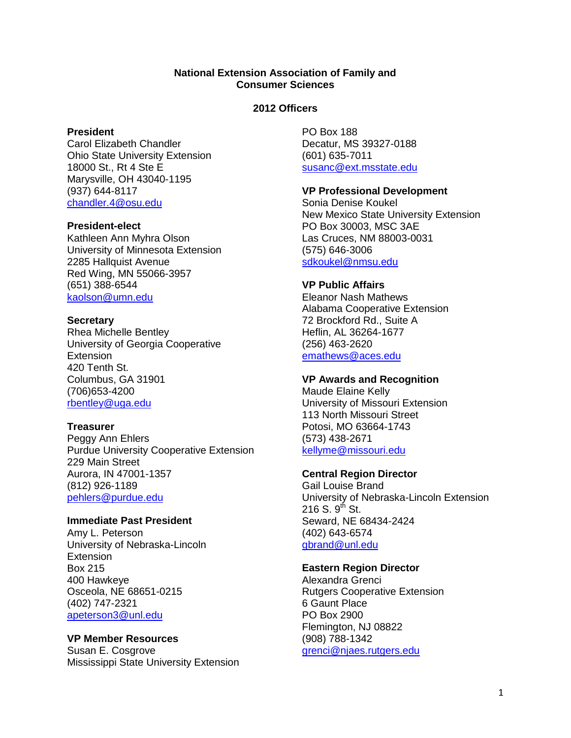**National Extension Association of Family and Consumer Sciences**

**2012 Officers**

**President**
Carol Elizabeth Chandler
Ohio State University Extension
18000 St., Rt 4 Ste E
Marysville, OH 43040-1195
(937) 644-8117
chandler.4@osu.edu

**President-elect**
Kathleen Ann Myhra Olson
University of Minnesota Extension
2285 Hallquist Avenue
Red Wing, MN 55066-3957
(651) 388-6544
kaolson@umn.edu

**Secretary**
Rhea Michelle Bentley
University of Georgia Cooperative Extension
420 Tenth St.
Columbus, GA 31901
(706)653-4200
rbentley@uga.edu

**Treasurer**
Peggy Ann Ehlers
Purdue University Cooperative Extension
229 Main Street
Aurora, IN 47001-1357
(812) 926-1189
pehlers@purdue.edu

**Immediate Past President**
Amy L. Peterson
University of Nebraska-Lincoln Extension
Box 215
400 Hawkeye
Osceola, NE 68651-0215
(402) 747-2321
apeterson3@unl.edu

**VP Member Resources**
Susan E. Cosgrove
Mississippi State University Extension
PO Box 188
Decatur, MS 39327-0188
(601) 635-7011
susanc@ext.msstate.edu

**VP Professional Development**
Sonia Denise Koukel
New Mexico State University Extension
PO Box 30003, MSC 3AE
Las Cruces, NM 88003-0031
(575) 646-3006
sdkoukel@nmsu.edu

**VP Public Affairs**
Eleanor Nash Mathews
Alabama Cooperative Extension
72 Brockford Rd., Suite A
Heflin, AL 36264-1677
(256) 463-2620
emathews@aces.edu

**VP Awards and Recognition**
Maude Elaine Kelly
University of Missouri Extension
113 North Missouri Street
Potosi, MO 63664-1743
(573) 438-2671
kellyme@missouri.edu

**Central Region Director**
Gail Louise Brand
University of Nebraska-Lincoln Extension
216 S. 9th St.
Seward, NE 68434-2424
(402) 643-6574
gbrand@unl.edu

**Eastern Region Director**
Alexandra Grenci
Rutgers Cooperative Extension
6 Gaunt Place
PO Box 2900
Flemington, NJ 08822
(908) 788-1342
grenci@njaes.rutgers.edu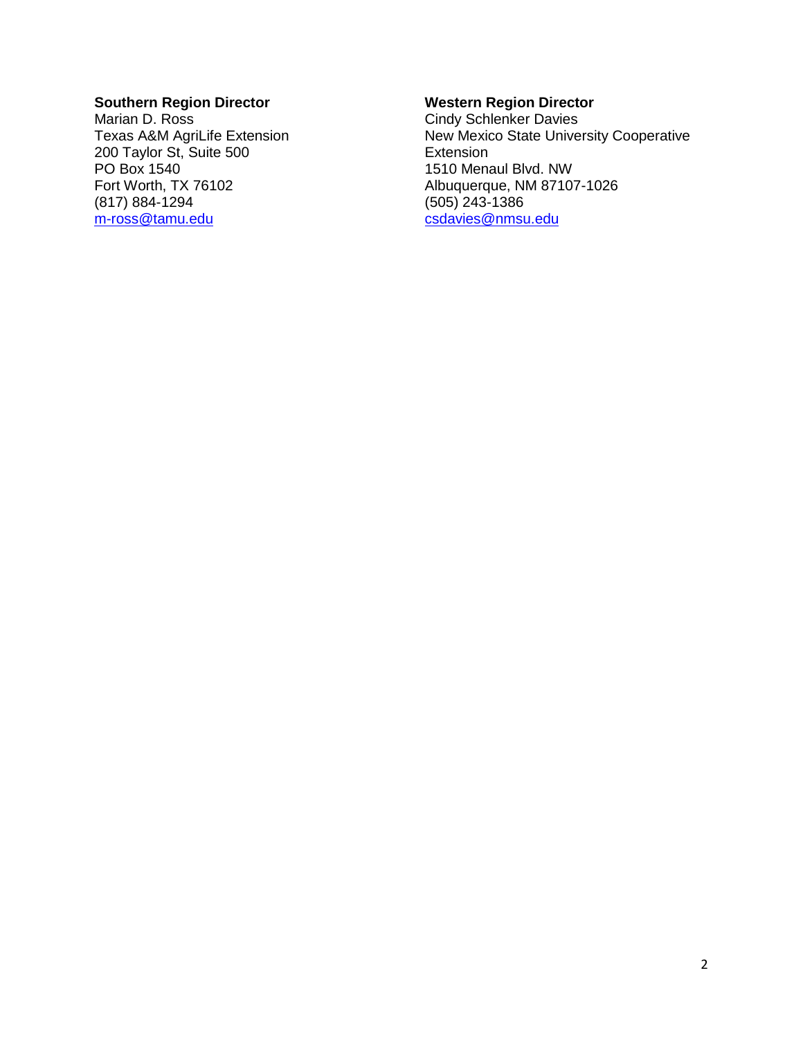**Southern Region Director**
Marian D. Ross
Texas A&M AgriLife Extension
200 Taylor St, Suite 500
PO Box 1540
Fort Worth, TX 76102
(817) 884-1294
m-ross@tamu.edu

**Western Region Director**
Cindy Schlenker Davies
New Mexico State University Cooperative Extension
1510 Menaul Blvd. NW
Albuquerque, NM 87107-1026
(505) 243-1386
csdavies@nmsu.edu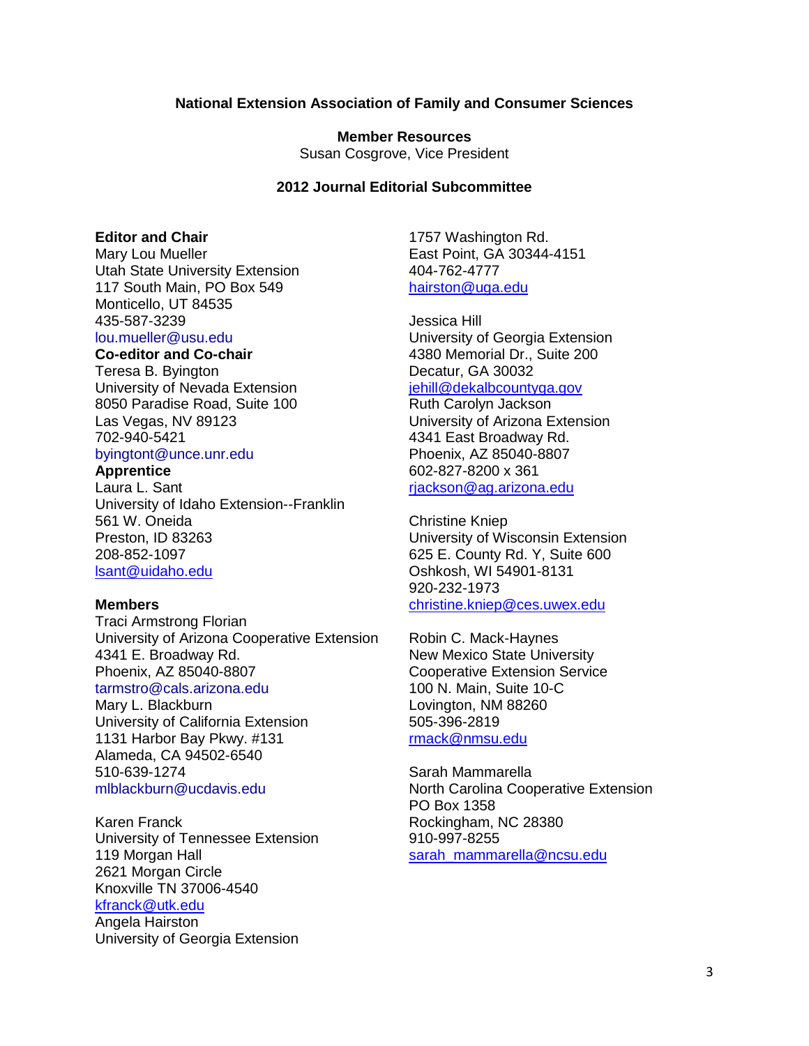**National Extension Association of Family and Consumer Sciences**

**Member Resources**
Susan Cosgrove, Vice President

**2012 Journal Editorial Subcommittee**

**Editor and Chair**
Mary Lou Mueller
Utah State University Extension
117 South Main, PO Box 549
Monticello, UT 84535
435-587-3239
lou.mueller@usu.edu

**Co-editor and Co-chair**
Teresa B. Byington
University of Nevada Extension
8050 Paradise Road, Suite 100
Las Vegas, NV 89123
702-940-5421
byingtont@unce.unr.edu

**Apprentice**
Laura L. Sant
University of Idaho Extension--Franklin
561 W. Oneida
Preston, ID 83263
208-852-1097
lsant@uidaho.edu

**Members**

Traci Armstrong Florian
University of Arizona Cooperative Extension
4341 E. Broadway Rd.
Phoenix, AZ 85040-8807
tarmstro@cals.arizona.edu

Mary L. Blackburn
University of California Extension
1131 Harbor Bay Pkwy. #131
Alameda, CA 94502-6540
510-639-1274
mlblackburn@ucdavis.edu

Karen Franck
University of Tennessee Extension
119 Morgan Hall
2621 Morgan Circle
Knoxville TN 37006-4540
kfranck@utk.edu

Angela Hairston
University of Georgia Extension
1757 Washington Rd.
East Point, GA 30344-4151
404-762-4777
hairston@uga.edu

Jessica Hill
University of Georgia Extension
4380 Memorial Dr., Suite 200
Decatur, GA 30032
jehill@dekalbcountyga.gov

Ruth Carolyn Jackson
University of Arizona Extension
4341 East Broadway Rd.
Phoenix, AZ 85040-8807
602-827-8200 x 361
rjackson@ag.arizona.edu

Christine Kniep
University of Wisconsin Extension
625 E. County Rd. Y, Suite 600
Oshkosh, WI 54901-8131
920-232-1973
christine.kniep@ces.uwex.edu

Robin C. Mack-Haynes
New Mexico State University
Cooperative Extension Service
100 N. Main, Suite 10-C
Lovington, NM 88260
505-396-2819
rmack@nmsu.edu

Sarah Mammarella
North Carolina Cooperative Extension
PO Box 1358
Rockingham, NC 28380
910-997-8255
sarah_mammarella@ncsu.edu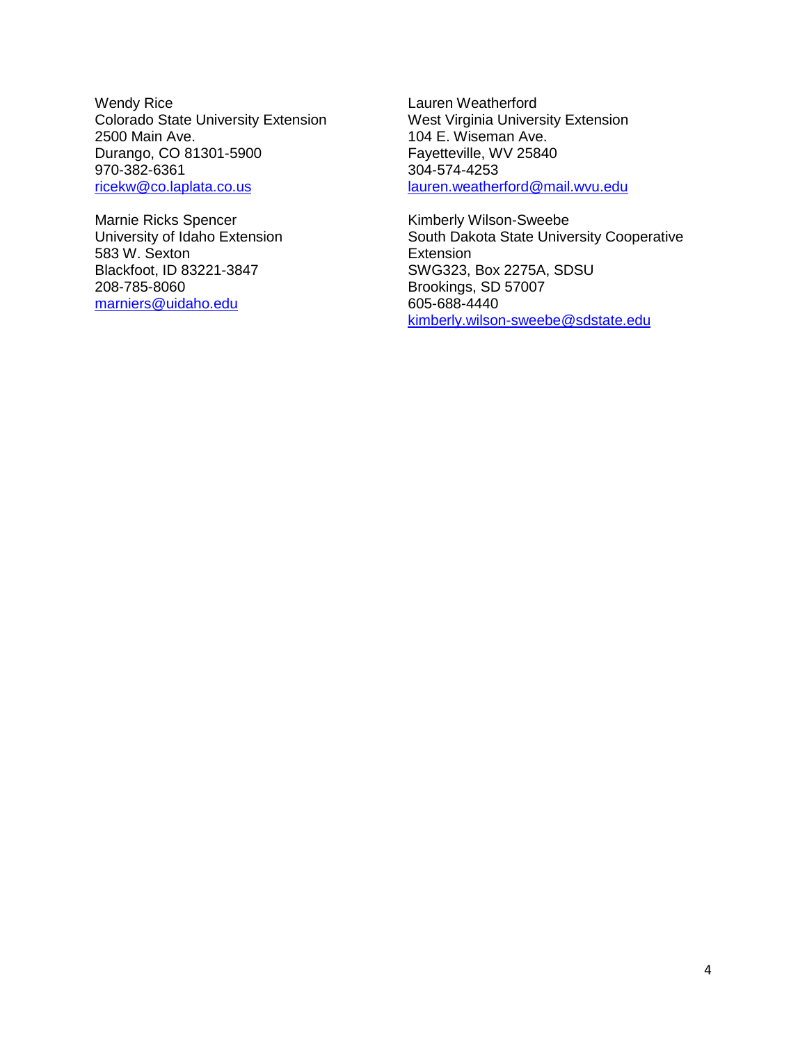Wendy Rice
Colorado State University Extension
2500 Main Ave.
Durango, CO 81301-5900
970-382-6361
ricekw@co.laplata.co.us

Marnie Ricks Spencer
University of Idaho Extension
583 W. Sexton
Blackfoot, ID 83221-3847
208-785-8060
marniers@uidaho.edu

Lauren Weatherford
West Virginia University Extension
104 E. Wiseman Ave.
Fayetteville, WV 25840
304-574-4253
lauren.weatherford@mail.wvu.edu

Kimberly Wilson-Sweebe
South Dakota State University Cooperative Extension
SWG323, Box 2275A, SDSU
Brookings, SD 57007
605-688-4440
kimberly.wilson-sweebe@sdstate.edu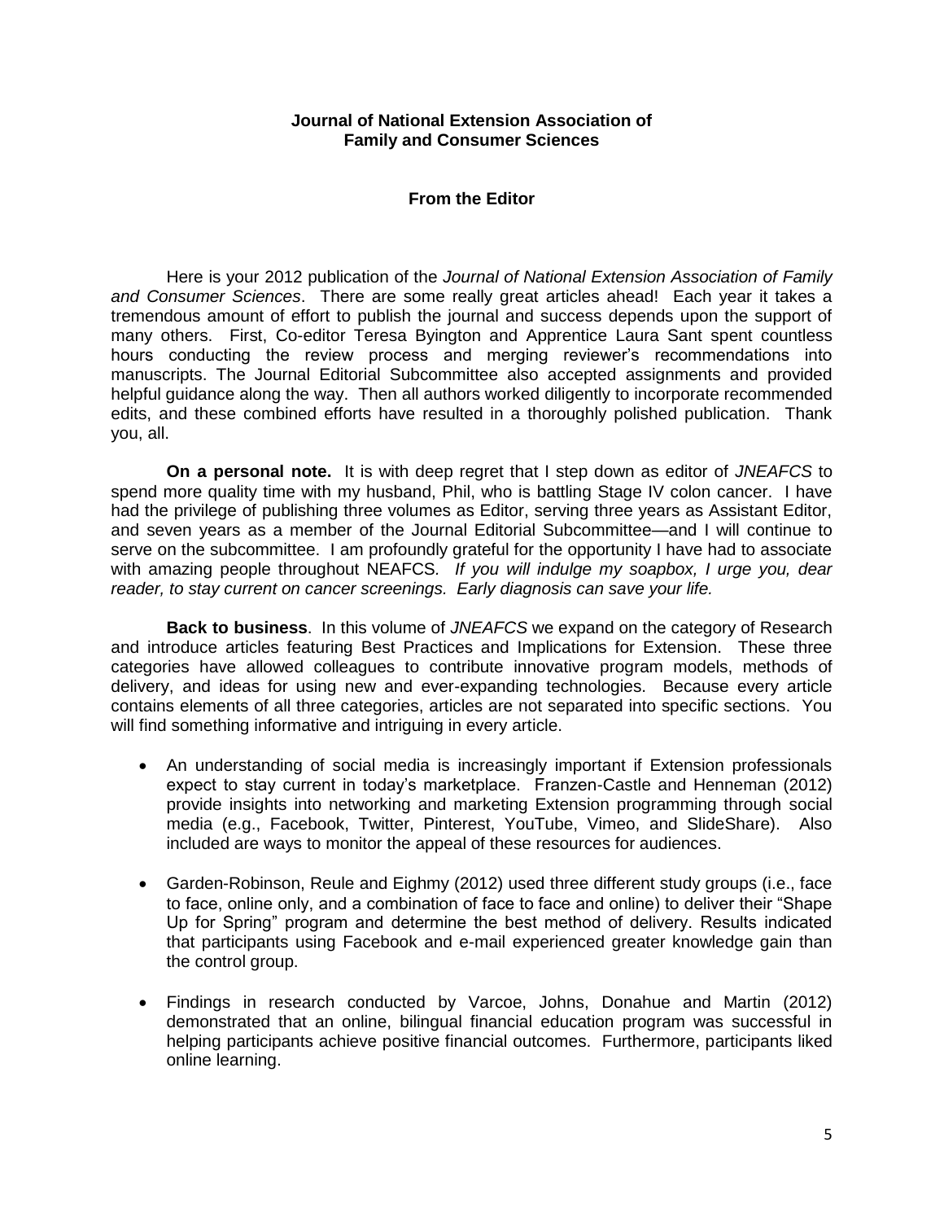# Journal of National Extension Association of Family and Consumer Sciences

## From the Editor

Here is your 2012 publication of the *Journal of National Extension Association of Family and Consumer Sciences*. There are some really great articles ahead! Each year it takes a tremendous amount of effort to publish the journal and success depends upon the support of many others. First, Co-editor Teresa Byington and Apprentice Laura Sant spent countless hours conducting the review process and merging reviewer's recommendations into manuscripts. The Journal Editorial Subcommittee also accepted assignments and provided helpful guidance along the way. Then all authors worked diligently to incorporate recommended edits, and these combined efforts have resulted in a thoroughly polished publication. Thank you, all.

**On a personal note.** It is with deep regret that I step down as editor of *JNEAFCS* to spend more quality time with my husband, Phil, who is battling Stage IV colon cancer. I have had the privilege of publishing three volumes as Editor, serving three years as Assistant Editor, and seven years as a member of the Journal Editorial Subcommittee—and I will continue to serve on the subcommittee. I am profoundly grateful for the opportunity I have had to associate with amazing people throughout NEAFCS. *If you will indulge my soapbox, I urge you, dear reader, to stay current on cancer screenings. Early diagnosis can save your life.*

**Back to business**. In this volume of *JNEAFCS* we expand on the category of Research and introduce articles featuring Best Practices and Implications for Extension. These three categories have allowed colleagues to contribute innovative program models, methods of delivery, and ideas for using new and ever-expanding technologies. Because every article contains elements of all three categories, articles are not separated into specific sections. You will find something informative and intriguing in every article.

- An understanding of social media is increasingly important if Extension professionals expect to stay current in today's marketplace. Franzen-Castle and Henneman (2012) provide insights into networking and marketing Extension programming through social media (e.g., Facebook, Twitter, Pinterest, YouTube, Vimeo, and SlideShare). Also included are ways to monitor the appeal of these resources for audiences.
- Garden-Robinson, Reule and Eighmy (2012) used three different study groups (i.e., face to face, online only, and a combination of face to face and online) to deliver their "Shape Up for Spring" program and determine the best method of delivery. Results indicated that participants using Facebook and e-mail experienced greater knowledge gain than the control group.
- Findings in research conducted by Varcoe, Johns, Donahue and Martin (2012) demonstrated that an online, bilingual financial education program was successful in helping participants achieve positive financial outcomes. Furthermore, participants liked online learning.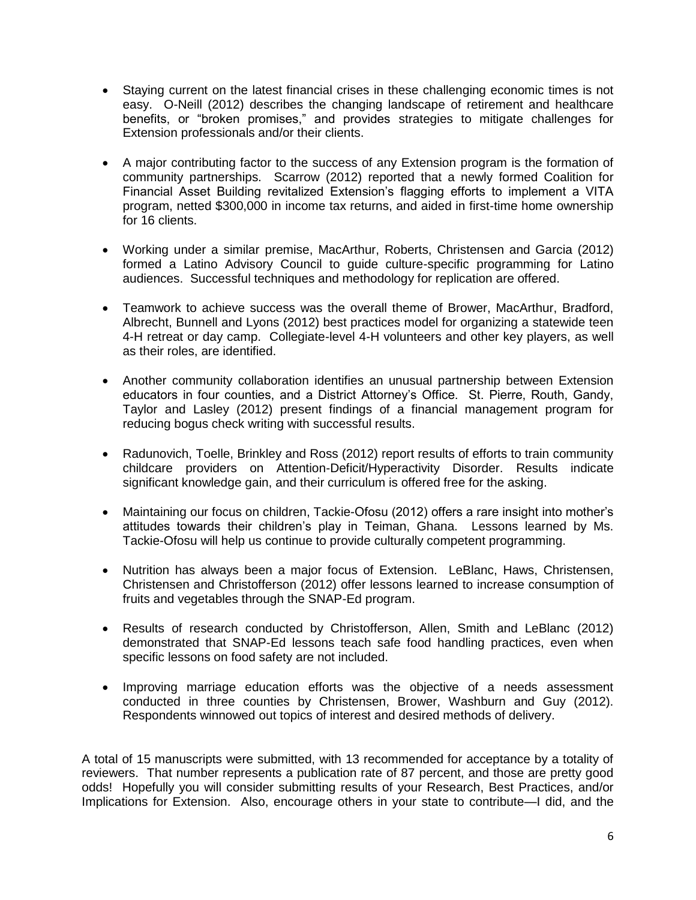- Staying current on the latest financial crises in these challenging economic times is not easy. O-Neill (2012) describes the changing landscape of retirement and healthcare benefits, or "broken promises," and provides strategies to mitigate challenges for Extension professionals and/or their clients.

- A major contributing factor to the success of any Extension program is the formation of community partnerships. Scarrow (2012) reported that a newly formed Coalition for Financial Asset Building revitalized Extension's flagging efforts to implement a VITA program, netted $300,000 in income tax returns, and aided in first-time home ownership for 16 clients.

- Working under a similar premise, MacArthur, Roberts, Christensen and Garcia (2012) formed a Latino Advisory Council to guide culture-specific programming for Latino audiences. Successful techniques and methodology for replication are offered.

- Teamwork to achieve success was the overall theme of Brower, MacArthur, Bradford, Albrecht, Bunnell and Lyons (2012) best practices model for organizing a statewide teen 4-H retreat or day camp. Collegiate-level 4-H volunteers and other key players, as well as their roles, are identified.

- Another community collaboration identifies an unusual partnership between Extension educators in four counties, and a District Attorney's Office. St. Pierre, Routh, Gandy, Taylor and Lasley (2012) present findings of a financial management program for reducing bogus check writing with successful results.

- Radunovich, Toelle, Brinkley and Ross (2012) report results of efforts to train community childcare providers on Attention-Deficit/Hyperactivity Disorder. Results indicate significant knowledge gain, and their curriculum is offered free for the asking.

- Maintaining our focus on children, Tackie-Ofosu (2012) offers a rare insight into mother's attitudes towards their children's play in Teiman, Ghana. Lessons learned by Ms. Tackie-Ofosu will help us continue to provide culturally competent programming.

- Nutrition has always been a major focus of Extension. LeBlanc, Haws, Christensen, Christensen and Christofferson (2012) offer lessons learned to increase consumption of fruits and vegetables through the SNAP-Ed program.

- Results of research conducted by Christofferson, Allen, Smith and LeBlanc (2012) demonstrated that SNAP-Ed lessons teach safe food handling practices, even when specific lessons on food safety are not included.

- Improving marriage education efforts was the objective of a needs assessment conducted in three counties by Christensen, Brower, Washburn and Guy (2012). Respondents winnowed out topics of interest and desired methods of delivery.

A total of 15 manuscripts were submitted, with 13 recommended for acceptance by a totality of reviewers. That number represents a publication rate of 87 percent, and those are pretty good odds! Hopefully you will consider submitting results of your Research, Best Practices, and/or Implications for Extension. Also, encourage others in your state to contribute—I did, and the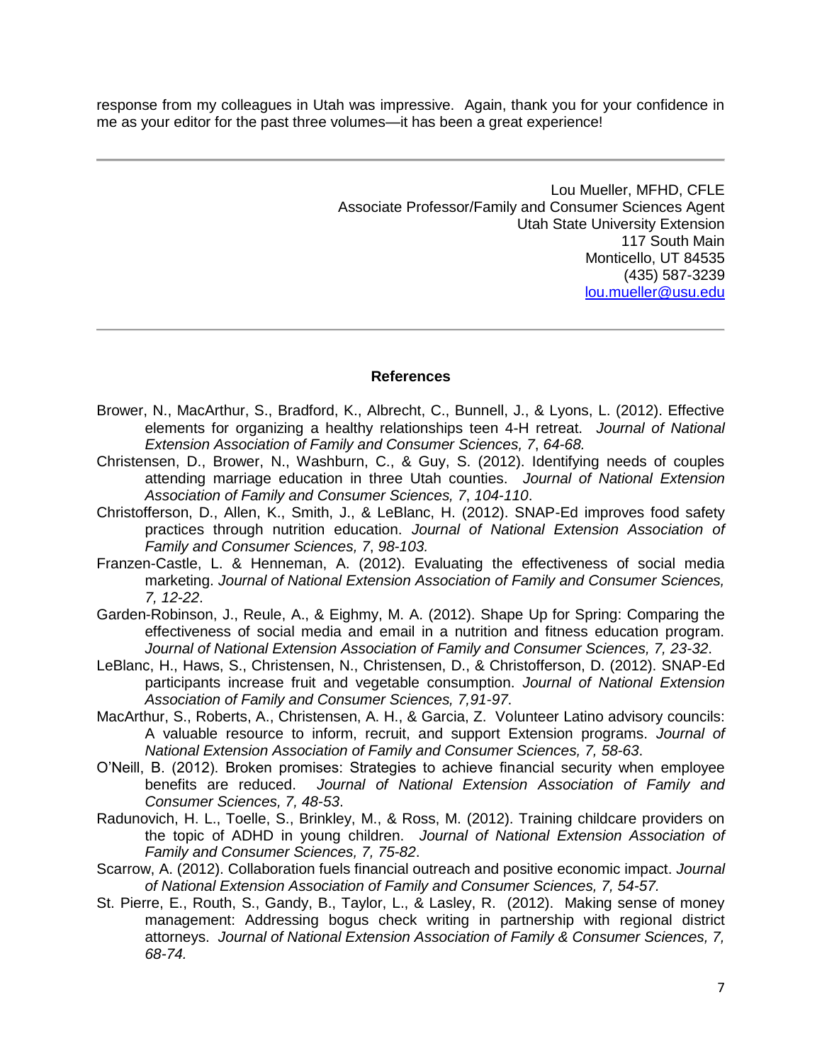response from my colleagues in Utah was impressive. Again, thank you for your confidence in me as your editor for the past three volumes—it has been a great experience!

---

Lou Mueller, MFHD, CFLE
Associate Professor/Family and Consumer Sciences Agent
Utah State University Extension
117 South Main
Monticello, UT 84535
(435) 587-3239
lou.mueller@usu.edu

---

**References**

Brower, N., MacArthur, S., Bradford, K., Albrecht, C., Bunnell, J., & Lyons, L. (2012). Effective elements for organizing a healthy relationships teen 4-H retreat. *Journal of National Extension Association of Family and Consumer Sciences, 7*, *64-68.*

Christensen, D., Brower, N., Washburn, C., & Guy, S. (2012). Identifying needs of couples attending marriage education in three Utah counties. *Journal of National Extension Association of Family and Consumer Sciences, 7*, *104-110*.

Christofferson, D., Allen, K., Smith, J., & LeBlanc, H. (2012). SNAP-Ed improves food safety practices through nutrition education. *Journal of National Extension Association of Family and Consumer Sciences, 7*, *98-103.*

Franzen-Castle, L. & Henneman, A. (2012). Evaluating the effectiveness of social media marketing. *Journal of National Extension Association of Family and Consumer Sciences, 7, 12-22*.

Garden-Robinson, J., Reule, A., & Eighmy, M. A. (2012). Shape Up for Spring: Comparing the effectiveness of social media and email in a nutrition and fitness education program. *Journal of National Extension Association of Family and Consumer Sciences, 7, 23-32*.

LeBlanc, H., Haws, S., Christensen, N., Christensen, D., & Christofferson, D. (2012). SNAP-Ed participants increase fruit and vegetable consumption. *Journal of National Extension Association of Family and Consumer Sciences, 7,91-97*.

MacArthur, S., Roberts, A., Christensen, A. H., & Garcia, Z. Volunteer Latino advisory councils: A valuable resource to inform, recruit, and support Extension programs. *Journal of National Extension Association of Family and Consumer Sciences, 7, 58-63*.

O'Neill, B. (2012). Broken promises: Strategies to achieve financial security when employee benefits are reduced. *Journal of National Extension Association of Family and Consumer Sciences, 7, 48-53*.

Radunovich, H. L., Toelle, S., Brinkley, M., & Ross, M. (2012). Training childcare providers on the topic of ADHD in young children. *Journal of National Extension Association of Family and Consumer Sciences, 7, 75-82*.

Scarrow, A. (2012). Collaboration fuels financial outreach and positive economic impact. *Journal of National Extension Association of Family and Consumer Sciences, 7, 54-57.*

St. Pierre, E., Routh, S., Gandy, B., Taylor, L., & Lasley, R. (2012). Making sense of money management: Addressing bogus check writing in partnership with regional district attorneys. *Journal of National Extension Association of Family & Consumer Sciences, 7, 68-74.*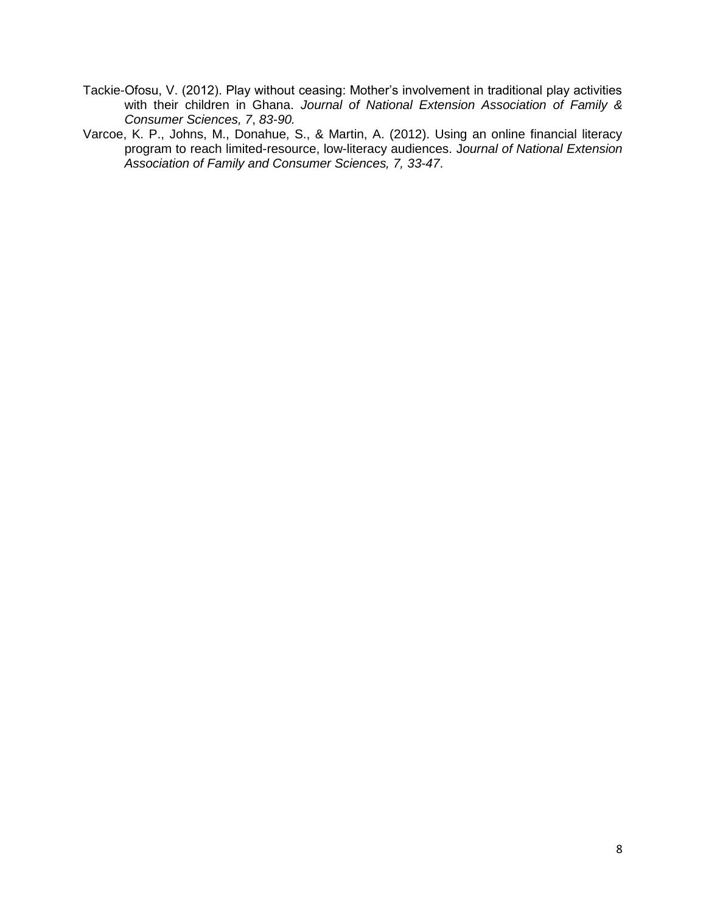Tackie-Ofosu, V. (2012). Play without ceasing: Mother's involvement in traditional play activities with their children in Ghana. *Journal of National Extension Association of Family & Consumer Sciences, 7*, *83-90.*

Varcoe, K. P., Johns, M., Donahue, S., & Martin, A. (2012). Using an online financial literacy program to reach limited-resource, low-literacy audiences. J*ournal of National Extension Association of Family and Consumer Sciences, 7, 33-47*.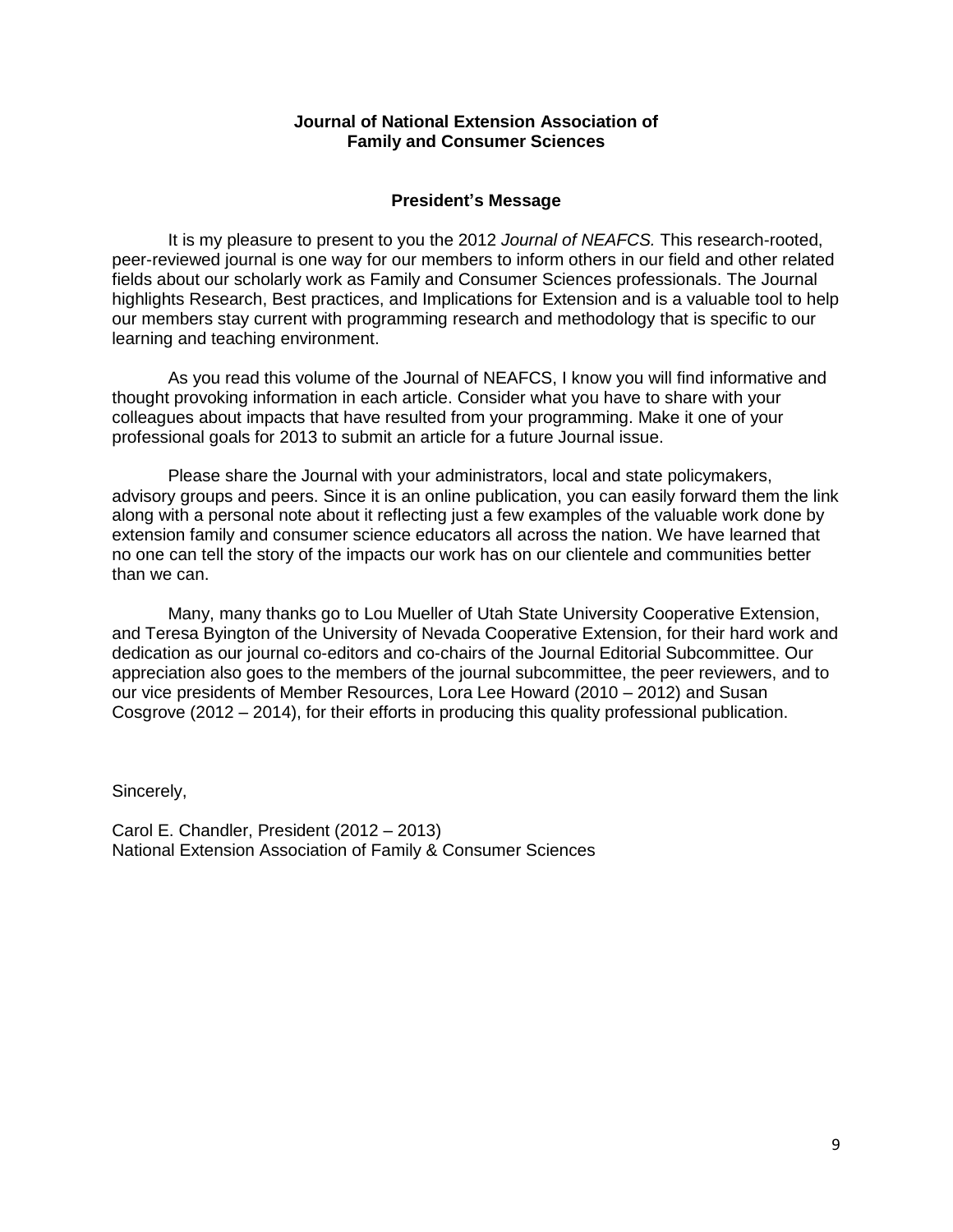**Journal of National Extension Association of Family and Consumer Sciences**

## President's Message

It is my pleasure to present to you the 2012 *Journal of NEAFCS.* This research-rooted, peer-reviewed journal is one way for our members to inform others in our field and other related fields about our scholarly work as Family and Consumer Sciences professionals. The Journal highlights Research, Best practices, and Implications for Extension and is a valuable tool to help our members stay current with programming research and methodology that is specific to our learning and teaching environment.

As you read this volume of the Journal of NEAFCS, I know you will find informative and thought provoking information in each article. Consider what you have to share with your colleagues about impacts that have resulted from your programming. Make it one of your professional goals for 2013 to submit an article for a future Journal issue.

Please share the Journal with your administrators, local and state policymakers, advisory groups and peers. Since it is an online publication, you can easily forward them the link along with a personal note about it reflecting just a few examples of the valuable work done by extension family and consumer science educators all across the nation. We have learned that no one can tell the story of the impacts our work has on our clientele and communities better than we can.

Many, many thanks go to Lou Mueller of Utah State University Cooperative Extension, and Teresa Byington of the University of Nevada Cooperative Extension, for their hard work and dedication as our journal co-editors and co-chairs of the Journal Editorial Subcommittee. Our appreciation also goes to the members of the journal subcommittee, the peer reviewers, and to our vice presidents of Member Resources, Lora Lee Howard (2010 – 2012) and Susan Cosgrove (2012 – 2014), for their efforts in producing this quality professional publication.

Sincerely,

Carol E. Chandler, President (2012 – 2013)
National Extension Association of Family & Consumer Sciences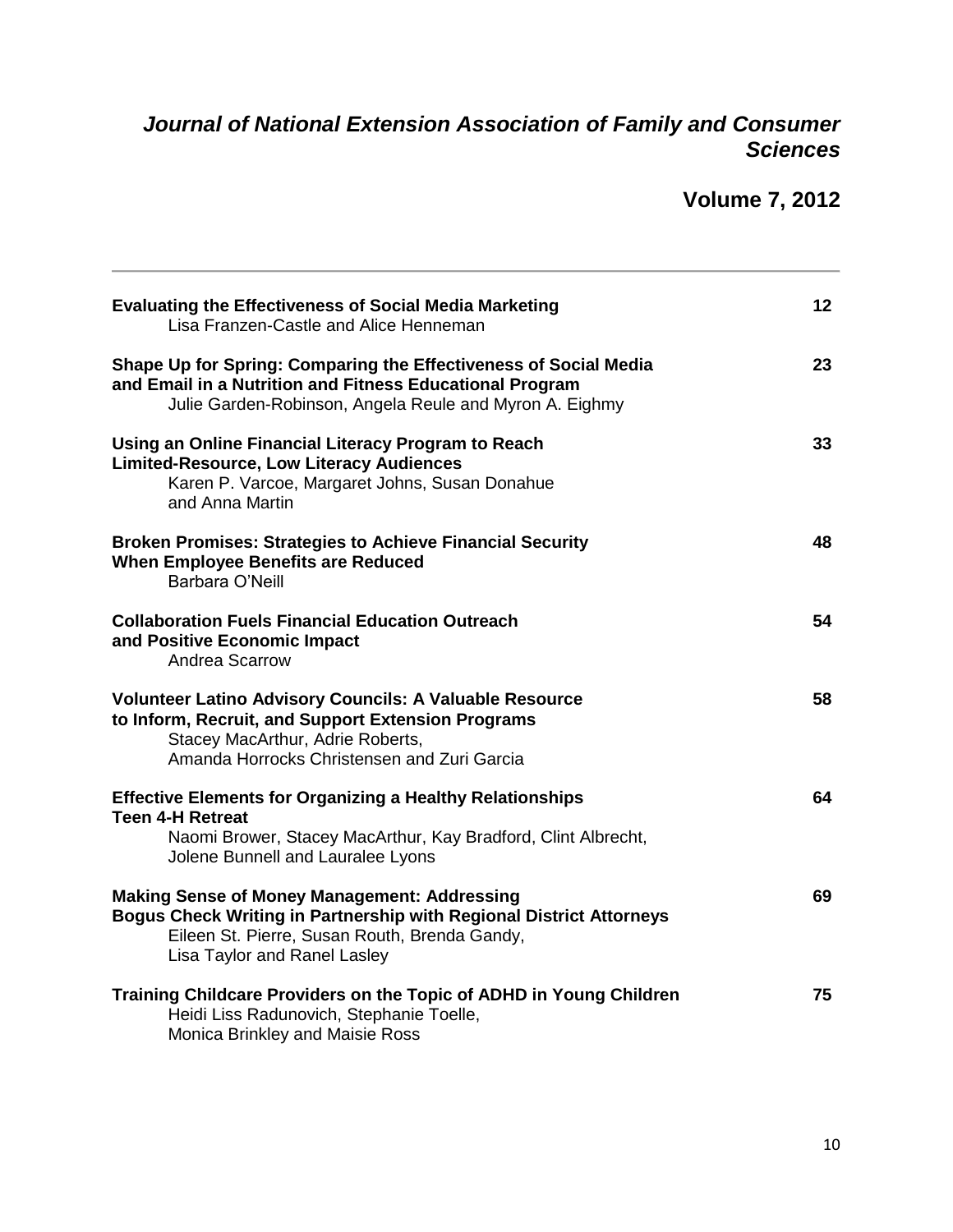# *Journal of National Extension Association of Family and Consumer Sciences*

## Volume 7, 2012

---

| | |
|---|---|
| **Evaluating the Effectiveness of Social Media Marketing**<br>Lisa Franzen-Castle and Alice Henneman | 12 |
| **Shape Up for Spring: Comparing the Effectiveness of Social Media and Email in a Nutrition and Fitness Educational Program**<br>Julie Garden-Robinson, Angela Reule and Myron A. Eighmy | 23 |
| **Using an Online Financial Literacy Program to Reach Limited-Resource, Low Literacy Audiences**<br>Karen P. Varcoe, Margaret Johns, Susan Donahue and Anna Martin | 33 |
| **Broken Promises: Strategies to Achieve Financial Security When Employee Benefits are Reduced**<br>Barbara O'Neill | 48 |
| **Collaboration Fuels Financial Education Outreach and Positive Economic Impact**<br>Andrea Scarrow | 54 |
| **Volunteer Latino Advisory Councils: A Valuable Resource to Inform, Recruit, and Support Extension Programs**<br>Stacey MacArthur, Adrie Roberts, Amanda Horrocks Christensen and Zuri Garcia | 58 |
| **Effective Elements for Organizing a Healthy Relationships Teen 4-H Retreat**<br>Naomi Brower, Stacey MacArthur, Kay Bradford, Clint Albrecht, Jolene Bunnell and Lauralee Lyons | 64 |
| **Making Sense of Money Management: Addressing Bogus Check Writing in Partnership with Regional District Attorneys**<br>Eileen St. Pierre, Susan Routh, Brenda Gandy, Lisa Taylor and Ranel Lasley | 69 |
| **Training Childcare Providers on the Topic of ADHD in Young Children**<br>Heidi Liss Radunovich, Stephanie Toelle, Monica Brinkley and Maisie Ross | 75 |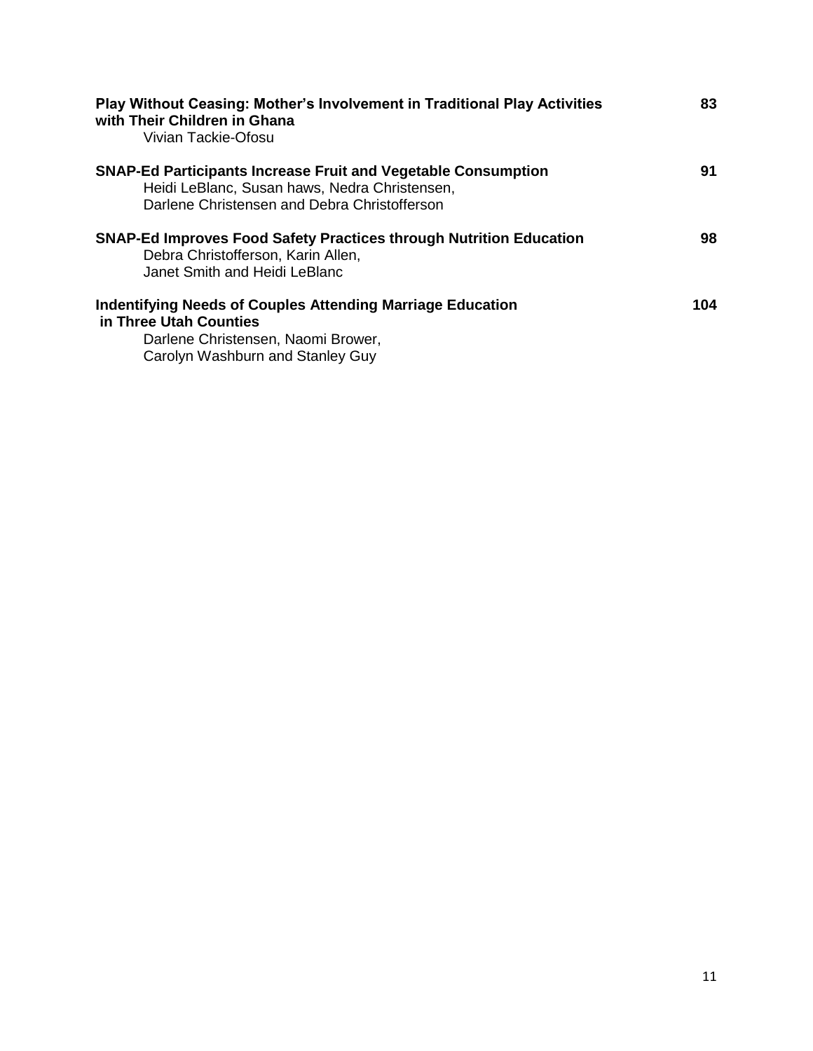**Play Without Ceasing: Mother's Involvement in Traditional Play Activities with Their Children in Ghana** 83
Vivian Tackie-Ofosu

**SNAP-Ed Participants Increase Fruit and Vegetable Consumption** 91
Heidi LeBlanc, Susan haws, Nedra Christensen,
Darlene Christensen and Debra Christofferson

**SNAP-Ed Improves Food Safety Practices through Nutrition Education** 98
Debra Christofferson, Karin Allen,
Janet Smith and Heidi LeBlanc

**Indentifying Needs of Couples Attending Marriage Education in Three Utah Counties** 104
Darlene Christensen, Naomi Brower,
Carolyn Washburn and Stanley Guy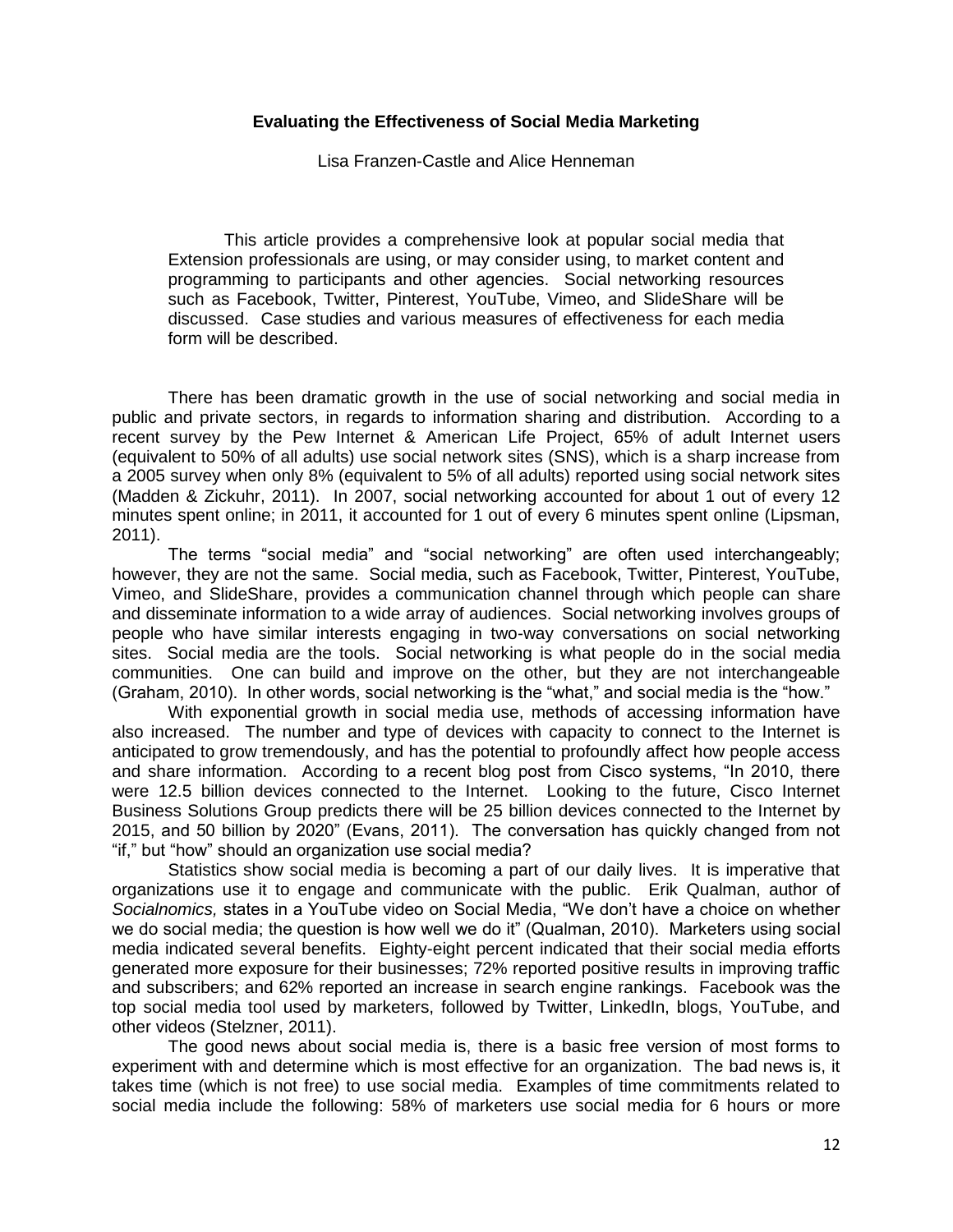# Evaluating the Effectiveness of Social Media Marketing

Lisa Franzen-Castle and Alice Henneman

> This article provides a comprehensive look at popular social media that Extension professionals are using, or may consider using, to market content and programming to participants and other agencies. Social networking resources such as Facebook, Twitter, Pinterest, YouTube, Vimeo, and SlideShare will be discussed. Case studies and various measures of effectiveness for each media form will be described.

There has been dramatic growth in the use of social networking and social media in public and private sectors, in regards to information sharing and distribution. According to a recent survey by the Pew Internet & American Life Project, 65% of adult Internet users (equivalent to 50% of all adults) use social network sites (SNS), which is a sharp increase from a 2005 survey when only 8% (equivalent to 5% of all adults) reported using social network sites (Madden & Zickuhr, 2011). In 2007, social networking accounted for about 1 out of every 12 minutes spent online; in 2011, it accounted for 1 out of every 6 minutes spent online (Lipsman, 2011).

The terms "social media" and "social networking" are often used interchangeably; however, they are not the same. Social media, such as Facebook, Twitter, Pinterest, YouTube, Vimeo, and SlideShare, provides a communication channel through which people can share and disseminate information to a wide array of audiences. Social networking involves groups of people who have similar interests engaging in two-way conversations on social networking sites. Social media are the tools. Social networking is what people do in the social media communities. One can build and improve on the other, but they are not interchangeable (Graham, 2010). In other words, social networking is the "what," and social media is the "how."

With exponential growth in social media use, methods of accessing information have also increased. The number and type of devices with capacity to connect to the Internet is anticipated to grow tremendously, and has the potential to profoundly affect how people access and share information. According to a recent blog post from Cisco systems, "In 2010, there were 12.5 billion devices connected to the Internet. Looking to the future, Cisco Internet Business Solutions Group predicts there will be 25 billion devices connected to the Internet by 2015, and 50 billion by 2020" (Evans, 2011). The conversation has quickly changed from not "if," but "how" should an organization use social media?

Statistics show social media is becoming a part of our daily lives. It is imperative that organizations use it to engage and communicate with the public. Erik Qualman, author of *Socialnomics,* states in a YouTube video on Social Media, "We don't have a choice on whether we do social media; the question is how well we do it" (Qualman, 2010). Marketers using social media indicated several benefits. Eighty-eight percent indicated that their social media efforts generated more exposure for their businesses; 72% reported positive results in improving traffic and subscribers; and 62% reported an increase in search engine rankings. Facebook was the top social media tool used by marketers, followed by Twitter, LinkedIn, blogs, YouTube, and other videos (Stelzner, 2011).

The good news about social media is, there is a basic free version of most forms to experiment with and determine which is most effective for an organization. The bad news is, it takes time (which is not free) to use social media. Examples of time commitments related to social media include the following: 58% of marketers use social media for 6 hours or more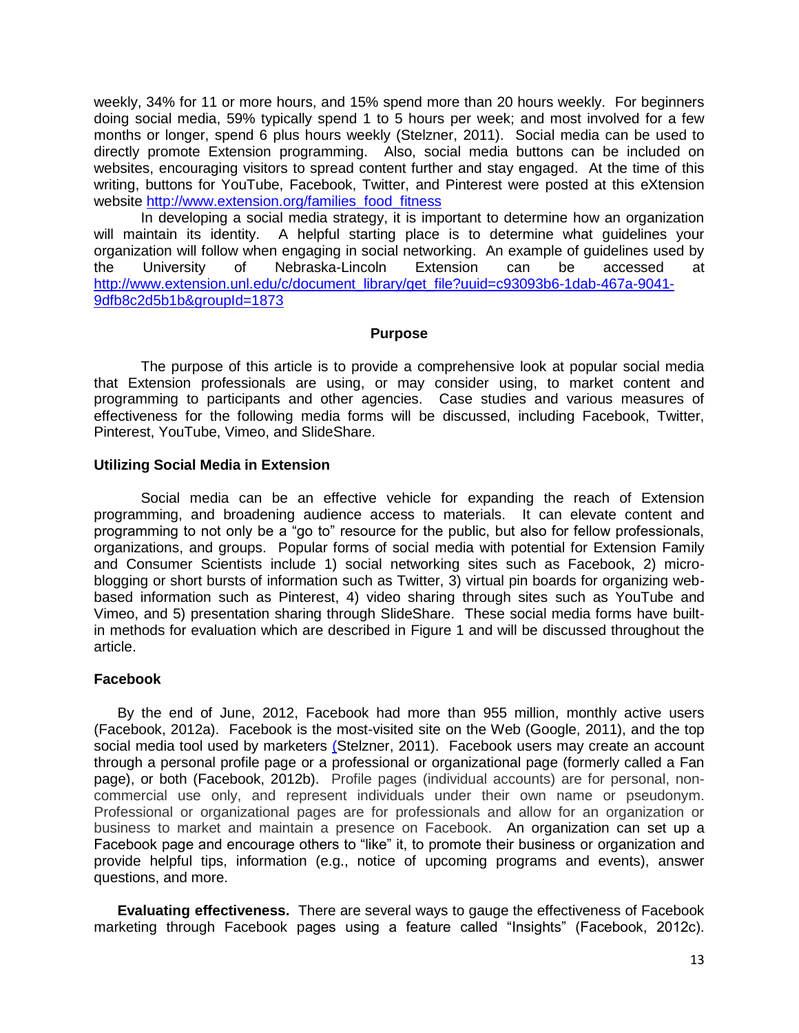weekly, 34% for 11 or more hours, and 15% spend more than 20 hours weekly. For beginners doing social media, 59% typically spend 1 to 5 hours per week; and most involved for a few months or longer, spend 6 plus hours weekly (Stelzner, 2011). Social media can be used to directly promote Extension programming. Also, social media buttons can be included on websites, encouraging visitors to spread content further and stay engaged. At the time of this writing, buttons for YouTube, Facebook, Twitter, and Pinterest were posted at this eXtension website http://www.extension.org/families_food_fitness

In developing a social media strategy, it is important to determine how an organization will maintain its identity. A helpful starting place is to determine what guidelines your organization will follow when engaging in social networking. An example of guidelines used by the University of Nebraska-Lincoln Extension can be accessed at http://www.extension.unl.edu/c/document_library/get_file?uuid=c93093b6-1dab-467a-9041-9dfb8c2d5b1b&groupId=1873

**Purpose**

The purpose of this article is to provide a comprehensive look at popular social media that Extension professionals are using, or may consider using, to market content and programming to participants and other agencies. Case studies and various measures of effectiveness for the following media forms will be discussed, including Facebook, Twitter, Pinterest, YouTube, Vimeo, and SlideShare.

**Utilizing Social Media in Extension**

Social media can be an effective vehicle for expanding the reach of Extension programming, and broadening audience access to materials. It can elevate content and programming to not only be a "go to" resource for the public, but also for fellow professionals, organizations, and groups. Popular forms of social media with potential for Extension Family and Consumer Scientists include 1) social networking sites such as Facebook, 2) micro-blogging or short bursts of information such as Twitter, 3) virtual pin boards for organizing web-based information such as Pinterest, 4) video sharing through sites such as YouTube and Vimeo, and 5) presentation sharing through SlideShare. These social media forms have built-in methods for evaluation which are described in Figure 1 and will be discussed throughout the article.

**Facebook**

By the end of June, 2012, Facebook had more than 955 million, monthly active users (Facebook, 2012a). Facebook is the most-visited site on the Web (Google, 2011), and the top social media tool used by marketers (Stelzner, 2011). Facebook users may create an account through a personal profile page or a professional or organizational page (formerly called a Fan page), or both (Facebook, 2012b). Profile pages (individual accounts) are for personal, non-commercial use only, and represent individuals under their own name or pseudonym. Professional or organizational pages are for professionals and allow for an organization or business to market and maintain a presence on Facebook. An organization can set up a Facebook page and encourage others to "like" it, to promote their business or organization and provide helpful tips, information (e.g., notice of upcoming programs and events), answer questions, and more.

**Evaluating effectiveness.** There are several ways to gauge the effectiveness of Facebook marketing through Facebook pages using a feature called "Insights" (Facebook, 2012c).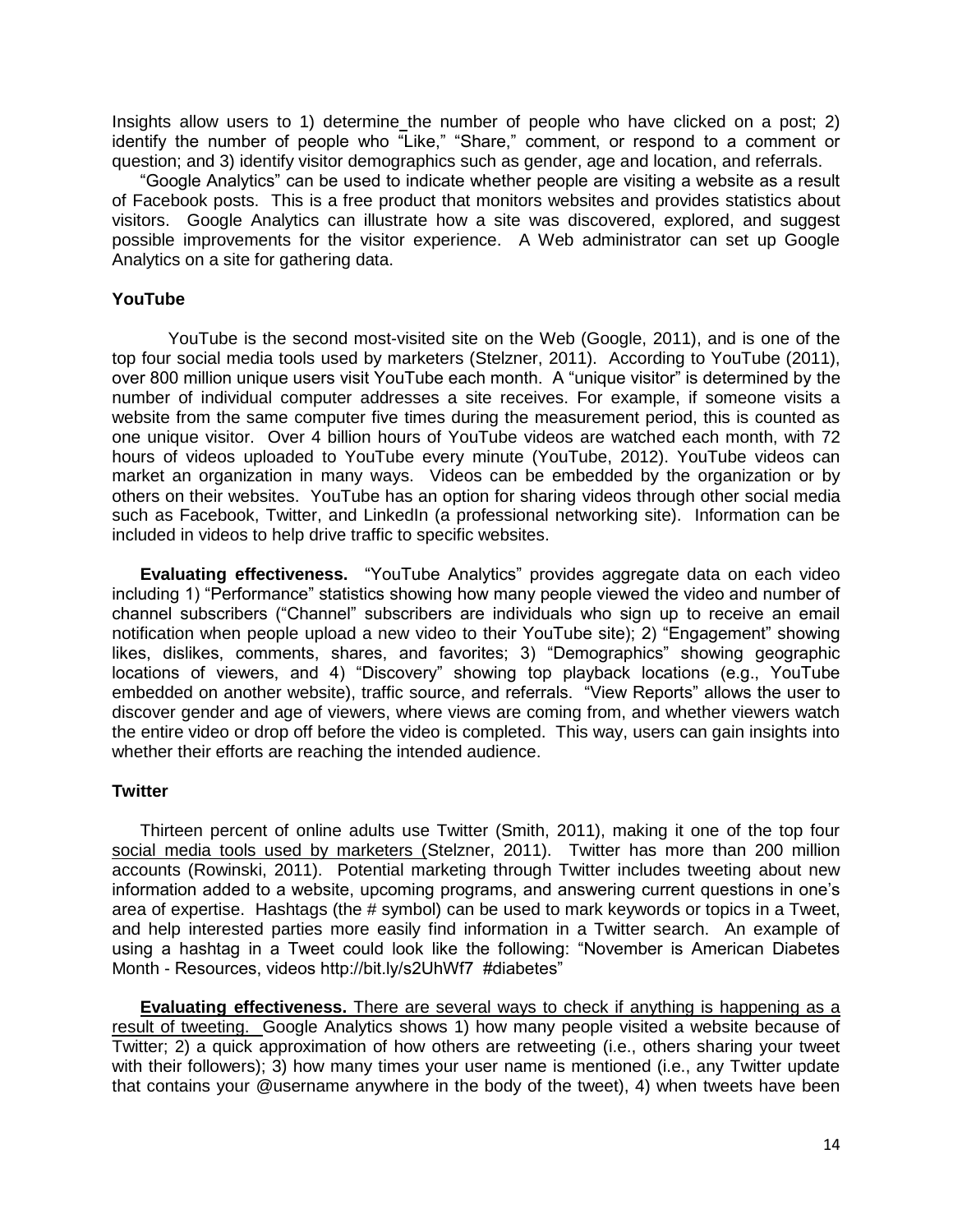Insights allow users to 1) determine the number of people who have clicked on a post; 2) identify the number of people who "Like," "Share," comment, or respond to a comment or question; and 3) identify visitor demographics such as gender, age and location, and referrals.

"Google Analytics" can be used to indicate whether people are visiting a website as a result of Facebook posts. This is a free product that monitors websites and provides statistics about visitors. Google Analytics can illustrate how a site was discovered, explored, and suggest possible improvements for the visitor experience. A Web administrator can set up Google Analytics on a site for gathering data.

### YouTube

YouTube is the second most-visited site on the Web (Google, 2011), and is one of the top four social media tools used by marketers (Stelzner, 2011). According to YouTube (2011), over 800 million unique users visit YouTube each month. A "unique visitor" is determined by the number of individual computer addresses a site receives. For example, if someone visits a website from the same computer five times during the measurement period, this is counted as one unique visitor. Over 4 billion hours of YouTube videos are watched each month, with 72 hours of videos uploaded to YouTube every minute (YouTube, 2012). YouTube videos can market an organization in many ways. Videos can be embedded by the organization or by others on their websites. YouTube has an option for sharing videos through other social media such as Facebook, Twitter, and LinkedIn (a professional networking site). Information can be included in videos to help drive traffic to specific websites.

**Evaluating effectiveness.** "YouTube Analytics" provides aggregate data on each video including 1) "Performance" statistics showing how many people viewed the video and number of channel subscribers ("Channel" subscribers are individuals who sign up to receive an email notification when people upload a new video to their YouTube site); 2) "Engagement" showing likes, dislikes, comments, shares, and favorites; 3) "Demographics" showing geographic locations of viewers, and 4) "Discovery" showing top playback locations (e.g., YouTube embedded on another website), traffic source, and referrals. "View Reports" allows the user to discover gender and age of viewers, where views are coming from, and whether viewers watch the entire video or drop off before the video is completed. This way, users can gain insights into whether their efforts are reaching the intended audience.

### Twitter

Thirteen percent of online adults use Twitter (Smith, 2011), making it one of the top four social media tools used by marketers (Stelzner, 2011). Twitter has more than 200 million accounts (Rowinski, 2011). Potential marketing through Twitter includes tweeting about new information added to a website, upcoming programs, and answering current questions in one's area of expertise. Hashtags (the # symbol) can be used to mark keywords or topics in a Tweet, and help interested parties more easily find information in a Twitter search. An example of using a hashtag in a Tweet could look like the following: "November is American Diabetes Month - Resources, videos http://bit.ly/s2UhWf7 #diabetes"

**Evaluating effectiveness.** There are several ways to check if anything is happening as a result of tweeting. Google Analytics shows 1) how many people visited a website because of Twitter; 2) a quick approximation of how others are retweeting (i.e., others sharing your tweet with their followers); 3) how many times your user name is mentioned (i.e., any Twitter update that contains your @username anywhere in the body of the tweet), 4) when tweets have been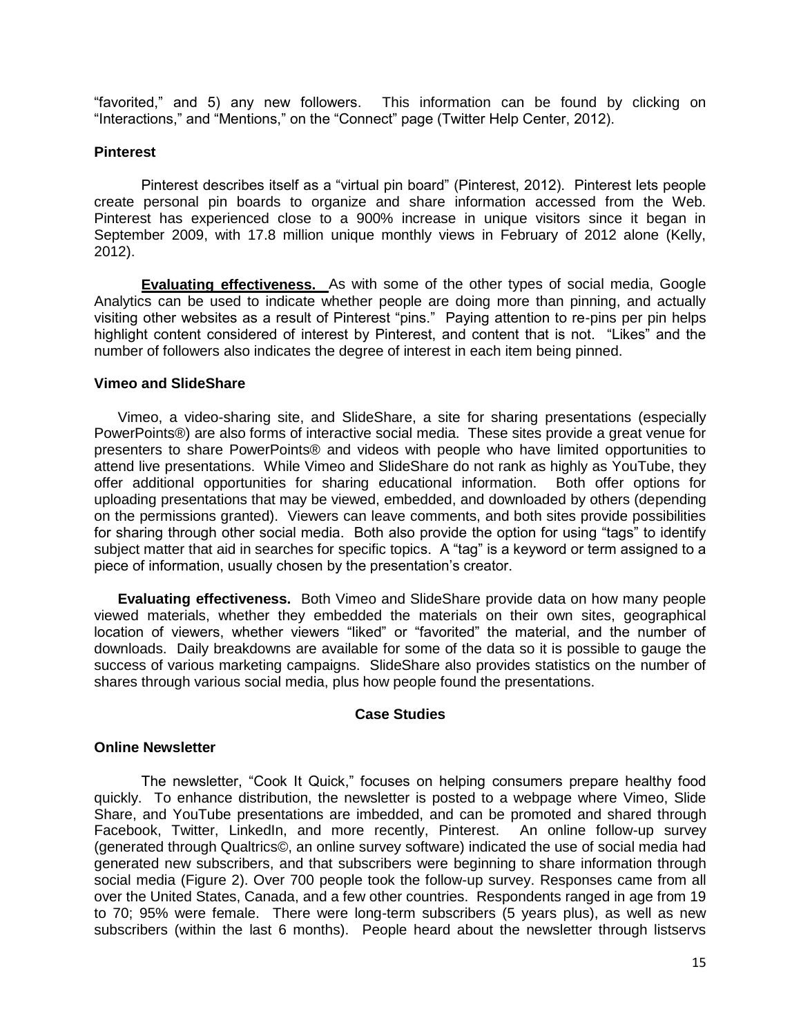"favorited," and 5) any new followers. This information can be found by clicking on "Interactions," and "Mentions," on the "Connect" page (Twitter Help Center, 2012).

### Pinterest

Pinterest describes itself as a "virtual pin board" (Pinterest, 2012). Pinterest lets people create personal pin boards to organize and share information accessed from the Web. Pinterest has experienced close to a 900% increase in unique visitors since it began in September 2009, with 17.8 million unique monthly views in February of 2012 alone (Kelly, 2012).

**Evaluating effectiveness.** As with some of the other types of social media, Google Analytics can be used to indicate whether people are doing more than pinning, and actually visiting other websites as a result of Pinterest "pins." Paying attention to re-pins per pin helps highlight content considered of interest by Pinterest, and content that is not. "Likes" and the number of followers also indicates the degree of interest in each item being pinned.

### Vimeo and SlideShare

Vimeo, a video-sharing site, and SlideShare, a site for sharing presentations (especially PowerPoints®) are also forms of interactive social media. These sites provide a great venue for presenters to share PowerPoints® and videos with people who have limited opportunities to attend live presentations. While Vimeo and SlideShare do not rank as highly as YouTube, they offer additional opportunities for sharing educational information. Both offer options for uploading presentations that may be viewed, embedded, and downloaded by others (depending on the permissions granted). Viewers can leave comments, and both sites provide possibilities for sharing through other social media. Both also provide the option for using "tags" to identify subject matter that aid in searches for specific topics. A "tag" is a keyword or term assigned to a piece of information, usually chosen by the presentation's creator.

**Evaluating effectiveness.** Both Vimeo and SlideShare provide data on how many people viewed materials, whether they embedded the materials on their own sites, geographical location of viewers, whether viewers "liked" or "favorited" the material, and the number of downloads. Daily breakdowns are available for some of the data so it is possible to gauge the success of various marketing campaigns. SlideShare also provides statistics on the number of shares through various social media, plus how people found the presentations.

## Case Studies

### Online Newsletter

The newsletter, "Cook It Quick," focuses on helping consumers prepare healthy food quickly. To enhance distribution, the newsletter is posted to a webpage where Vimeo, Slide Share, and YouTube presentations are imbedded, and can be promoted and shared through Facebook, Twitter, LinkedIn, and more recently, Pinterest. An online follow-up survey (generated through Qualtrics©, an online survey software) indicated the use of social media had generated new subscribers, and that subscribers were beginning to share information through social media (Figure 2). Over 700 people took the follow-up survey. Responses came from all over the United States, Canada, and a few other countries. Respondents ranged in age from 19 to 70; 95% were female. There were long-term subscribers (5 years plus), as well as new subscribers (within the last 6 months). People heard about the newsletter through listservs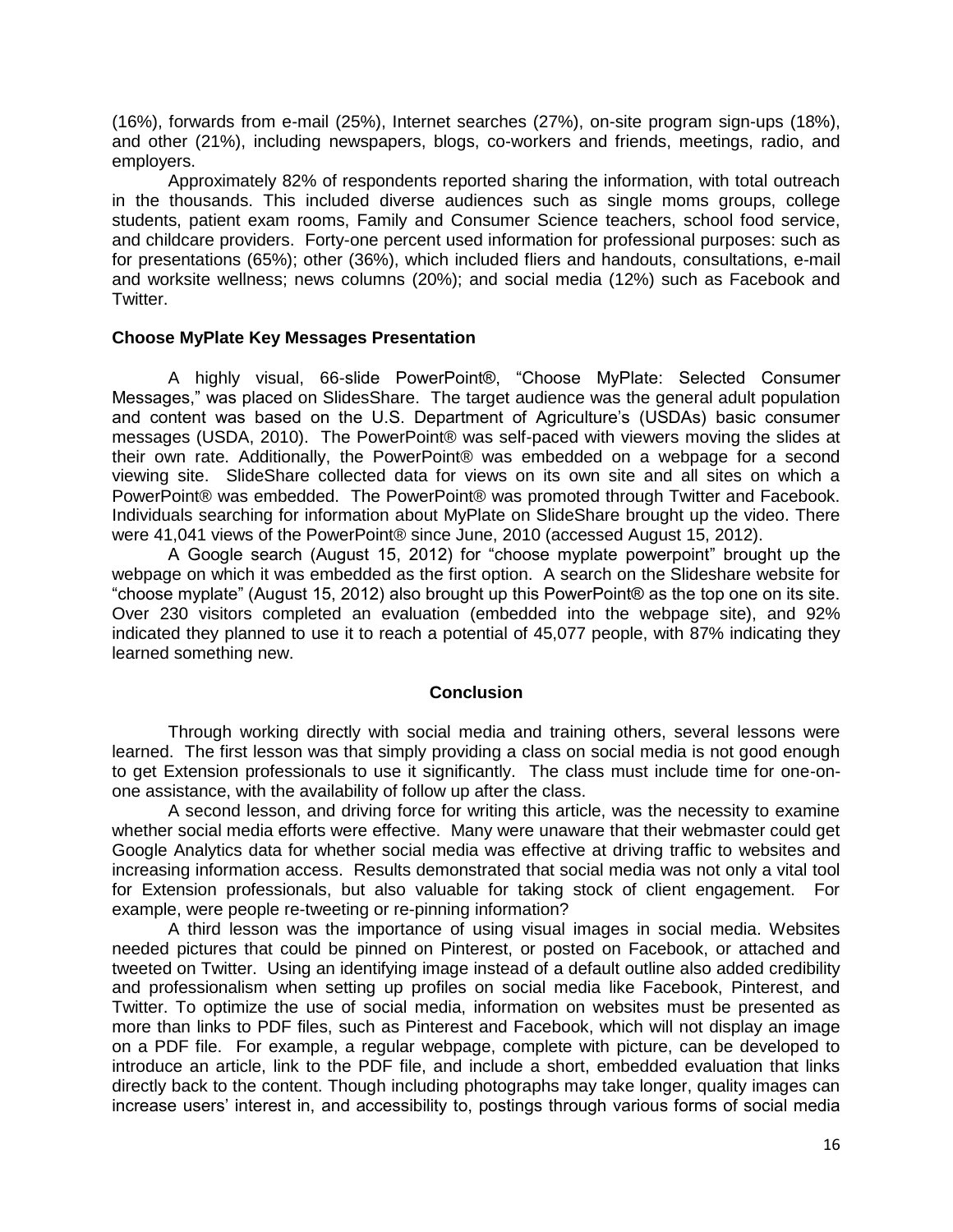(16%), forwards from e-mail (25%), Internet searches (27%), on-site program sign-ups (18%), and other (21%), including newspapers, blogs, co-workers and friends, meetings, radio, and employers.

Approximately 82% of respondents reported sharing the information, with total outreach in the thousands. This included diverse audiences such as single moms groups, college students, patient exam rooms, Family and Consumer Science teachers, school food service, and childcare providers. Forty-one percent used information for professional purposes: such as for presentations (65%); other (36%), which included fliers and handouts, consultations, e-mail and worksite wellness; news columns (20%); and social media (12%) such as Facebook and Twitter.

### Choose MyPlate Key Messages Presentation

A highly visual, 66-slide PowerPoint®, "Choose MyPlate: Selected Consumer Messages," was placed on SlidesShare. The target audience was the general adult population and content was based on the U.S. Department of Agriculture's (USDAs) basic consumer messages (USDA, 2010). The PowerPoint® was self-paced with viewers moving the slides at their own rate. Additionally, the PowerPoint® was embedded on a webpage for a second viewing site. SlideShare collected data for views on its own site and all sites on which a PowerPoint® was embedded. The PowerPoint® was promoted through Twitter and Facebook. Individuals searching for information about MyPlate on SlideShare brought up the video. There were 41,041 views of the PowerPoint® since June, 2010 (accessed August 15, 2012).

A Google search (August 15, 2012) for "choose myplate powerpoint" brought up the webpage on which it was embedded as the first option. A search on the Slideshare website for "choose myplate" (August 15, 2012) also brought up this PowerPoint® as the top one on its site. Over 230 visitors completed an evaluation (embedded into the webpage site), and 92% indicated they planned to use it to reach a potential of 45,077 people, with 87% indicating they learned something new.

## Conclusion

Through working directly with social media and training others, several lessons were learned. The first lesson was that simply providing a class on social media is not good enough to get Extension professionals to use it significantly. The class must include time for one-on-one assistance, with the availability of follow up after the class.

A second lesson, and driving force for writing this article, was the necessity to examine whether social media efforts were effective. Many were unaware that their webmaster could get Google Analytics data for whether social media was effective at driving traffic to websites and increasing information access. Results demonstrated that social media was not only a vital tool for Extension professionals, but also valuable for taking stock of client engagement. For example, were people re-tweeting or re-pinning information?

A third lesson was the importance of using visual images in social media. Websites needed pictures that could be pinned on Pinterest, or posted on Facebook, or attached and tweeted on Twitter. Using an identifying image instead of a default outline also added credibility and professionalism when setting up profiles on social media like Facebook, Pinterest, and Twitter. To optimize the use of social media, information on websites must be presented as more than links to PDF files, such as Pinterest and Facebook, which will not display an image on a PDF file. For example, a regular webpage, complete with picture, can be developed to introduce an article, link to the PDF file, and include a short, embedded evaluation that links directly back to the content. Though including photographs may take longer, quality images can increase users' interest in, and accessibility to, postings through various forms of social media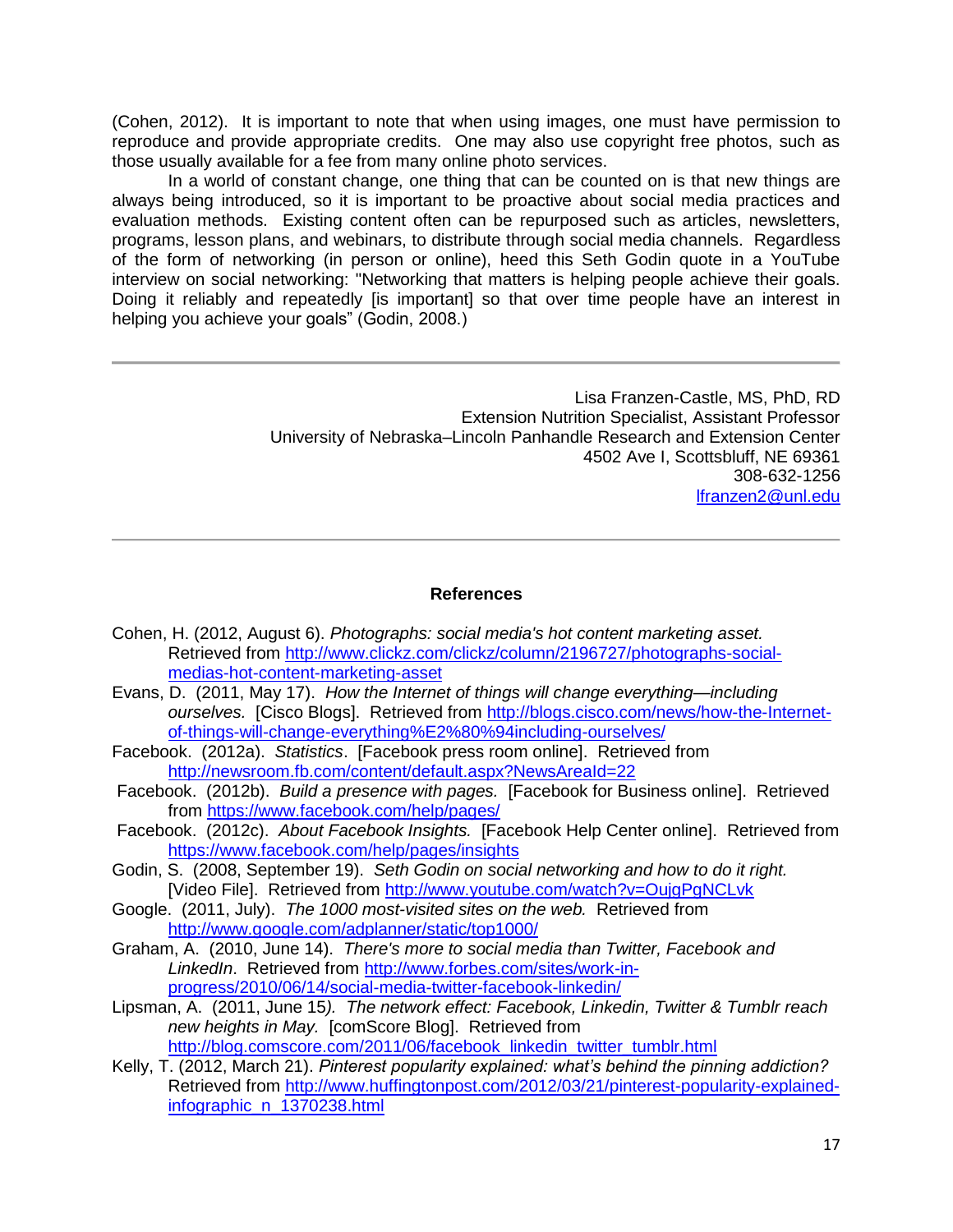(Cohen, 2012). It is important to note that when using images, one must have permission to reproduce and provide appropriate credits. One may also use copyright free photos, such as those usually available for a fee from many online photo services.

In a world of constant change, one thing that can be counted on is that new things are always being introduced, so it is important to be proactive about social media practices and evaluation methods. Existing content often can be repurposed such as articles, newsletters, programs, lesson plans, and webinars, to distribute through social media channels. Regardless of the form of networking (in person or online), heed this Seth Godin quote in a YouTube interview on social networking: "Networking that matters is helping people achieve their goals. Doing it reliably and repeatedly [is important] so that over time people have an interest in helping you achieve your goals" (Godin, 2008.)

---

Lisa Franzen-Castle, MS, PhD, RD
Extension Nutrition Specialist, Assistant Professor
University of Nebraska–Lincoln Panhandle Research and Extension Center
4502 Ave I, Scottsbluff, NE 69361
308-632-1256
lfranzen2@unl.edu

---

## References

Cohen, H. (2012, August 6). *Photographs: social media's hot content marketing asset.* Retrieved from http://www.clickz.com/clickz/column/2196727/photographs-social-medias-hot-content-marketing-asset

Evans, D. (2011, May 17). *How the Internet of things will change everything—including ourselves.* [Cisco Blogs]. Retrieved from http://blogs.cisco.com/news/how-the-Internet-of-things-will-change-everything%E2%80%94including-ourselves/

Facebook. (2012a). *Statistics*. [Facebook press room online]. Retrieved from http://newsroom.fb.com/content/default.aspx?NewsAreaId=22

Facebook. (2012b). *Build a presence with pages.* [Facebook for Business online]. Retrieved from https://www.facebook.com/help/pages/

Facebook. (2012c). *About Facebook Insights.* [Facebook Help Center online]. Retrieved from https://www.facebook.com/help/pages/insights

Godin, S. (2008, September 19). *Seth Godin on social networking and how to do it right.* [Video File]. Retrieved from http://www.youtube.com/watch?v=OujqPgNCLvk

Google. (2011, July). *The 1000 most-visited sites on the web.* Retrieved from http://www.google.com/adplanner/static/top1000/

Graham, A. (2010, June 14). *There's more to social media than Twitter, Facebook and LinkedIn*. Retrieved from http://www.forbes.com/sites/work-in-progress/2010/06/14/social-media-twitter-facebook-linkedin/

Lipsman, A. (2011, June 15*). The network effect: Facebook, Linkedin, Twitter & Tumblr reach new heights in May.* [comScore Blog]. Retrieved from http://blog.comscore.com/2011/06/facebook_linkedin_twitter_tumblr.html

Kelly, T. (2012, March 21). *Pinterest popularity explained: what's behind the pinning addiction?* Retrieved from http://www.huffingtonpost.com/2012/03/21/pinterest-popularity-explained-infographic_n_1370238.html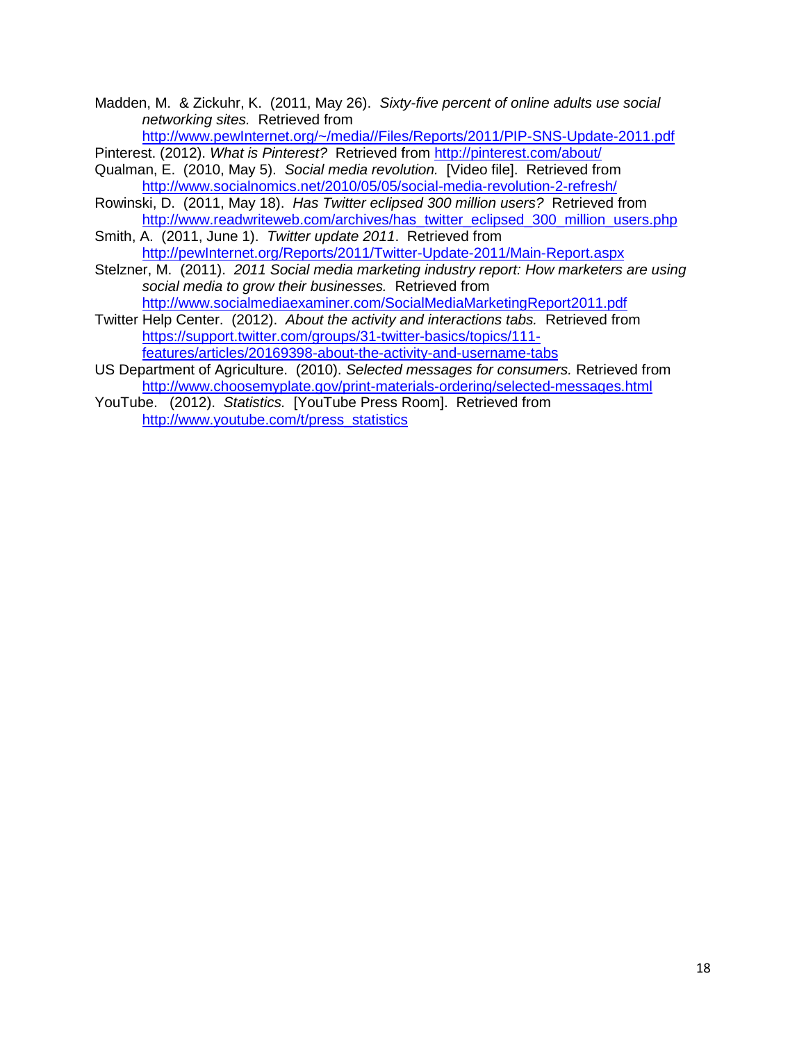Madden, M. & Zickuhr, K. (2011, May 26). *Sixty-five percent of online adults use social networking sites.* Retrieved from http://www.pewInternet.org/~/media//Files/Reports/2011/PIP-SNS-Update-2011.pdf

Pinterest. (2012). *What is Pinterest?* Retrieved from http://pinterest.com/about/

Qualman, E. (2010, May 5). *Social media revolution.* [Video file]. Retrieved from http://www.socialnomics.net/2010/05/05/social-media-revolution-2-refresh/

Rowinski, D. (2011, May 18). *Has Twitter eclipsed 300 million users?* Retrieved from http://www.readwriteweb.com/archives/has_twitter_eclipsed_300_million_users.php

Smith, A. (2011, June 1). *Twitter update 2011*. Retrieved from http://pewInternet.org/Reports/2011/Twitter-Update-2011/Main-Report.aspx

Stelzner, M. (2011). *2011 Social media marketing industry report: How marketers are using social media to grow their businesses.* Retrieved from http://www.socialmediaexaminer.com/SocialMediaMarketingReport2011.pdf

Twitter Help Center. (2012). *About the activity and interactions tabs.* Retrieved from https://support.twitter.com/groups/31-twitter-basics/topics/111-features/articles/20169398-about-the-activity-and-username-tabs

US Department of Agriculture. (2010). *Selected messages for consumers.* Retrieved from http://www.choosemyplate.gov/print-materials-ordering/selected-messages.html

YouTube. (2012). *Statistics.* [YouTube Press Room]. Retrieved from http://www.youtube.com/t/press_statistics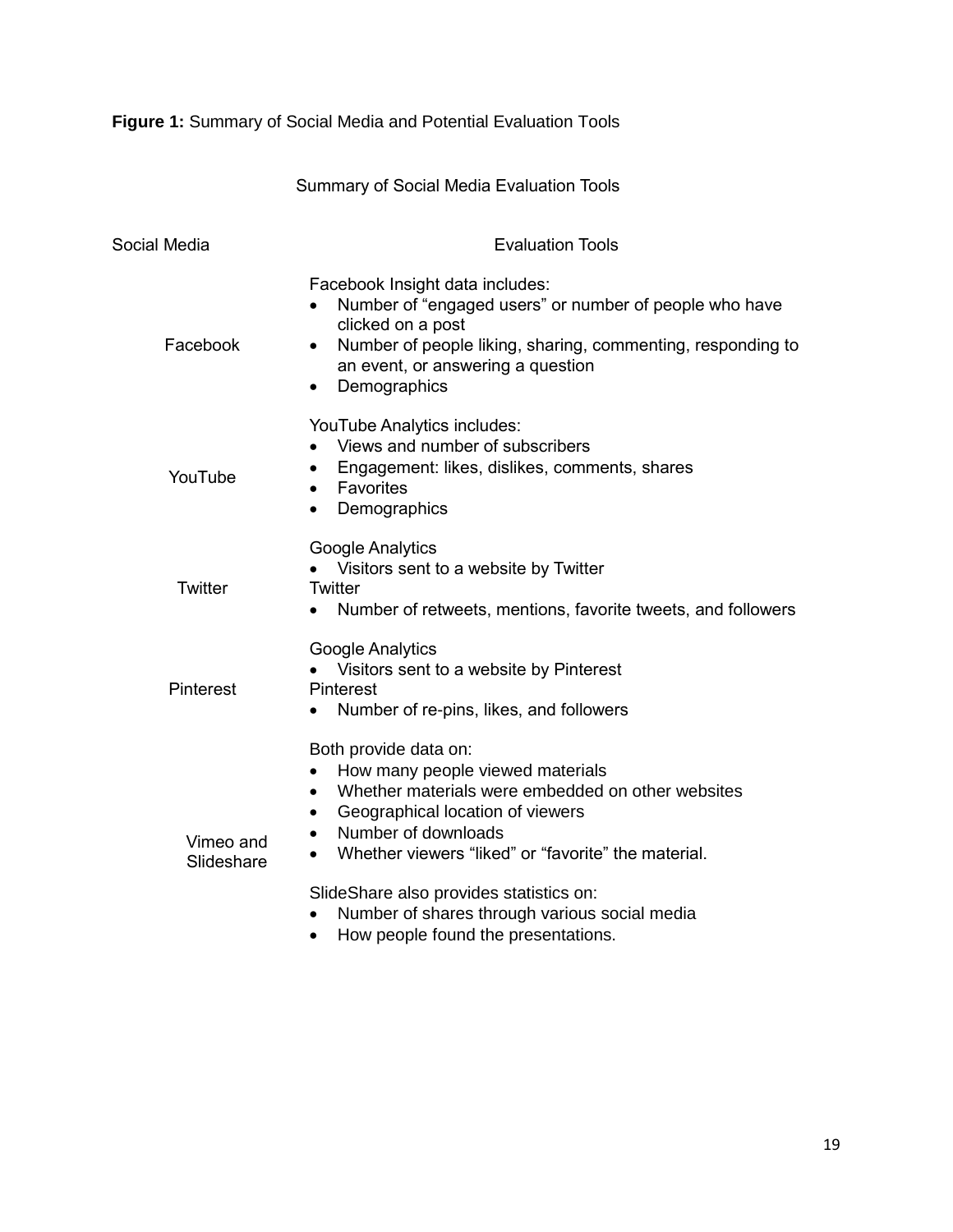**Figure 1:** Summary of Social Media and Potential Evaluation Tools

Summary of Social Media Evaluation Tools

| Social Media | Evaluation Tools |
|---|---|
| Facebook | Facebook Insight data includes:<br>• Number of "engaged users" or number of people who have clicked on a post<br>• Number of people liking, sharing, commenting, responding to an event, or answering a question<br>• Demographics |
| YouTube | YouTube Analytics includes:<br>• Views and number of subscribers<br>• Engagement: likes, dislikes, comments, shares<br>• Favorites<br>• Demographics |
| Twitter | Google Analytics<br>• Visitors sent to a website by Twitter<br>Twitter<br>• Number of retweets, mentions, favorite tweets, and followers |
| Pinterest | Google Analytics<br>• Visitors sent to a website by Pinterest<br>Pinterest<br>• Number of re-pins, likes, and followers |
| Vimeo and Slideshare | Both provide data on:<br>• How many people viewed materials<br>• Whether materials were embedded on other websites<br>• Geographical location of viewers<br>• Number of downloads<br>• Whether viewers "liked" or "favorite" the material.<br><br>SlideShare also provides statistics on:<br>• Number of shares through various social media<br>• How people found the presentations. |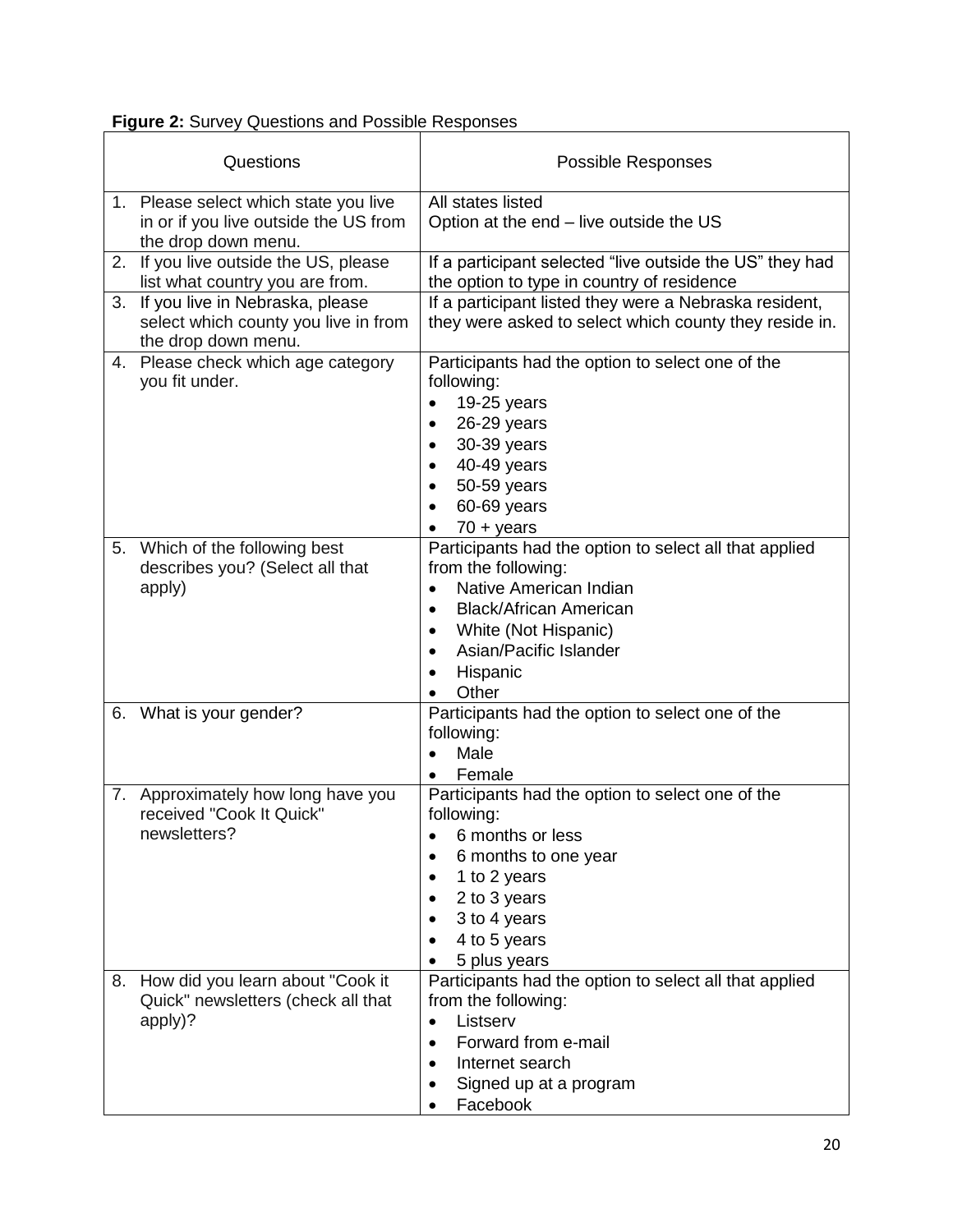**Figure 2:** Survey Questions and Possible Responses

| Questions | Possible Responses |
|---|---|
| 1. Please select which state you live in or if you live outside the US from the drop down menu. | All states listed<br>Option at the end – live outside the US |
| 2. If you live outside the US, please list what country you are from. | If a participant selected "live outside the US" they had the option to type in country of residence |
| 3. If you live in Nebraska, please select which county you live in from the drop down menu. | If a participant listed they were a Nebraska resident, they were asked to select which county they reside in. |
| 4. Please check which age category you fit under. | Participants had the option to select one of the following:<br>• 19-25 years<br>• 26-29 years<br>• 30-39 years<br>• 40-49 years<br>• 50-59 years<br>• 60-69 years<br>• 70 + years |
| 5. Which of the following best describes you? (Select all that apply) | Participants had the option to select all that applied from the following:<br>• Native American Indian<br>• Black/African American<br>• White (Not Hispanic)<br>• Asian/Pacific Islander<br>• Hispanic<br>• Other |
| 6. What is your gender? | Participants had the option to select one of the following:<br>• Male<br>• Female |
| 7. Approximately how long have you received "Cook It Quick" newsletters? | Participants had the option to select one of the following:<br>• 6 months or less<br>• 6 months to one year<br>• 1 to 2 years<br>• 2 to 3 years<br>• 3 to 4 years<br>• 4 to 5 years<br>• 5 plus years |
| 8. How did you learn about "Cook it Quick" newsletters (check all that apply)? | Participants had the option to select all that applied from the following:<br>• Listserv<br>• Forward from e-mail<br>• Internet search<br>• Signed up at a program<br>• Facebook |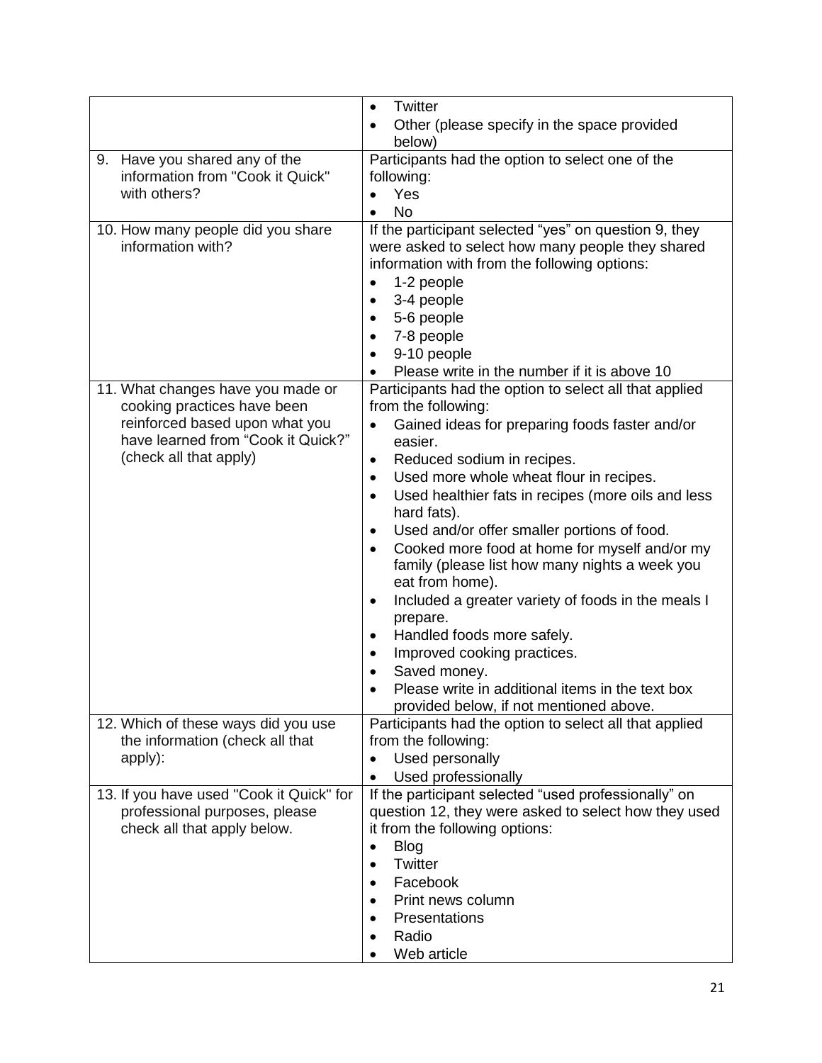| | |
|---|---|
| | • Twitter<br>• Other (please specify in the space provided below) |
| 9. Have you shared any of the information from "Cook it Quick" with others? | Participants had the option to select one of the following:<br>• Yes<br>• No |
| 10. How many people did you share information with? | If the participant selected "yes" on question 9, they were asked to select how many people they shared information with from the following options:<br>• 1-2 people<br>• 3-4 people<br>• 5-6 people<br>• 7-8 people<br>• 9-10 people<br>• Please write in the number if it is above 10 |
| 11. What changes have you made or cooking practices have been reinforced based upon what you have learned from "Cook it Quick?" (check all that apply) | Participants had the option to select all that applied from the following:<br>• Gained ideas for preparing foods faster and/or easier.<br>• Reduced sodium in recipes.<br>• Used more whole wheat flour in recipes.<br>• Used healthier fats in recipes (more oils and less hard fats).<br>• Used and/or offer smaller portions of food.<br>• Cooked more food at home for myself and/or my family (please list how many nights a week you eat from home).<br>• Included a greater variety of foods in the meals I prepare.<br>• Handled foods more safely.<br>• Improved cooking practices.<br>• Saved money.<br>• Please write in additional items in the text box provided below, if not mentioned above. |
| 12. Which of these ways did you use the information (check all that apply): | Participants had the option to select all that applied from the following:<br>• Used personally<br>• Used professionally |
| 13. If you have used "Cook it Quick" for professional purposes, please check all that apply below. | If the participant selected "used professionally" on question 12, they were asked to select how they used it from the following options:<br>• Blog<br>• Twitter<br>• Facebook<br>• Print news column<br>• Presentations<br>• Radio<br>• Web article |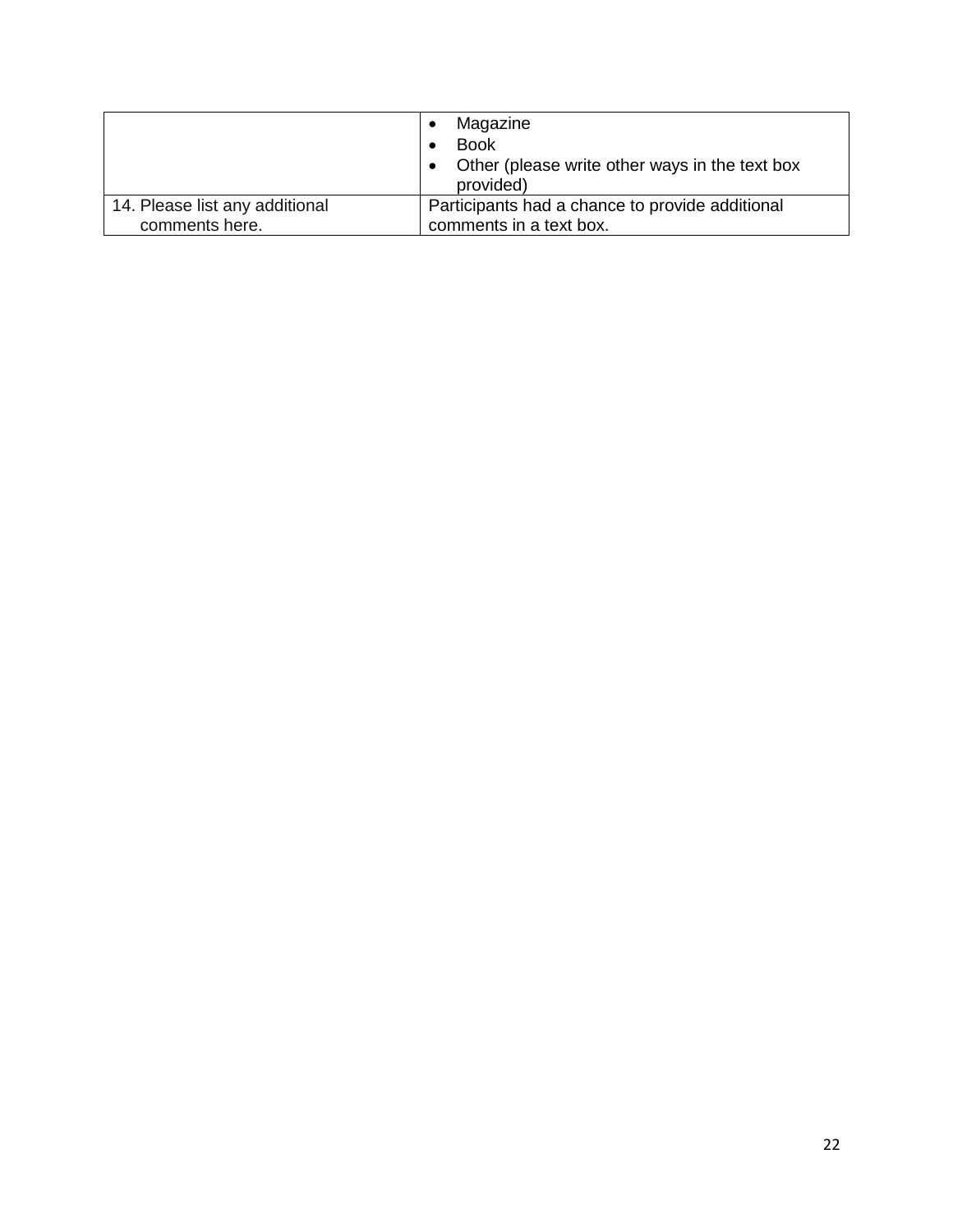| | |
|---|---|
| | • Magazine<br>• Book<br>• Other (please write other ways in the text box provided) |
| 14. Please list any additional comments here. | Participants had a chance to provide additional comments in a text box. |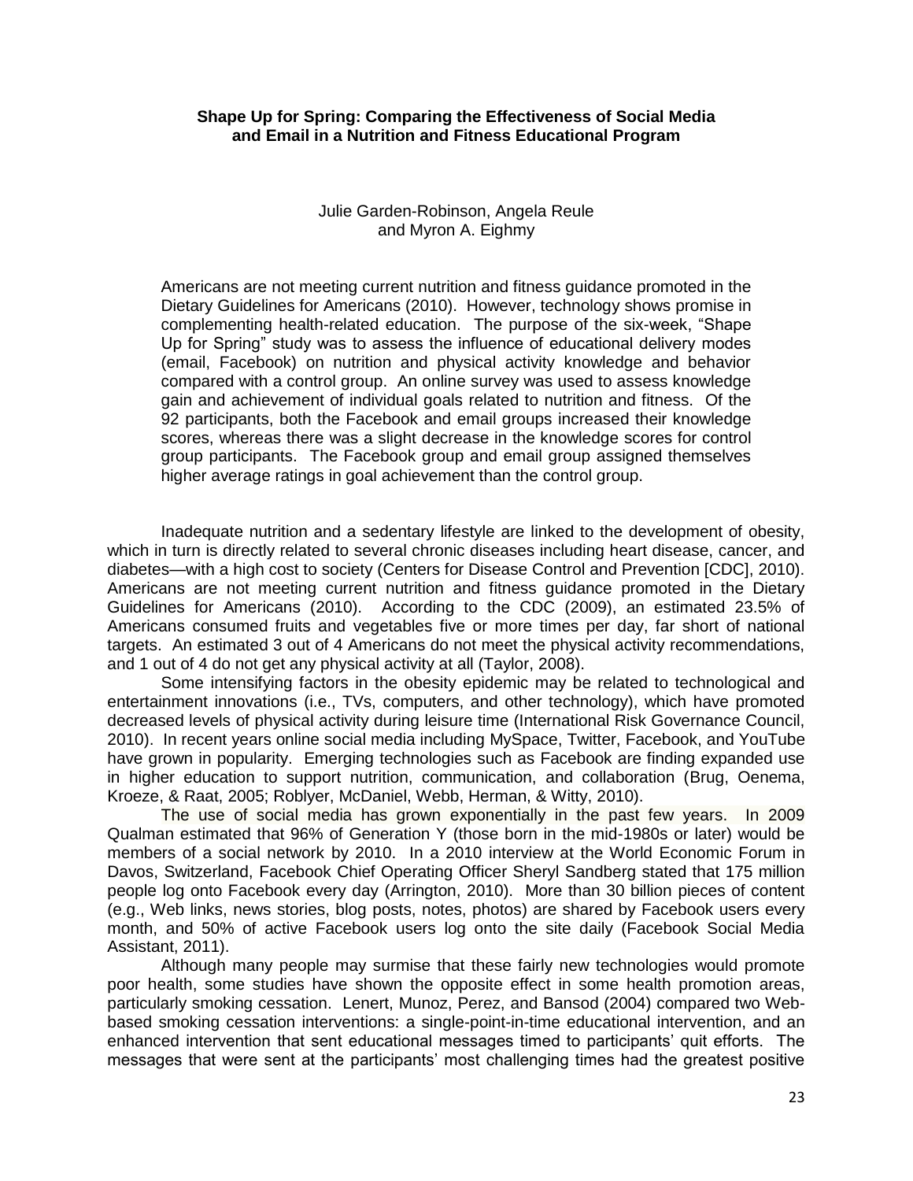**Shape Up for Spring: Comparing the Effectiveness of Social Media and Email in a Nutrition and Fitness Educational Program**

Julie Garden-Robinson, Angela Reule
and Myron A. Eighmy

Americans are not meeting current nutrition and fitness guidance promoted in the Dietary Guidelines for Americans (2010). However, technology shows promise in complementing health-related education. The purpose of the six-week, "Shape Up for Spring" study was to assess the influence of educational delivery modes (email, Facebook) on nutrition and physical activity knowledge and behavior compared with a control group. An online survey was used to assess knowledge gain and achievement of individual goals related to nutrition and fitness. Of the 92 participants, both the Facebook and email groups increased their knowledge scores, whereas there was a slight decrease in the knowledge scores for control group participants. The Facebook group and email group assigned themselves higher average ratings in goal achievement than the control group.

Inadequate nutrition and a sedentary lifestyle are linked to the development of obesity, which in turn is directly related to several chronic diseases including heart disease, cancer, and diabetes—with a high cost to society (Centers for Disease Control and Prevention [CDC], 2010). Americans are not meeting current nutrition and fitness guidance promoted in the Dietary Guidelines for Americans (2010). According to the CDC (2009), an estimated 23.5% of Americans consumed fruits and vegetables five or more times per day, far short of national targets. An estimated 3 out of 4 Americans do not meet the physical activity recommendations, and 1 out of 4 do not get any physical activity at all (Taylor, 2008).

Some intensifying factors in the obesity epidemic may be related to technological and entertainment innovations (i.e., TVs, computers, and other technology), which have promoted decreased levels of physical activity during leisure time (International Risk Governance Council, 2010). In recent years online social media including MySpace, Twitter, Facebook, and YouTube have grown in popularity. Emerging technologies such as Facebook are finding expanded use in higher education to support nutrition, communication, and collaboration (Brug, Oenema, Kroeze, & Raat, 2005; Roblyer, McDaniel, Webb, Herman, & Witty, 2010).

The use of social media has grown exponentially in the past few years. In 2009 Qualman estimated that 96% of Generation Y (those born in the mid-1980s or later) would be members of a social network by 2010. In a 2010 interview at the World Economic Forum in Davos, Switzerland, Facebook Chief Operating Officer Sheryl Sandberg stated that 175 million people log onto Facebook every day (Arrington, 2010). More than 30 billion pieces of content (e.g., Web links, news stories, blog posts, notes, photos) are shared by Facebook users every month, and 50% of active Facebook users log onto the site daily (Facebook Social Media Assistant, 2011).

Although many people may surmise that these fairly new technologies would promote poor health, some studies have shown the opposite effect in some health promotion areas, particularly smoking cessation. Lenert, Munoz, Perez, and Bansod (2004) compared two Web-based smoking cessation interventions: a single-point-in-time educational intervention, and an enhanced intervention that sent educational messages timed to participants' quit efforts. The messages that were sent at the participants' most challenging times had the greatest positive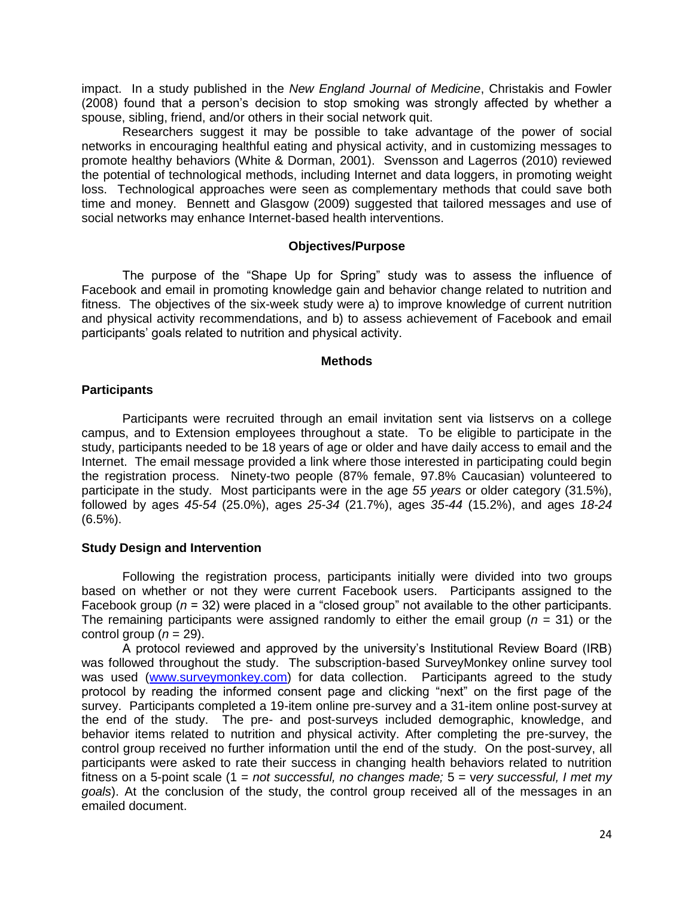impact. In a study published in the *New England Journal of Medicine*, Christakis and Fowler (2008) found that a person's decision to stop smoking was strongly affected by whether a spouse, sibling, friend, and/or others in their social network quit.

Researchers suggest it may be possible to take advantage of the power of social networks in encouraging healthful eating and physical activity, and in customizing messages to promote healthy behaviors (White & Dorman, 2001). Svensson and Lagerros (2010) reviewed the potential of technological methods, including Internet and data loggers, in promoting weight loss. Technological approaches were seen as complementary methods that could save both time and money. Bennett and Glasgow (2009) suggested that tailored messages and use of social networks may enhance Internet-based health interventions.

## Objectives/Purpose

The purpose of the "Shape Up for Spring" study was to assess the influence of Facebook and email in promoting knowledge gain and behavior change related to nutrition and fitness. The objectives of the six-week study were a) to improve knowledge of current nutrition and physical activity recommendations, and b) to assess achievement of Facebook and email participants' goals related to nutrition and physical activity.

## Methods

### Participants

Participants were recruited through an email invitation sent via listservs on a college campus, and to Extension employees throughout a state. To be eligible to participate in the study, participants needed to be 18 years of age or older and have daily access to email and the Internet. The email message provided a link where those interested in participating could begin the registration process. Ninety-two people (87% female, 97.8% Caucasian) volunteered to participate in the study. Most participants were in the age *55 years* or older category (31.5%), followed by ages *45-54* (25.0%), ages *25-34* (21.7%), ages *35-44* (15.2%), and ages *18-24* (6.5%).

### Study Design and Intervention

Following the registration process, participants initially were divided into two groups based on whether or not they were current Facebook users. Participants assigned to the Facebook group ($n$ = 32) were placed in a "closed group" not available to the other participants. The remaining participants were assigned randomly to either the email group ($n$ = 31) or the control group ($n$ = 29).

A protocol reviewed and approved by the university's Institutional Review Board (IRB) was followed throughout the study. The subscription-based SurveyMonkey online survey tool was used ([www.surveymonkey.com](www.surveymonkey.com)) for data collection. Participants agreed to the study protocol by reading the informed consent page and clicking "next" on the first page of the survey. Participants completed a 19-item online pre-survey and a 31-item online post-survey at the end of the study. The pre- and post-surveys included demographic, knowledge, and behavior items related to nutrition and physical activity. After completing the pre-survey, the control group received no further information until the end of the study. On the post-survey, all participants were asked to rate their success in changing health behaviors related to nutrition fitness on a 5-point scale (1 = *not successful, no changes made;* 5 = *very successful, I met my goals*). At the conclusion of the study, the control group received all of the messages in an emailed document.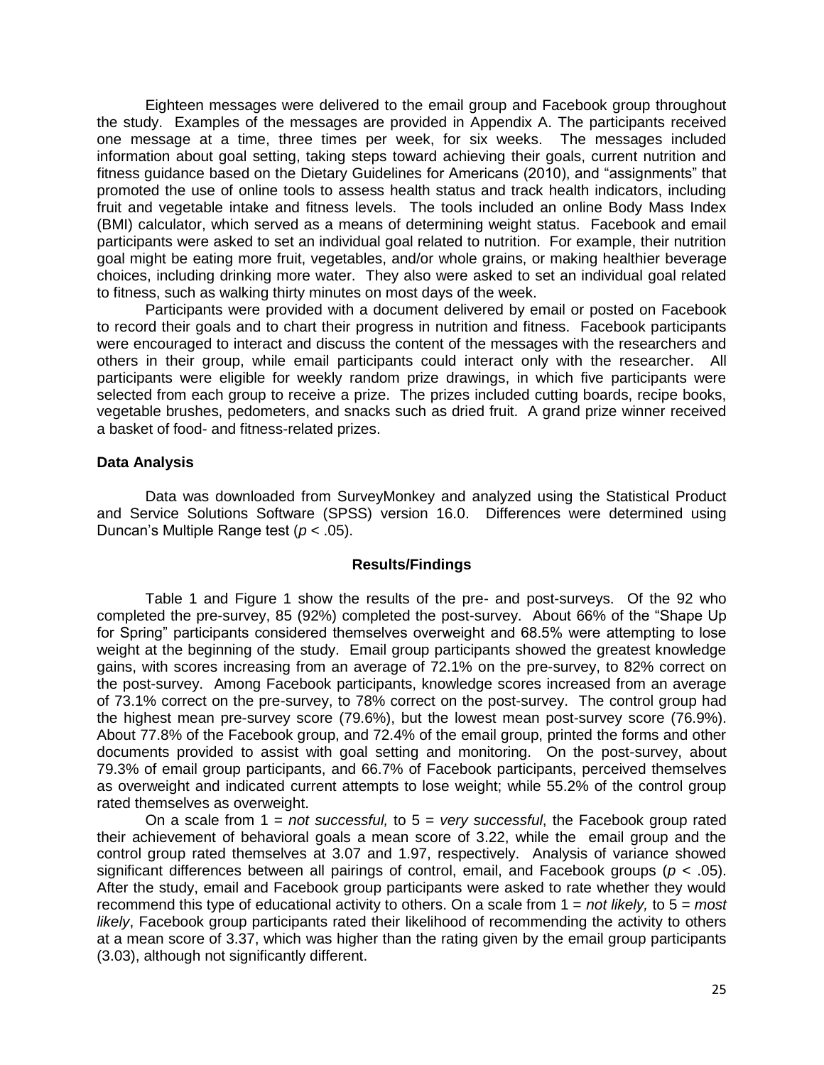Eighteen messages were delivered to the email group and Facebook group throughout the study. Examples of the messages are provided in Appendix A. The participants received one message at a time, three times per week, for six weeks. The messages included information about goal setting, taking steps toward achieving their goals, current nutrition and fitness guidance based on the Dietary Guidelines for Americans (2010), and "assignments" that promoted the use of online tools to assess health status and track health indicators, including fruit and vegetable intake and fitness levels. The tools included an online Body Mass Index (BMI) calculator, which served as a means of determining weight status. Facebook and email participants were asked to set an individual goal related to nutrition. For example, their nutrition goal might be eating more fruit, vegetables, and/or whole grains, or making healthier beverage choices, including drinking more water. They also were asked to set an individual goal related to fitness, such as walking thirty minutes on most days of the week.

Participants were provided with a document delivered by email or posted on Facebook to record their goals and to chart their progress in nutrition and fitness. Facebook participants were encouraged to interact and discuss the content of the messages with the researchers and others in their group, while email participants could interact only with the researcher. All participants were eligible for weekly random prize drawings, in which five participants were selected from each group to receive a prize. The prizes included cutting boards, recipe books, vegetable brushes, pedometers, and snacks such as dried fruit. A grand prize winner received a basket of food- and fitness-related prizes.

**Data Analysis**

Data was downloaded from SurveyMonkey and analyzed using the Statistical Product and Service Solutions Software (SPSS) version 16.0. Differences were determined using Duncan's Multiple Range test ($p < .05$).

**Results/Findings**

Table 1 and Figure 1 show the results of the pre- and post-surveys. Of the 92 who completed the pre-survey, 85 (92%) completed the post-survey. About 66% of the "Shape Up for Spring" participants considered themselves overweight and 68.5% were attempting to lose weight at the beginning of the study. Email group participants showed the greatest knowledge gains, with scores increasing from an average of 72.1% on the pre-survey, to 82% correct on the post-survey. Among Facebook participants, knowledge scores increased from an average of 73.1% correct on the pre-survey, to 78% correct on the post-survey. The control group had the highest mean pre-survey score (79.6%), but the lowest mean post-survey score (76.9%). About 77.8% of the Facebook group, and 72.4% of the email group, printed the forms and other documents provided to assist with goal setting and monitoring. On the post-survey, about 79.3% of email group participants, and 66.7% of Facebook participants, perceived themselves as overweight and indicated current attempts to lose weight; while 55.2% of the control group rated themselves as overweight.

On a scale from 1 = *not successful,* to 5 = *very successful*, the Facebook group rated their achievement of behavioral goals a mean score of 3.22, while the email group and the control group rated themselves at 3.07 and 1.97, respectively. Analysis of variance showed significant differences between all pairings of control, email, and Facebook groups ($p < .05$). After the study, email and Facebook group participants were asked to rate whether they would recommend this type of educational activity to others. On a scale from 1 = *not likely,* to 5 = *most likely*, Facebook group participants rated their likelihood of recommending the activity to others at a mean score of 3.37, which was higher than the rating given by the email group participants (3.03), although not significantly different.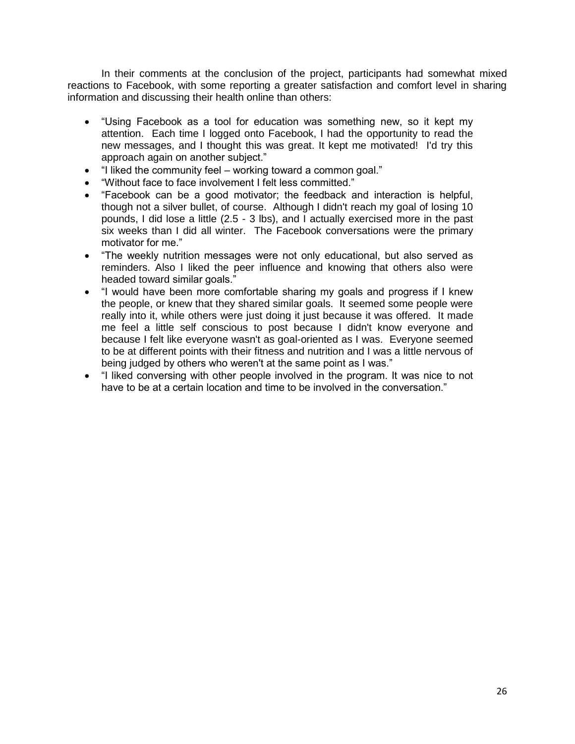In their comments at the conclusion of the project, participants had somewhat mixed reactions to Facebook, with some reporting a greater satisfaction and comfort level in sharing information and discussing their health online than others:

- "Using Facebook as a tool for education was something new, so it kept my attention. Each time I logged onto Facebook, I had the opportunity to read the new messages, and I thought this was great. It kept me motivated! I'd try this approach again on another subject."
- "I liked the community feel – working toward a common goal."
- "Without face to face involvement I felt less committed."
- "Facebook can be a good motivator; the feedback and interaction is helpful, though not a silver bullet, of course. Although I didn't reach my goal of losing 10 pounds, I did lose a little (2.5 - 3 lbs), and I actually exercised more in the past six weeks than I did all winter. The Facebook conversations were the primary motivator for me."
- "The weekly nutrition messages were not only educational, but also served as reminders. Also I liked the peer influence and knowing that others also were headed toward similar goals."
- "I would have been more comfortable sharing my goals and progress if I knew the people, or knew that they shared similar goals. It seemed some people were really into it, while others were just doing it just because it was offered. It made me feel a little self conscious to post because I didn't know everyone and because I felt like everyone wasn't as goal-oriented as I was. Everyone seemed to be at different points with their fitness and nutrition and I was a little nervous of being judged by others who weren't at the same point as I was."
- "I liked conversing with other people involved in the program. It was nice to not have to be at a certain location and time to be involved in the conversation."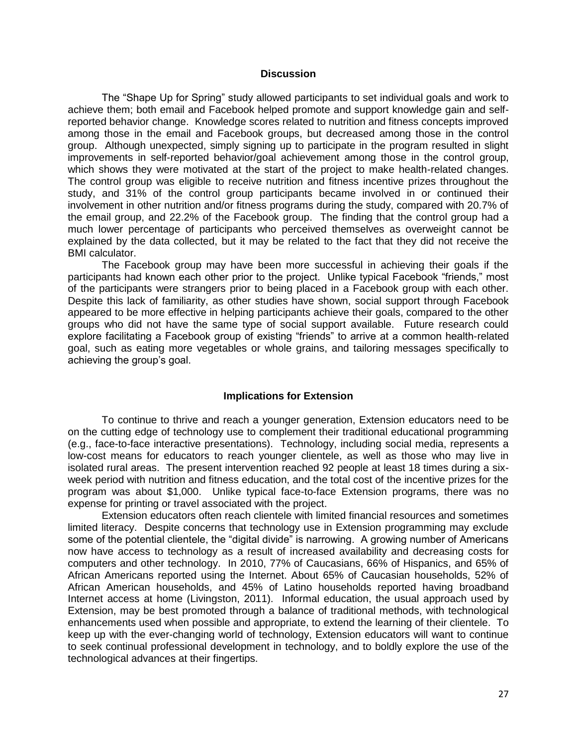## Discussion

The "Shape Up for Spring" study allowed participants to set individual goals and work to achieve them; both email and Facebook helped promote and support knowledge gain and self-reported behavior change. Knowledge scores related to nutrition and fitness concepts improved among those in the email and Facebook groups, but decreased among those in the control group. Although unexpected, simply signing up to participate in the program resulted in slight improvements in self-reported behavior/goal achievement among those in the control group, which shows they were motivated at the start of the project to make health-related changes. The control group was eligible to receive nutrition and fitness incentive prizes throughout the study, and 31% of the control group participants became involved in or continued their involvement in other nutrition and/or fitness programs during the study, compared with 20.7% of the email group, and 22.2% of the Facebook group. The finding that the control group had a much lower percentage of participants who perceived themselves as overweight cannot be explained by the data collected, but it may be related to the fact that they did not receive the BMI calculator.

The Facebook group may have been more successful in achieving their goals if the participants had known each other prior to the project. Unlike typical Facebook "friends," most of the participants were strangers prior to being placed in a Facebook group with each other. Despite this lack of familiarity, as other studies have shown, social support through Facebook appeared to be more effective in helping participants achieve their goals, compared to the other groups who did not have the same type of social support available. Future research could explore facilitating a Facebook group of existing "friends" to arrive at a common health-related goal, such as eating more vegetables or whole grains, and tailoring messages specifically to achieving the group's goal.

## Implications for Extension

To continue to thrive and reach a younger generation, Extension educators need to be on the cutting edge of technology use to complement their traditional educational programming (e.g., face-to-face interactive presentations). Technology, including social media, represents a low-cost means for educators to reach younger clientele, as well as those who may live in isolated rural areas. The present intervention reached 92 people at least 18 times during a six-week period with nutrition and fitness education, and the total cost of the incentive prizes for the program was about $1,000. Unlike typical face-to-face Extension programs, there was no expense for printing or travel associated with the project.

Extension educators often reach clientele with limited financial resources and sometimes limited literacy. Despite concerns that technology use in Extension programming may exclude some of the potential clientele, the "digital divide" is narrowing. A growing number of Americans now have access to technology as a result of increased availability and decreasing costs for computers and other technology. In 2010, 77% of Caucasians, 66% of Hispanics, and 65% of African Americans reported using the Internet. About 65% of Caucasian households, 52% of African American households, and 45% of Latino households reported having broadband Internet access at home (Livingston, 2011). Informal education, the usual approach used by Extension, may be best promoted through a balance of traditional methods, with technological enhancements used when possible and appropriate, to extend the learning of their clientele. To keep up with the ever-changing world of technology, Extension educators will want to continue to seek continual professional development in technology, and to boldly explore the use of the technological advances at their fingertips.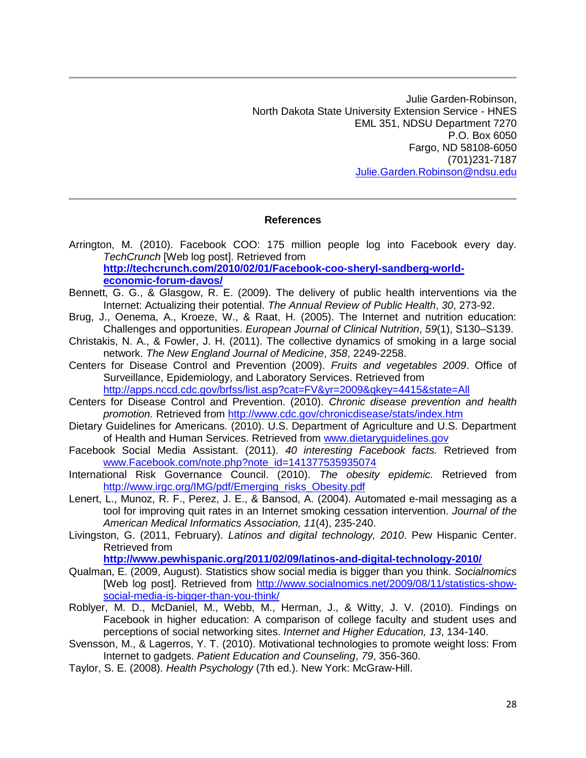Julie Garden-Robinson,
North Dakota State University Extension Service - HNES
EML 351, NDSU Department 7270
P.O. Box 6050
Fargo, ND 58108-6050
(701)231-7187
Julie.Garden.Robinson@ndsu.edu

## References

Arrington, M. (2010). Facebook COO: 175 million people log into Facebook every day. *TechCrunch* [Web log post]. Retrieved from **http://techcrunch.com/2010/02/01/Facebook-coo-sheryl-sandberg-world-economic-forum-davos/**

Bennett, G. G., & Glasgow, R. E. (2009). The delivery of public health interventions via the Internet: Actualizing their potential. *The Annual Review of Public Health*, *30*, 273-92.

Brug, J., Oenema, A., Kroeze, W., & Raat, H. (2005). The Internet and nutrition education: Challenges and opportunities. *European Journal of Clinical Nutrition*, *59*(1), S130–S139.

Christakis, N. A., & Fowler, J. H. (2011). The collective dynamics of smoking in a large social network. *The New England Journal of Medicine*, *358*, 2249-2258.

Centers for Disease Control and Prevention (2009). *Fruits and vegetables 2009*. Office of Surveillance, Epidemiology, and Laboratory Services. Retrieved from http://apps.nccd.cdc.gov/brfss/list.asp?cat=FV&yr=2009&qkey=4415&state=All

Centers for Disease Control and Prevention. (2010). *Chronic disease prevention and health promotion.* Retrieved from http://www.cdc.gov/chronicdisease/stats/index.htm

Dietary Guidelines for Americans. (2010). U.S. Department of Agriculture and U.S. Department of Health and Human Services. Retrieved from www.dietaryguidelines.gov

Facebook Social Media Assistant. (2011). *40 interesting Facebook facts.* Retrieved from www.Facebook.com/note.php?note_id=141377535935074

International Risk Governance Council. (2010). *The obesity epidemic.* Retrieved from http://www.irgc.org/IMG/pdf/Emerging_risks_Obesity.pdf

Lenert, L., Munoz, R. F., Perez, J. E., & Bansod, A. (2004). Automated e-mail messaging as a tool for improving quit rates in an Internet smoking cessation intervention. *Journal of the American Medical Informatics Association, 11*(4), 235-240.

Livingston, G. (2011, February). *Latinos and digital technology, 2010*. Pew Hispanic Center. Retrieved from **http://www.pewhispanic.org/2011/02/09/latinos-and-digital-technology-2010/**

Qualman, E. (2009, August). Statistics show social media is bigger than you think. *Socialnomics* [Web log post]. Retrieved from http://www.socialnomics.net/2009/08/11/statistics-show-social-media-is-bigger-than-you-think/

Roblyer, M. D., McDaniel, M., Webb, M., Herman, J., & Witty, J. V. (2010). Findings on Facebook in higher education: A comparison of college faculty and student uses and perceptions of social networking sites. *Internet and Higher Education, 13*, 134-140.

Svensson, M., & Lagerros, Y. T. (2010). Motivational technologies to promote weight loss: From Internet to gadgets. *Patient Education and Counseling*, *79*, 356-360.

Taylor, S. E. (2008). *Health Psychology* (7th ed.). New York: McGraw-Hill.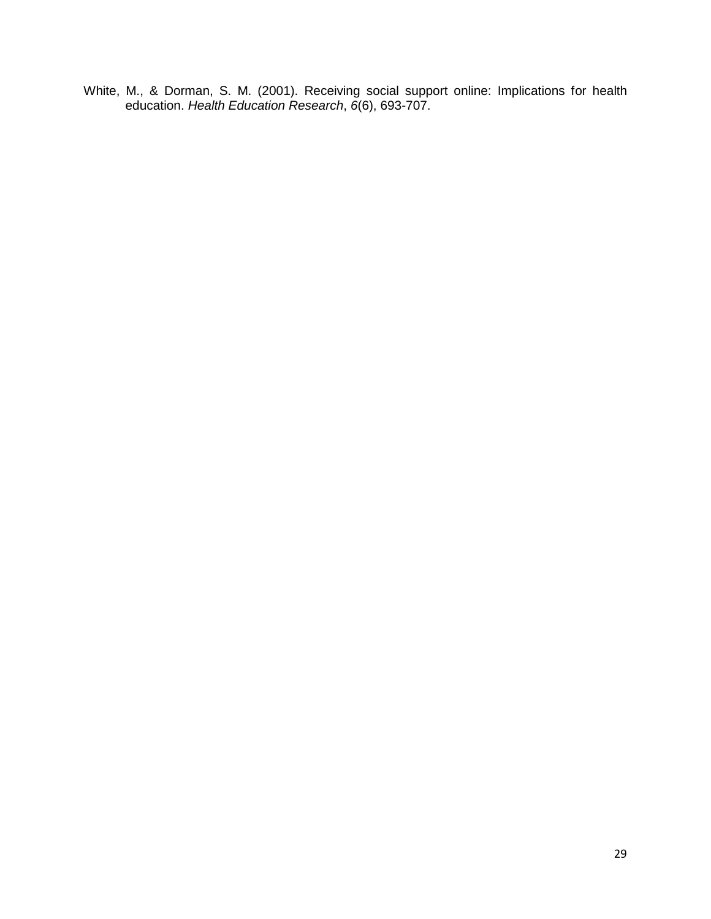White, M., & Dorman, S. M. (2001). Receiving social support online: Implications for health education. *Health Education Research*, *6*(6), 693-707.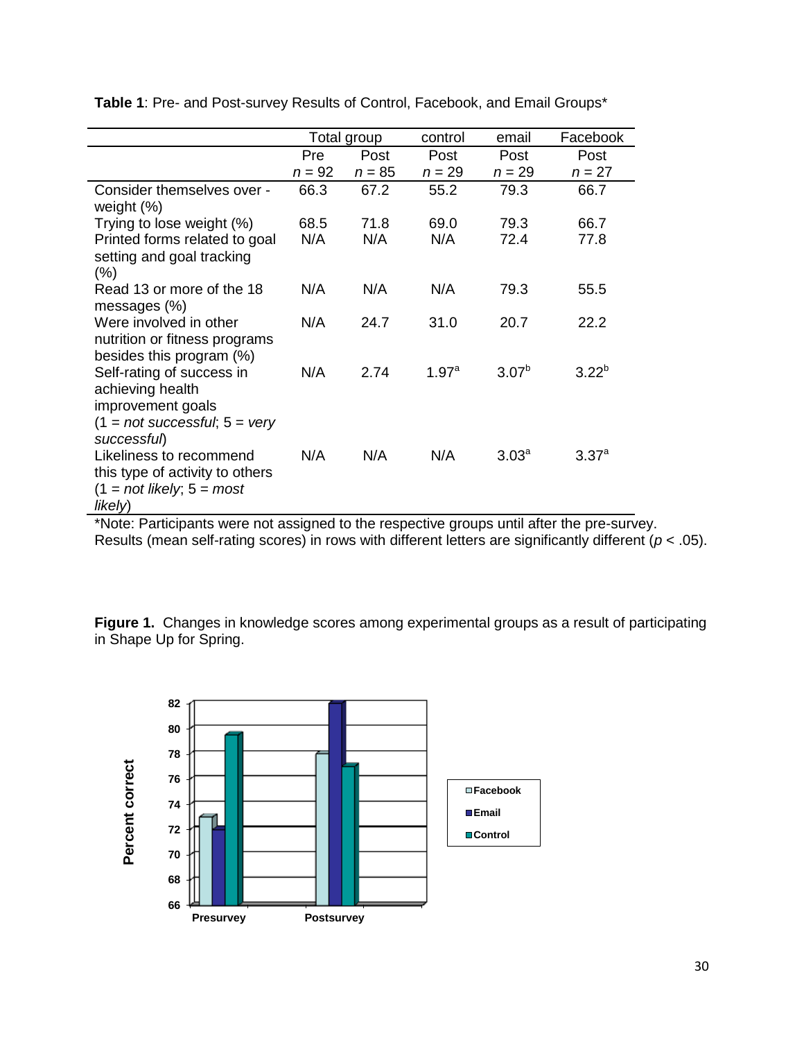**Table 1**: Pre- and Post-survey Results of Control, Facebook, and Email Groups*

| | Total group | | control | email | Facebook |
|---|---|---|---|---|---|
| | Pre $n$ = 92 | Post $n$ = 85 | Post $n$ = 29 | Post $n$ = 29 | Post $n$ = 27 |
| Consider themselves over - weight (%) | 66.3 | 67.2 | 55.2 | 79.3 | 66.7 |
| Trying to lose weight (%) | 68.5 | 71.8 | 69.0 | 79.3 | 66.7 |
| Printed forms related to goal setting and goal tracking (%) | N/A | N/A | N/A | 72.4 | 77.8 |
| Read 13 or more of the 18 messages (%) | N/A | N/A | N/A | 79.3 | 55.5 |
| Were involved in other nutrition or fitness programs besides this program (%) | N/A | 24.7 | 31.0 | 20.7 | 22.2 |
| Self-rating of success in achieving health improvement goals (1 = *not successful*; 5 = *very successful*) | N/A | 2.74 | 1.97[a] | 3.07[b] | 3.22[b] |
| Likeliness to recommend this type of activity to others (1 = *not likely*; 5 = *most likely*) | N/A | N/A | N/A | 3.03[a] | 3.37[a] |

*Note: Participants were not assigned to the respective groups until after the pre-survey. Results (mean self-rating scores) in rows with different letters are significantly different ($p$ < .05).

**Figure 1.** Changes in knowledge scores among experimental groups as a result of participating in Shape Up for Spring.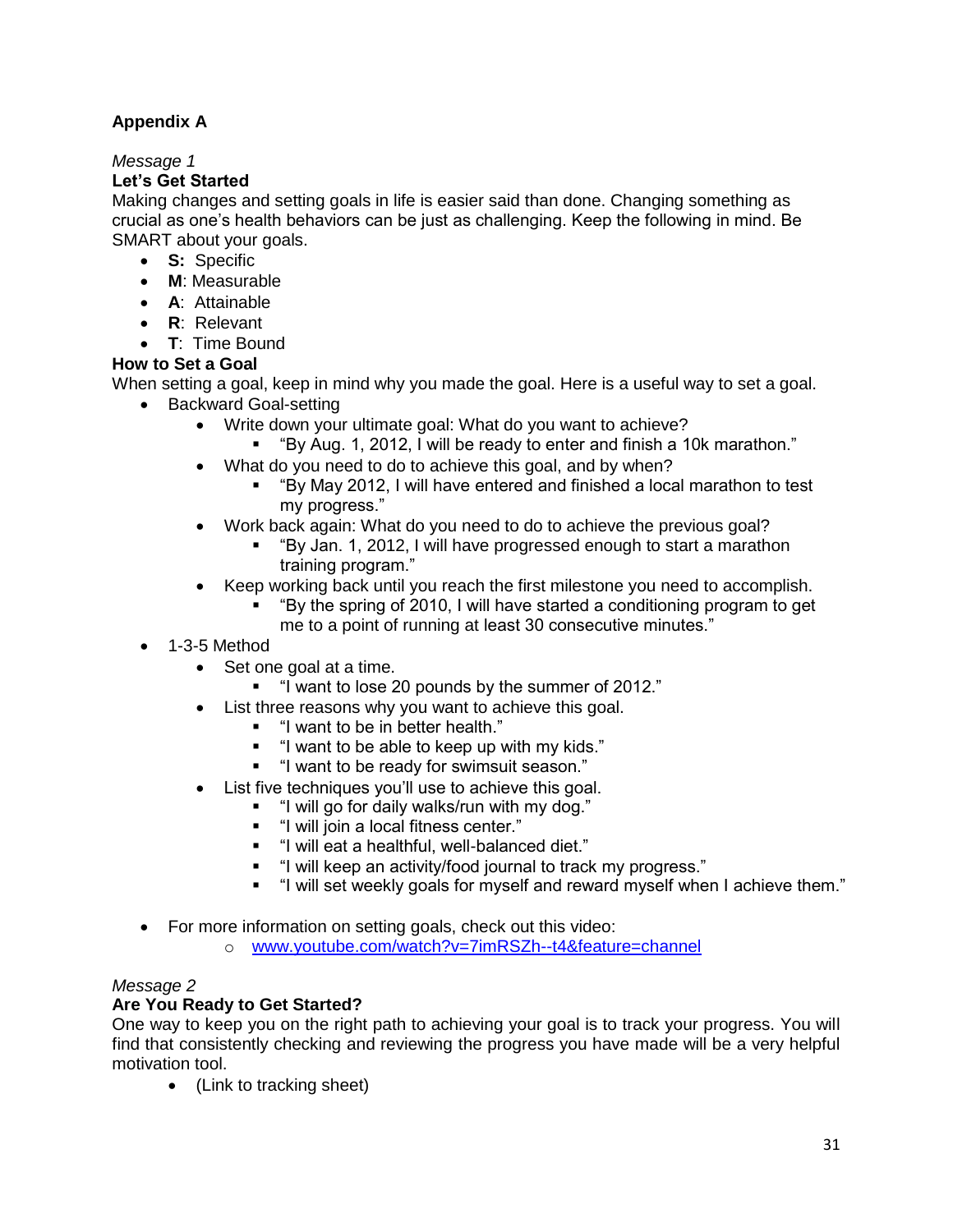## Appendix A

*Message 1*

**Let's Get Started**

Making changes and setting goals in life is easier said than done. Changing something as crucial as one's health behaviors can be just as challenging. Keep the following in mind. Be SMART about your goals.

- **S:** Specific
- **M**: Measurable
- **A**: Attainable
- **R**: Relevant
- **T**: Time Bound

**How to Set a Goal**

When setting a goal, keep in mind why you made the goal. Here is a useful way to set a goal.

- Backward Goal-setting
  - Write down your ultimate goal: What do you want to achieve?
    - "By Aug. 1, 2012, I will be ready to enter and finish a 10k marathon."
  - What do you need to do to achieve this goal, and by when?
    - "By May 2012, I will have entered and finished a local marathon to test my progress."
  - Work back again: What do you need to do to achieve the previous goal?
    - "By Jan. 1, 2012, I will have progressed enough to start a marathon training program."
  - Keep working back until you reach the first milestone you need to accomplish.
    - "By the spring of 2010, I will have started a conditioning program to get me to a point of running at least 30 consecutive minutes."
- 1-3-5 Method
  - Set one goal at a time.
    - "I want to lose 20 pounds by the summer of 2012."
  - List three reasons why you want to achieve this goal.
    - "I want to be in better health."
    - "I want to be able to keep up with my kids."
    - "I want to be ready for swimsuit season."
  - List five techniques you'll use to achieve this goal.
    - "I will go for daily walks/run with my dog."
    - "I will join a local fitness center."
    - "I will eat a healthful, well-balanced diet."
    - "I will keep an activity/food journal to track my progress."
    - "I will set weekly goals for myself and reward myself when I achieve them."

- For more information on setting goals, check out this video:
  - www.youtube.com/watch?v=7imRSZh--t4&feature=channel

*Message 2*

**Are You Ready to Get Started?**

One way to keep you on the right path to achieving your goal is to track your progress. You will find that consistently checking and reviewing the progress you have made will be a very helpful motivation tool.

- (Link to tracking sheet)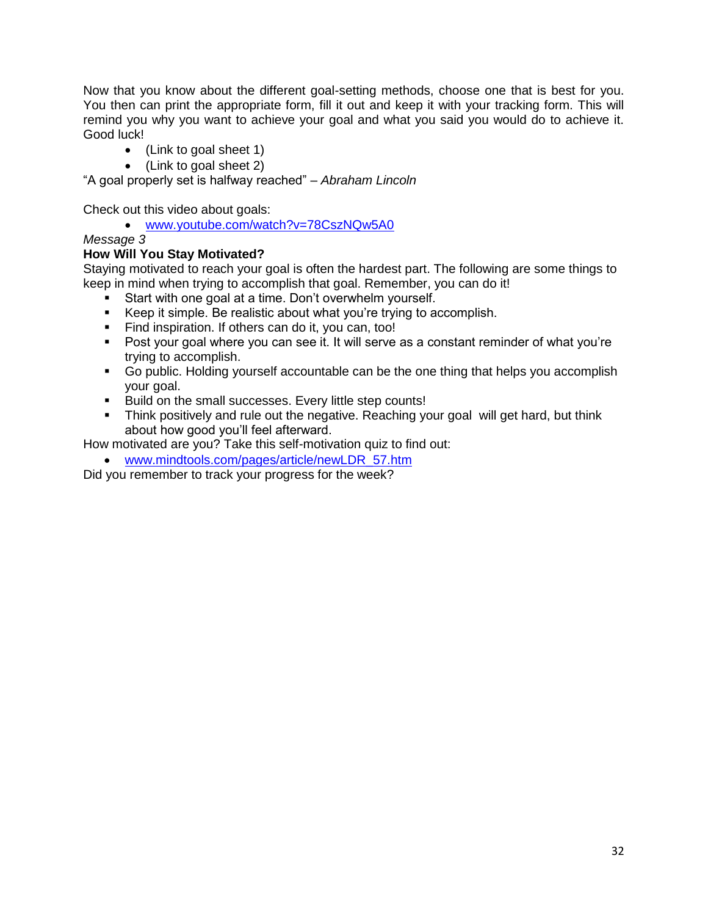Now that you know about the different goal-setting methods, choose one that is best for you. You then can print the appropriate form, fill it out and keep it with your tracking form. This will remind you why you want to achieve your goal and what you said you would do to achieve it. Good luck!

- (Link to goal sheet 1)
- (Link to goal sheet 2)

"A goal properly set is halfway reached" – *Abraham Lincoln*

Check out this video about goals:

- www.youtube.com/watch?v=78CszNQw5A0

*Message 3*

**How Will You Stay Motivated?**

Staying motivated to reach your goal is often the hardest part. The following are some things to keep in mind when trying to accomplish that goal. Remember, you can do it!

- Start with one goal at a time. Don't overwhelm yourself.
- Keep it simple. Be realistic about what you're trying to accomplish.
- Find inspiration. If others can do it, you can, too!
- Post your goal where you can see it. It will serve as a constant reminder of what you're trying to accomplish.
- Go public. Holding yourself accountable can be the one thing that helps you accomplish your goal.
- Build on the small successes. Every little step counts!
- Think positively and rule out the negative. Reaching your goal will get hard, but think about how good you'll feel afterward.

How motivated are you? Take this self-motivation quiz to find out:

- www.mindtools.com/pages/article/newLDR_57.htm

Did you remember to track your progress for the week?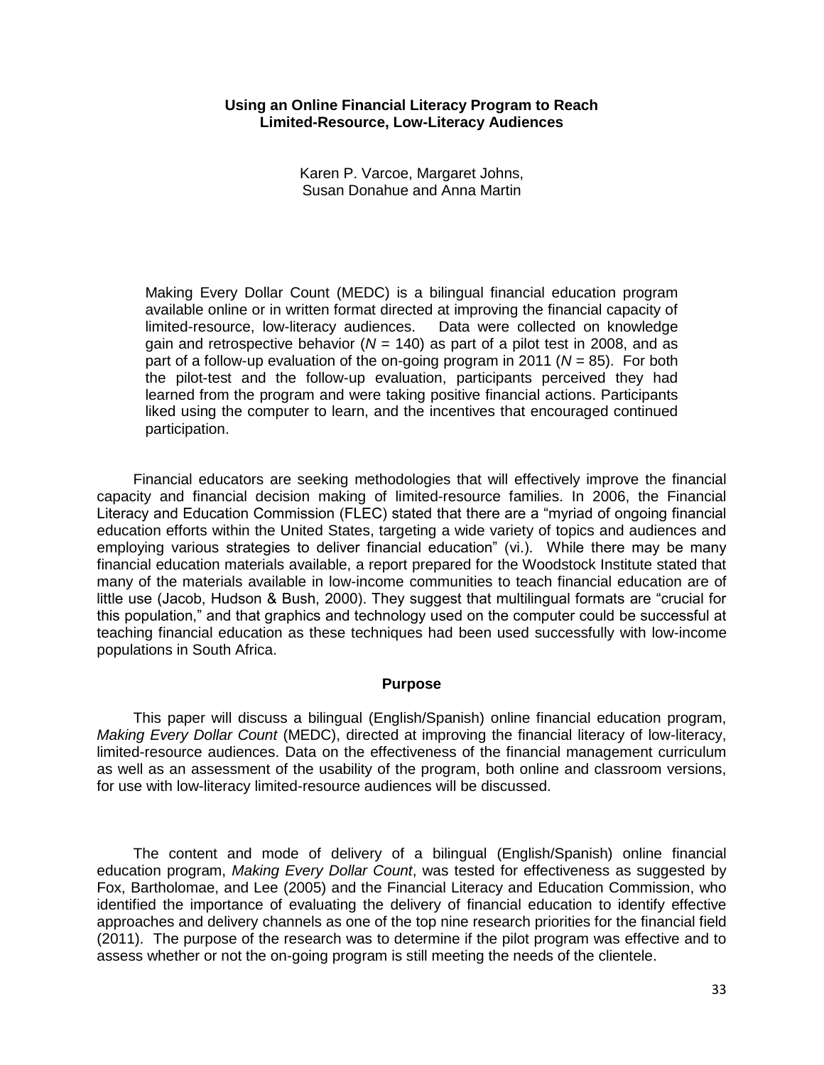# Using an Online Financial Literacy Program to Reach Limited-Resource, Low-Literacy Audiences

Karen P. Varcoe, Margaret Johns,
Susan Donahue and Anna Martin

> Making Every Dollar Count (MEDC) is a bilingual financial education program available online or in written format directed at improving the financial capacity of limited-resource, low-literacy audiences. Data were collected on knowledge gain and retrospective behavior ($N$ = 140) as part of a pilot test in 2008, and as part of a follow-up evaluation of the on-going program in 2011 ($N$ = 85). For both the pilot-test and the follow-up evaluation, participants perceived they had learned from the program and were taking positive financial actions. Participants liked using the computer to learn, and the incentives that encouraged continued participation.

Financial educators are seeking methodologies that will effectively improve the financial capacity and financial decision making of limited-resource families. In 2006, the Financial Literacy and Education Commission (FLEC) stated that there are a "myriad of ongoing financial education efforts within the United States, targeting a wide variety of topics and audiences and employing various strategies to deliver financial education" (vi.). While there may be many financial education materials available, a report prepared for the Woodstock Institute stated that many of the materials available in low-income communities to teach financial education are of little use (Jacob, Hudson & Bush, 2000). They suggest that multilingual formats are "crucial for this population," and that graphics and technology used on the computer could be successful at teaching financial education as these techniques had been used successfully with low-income populations in South Africa.

## Purpose

This paper will discuss a bilingual (English/Spanish) online financial education program, *Making Every Dollar Count* (MEDC), directed at improving the financial literacy of low-literacy, limited-resource audiences. Data on the effectiveness of the financial management curriculum as well as an assessment of the usability of the program, both online and classroom versions, for use with low-literacy limited-resource audiences will be discussed.

The content and mode of delivery of a bilingual (English/Spanish) online financial education program, *Making Every Dollar Count*, was tested for effectiveness as suggested by Fox, Bartholomae, and Lee (2005) and the Financial Literacy and Education Commission, who identified the importance of evaluating the delivery of financial education to identify effective approaches and delivery channels as one of the top nine research priorities for the financial field (2011). The purpose of the research was to determine if the pilot program was effective and to assess whether or not the on-going program is still meeting the needs of the clientele.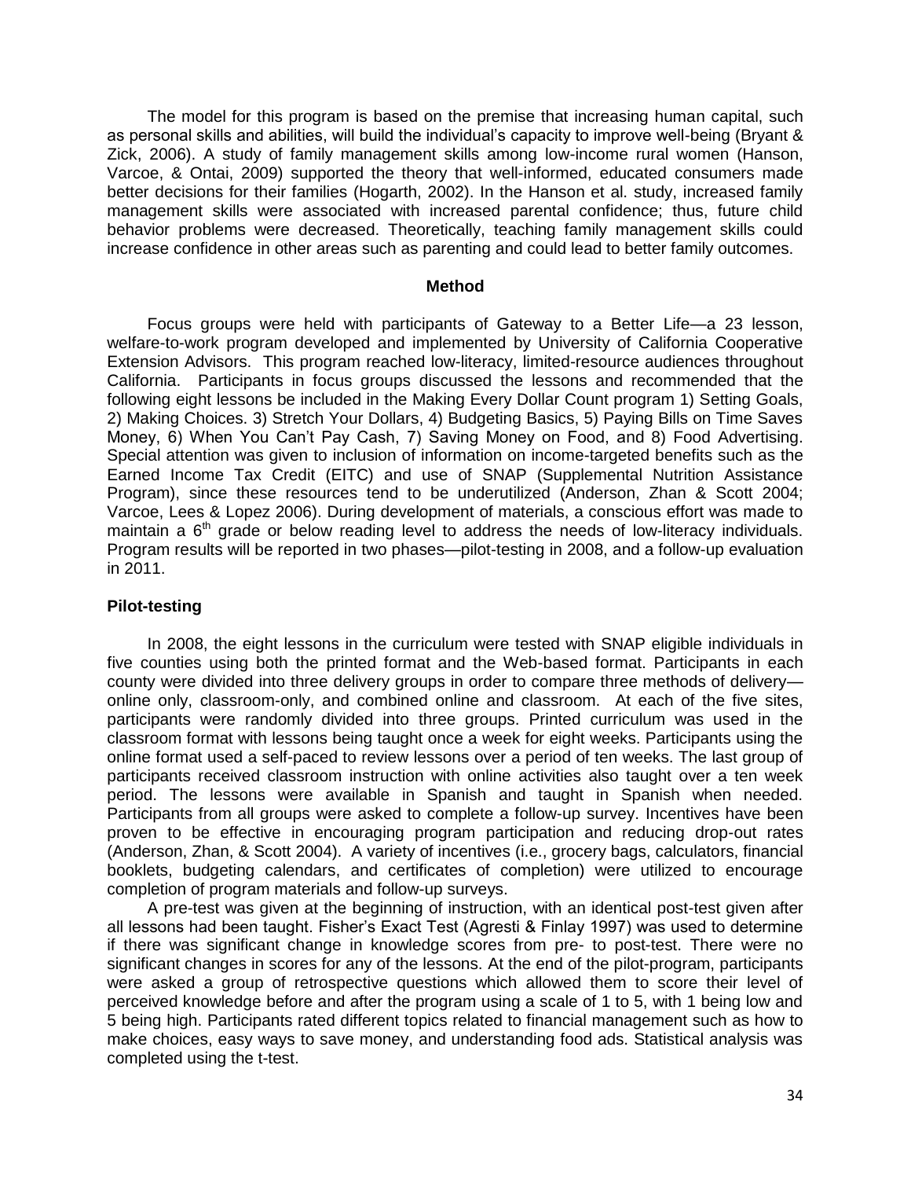The model for this program is based on the premise that increasing human capital, such as personal skills and abilities, will build the individual's capacity to improve well-being (Bryant & Zick, 2006). A study of family management skills among low-income rural women (Hanson, Varcoe, & Ontai, 2009) supported the theory that well-informed, educated consumers made better decisions for their families (Hogarth, 2002). In the Hanson et al. study, increased family management skills were associated with increased parental confidence; thus, future child behavior problems were decreased. Theoretically, teaching family management skills could increase confidence in other areas such as parenting and could lead to better family outcomes.

## Method

Focus groups were held with participants of Gateway to a Better Life—a 23 lesson, welfare-to-work program developed and implemented by University of California Cooperative Extension Advisors. This program reached low-literacy, limited-resource audiences throughout California. Participants in focus groups discussed the lessons and recommended that the following eight lessons be included in the Making Every Dollar Count program 1) Setting Goals, 2) Making Choices. 3) Stretch Your Dollars, 4) Budgeting Basics, 5) Paying Bills on Time Saves Money, 6) When You Can't Pay Cash, 7) Saving Money on Food, and 8) Food Advertising. Special attention was given to inclusion of information on income-targeted benefits such as the Earned Income Tax Credit (EITC) and use of SNAP (Supplemental Nutrition Assistance Program), since these resources tend to be underutilized (Anderson, Zhan & Scott 2004; Varcoe, Lees & Lopez 2006). During development of materials, a conscious effort was made to maintain a 6th grade or below reading level to address the needs of low-literacy individuals. Program results will be reported in two phases—pilot-testing in 2008, and a follow-up evaluation in 2011.

### Pilot-testing

In 2008, the eight lessons in the curriculum were tested with SNAP eligible individuals in five counties using both the printed format and the Web-based format. Participants in each county were divided into three delivery groups in order to compare three methods of delivery—online only, classroom-only, and combined online and classroom. At each of the five sites, participants were randomly divided into three groups. Printed curriculum was used in the classroom format with lessons being taught once a week for eight weeks. Participants using the online format used a self-paced to review lessons over a period of ten weeks. The last group of participants received classroom instruction with online activities also taught over a ten week period. The lessons were available in Spanish and taught in Spanish when needed. Participants from all groups were asked to complete a follow-up survey. Incentives have been proven to be effective in encouraging program participation and reducing drop-out rates (Anderson, Zhan, & Scott 2004). A variety of incentives (i.e., grocery bags, calculators, financial booklets, budgeting calendars, and certificates of completion) were utilized to encourage completion of program materials and follow-up surveys.

A pre-test was given at the beginning of instruction, with an identical post-test given after all lessons had been taught. Fisher's Exact Test (Agresti & Finlay 1997) was used to determine if there was significant change in knowledge scores from pre- to post-test. There were no significant changes in scores for any of the lessons. At the end of the pilot-program, participants were asked a group of retrospective questions which allowed them to score their level of perceived knowledge before and after the program using a scale of 1 to 5, with 1 being low and 5 being high. Participants rated different topics related to financial management such as how to make choices, easy ways to save money, and understanding food ads. Statistical analysis was completed using the t-test.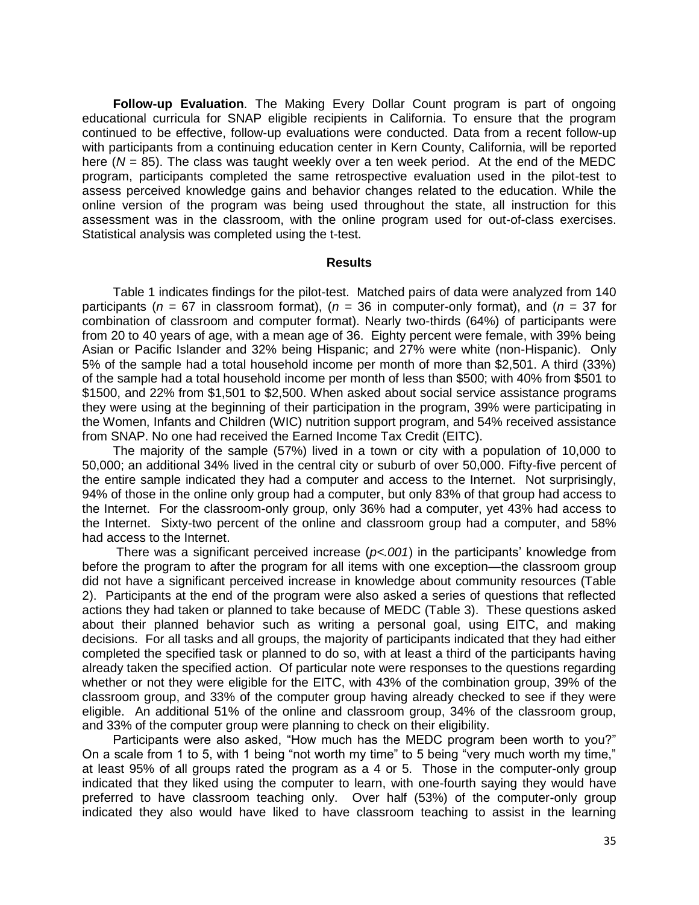**Follow-up Evaluation**. The Making Every Dollar Count program is part of ongoing educational curricula for SNAP eligible recipients in California. To ensure that the program continued to be effective, follow-up evaluations were conducted. Data from a recent follow-up with participants from a continuing education center in Kern County, California, will be reported here (*N* = 85). The class was taught weekly over a ten week period. At the end of the MEDC program, participants completed the same retrospective evaluation used in the pilot-test to assess perceived knowledge gains and behavior changes related to the education. While the online version of the program was being used throughout the state, all instruction for this assessment was in the classroom, with the online program used for out-of-class exercises. Statistical analysis was completed using the t-test.

## Results

Table 1 indicates findings for the pilot-test. Matched pairs of data were analyzed from 140 participants (*n* = 67 in classroom format), (*n* = 36 in computer-only format), and (*n* = 37 for combination of classroom and computer format). Nearly two-thirds (64%) of participants were from 20 to 40 years of age, with a mean age of 36. Eighty percent were female, with 39% being Asian or Pacific Islander and 32% being Hispanic; and 27% were white (non-Hispanic). Only 5% of the sample had a total household income per month of more than $2,501. A third (33%) of the sample had a total household income per month of less than $500; with 40% from $501 to $1500, and 22% from $1,501 to $2,500. When asked about social service assistance programs they were using at the beginning of their participation in the program, 39% were participating in the Women, Infants and Children (WIC) nutrition support program, and 54% received assistance from SNAP. No one had received the Earned Income Tax Credit (EITC).

The majority of the sample (57%) lived in a town or city with a population of 10,000 to 50,000; an additional 34% lived in the central city or suburb of over 50,000. Fifty-five percent of the entire sample indicated they had a computer and access to the Internet. Not surprisingly, 94% of those in the online only group had a computer, but only 83% of that group had access to the Internet. For the classroom-only group, only 36% had a computer, yet 43% had access to the Internet. Sixty-two percent of the online and classroom group had a computer, and 58% had access to the Internet.

There was a significant perceived increase ($p<.001$) in the participants' knowledge from before the program to after the program for all items with one exception—the classroom group did not have a significant perceived increase in knowledge about community resources (Table 2). Participants at the end of the program were also asked a series of questions that reflected actions they had taken or planned to take because of MEDC (Table 3). These questions asked about their planned behavior such as writing a personal goal, using EITC, and making decisions. For all tasks and all groups, the majority of participants indicated that they had either completed the specified task or planned to do so, with at least a third of the participants having already taken the specified action. Of particular note were responses to the questions regarding whether or not they were eligible for the EITC, with 43% of the combination group, 39% of the classroom group, and 33% of the computer group having already checked to see if they were eligible. An additional 51% of the online and classroom group, 34% of the classroom group, and 33% of the computer group were planning to check on their eligibility.

Participants were also asked, "How much has the MEDC program been worth to you?" On a scale from 1 to 5, with 1 being "not worth my time" to 5 being "very much worth my time," at least 95% of all groups rated the program as a 4 or 5. Those in the computer-only group indicated that they liked using the computer to learn, with one-fourth saying they would have preferred to have classroom teaching only. Over half (53%) of the computer-only group indicated they also would have liked to have classroom teaching to assist in the learning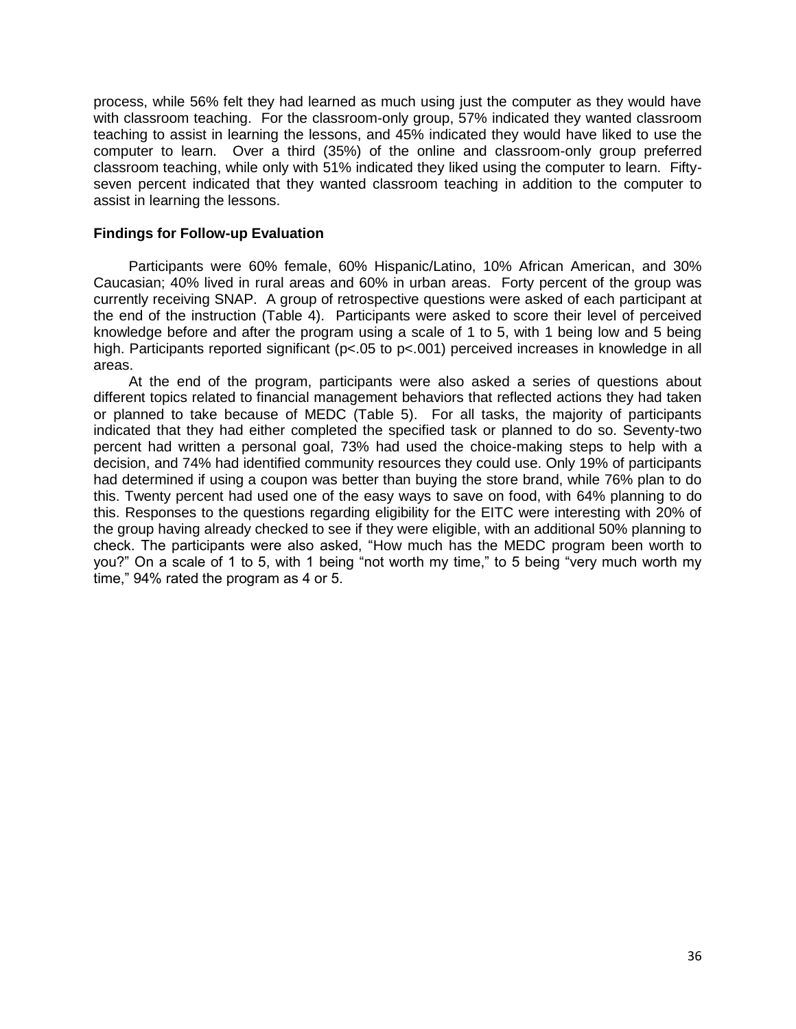process, while 56% felt they had learned as much using just the computer as they would have with classroom teaching. For the classroom-only group, 57% indicated they wanted classroom teaching to assist in learning the lessons, and 45% indicated they would have liked to use the computer to learn. Over a third (35%) of the online and classroom-only group preferred classroom teaching, while only with 51% indicated they liked using the computer to learn. Fifty-seven percent indicated that they wanted classroom teaching in addition to the computer to assist in learning the lessons.

### Findings for Follow-up Evaluation

Participants were 60% female, 60% Hispanic/Latino, 10% African American, and 30% Caucasian; 40% lived in rural areas and 60% in urban areas. Forty percent of the group was currently receiving SNAP. A group of retrospective questions were asked of each participant at the end of the instruction (Table 4). Participants were asked to score their level of perceived knowledge before and after the program using a scale of 1 to 5, with 1 being low and 5 being high. Participants reported significant ($p<.05$ to $p<.001$) perceived increases in knowledge in all areas.

At the end of the program, participants were also asked a series of questions about different topics related to financial management behaviors that reflected actions they had taken or planned to take because of MEDC (Table 5). For all tasks, the majority of participants indicated that they had either completed the specified task or planned to do so. Seventy-two percent had written a personal goal, 73% had used the choice-making steps to help with a decision, and 74% had identified community resources they could use. Only 19% of participants had determined if using a coupon was better than buying the store brand, while 76% plan to do this. Twenty percent had used one of the easy ways to save on food, with 64% planning to do this. Responses to the questions regarding eligibility for the EITC were interesting with 20% of the group having already checked to see if they were eligible, with an additional 50% planning to check. The participants were also asked, "How much has the MEDC program been worth to you?" On a scale of 1 to 5, with 1 being "not worth my time," to 5 being "very much worth my time," 94% rated the program as 4 or 5.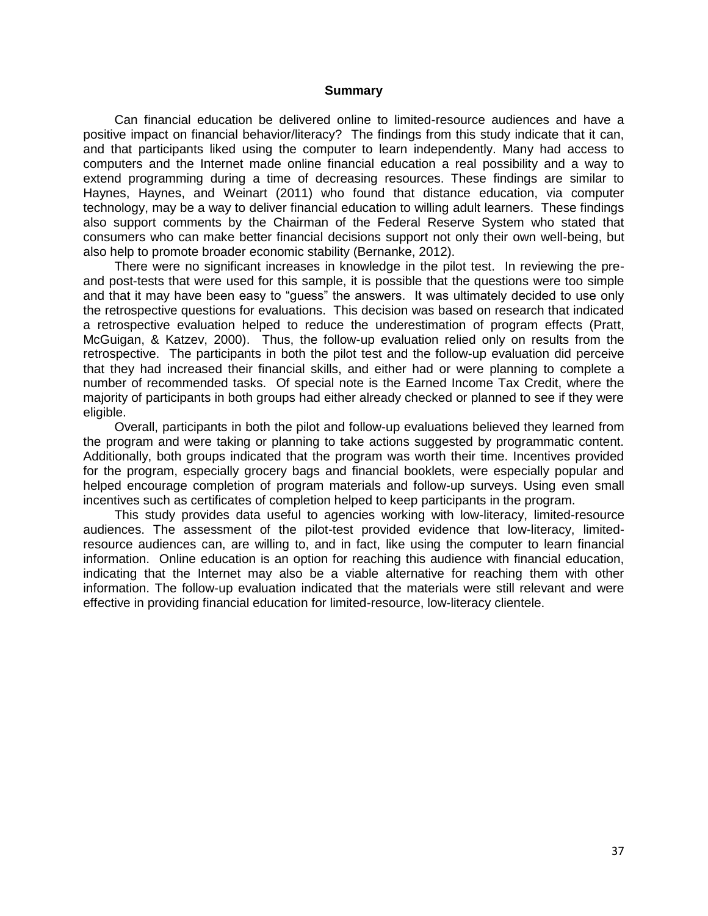## Summary

Can financial education be delivered online to limited-resource audiences and have a positive impact on financial behavior/literacy? The findings from this study indicate that it can, and that participants liked using the computer to learn independently. Many had access to computers and the Internet made online financial education a real possibility and a way to extend programming during a time of decreasing resources. These findings are similar to Haynes, Haynes, and Weinart (2011) who found that distance education, via computer technology, may be a way to deliver financial education to willing adult learners. These findings also support comments by the Chairman of the Federal Reserve System who stated that consumers who can make better financial decisions support not only their own well-being, but also help to promote broader economic stability (Bernanke, 2012).

There were no significant increases in knowledge in the pilot test. In reviewing the pre- and post-tests that were used for this sample, it is possible that the questions were too simple and that it may have been easy to "guess" the answers. It was ultimately decided to use only the retrospective questions for evaluations. This decision was based on research that indicated a retrospective evaluation helped to reduce the underestimation of program effects (Pratt, McGuigan, & Katzev, 2000). Thus, the follow-up evaluation relied only on results from the retrospective. The participants in both the pilot test and the follow-up evaluation did perceive that they had increased their financial skills, and either had or were planning to complete a number of recommended tasks. Of special note is the Earned Income Tax Credit, where the majority of participants in both groups had either already checked or planned to see if they were eligible.

Overall, participants in both the pilot and follow-up evaluations believed they learned from the program and were taking or planning to take actions suggested by programmatic content. Additionally, both groups indicated that the program was worth their time. Incentives provided for the program, especially grocery bags and financial booklets, were especially popular and helped encourage completion of program materials and follow-up surveys. Using even small incentives such as certificates of completion helped to keep participants in the program.

This study provides data useful to agencies working with low-literacy, limited-resource audiences. The assessment of the pilot-test provided evidence that low-literacy, limited-resource audiences can, are willing to, and in fact, like using the computer to learn financial information. Online education is an option for reaching this audience with financial education, indicating that the Internet may also be a viable alternative for reaching them with other information. The follow-up evaluation indicated that the materials were still relevant and were effective in providing financial education for limited-resource, low-literacy clientele.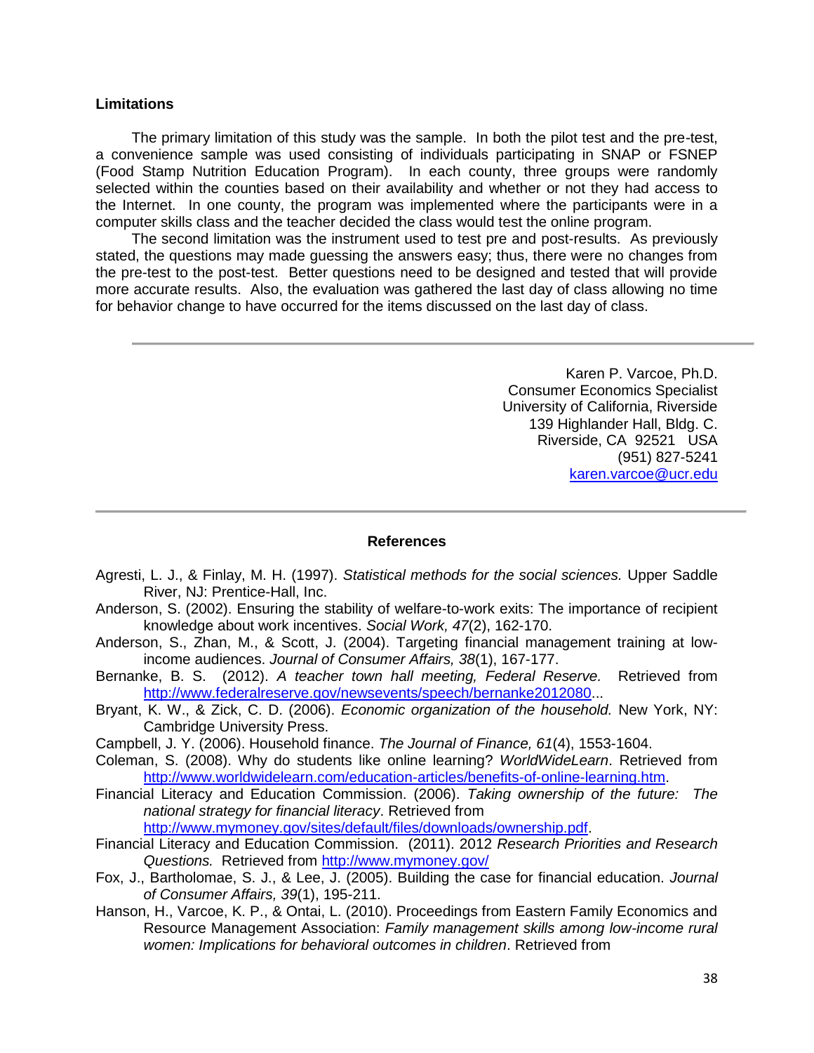### Limitations

The primary limitation of this study was the sample. In both the pilot test and the pre-test, a convenience sample was used consisting of individuals participating in SNAP or FSNEP (Food Stamp Nutrition Education Program). In each county, three groups were randomly selected within the counties based on their availability and whether or not they had access to the Internet. In one county, the program was implemented where the participants were in a computer skills class and the teacher decided the class would test the online program.

The second limitation was the instrument used to test pre and post-results. As previously stated, the questions may made guessing the answers easy; thus, there were no changes from the pre-test to the post-test. Better questions need to be designed and tested that will provide more accurate results. Also, the evaluation was gathered the last day of class allowing no time for behavior change to have occurred for the items discussed on the last day of class.

---

Karen P. Varcoe, Ph.D.
Consumer Economics Specialist
University of California, Riverside
139 Highlander Hall, Bldg. C.
Riverside, CA 92521 USA
(951) 827-5241
karen.varcoe@ucr.edu

---

### References

Agresti, L. J., & Finlay, M. H. (1997). *Statistical methods for the social sciences.* Upper Saddle River, NJ: Prentice-Hall, Inc.

Anderson, S. (2002). Ensuring the stability of welfare-to-work exits: The importance of recipient knowledge about work incentives. *Social Work, 47*(2), 162-170.

Anderson, S., Zhan, M., & Scott, J. (2004). Targeting financial management training at low-income audiences. *Journal of Consumer Affairs, 38*(1), 167-177.

Bernanke, B. S. (2012). *A teacher town hall meeting, Federal Reserve.* Retrieved from http://www.federalreserve.gov/newsevents/speech/bernanke2012080...

Bryant, K. W., & Zick, C. D. (2006). *Economic organization of the household.* New York, NY: Cambridge University Press.

Campbell, J. Y. (2006). Household finance. *The Journal of Finance, 61*(4), 1553-1604.

Coleman, S. (2008). Why do students like online learning? *WorldWideLearn*. Retrieved from http://www.worldwidelearn.com/education-articles/benefits-of-online-learning.htm.

Financial Literacy and Education Commission. (2006). *Taking ownership of the future: The national strategy for financial literacy*. Retrieved from http://www.mymoney.gov/sites/default/files/downloads/ownership.pdf.

Financial Literacy and Education Commission. (2011). 2012 *Research Priorities and Research Questions.* Retrieved from http://www.mymoney.gov/

Fox, J., Bartholomae, S. J., & Lee, J. (2005). Building the case for financial education. *Journal of Consumer Affairs, 39*(1), 195-211.

Hanson, H., Varcoe, K. P., & Ontai, L. (2010). Proceedings from Eastern Family Economics and Resource Management Association: *Family management skills among low-income rural women: Implications for behavioral outcomes in children*. Retrieved from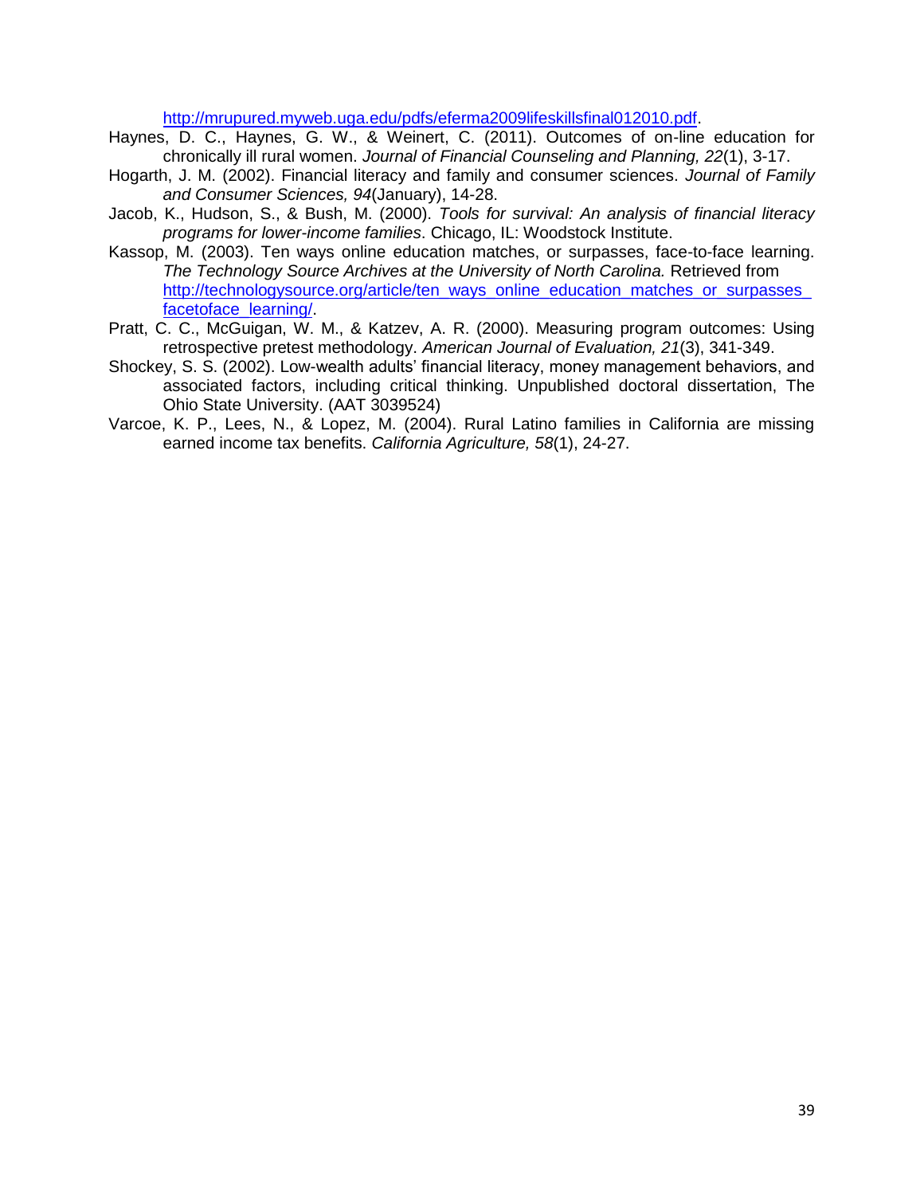http://mrupured.myweb.uga.edu/pdfs/eferma2009lifeskillsfinal012010.pdf.

Haynes, D. C., Haynes, G. W., & Weinert, C. (2011). Outcomes of on-line education for chronically ill rural women. *Journal of Financial Counseling and Planning, 22*(1), 3-17.

Hogarth, J. M. (2002). Financial literacy and family and consumer sciences. *Journal of Family and Consumer Sciences, 94*(January), 14-28.

Jacob, K., Hudson, S., & Bush, M. (2000). *Tools for survival: An analysis of financial literacy programs for lower-income families*. Chicago, IL: Woodstock Institute.

Kassop, M. (2003). Ten ways online education matches, or surpasses, face-to-face learning. *The Technology Source Archives at the University of North Carolina.* Retrieved from http://technologysource.org/article/ten_ways_online_education_matches_or_surpasses_facetoface_learning/.

Pratt, C. C., McGuigan, W. M., & Katzev, A. R. (2000). Measuring program outcomes: Using retrospective pretest methodology. *American Journal of Evaluation, 21*(3), 341-349.

Shockey, S. S. (2002). Low-wealth adults' financial literacy, money management behaviors, and associated factors, including critical thinking. Unpublished doctoral dissertation, The Ohio State University. (AAT 3039524)

Varcoe, K. P., Lees, N., & Lopez, M. (2004). Rural Latino families in California are missing earned income tax benefits. *California Agriculture, 58*(1), 24-27.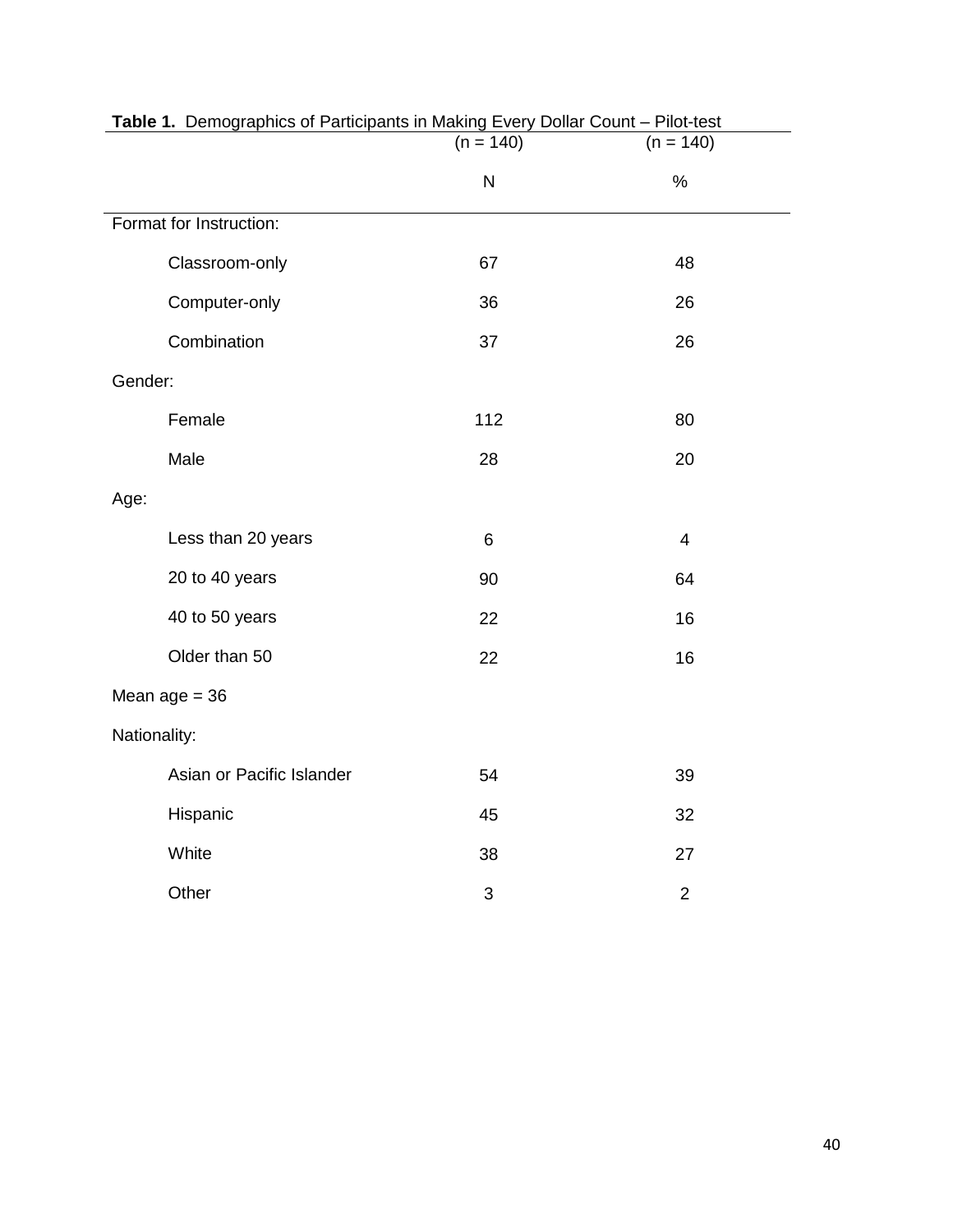**Table 1.** Demographics of Participants in Making Every Dollar Count – Pilot-test

| | (n = 140) N | (n = 140) % |
|---|---|---|
| Format for Instruction: | | |
| Classroom-only | 67 | 48 |
| Computer-only | 36 | 26 |
| Combination | 37 | 26 |
| Gender: | | |
| Female | 112 | 80 |
| Male | 28 | 20 |
| Age: | | |
| Less than 20 years | 6 | 4 |
| 20 to 40 years | 90 | 64 |
| 40 to 50 years | 22 | 16 |
| Older than 50 | 22 | 16 |
| Mean age = 36 | | |
| Nationality: | | |
| Asian or Pacific Islander | 54 | 39 |
| Hispanic | 45 | 32 |
| White | 38 | 27 |
| Other | 3 | 2 |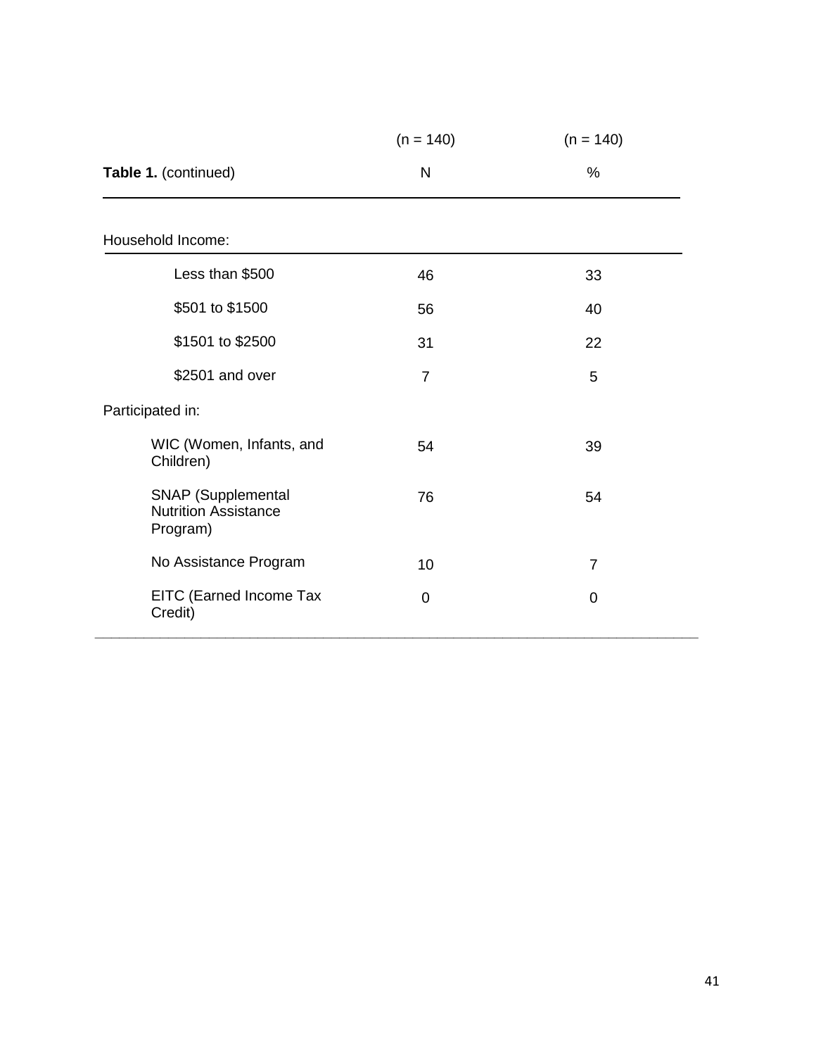| **Table 1.** (continued) | (n = 140) N | (n = 140) % |
|---|---|---|
| Household Income: | | |
| Less than $500 | 46 | 33 |
| $501 to $1500 | 56 | 40 |
| $1501 to $2500 | 31 | 22 |
| $2501 and over | 7 | 5 |
| Participated in: | | |
| WIC (Women, Infants, and Children) | 54 | 39 |
| SNAP (Supplemental Nutrition Assistance Program) | 76 | 54 |
| No Assistance Program | 10 | 7 |
| EITC (Earned Income Tax Credit) | 0 | 0 |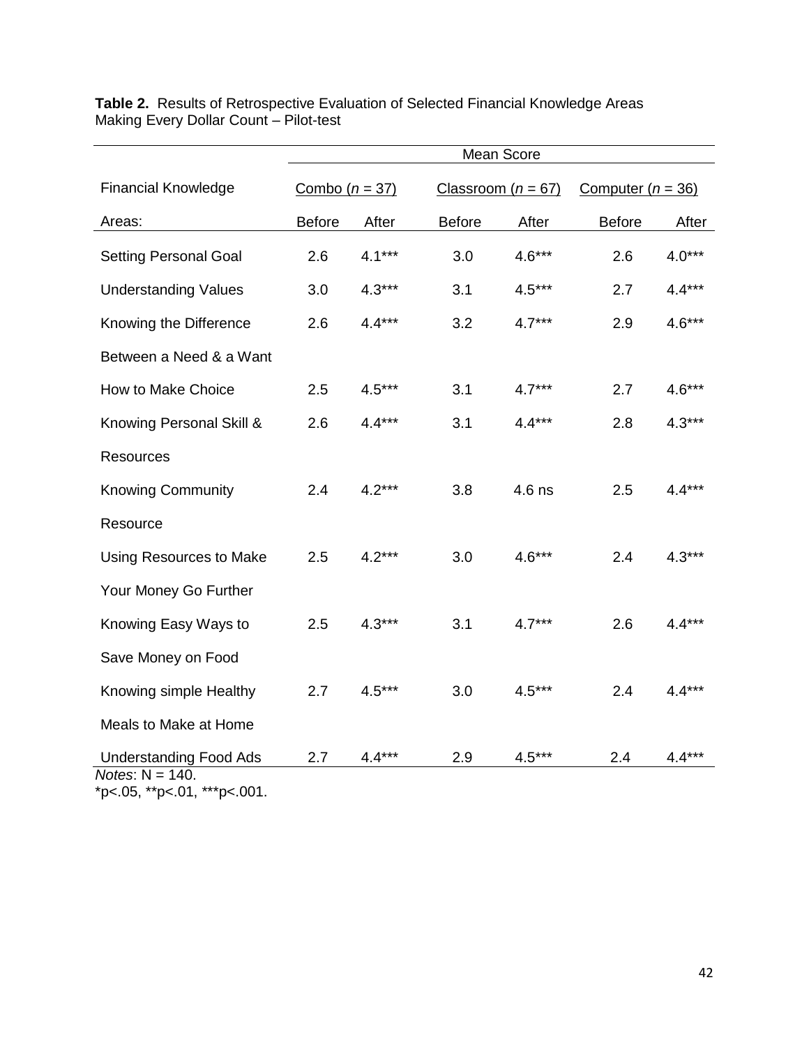**Table 2.** Results of Retrospective Evaluation of Selected Financial Knowledge Areas Making Every Dollar Count – Pilot-test

| Financial Knowledge Areas: | Mean Score | | | | | |
|---|---|---|---|---|---|---|
| | Combo (*n* = 37) | | Classroom (*n* = 67) | | Computer (*n* = 36) | |
| | Before | After | Before | After | Before | After |
| Setting Personal Goal | 2.6 | 4.1*** | 3.0 | 4.6*** | 2.6 | 4.0*** |
| Understanding Values | 3.0 | 4.3*** | 3.1 | 4.5*** | 2.7 | 4.4*** |
| Knowing the Difference Between a Need & a Want | 2.6 | 4.4*** | 3.2 | 4.7*** | 2.9 | 4.6*** |
| How to Make Choice | 2.5 | 4.5*** | 3.1 | 4.7*** | 2.7 | 4.6*** |
| Knowing Personal Skill & Resources | 2.6 | 4.4*** | 3.1 | 4.4*** | 2.8 | 4.3*** |
| Knowing Community Resource | 2.4 | 4.2*** | 3.8 | 4.6 ns | 2.5 | 4.4*** |
| Using Resources to Make Your Money Go Further | 2.5 | 4.2*** | 3.0 | 4.6*** | 2.4 | 4.3*** |
| Knowing Easy Ways to Save Money on Food | 2.5 | 4.3*** | 3.1 | 4.7*** | 2.6 | 4.4*** |
| Knowing simple Healthy Meals to Make at Home | 2.7 | 4.5*** | 3.0 | 4.5*** | 2.4 | 4.4*** |
| Understanding Food Ads | 2.7 | 4.4*** | 2.9 | 4.5*** | 2.4 | 4.4*** |

*Notes*: N = 140.
*p<.05, **p<.01, ***p<.001.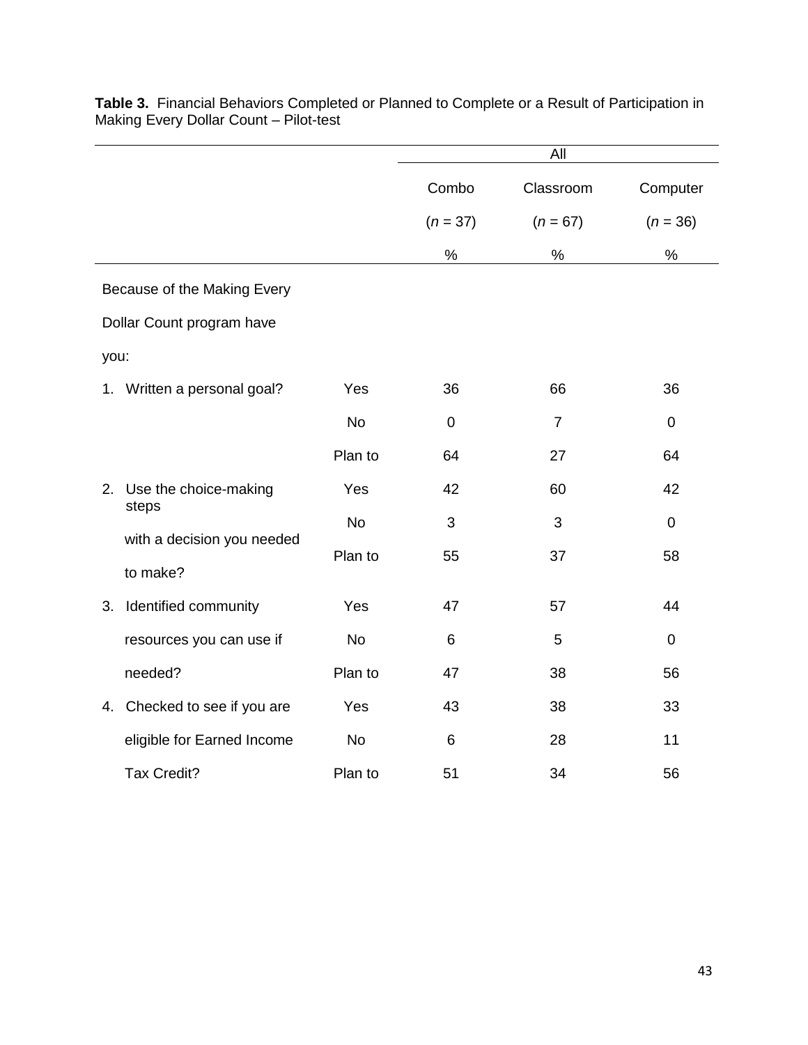**Table 3.** Financial Behaviors Completed or Planned to Complete or a Result of Participation in Making Every Dollar Count – Pilot-test

| | | All | | |
|---|---|---|---|---|
| | | Combo | Classroom | Computer |
| | | (*n* = 37) | (*n* = 67) | (*n* = 36) |
| | | % | % | % |
| Because of the Making Every Dollar Count program have you: | | | | |
| 1. Written a personal goal? | Yes | 36 | 66 | 36 |
| | No | 0 | 7 | 0 |
| | Plan to | 64 | 27 | 64 |
| 2. Use the choice-making steps with a decision you needed to make? | Yes | 42 | 60 | 42 |
| | No | 3 | 3 | 0 |
| | Plan to | 55 | 37 | 58 |
| 3. Identified community resources you can use if needed? | Yes | 47 | 57 | 44 |
| | No | 6 | 5 | 0 |
| | Plan to | 47 | 38 | 56 |
| 4. Checked to see if you are eligible for Earned Income Tax Credit? | Yes | 43 | 38 | 33 |
| | No | 6 | 28 | 11 |
| | Plan to | 51 | 34 | 56 |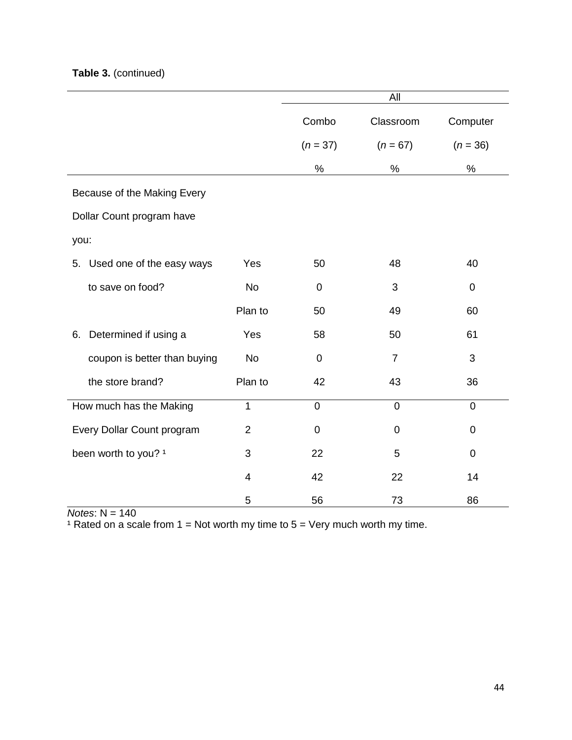**Table 3.** (continued)

| | | All | | |
|---|---|---|---|---|
| | | Combo | Classroom | Computer |
| | | (*n* = 37) | (*n* = 67) | (*n* = 36) |
| | | % | % | % |
| Because of the Making Every Dollar Count program have you: | | | | |
| 5. Used one of the easy ways to save on food? | Yes | 50 | 48 | 40 |
| | No | 0 | 3 | 0 |
| | Plan to | 50 | 49 | 60 |
| 6. Determined if using a coupon is better than buying the store brand? | Yes | 58 | 50 | 61 |
| | No | 0 | 7 | 3 |
| | Plan to | 42 | 43 | 36 |
| How much has the Making Every Dollar Count program been worth to you? [1] | 1 | 0 | 0 | 0 |
| | 2 | 0 | 0 | 0 |
| | 3 | 22 | 5 | 0 |
| | 4 | 42 | 22 | 14 |
| | 5 | 56 | 73 | 86 |

*Notes*: N = 140

[1] Rated on a scale from 1 = Not worth my time to 5 = Very much worth my time.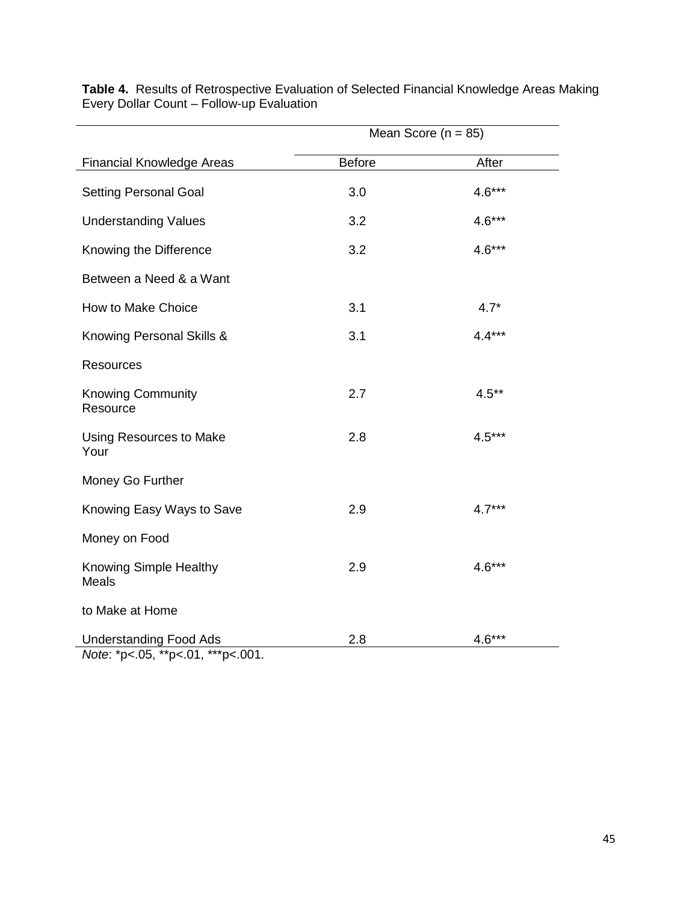**Table 4.** Results of Retrospective Evaluation of Selected Financial Knowledge Areas Making Every Dollar Count – Follow-up Evaluation

| | Mean Score (n = 85) | |
|---|---|---|
| Financial Knowledge Areas | Before | After |
| Setting Personal Goal | 3.0 | 4.6*** |
| Understanding Values | 3.2 | 4.6*** |
| Knowing the Difference Between a Need & a Want | 3.2 | 4.6*** |
| How to Make Choice | 3.1 | 4.7* |
| Knowing Personal Skills & Resources | 3.1 | 4.4*** |
| Knowing Community Resource | 2.7 | 4.5** |
| Using Resources to Make Your Money Go Further | 2.8 | 4.5*** |
| Knowing Easy Ways to Save Money on Food | 2.9 | 4.7*** |
| Knowing Simple Healthy Meals to Make at Home | 2.9 | 4.6*** |
| Understanding Food Ads | 2.8 | 4.6*** |

*Note*: *p<.05, **p<.01, ***p<.001.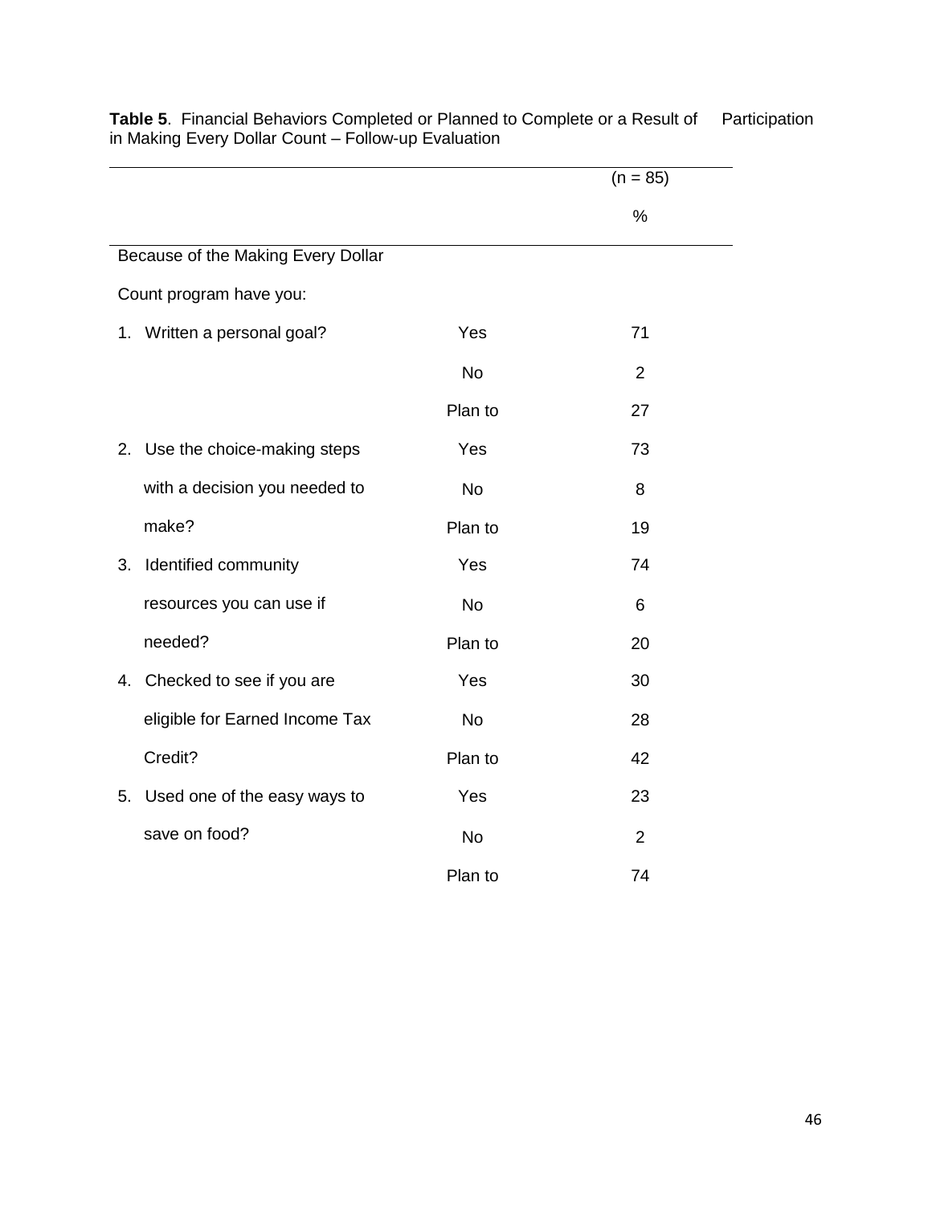**Table 5**. Financial Behaviors Completed or Planned to Complete or a Result of Participation in Making Every Dollar Count – Follow-up Evaluation

| | | (n = 85) |
|---|---|---|
| | | % |
| Because of the Making Every Dollar Count program have you: | | |
| 1. Written a personal goal? | Yes | 71 |
| | No | 2 |
| | Plan to | 27 |
| 2. Use the choice-making steps with a decision you needed to make? | Yes | 73 |
| | No | 8 |
| | Plan to | 19 |
| 3. Identified community resources you can use if needed? | Yes | 74 |
| | No | 6 |
| | Plan to | 20 |
| 4. Checked to see if you are eligible for Earned Income Tax Credit? | Yes | 30 |
| | No | 28 |
| | Plan to | 42 |
| 5. Used one of the easy ways to save on food? | Yes | 23 |
| | No | 2 |
| | Plan to | 74 |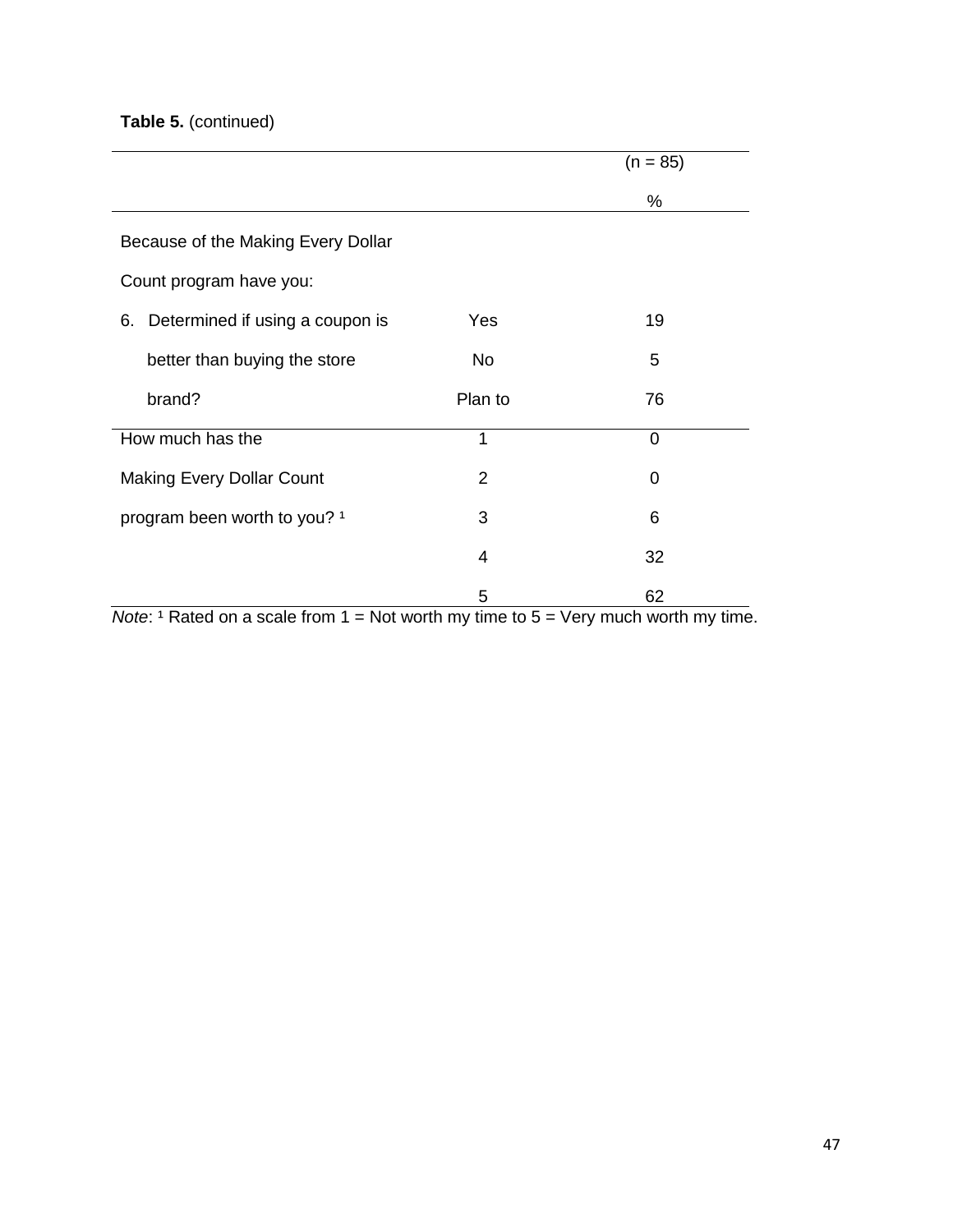**Table 5.** (continued)

| | | (n = 85) |
|---|---|---|
| | | % |
| Because of the Making Every Dollar Count program have you: | | |
| 6. Determined if using a coupon is better than buying the store brand? | Yes | 19 |
| | No | 5 |
| | Plan to | 76 |
| How much has the Making Every Dollar Count program been worth to you? [1] | 1 | 0 |
| | 2 | 0 |
| | 3 | 6 |
| | 4 | 32 |
| | 5 | 62 |

*Note*: [1] Rated on a scale from 1 = Not worth my time to 5 = Very much worth my time.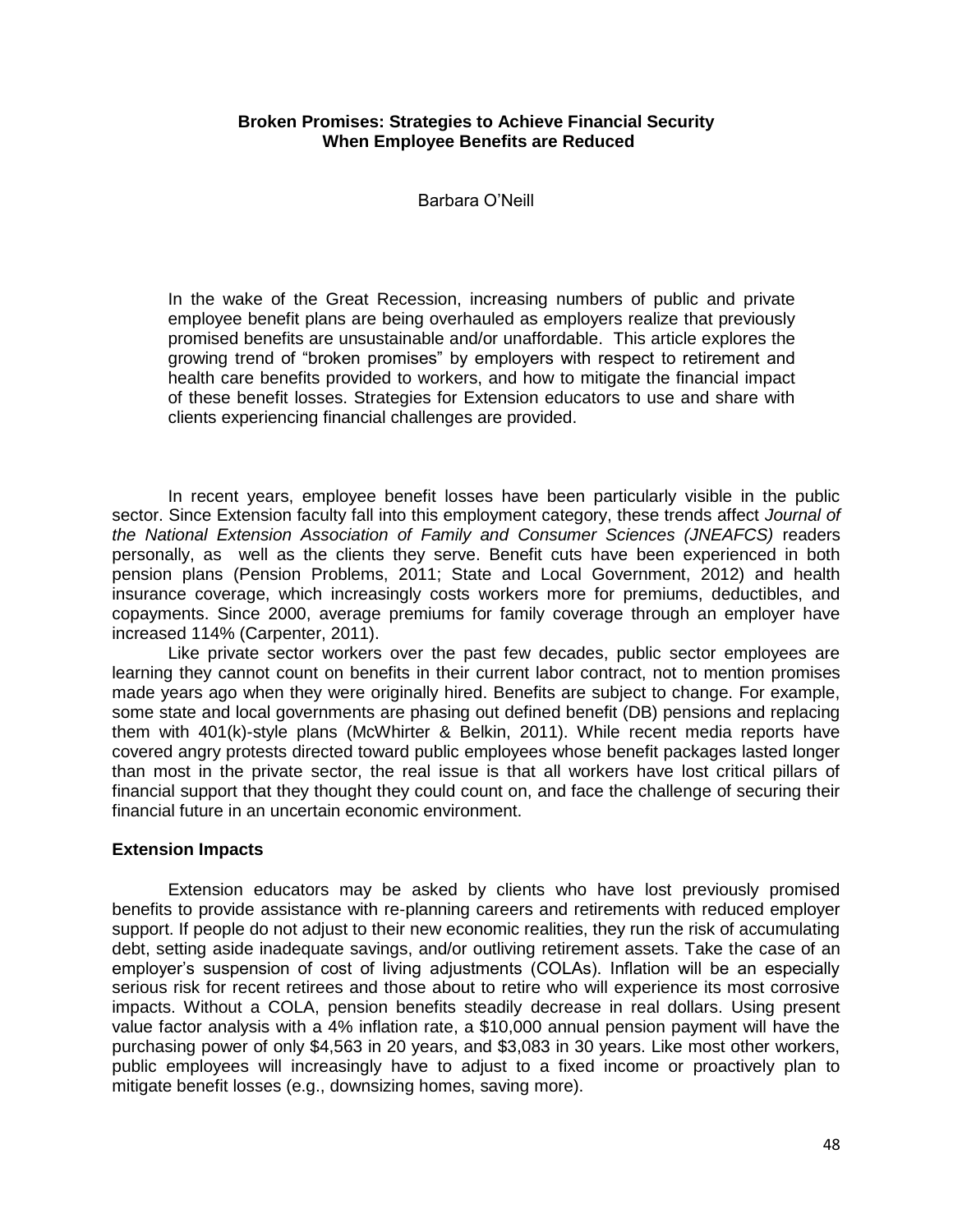# Broken Promises: Strategies to Achieve Financial Security When Employee Benefits are Reduced

Barbara O'Neill

In the wake of the Great Recession, increasing numbers of public and private employee benefit plans are being overhauled as employers realize that previously promised benefits are unsustainable and/or unaffordable. This article explores the growing trend of "broken promises" by employers with respect to retirement and health care benefits provided to workers, and how to mitigate the financial impact of these benefit losses. Strategies for Extension educators to use and share with clients experiencing financial challenges are provided.

In recent years, employee benefit losses have been particularly visible in the public sector. Since Extension faculty fall into this employment category, these trends affect *Journal of the National Extension Association of Family and Consumer Sciences (JNEAFCS)* readers personally, as well as the clients they serve. Benefit cuts have been experienced in both pension plans (Pension Problems, 2011; State and Local Government, 2012) and health insurance coverage, which increasingly costs workers more for premiums, deductibles, and copayments. Since 2000, average premiums for family coverage through an employer have increased 114% (Carpenter, 2011).

Like private sector workers over the past few decades, public sector employees are learning they cannot count on benefits in their current labor contract, not to mention promises made years ago when they were originally hired. Benefits are subject to change. For example, some state and local governments are phasing out defined benefit (DB) pensions and replacing them with 401(k)-style plans (McWhirter & Belkin, 2011). While recent media reports have covered angry protests directed toward public employees whose benefit packages lasted longer than most in the private sector, the real issue is that all workers have lost critical pillars of financial support that they thought they could count on, and face the challenge of securing their financial future in an uncertain economic environment.

## Extension Impacts

Extension educators may be asked by clients who have lost previously promised benefits to provide assistance with re-planning careers and retirements with reduced employer support. If people do not adjust to their new economic realities, they run the risk of accumulating debt, setting aside inadequate savings, and/or outliving retirement assets. Take the case of an employer's suspension of cost of living adjustments (COLAs). Inflation will be an especially serious risk for recent retirees and those about to retire who will experience its most corrosive impacts. Without a COLA, pension benefits steadily decrease in real dollars. Using present value factor analysis with a 4% inflation rate, a $10,000 annual pension payment will have the purchasing power of only $4,563 in 20 years, and $3,083 in 30 years. Like most other workers, public employees will increasingly have to adjust to a fixed income or proactively plan to mitigate benefit losses (e.g., downsizing homes, saving more).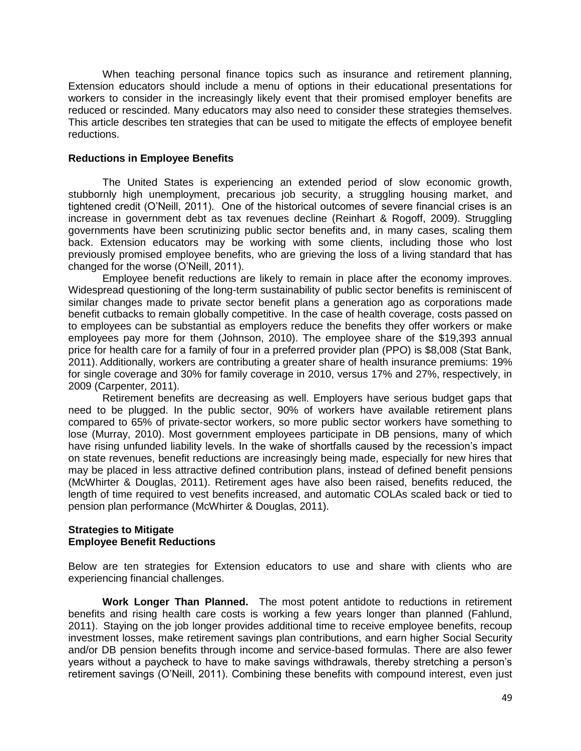When teaching personal finance topics such as insurance and retirement planning, Extension educators should include a menu of options in their educational presentations for workers to consider in the increasingly likely event that their promised employer benefits are reduced or rescinded. Many educators may also need to consider these strategies themselves. This article describes ten strategies that can be used to mitigate the effects of employee benefit reductions.

### Reductions in Employee Benefits

The United States is experiencing an extended period of slow economic growth, stubbornly high unemployment, precarious job security, a struggling housing market, and tightened credit (O'Neill, 2011). One of the historical outcomes of severe financial crises is an increase in government debt as tax revenues decline (Reinhart & Rogoff, 2009). Struggling governments have been scrutinizing public sector benefits and, in many cases, scaling them back. Extension educators may be working with some clients, including those who lost previously promised employee benefits, who are grieving the loss of a living standard that has changed for the worse (O'Neill, 2011).

Employee benefit reductions are likely to remain in place after the economy improves. Widespread questioning of the long-term sustainability of public sector benefits is reminiscent of similar changes made to private sector benefit plans a generation ago as corporations made benefit cutbacks to remain globally competitive. In the case of health coverage, costs passed on to employees can be substantial as employers reduce the benefits they offer workers or make employees pay more for them (Johnson, 2010). The employee share of the $19,393 annual price for health care for a family of four in a preferred provider plan (PPO) is $8,008 (Stat Bank, 2011). Additionally, workers are contributing a greater share of health insurance premiums: 19% for single coverage and 30% for family coverage in 2010, versus 17% and 27%, respectively, in 2009 (Carpenter, 2011).

Retirement benefits are decreasing as well. Employers have serious budget gaps that need to be plugged. In the public sector, 90% of workers have available retirement plans compared to 65% of private-sector workers, so more public sector workers have something to lose (Murray, 2010). Most government employees participate in DB pensions, many of which have rising unfunded liability levels. In the wake of shortfalls caused by the recession's impact on state revenues, benefit reductions are increasingly being made, especially for new hires that may be placed in less attractive defined contribution plans, instead of defined benefit pensions (McWhirter & Douglas, 2011). Retirement ages have also been raised, benefits reduced, the length of time required to vest benefits increased, and automatic COLAs scaled back or tied to pension plan performance (McWhirter & Douglas, 2011).

### Strategies to Mitigate Employee Benefit Reductions

Below are ten strategies for Extension educators to use and share with clients who are experiencing financial challenges.

**Work Longer Than Planned.** The most potent antidote to reductions in retirement benefits and rising health care costs is working a few years longer than planned (Fahlund, 2011). Staying on the job longer provides additional time to receive employee benefits, recoup investment losses, make retirement savings plan contributions, and earn higher Social Security and/or DB pension benefits through income and service-based formulas. There are also fewer years without a paycheck to have to make savings withdrawals, thereby stretching a person's retirement savings (O'Neill, 2011). Combining these benefits with compound interest, even just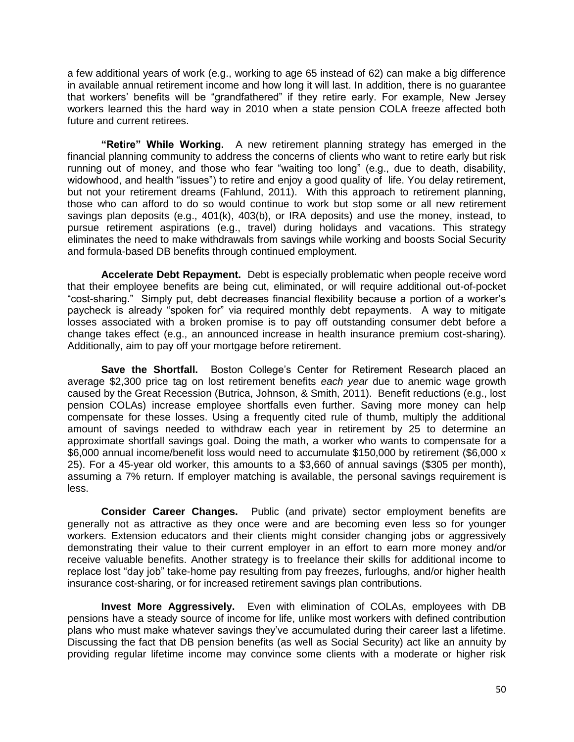a few additional years of work (e.g., working to age 65 instead of 62) can make a big difference in available annual retirement income and how long it will last. In addition, there is no guarantee that workers' benefits will be "grandfathered" if they retire early. For example, New Jersey workers learned this the hard way in 2010 when a state pension COLA freeze affected both future and current retirees.

**"Retire" While Working.** A new retirement planning strategy has emerged in the financial planning community to address the concerns of clients who want to retire early but risk running out of money, and those who fear "waiting too long" (e.g., due to death, disability, widowhood, and health "issues") to retire and enjoy a good quality of life. You delay retirement, but not your retirement dreams (Fahlund, 2011). With this approach to retirement planning, those who can afford to do so would continue to work but stop some or all new retirement savings plan deposits (e.g., 401(k), 403(b), or IRA deposits) and use the money, instead, to pursue retirement aspirations (e.g., travel) during holidays and vacations. This strategy eliminates the need to make withdrawals from savings while working and boosts Social Security and formula-based DB benefits through continued employment.

**Accelerate Debt Repayment.** Debt is especially problematic when people receive word that their employee benefits are being cut, eliminated, or will require additional out-of-pocket "cost-sharing." Simply put, debt decreases financial flexibility because a portion of a worker's paycheck is already "spoken for" via required monthly debt repayments. A way to mitigate losses associated with a broken promise is to pay off outstanding consumer debt before a change takes effect (e.g., an announced increase in health insurance premium cost-sharing). Additionally, aim to pay off your mortgage before retirement.

**Save the Shortfall.** Boston College's Center for Retirement Research placed an average $2,300 price tag on lost retirement benefits *each year* due to anemic wage growth caused by the Great Recession (Butrica, Johnson, & Smith, 2011). Benefit reductions (e.g., lost pension COLAs) increase employee benefit shortfalls even further. Saving more money can help compensate for these losses. Using a frequently cited rule of thumb, multiply the additional amount of savings needed to withdraw each year in retirement by 25 to determine an approximate shortfall savings goal. Doing the math, a worker who wants to compensate for a $6,000 annual income/benefit loss would need to accumulate $150,000 by retirement ($6,000 x 25). For a 45-year old worker, this amounts to a $3,660 of annual savings ($305 per month), assuming a 7% return. If employer matching is available, the personal savings requirement is less.

**Consider Career Changes.** Public (and private) sector employment benefits are generally not as attractive as they once were and are becoming even less so for younger workers. Extension educators and their clients might consider changing jobs or aggressively demonstrating their value to their current employer in an effort to earn more money and/or receive valuable benefits. Another strategy is to freelance their skills for additional income to replace lost "day job" take-home pay resulting from pay freezes, furloughs, and/or higher health insurance cost-sharing, or for increased retirement savings plan contributions.

**Invest More Aggressively.** Even with elimination of COLAs, employees with DB pensions have a steady source of income for life, unlike most workers with defined contribution plans who must make whatever savings they've accumulated during their career last a lifetime. Discussing the fact that DB pension benefits (as well as Social Security) act like an annuity by providing regular lifetime income may convince some clients with a moderate or higher risk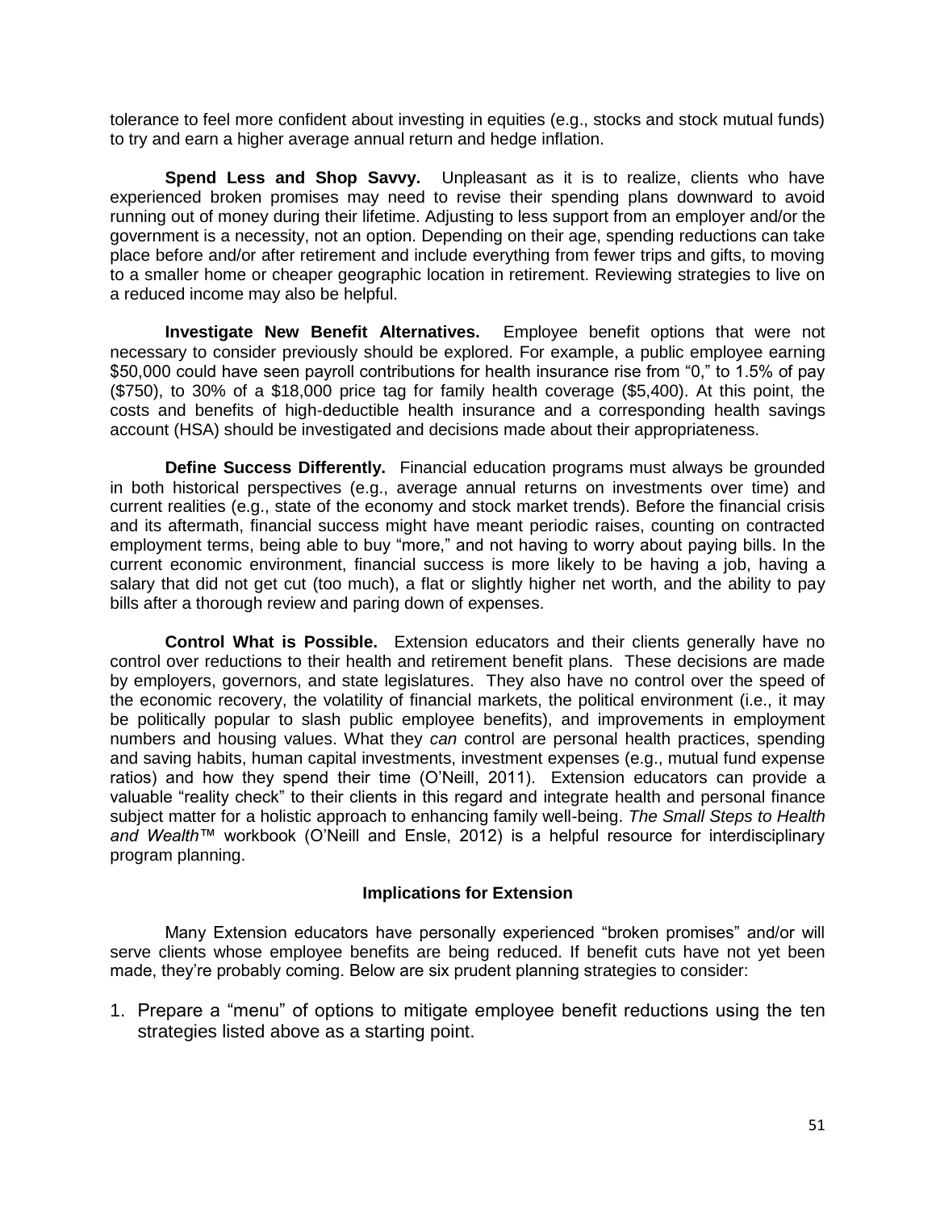tolerance to feel more confident about investing in equities (e.g., stocks and stock mutual funds) to try and earn a higher average annual return and hedge inflation.

**Spend Less and Shop Savvy.** Unpleasant as it is to realize, clients who have experienced broken promises may need to revise their spending plans downward to avoid running out of money during their lifetime. Adjusting to less support from an employer and/or the government is a necessity, not an option. Depending on their age, spending reductions can take place before and/or after retirement and include everything from fewer trips and gifts, to moving to a smaller home or cheaper geographic location in retirement. Reviewing strategies to live on a reduced income may also be helpful.

**Investigate New Benefit Alternatives.** Employee benefit options that were not necessary to consider previously should be explored. For example, a public employee earning \$50,000 could have seen payroll contributions for health insurance rise from "0," to 1.5% of pay (\$750), to 30% of a \$18,000 price tag for family health coverage (\$5,400). At this point, the costs and benefits of high-deductible health insurance and a corresponding health savings account (HSA) should be investigated and decisions made about their appropriateness.

**Define Success Differently.** Financial education programs must always be grounded in both historical perspectives (e.g., average annual returns on investments over time) and current realities (e.g., state of the economy and stock market trends). Before the financial crisis and its aftermath, financial success might have meant periodic raises, counting on contracted employment terms, being able to buy "more," and not having to worry about paying bills. In the current economic environment, financial success is more likely to be having a job, having a salary that did not get cut (too much), a flat or slightly higher net worth, and the ability to pay bills after a thorough review and paring down of expenses.

**Control What is Possible.** Extension educators and their clients generally have no control over reductions to their health and retirement benefit plans. These decisions are made by employers, governors, and state legislatures. They also have no control over the speed of the economic recovery, the volatility of financial markets, the political environment (i.e., it may be politically popular to slash public employee benefits), and improvements in employment numbers and housing values. What they *can* control are personal health practices, spending and saving habits, human capital investments, investment expenses (e.g., mutual fund expense ratios) and how they spend their time (O'Neill, 2011). Extension educators can provide a valuable "reality check" to their clients in this regard and integrate health and personal finance subject matter for a holistic approach to enhancing family well-being. *The Small Steps to Health and Wealth*™ workbook (O'Neill and Ensle, 2012) is a helpful resource for interdisciplinary program planning.

### Implications for Extension

Many Extension educators have personally experienced "broken promises" and/or will serve clients whose employee benefits are being reduced. If benefit cuts have not yet been made, they're probably coming. Below are six prudent planning strategies to consider:

1. Prepare a "menu" of options to mitigate employee benefit reductions using the ten strategies listed above as a starting point.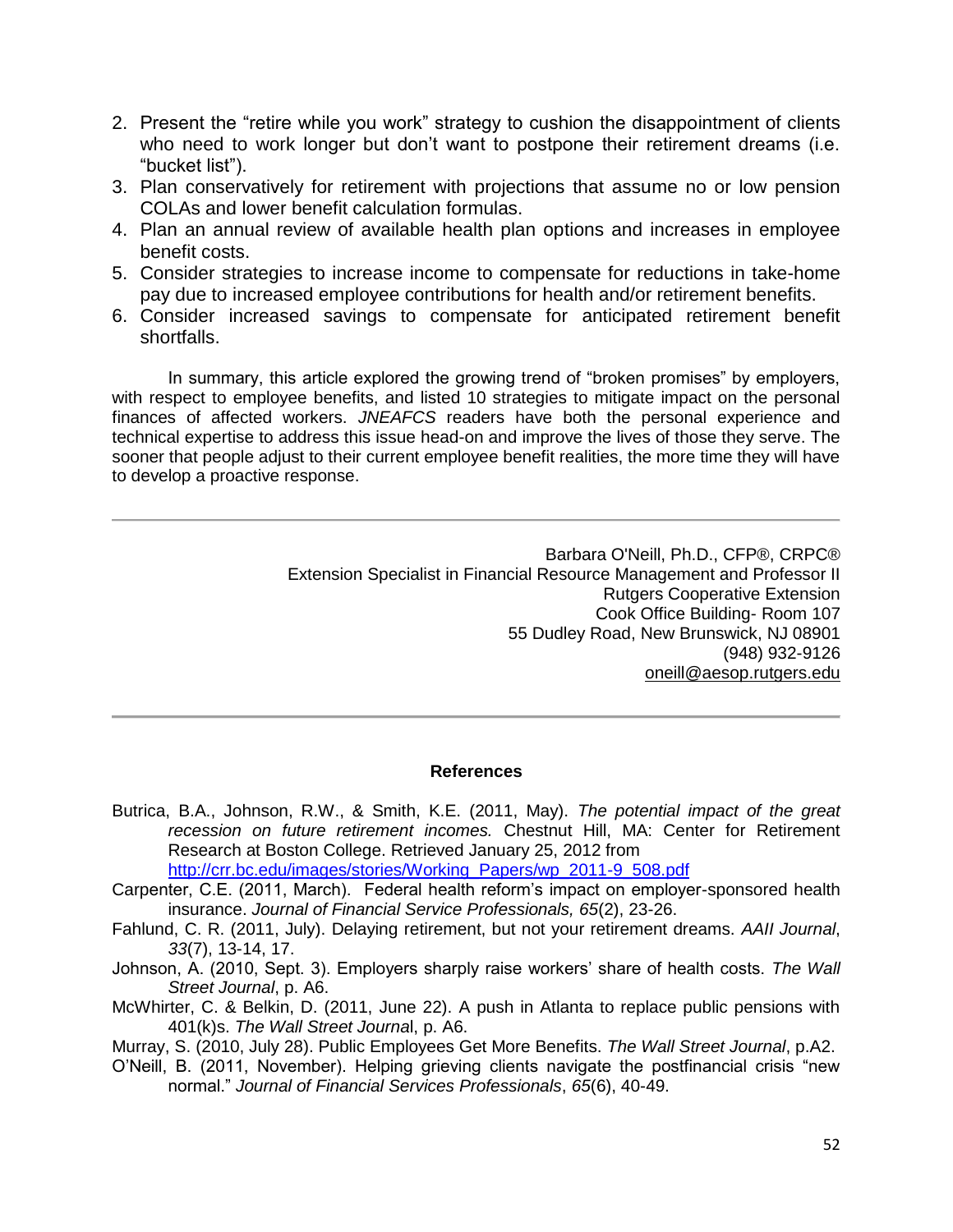2. Present the "retire while you work" strategy to cushion the disappointment of clients who need to work longer but don't want to postpone their retirement dreams (i.e. "bucket list").
3. Plan conservatively for retirement with projections that assume no or low pension COLAs and lower benefit calculation formulas.
4. Plan an annual review of available health plan options and increases in employee benefit costs.
5. Consider strategies to increase income to compensate for reductions in take-home pay due to increased employee contributions for health and/or retirement benefits.
6. Consider increased savings to compensate for anticipated retirement benefit shortfalls.

In summary, this article explored the growing trend of "broken promises" by employers, with respect to employee benefits, and listed 10 strategies to mitigate impact on the personal finances of affected workers. *JNEAFCS* readers have both the personal experience and technical expertise to address this issue head-on and improve the lives of those they serve. The sooner that people adjust to their current employee benefit realities, the more time they will have to develop a proactive response.

---

Barbara O'Neill, Ph.D., CFP®, CRPC®
Extension Specialist in Financial Resource Management and Professor II
Rutgers Cooperative Extension
Cook Office Building- Room 107
55 Dudley Road, New Brunswick, NJ 08901
(948) 932-9126
oneill@aesop.rutgers.edu

---

## References

Butrica, B.A., Johnson, R.W., & Smith, K.E. (2011, May). *The potential impact of the great recession on future retirement incomes.* Chestnut Hill, MA: Center for Retirement Research at Boston College. Retrieved January 25, 2012 from http://crr.bc.edu/images/stories/Working_Papers/wp_2011-9_508.pdf

Carpenter, C.E. (2011, March). Federal health reform's impact on employer-sponsored health insurance. *Journal of Financial Service Professionals, 65*(2), 23-26.

Fahlund, C. R. (2011, July). Delaying retirement, but not your retirement dreams. *AAII Journal*, *33*(7), 13-14, 17.

Johnson, A. (2010, Sept. 3). Employers sharply raise workers' share of health costs. *The Wall Street Journal*, p. A6.

McWhirter, C. & Belkin, D. (2011, June 22). A push in Atlanta to replace public pensions with 401(k)s. *The Wall Street Journa*l, p. A6.

Murray, S. (2010, July 28). Public Employees Get More Benefits. *The Wall Street Journal*, p.A2.

O'Neill, B. (2011, November). Helping grieving clients navigate the postfinancial crisis "new normal." *Journal of Financial Services Professionals*, *65*(6), 40-49.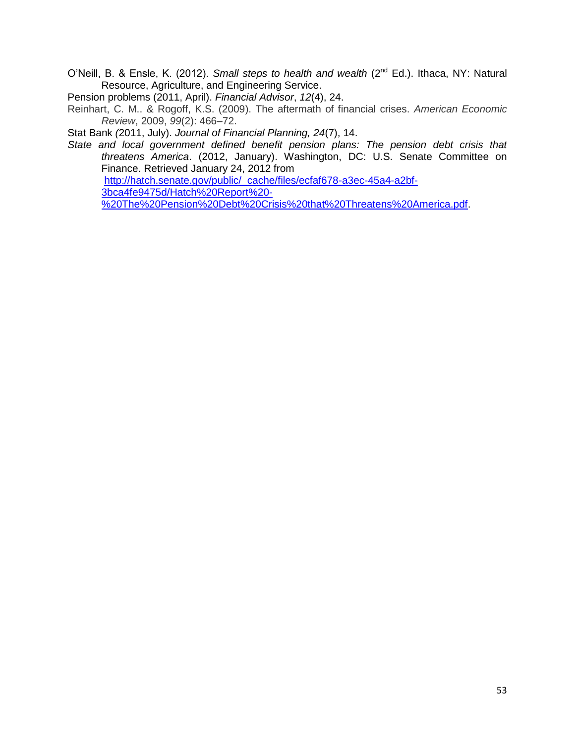O'Neill, B. & Ensle, K. (2012). *Small steps to health and wealth* (2nd Ed.). Ithaca, NY: Natural Resource, Agriculture, and Engineering Service.

Pension problems (2011, April). *Financial Advisor*, *12*(4), 24.

Reinhart, C. M.. & Rogoff, K.S. (2009). The aftermath of financial crises. *American Economic Review*, 2009, *99*(2): 466–72.

Stat Bank *(*2011, July). *Journal of Financial Planning, 24*(7), 14.

*State and local government defined benefit pension plans: The pension debt crisis that threatens America*. (2012, January). Washington, DC: U.S. Senate Committee on Finance. Retrieved January 24, 2012 from http://hatch.senate.gov/public/_cache/files/ecfaf678-a3ec-45a4-a2bf-3bca4fe9475d/Hatch%20Report%20-%20The%20Pension%20Debt%20Crisis%20that%20Threatens%20America.pdf.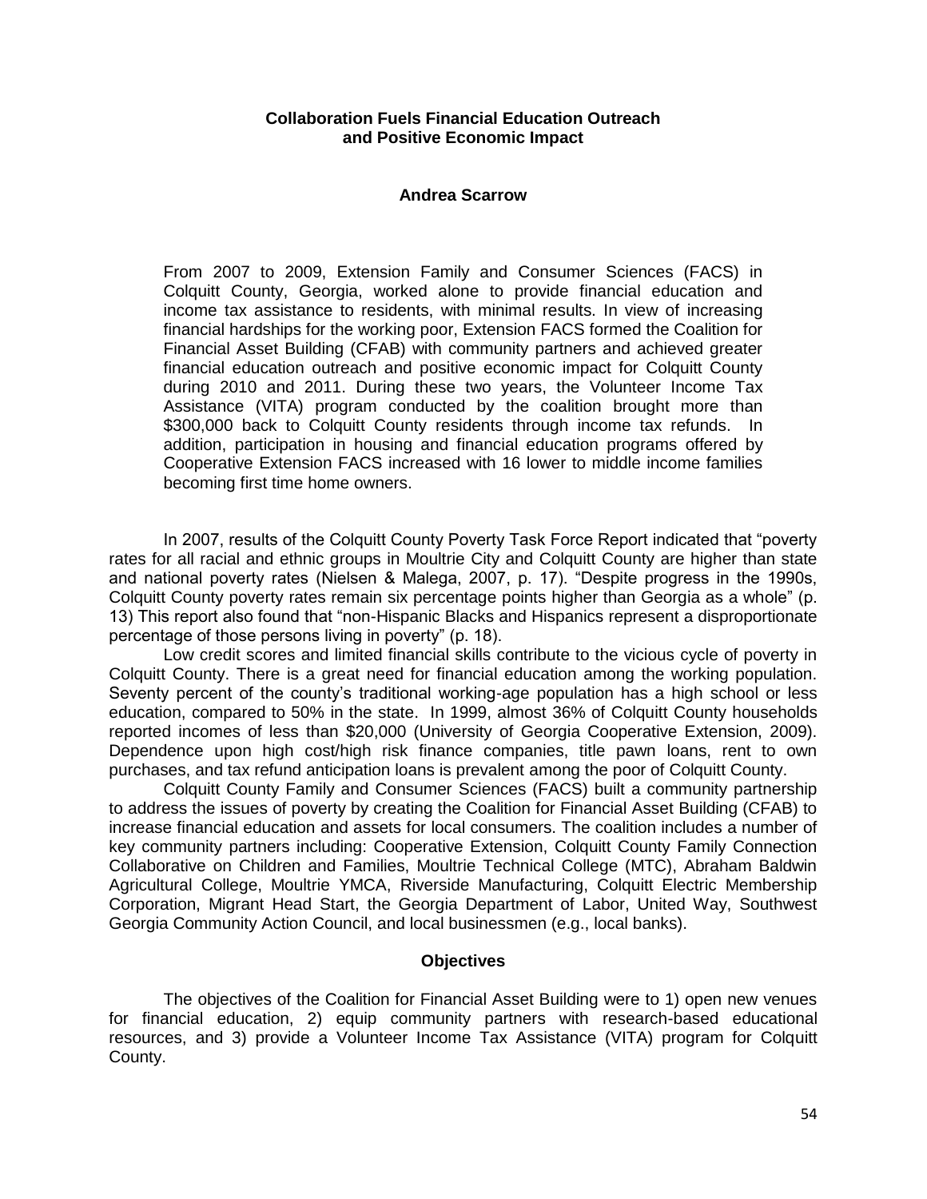# Collaboration Fuels Financial Education Outreach and Positive Economic Impact

**Andrea Scarrow**

> From 2007 to 2009, Extension Family and Consumer Sciences (FACS) in Colquitt County, Georgia, worked alone to provide financial education and income tax assistance to residents, with minimal results. In view of increasing financial hardships for the working poor, Extension FACS formed the Coalition for Financial Asset Building (CFAB) with community partners and achieved greater financial education outreach and positive economic impact for Colquitt County during 2010 and 2011. During these two years, the Volunteer Income Tax Assistance (VITA) program conducted by the coalition brought more than \$300,000 back to Colquitt County residents through income tax refunds. In addition, participation in housing and financial education programs offered by Cooperative Extension FACS increased with 16 lower to middle income families becoming first time home owners.

In 2007, results of the Colquitt County Poverty Task Force Report indicated that "poverty rates for all racial and ethnic groups in Moultrie City and Colquitt County are higher than state and national poverty rates (Nielsen & Malega, 2007, p. 17). "Despite progress in the 1990s, Colquitt County poverty rates remain six percentage points higher than Georgia as a whole" (p. 13) This report also found that "non-Hispanic Blacks and Hispanics represent a disproportionate percentage of those persons living in poverty" (p. 18).

Low credit scores and limited financial skills contribute to the vicious cycle of poverty in Colquitt County. There is a great need for financial education among the working population. Seventy percent of the county's traditional working-age population has a high school or less education, compared to 50% in the state. In 1999, almost 36% of Colquitt County households reported incomes of less than \$20,000 (University of Georgia Cooperative Extension, 2009). Dependence upon high cost/high risk finance companies, title pawn loans, rent to own purchases, and tax refund anticipation loans is prevalent among the poor of Colquitt County.

Colquitt County Family and Consumer Sciences (FACS) built a community partnership to address the issues of poverty by creating the Coalition for Financial Asset Building (CFAB) to increase financial education and assets for local consumers. The coalition includes a number of key community partners including: Cooperative Extension, Colquitt County Family Connection Collaborative on Children and Families, Moultrie Technical College (MTC), Abraham Baldwin Agricultural College, Moultrie YMCA, Riverside Manufacturing, Colquitt Electric Membership Corporation, Migrant Head Start, the Georgia Department of Labor, United Way, Southwest Georgia Community Action Council, and local businessmen (e.g., local banks).

## Objectives

The objectives of the Coalition for Financial Asset Building were to 1) open new venues for financial education, 2) equip community partners with research-based educational resources, and 3) provide a Volunteer Income Tax Assistance (VITA) program for Colquitt County.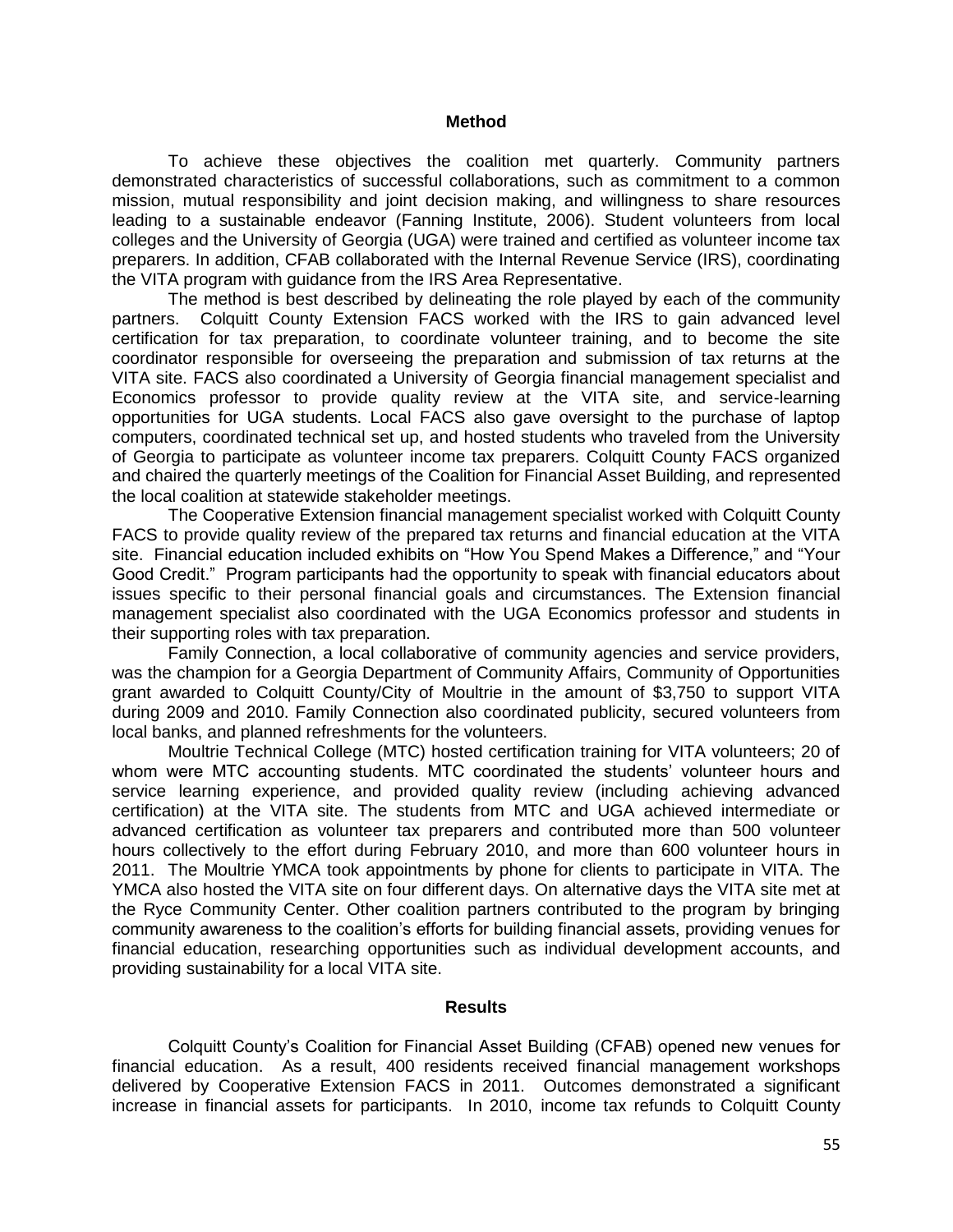## Method

To achieve these objectives the coalition met quarterly. Community partners demonstrated characteristics of successful collaborations, such as commitment to a common mission, mutual responsibility and joint decision making, and willingness to share resources leading to a sustainable endeavor (Fanning Institute, 2006). Student volunteers from local colleges and the University of Georgia (UGA) were trained and certified as volunteer income tax preparers. In addition, CFAB collaborated with the Internal Revenue Service (IRS), coordinating the VITA program with guidance from the IRS Area Representative.

The method is best described by delineating the role played by each of the community partners. Colquitt County Extension FACS worked with the IRS to gain advanced level certification for tax preparation, to coordinate volunteer training, and to become the site coordinator responsible for overseeing the preparation and submission of tax returns at the VITA site. FACS also coordinated a University of Georgia financial management specialist and Economics professor to provide quality review at the VITA site, and service-learning opportunities for UGA students. Local FACS also gave oversight to the purchase of laptop computers, coordinated technical set up, and hosted students who traveled from the University of Georgia to participate as volunteer income tax preparers. Colquitt County FACS organized and chaired the quarterly meetings of the Coalition for Financial Asset Building, and represented the local coalition at statewide stakeholder meetings.

The Cooperative Extension financial management specialist worked with Colquitt County FACS to provide quality review of the prepared tax returns and financial education at the VITA site. Financial education included exhibits on “How You Spend Makes a Difference,” and “Your Good Credit.” Program participants had the opportunity to speak with financial educators about issues specific to their personal financial goals and circumstances. The Extension financial management specialist also coordinated with the UGA Economics professor and students in their supporting roles with tax preparation.

Family Connection, a local collaborative of community agencies and service providers, was the champion for a Georgia Department of Community Affairs, Community of Opportunities grant awarded to Colquitt County/City of Moultrie in the amount of $3,750 to support VITA during 2009 and 2010. Family Connection also coordinated publicity, secured volunteers from local banks, and planned refreshments for the volunteers.

Moultrie Technical College (MTC) hosted certification training for VITA volunteers; 20 of whom were MTC accounting students. MTC coordinated the students’ volunteer hours and service learning experience, and provided quality review (including achieving advanced certification) at the VITA site. The students from MTC and UGA achieved intermediate or advanced certification as volunteer tax preparers and contributed more than 500 volunteer hours collectively to the effort during February 2010, and more than 600 volunteer hours in 2011. The Moultrie YMCA took appointments by phone for clients to participate in VITA. The YMCA also hosted the VITA site on four different days. On alternative days the VITA site met at the Ryce Community Center. Other coalition partners contributed to the program by bringing community awareness to the coalition’s efforts for building financial assets, providing venues for financial education, researching opportunities such as individual development accounts, and providing sustainability for a local VITA site.

## Results

Colquitt County’s Coalition for Financial Asset Building (CFAB) opened new venues for financial education. As a result, 400 residents received financial management workshops delivered by Cooperative Extension FACS in 2011. Outcomes demonstrated a significant increase in financial assets for participants. In 2010, income tax refunds to Colquitt County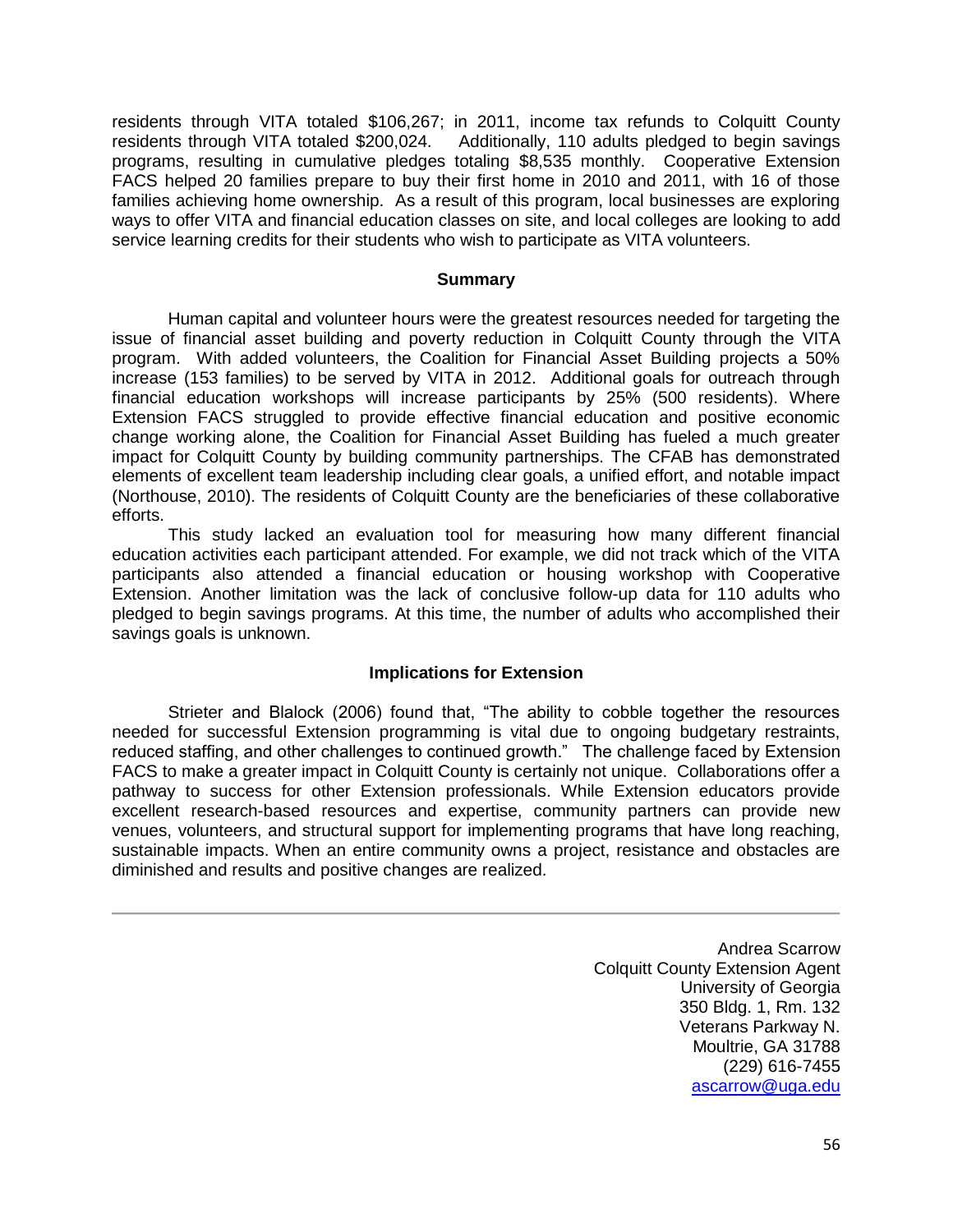residents through VITA totaled $106,267; in 2011, income tax refunds to Colquitt County residents through VITA totaled $200,024. Additionally, 110 adults pledged to begin savings programs, resulting in cumulative pledges totaling $8,535 monthly. Cooperative Extension FACS helped 20 families prepare to buy their first home in 2010 and 2011, with 16 of those families achieving home ownership. As a result of this program, local businesses are exploring ways to offer VITA and financial education classes on site, and local colleges are looking to add service learning credits for their students who wish to participate as VITA volunteers.

## Summary

Human capital and volunteer hours were the greatest resources needed for targeting the issue of financial asset building and poverty reduction in Colquitt County through the VITA program. With added volunteers, the Coalition for Financial Asset Building projects a 50% increase (153 families) to be served by VITA in 2012. Additional goals for outreach through financial education workshops will increase participants by 25% (500 residents). Where Extension FACS struggled to provide effective financial education and positive economic change working alone, the Coalition for Financial Asset Building has fueled a much greater impact for Colquitt County by building community partnerships. The CFAB has demonstrated elements of excellent team leadership including clear goals, a unified effort, and notable impact (Northouse, 2010). The residents of Colquitt County are the beneficiaries of these collaborative efforts.

This study lacked an evaluation tool for measuring how many different financial education activities each participant attended. For example, we did not track which of the VITA participants also attended a financial education or housing workshop with Cooperative Extension. Another limitation was the lack of conclusive follow-up data for 110 adults who pledged to begin savings programs. At this time, the number of adults who accomplished their savings goals is unknown.

## Implications for Extension

Strieter and Blalock (2006) found that, "The ability to cobble together the resources needed for successful Extension programming is vital due to ongoing budgetary restraints, reduced staffing, and other challenges to continued growth." The challenge faced by Extension FACS to make a greater impact in Colquitt County is certainly not unique. Collaborations offer a pathway to success for other Extension professionals. While Extension educators provide excellent research-based resources and expertise, community partners can provide new venues, volunteers, and structural support for implementing programs that have long reaching, sustainable impacts. When an entire community owns a project, resistance and obstacles are diminished and results and positive changes are realized.

---

Andrea Scarrow
Colquitt County Extension Agent
University of Georgia
350 Bldg. 1, Rm. 132
Veterans Parkway N.
Moultrie, GA 31788
(229) 616-7455
ascarrow@uga.edu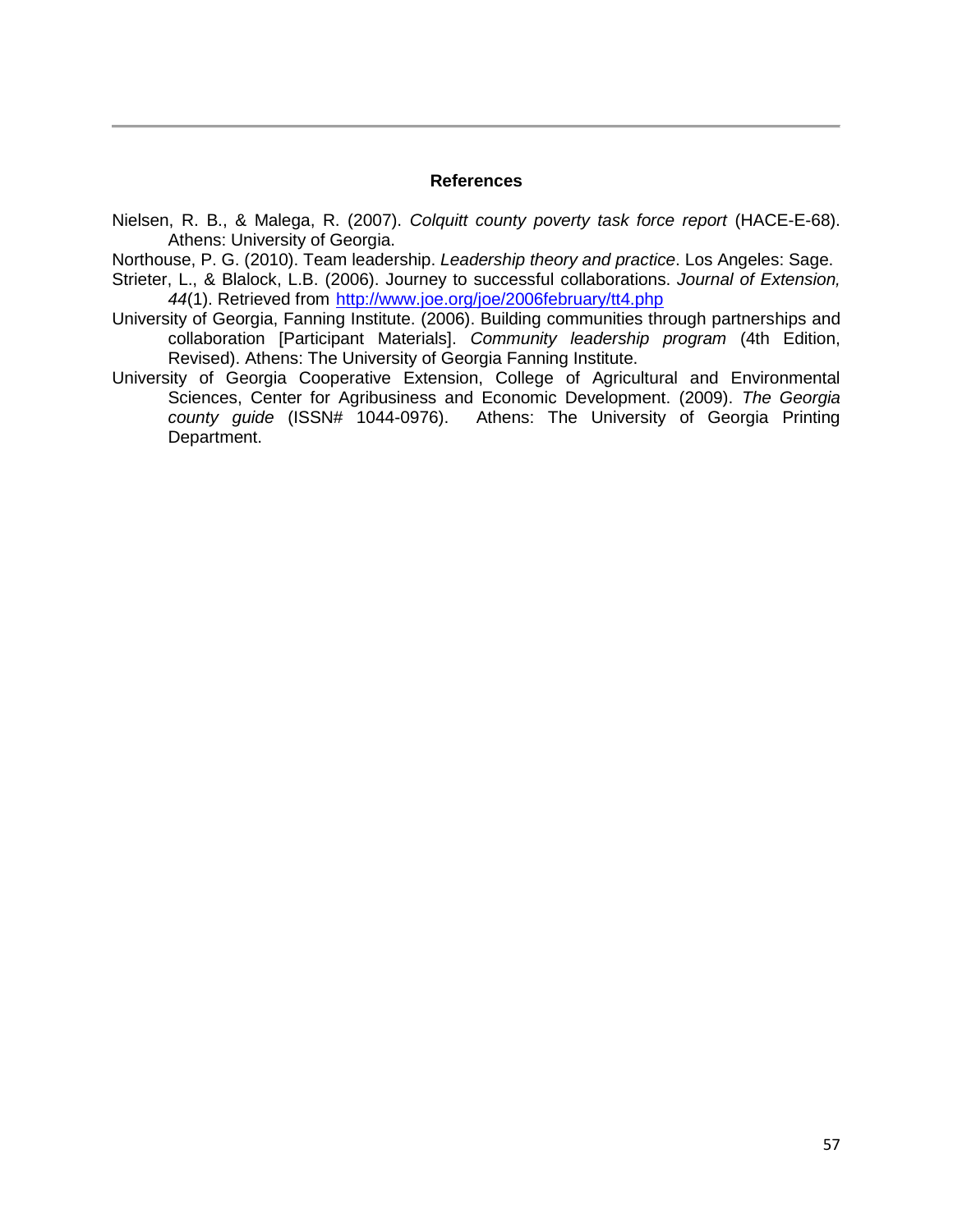## References

Nielsen, R. B., & Malega, R. (2007). *Colquitt county poverty task force report* (HACE-E-68). Athens: University of Georgia.

Northouse, P. G. (2010). Team leadership. *Leadership theory and practice*. Los Angeles: Sage.

Strieter, L., & Blalock, L.B. (2006). Journey to successful collaborations. *Journal of Extension, 44*(1). Retrieved from http://www.joe.org/joe/2006february/tt4.php

University of Georgia, Fanning Institute. (2006). Building communities through partnerships and collaboration [Participant Materials]. *Community leadership program* (4th Edition, Revised). Athens: The University of Georgia Fanning Institute.

University of Georgia Cooperative Extension, College of Agricultural and Environmental Sciences, Center for Agribusiness and Economic Development. (2009). *The Georgia county guide* (ISSN# 1044-0976). Athens: The University of Georgia Printing Department.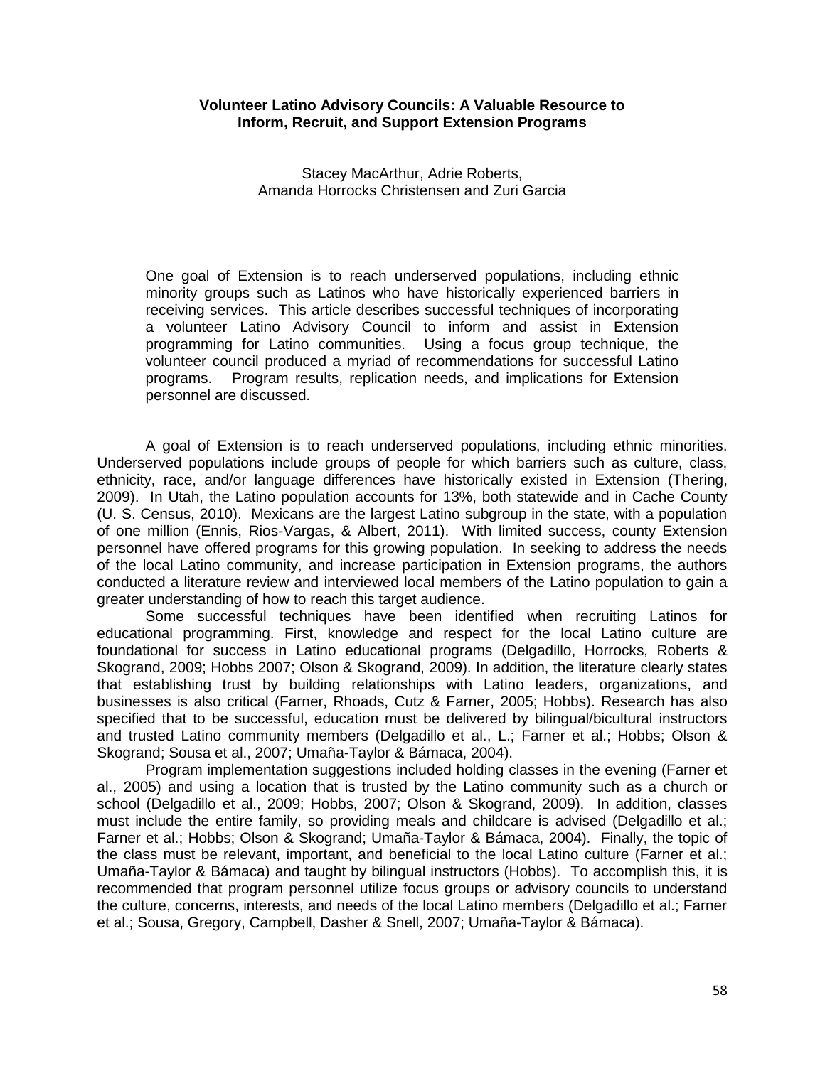**Volunteer Latino Advisory Councils: A Valuable Resource to Inform, Recruit, and Support Extension Programs**

Stacey MacArthur, Adrie Roberts,
Amanda Horrocks Christensen and Zuri Garcia

> One goal of Extension is to reach underserved populations, including ethnic minority groups such as Latinos who have historically experienced barriers in receiving services. This article describes successful techniques of incorporating a volunteer Latino Advisory Council to inform and assist in Extension programming for Latino communities. Using a focus group technique, the volunteer council produced a myriad of recommendations for successful Latino programs. Program results, replication needs, and implications for Extension personnel are discussed.

A goal of Extension is to reach underserved populations, including ethnic minorities. Underserved populations include groups of people for which barriers such as culture, class, ethnicity, race, and/or language differences have historically existed in Extension (Thering, 2009). In Utah, the Latino population accounts for 13%, both statewide and in Cache County (U. S. Census, 2010). Mexicans are the largest Latino subgroup in the state, with a population of one million (Ennis, Rios-Vargas, & Albert, 2011). With limited success, county Extension personnel have offered programs for this growing population. In seeking to address the needs of the local Latino community, and increase participation in Extension programs, the authors conducted a literature review and interviewed local members of the Latino population to gain a greater understanding of how to reach this target audience.

Some successful techniques have been identified when recruiting Latinos for educational programming. First, knowledge and respect for the local Latino culture are foundational for success in Latino educational programs (Delgadillo, Horrocks, Roberts & Skogrand, 2009; Hobbs 2007; Olson & Skogrand, 2009). In addition, the literature clearly states that establishing trust by building relationships with Latino leaders, organizations, and businesses is also critical (Farner, Rhoads, Cutz & Farner, 2005; Hobbs). Research has also specified that to be successful, education must be delivered by bilingual/bicultural instructors and trusted Latino community members (Delgadillo et al., L.; Farner et al.; Hobbs; Olson & Skogrand; Sousa et al., 2007; Umaña-Taylor & Bámaca, 2004).

Program implementation suggestions included holding classes in the evening (Farner et al., 2005) and using a location that is trusted by the Latino community such as a church or school (Delgadillo et al., 2009; Hobbs, 2007; Olson & Skogrand, 2009). In addition, classes must include the entire family, so providing meals and childcare is advised (Delgadillo et al.; Farner et al.; Hobbs; Olson & Skogrand; Umaña-Taylor & Bámaca, 2004). Finally, the topic of the class must be relevant, important, and beneficial to the local Latino culture (Farner et al.; Umaña-Taylor & Bámaca) and taught by bilingual instructors (Hobbs). To accomplish this, it is recommended that program personnel utilize focus groups or advisory councils to understand the culture, concerns, interests, and needs of the local Latino members (Delgadillo et al.; Farner et al.; Sousa, Gregory, Campbell, Dasher & Snell, 2007; Umaña-Taylor & Bámaca).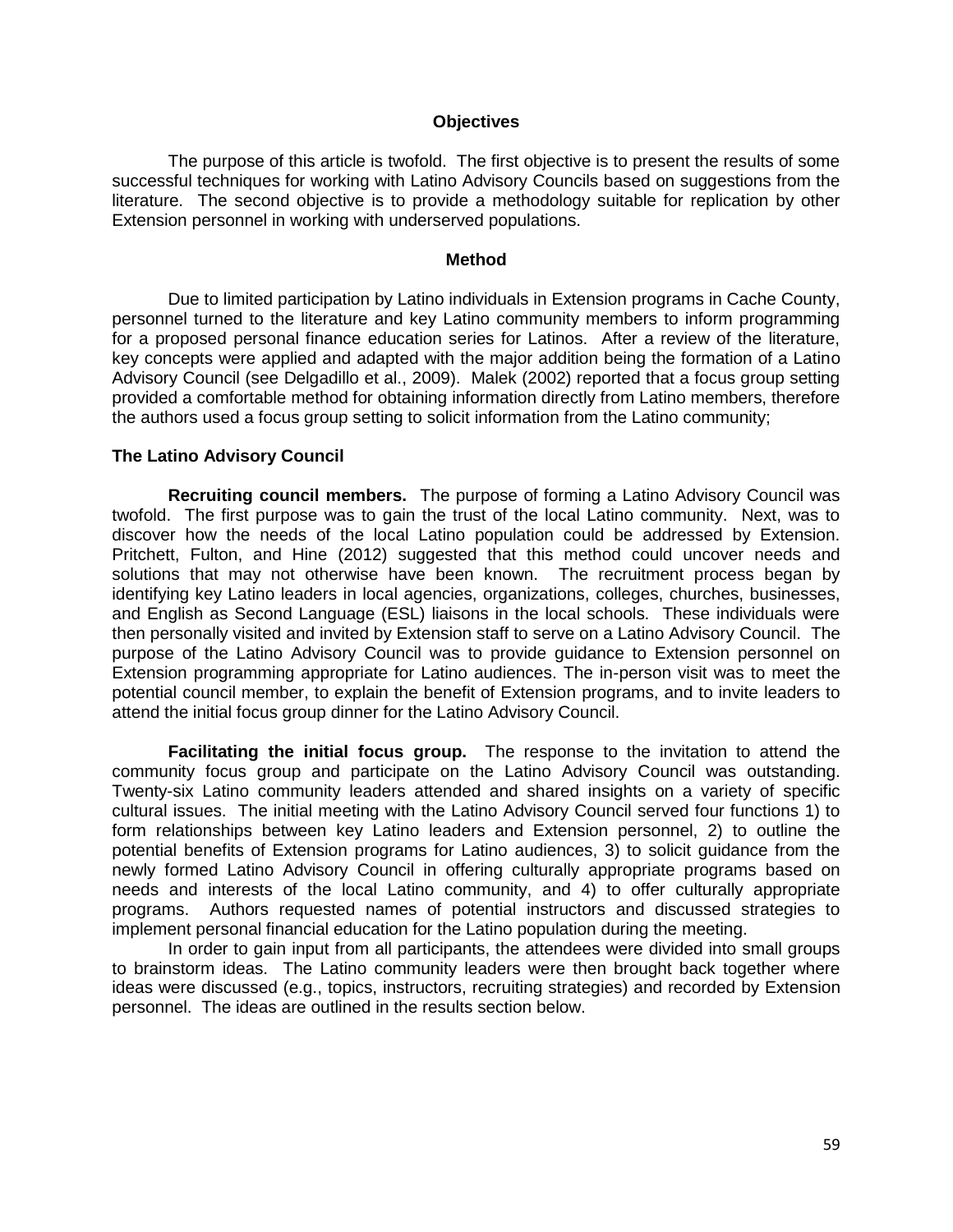## Objectives

The purpose of this article is twofold. The first objective is to present the results of some successful techniques for working with Latino Advisory Councils based on suggestions from the literature. The second objective is to provide a methodology suitable for replication by other Extension personnel in working with underserved populations.

## Method

Due to limited participation by Latino individuals in Extension programs in Cache County, personnel turned to the literature and key Latino community members to inform programming for a proposed personal finance education series for Latinos. After a review of the literature, key concepts were applied and adapted with the major addition being the formation of a Latino Advisory Council (see Delgadillo et al., 2009). Malek (2002) reported that a focus group setting provided a comfortable method for obtaining information directly from Latino members, therefore the authors used a focus group setting to solicit information from the Latino community;

### The Latino Advisory Council

**Recruiting council members.** The purpose of forming a Latino Advisory Council was twofold. The first purpose was to gain the trust of the local Latino community. Next, was to discover how the needs of the local Latino population could be addressed by Extension. Pritchett, Fulton, and Hine (2012) suggested that this method could uncover needs and solutions that may not otherwise have been known. The recruitment process began by identifying key Latino leaders in local agencies, organizations, colleges, churches, businesses, and English as Second Language (ESL) liaisons in the local schools. These individuals were then personally visited and invited by Extension staff to serve on a Latino Advisory Council. The purpose of the Latino Advisory Council was to provide guidance to Extension personnel on Extension programming appropriate for Latino audiences. The in-person visit was to meet the potential council member, to explain the benefit of Extension programs, and to invite leaders to attend the initial focus group dinner for the Latino Advisory Council.

**Facilitating the initial focus group.** The response to the invitation to attend the community focus group and participate on the Latino Advisory Council was outstanding. Twenty-six Latino community leaders attended and shared insights on a variety of specific cultural issues. The initial meeting with the Latino Advisory Council served four functions 1) to form relationships between key Latino leaders and Extension personnel, 2) to outline the potential benefits of Extension programs for Latino audiences, 3) to solicit guidance from the newly formed Latino Advisory Council in offering culturally appropriate programs based on needs and interests of the local Latino community, and 4) to offer culturally appropriate programs. Authors requested names of potential instructors and discussed strategies to implement personal financial education for the Latino population during the meeting.

In order to gain input from all participants, the attendees were divided into small groups to brainstorm ideas. The Latino community leaders were then brought back together where ideas were discussed (e.g., topics, instructors, recruiting strategies) and recorded by Extension personnel. The ideas are outlined in the results section below.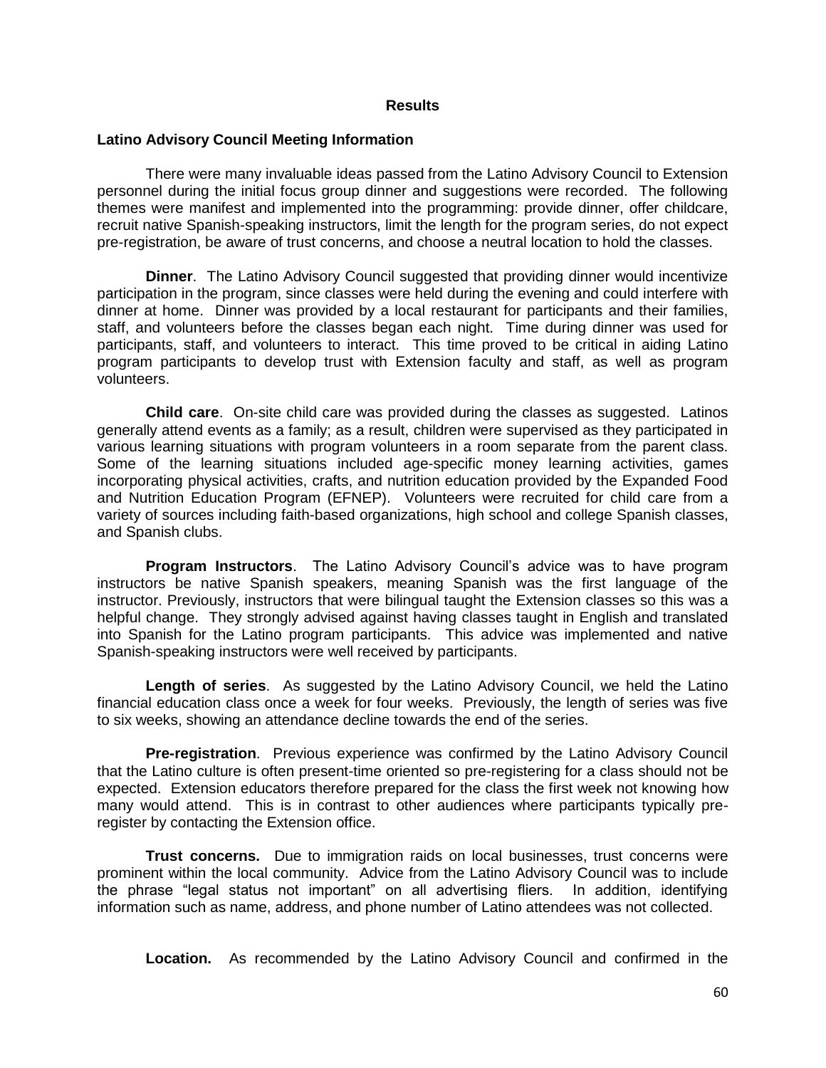## Results

### Latino Advisory Council Meeting Information

There were many invaluable ideas passed from the Latino Advisory Council to Extension personnel during the initial focus group dinner and suggestions were recorded. The following themes were manifest and implemented into the programming: provide dinner, offer childcare, recruit native Spanish-speaking instructors, limit the length for the program series, do not expect pre-registration, be aware of trust concerns, and choose a neutral location to hold the classes.

**Dinner**. The Latino Advisory Council suggested that providing dinner would incentivize participation in the program, since classes were held during the evening and could interfere with dinner at home. Dinner was provided by a local restaurant for participants and their families, staff, and volunteers before the classes began each night. Time during dinner was used for participants, staff, and volunteers to interact. This time proved to be critical in aiding Latino program participants to develop trust with Extension faculty and staff, as well as program volunteers.

**Child care**. On-site child care was provided during the classes as suggested. Latinos generally attend events as a family; as a result, children were supervised as they participated in various learning situations with program volunteers in a room separate from the parent class. Some of the learning situations included age-specific money learning activities, games incorporating physical activities, crafts, and nutrition education provided by the Expanded Food and Nutrition Education Program (EFNEP). Volunteers were recruited for child care from a variety of sources including faith-based organizations, high school and college Spanish classes, and Spanish clubs.

**Program Instructors**. The Latino Advisory Council's advice was to have program instructors be native Spanish speakers, meaning Spanish was the first language of the instructor. Previously, instructors that were bilingual taught the Extension classes so this was a helpful change. They strongly advised against having classes taught in English and translated into Spanish for the Latino program participants. This advice was implemented and native Spanish-speaking instructors were well received by participants.

**Length of series**. As suggested by the Latino Advisory Council, we held the Latino financial education class once a week for four weeks. Previously, the length of series was five to six weeks, showing an attendance decline towards the end of the series.

**Pre-registration**. Previous experience was confirmed by the Latino Advisory Council that the Latino culture is often present-time oriented so pre-registering for a class should not be expected. Extension educators therefore prepared for the class the first week not knowing how many would attend. This is in contrast to other audiences where participants typically pre-register by contacting the Extension office.

**Trust concerns.** Due to immigration raids on local businesses, trust concerns were prominent within the local community. Advice from the Latino Advisory Council was to include the phrase "legal status not important" on all advertising fliers. In addition, identifying information such as name, address, and phone number of Latino attendees was not collected.

**Location.** As recommended by the Latino Advisory Council and confirmed in the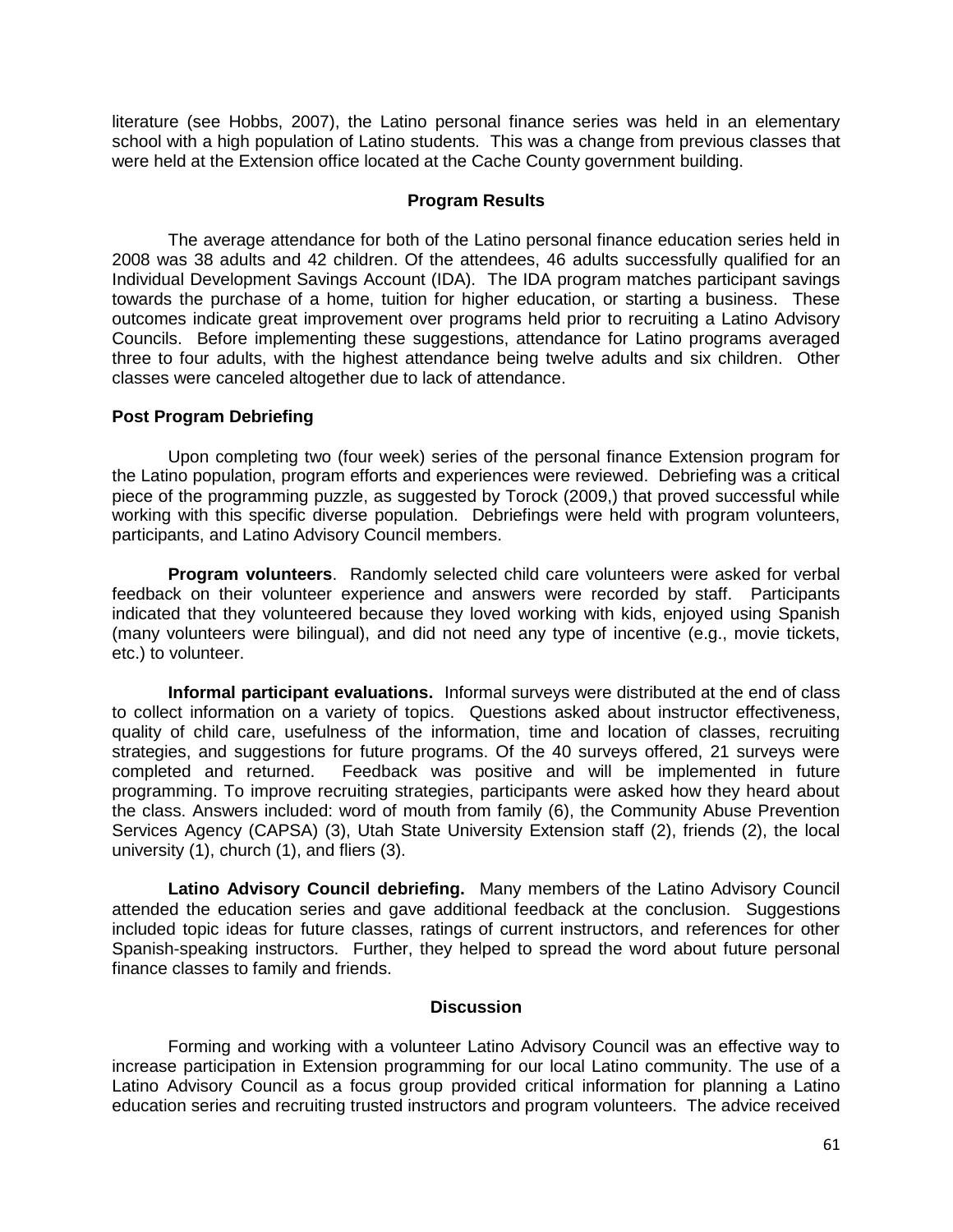literature (see Hobbs, 2007), the Latino personal finance series was held in an elementary school with a high population of Latino students. This was a change from previous classes that were held at the Extension office located at the Cache County government building.

## Program Results

The average attendance for both of the Latino personal finance education series held in 2008 was 38 adults and 42 children. Of the attendees, 46 adults successfully qualified for an Individual Development Savings Account (IDA). The IDA program matches participant savings towards the purchase of a home, tuition for higher education, or starting a business. These outcomes indicate great improvement over programs held prior to recruiting a Latino Advisory Councils. Before implementing these suggestions, attendance for Latino programs averaged three to four adults, with the highest attendance being twelve adults and six children. Other classes were canceled altogether due to lack of attendance.

### Post Program Debriefing

Upon completing two (four week) series of the personal finance Extension program for the Latino population, program efforts and experiences were reviewed. Debriefing was a critical piece of the programming puzzle, as suggested by Torock (2009,) that proved successful while working with this specific diverse population. Debriefings were held with program volunteers, participants, and Latino Advisory Council members.

**Program volunteers**. Randomly selected child care volunteers were asked for verbal feedback on their volunteer experience and answers were recorded by staff. Participants indicated that they volunteered because they loved working with kids, enjoyed using Spanish (many volunteers were bilingual), and did not need any type of incentive (e.g., movie tickets, etc.) to volunteer.

**Informal participant evaluations.** Informal surveys were distributed at the end of class to collect information on a variety of topics. Questions asked about instructor effectiveness, quality of child care, usefulness of the information, time and location of classes, recruiting strategies, and suggestions for future programs. Of the 40 surveys offered, 21 surveys were completed and returned. Feedback was positive and will be implemented in future programming. To improve recruiting strategies, participants were asked how they heard about the class. Answers included: word of mouth from family (6), the Community Abuse Prevention Services Agency (CAPSA) (3), Utah State University Extension staff (2), friends (2), the local university (1), church (1), and fliers (3).

**Latino Advisory Council debriefing.** Many members of the Latino Advisory Council attended the education series and gave additional feedback at the conclusion. Suggestions included topic ideas for future classes, ratings of current instructors, and references for other Spanish-speaking instructors. Further, they helped to spread the word about future personal finance classes to family and friends.

## Discussion

Forming and working with a volunteer Latino Advisory Council was an effective way to increase participation in Extension programming for our local Latino community. The use of a Latino Advisory Council as a focus group provided critical information for planning a Latino education series and recruiting trusted instructors and program volunteers. The advice received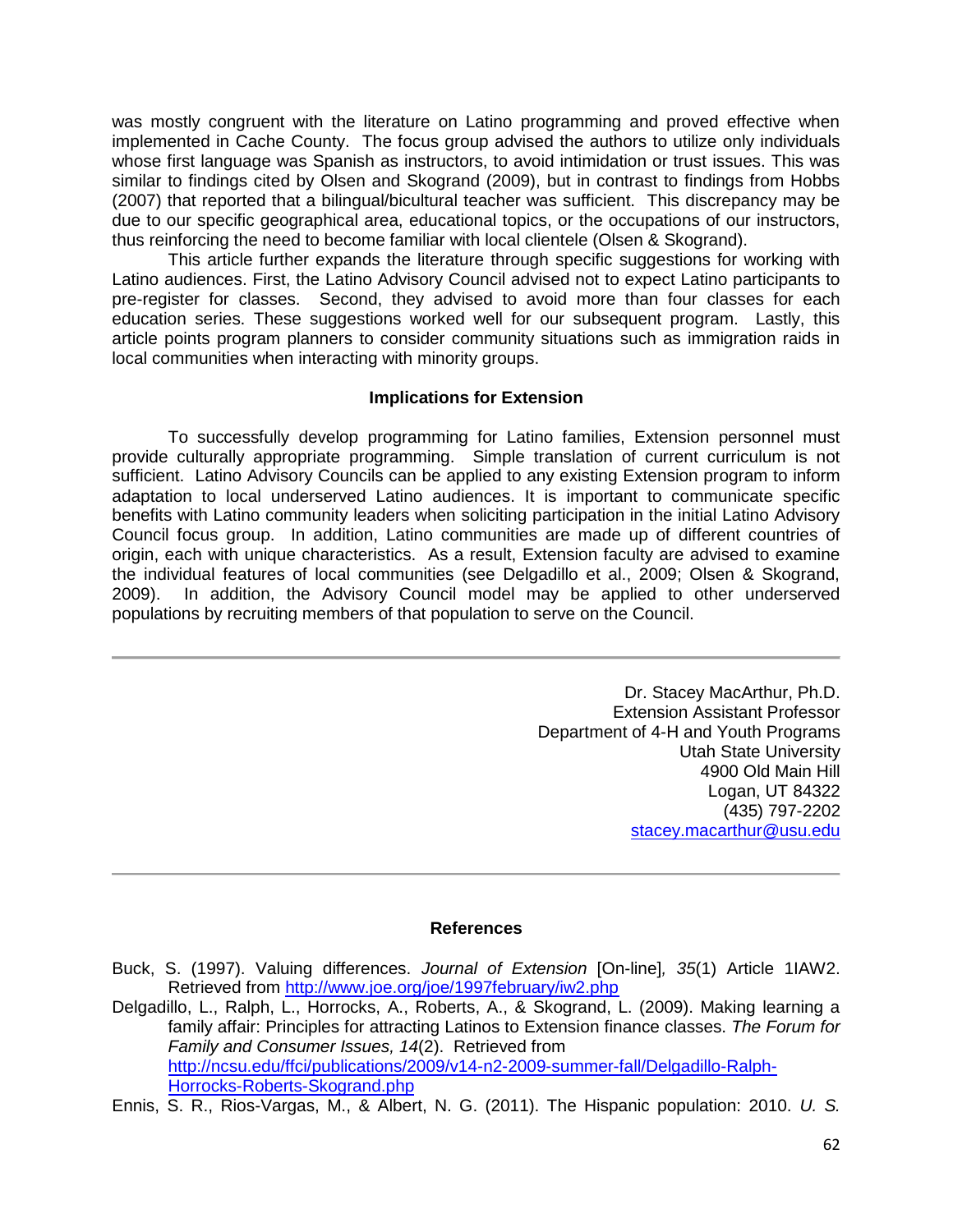was mostly congruent with the literature on Latino programming and proved effective when implemented in Cache County. The focus group advised the authors to utilize only individuals whose first language was Spanish as instructors, to avoid intimidation or trust issues. This was similar to findings cited by Olsen and Skogrand (2009), but in contrast to findings from Hobbs (2007) that reported that a bilingual/bicultural teacher was sufficient. This discrepancy may be due to our specific geographical area, educational topics, or the occupations of our instructors, thus reinforcing the need to become familiar with local clientele (Olsen & Skogrand).

This article further expands the literature through specific suggestions for working with Latino audiences. First, the Latino Advisory Council advised not to expect Latino participants to pre-register for classes. Second, they advised to avoid more than four classes for each education series. These suggestions worked well for our subsequent program. Lastly, this article points program planners to consider community situations such as immigration raids in local communities when interacting with minority groups.

## Implications for Extension

To successfully develop programming for Latino families, Extension personnel must provide culturally appropriate programming. Simple translation of current curriculum is not sufficient. Latino Advisory Councils can be applied to any existing Extension program to inform adaptation to local underserved Latino audiences. It is important to communicate specific benefits with Latino community leaders when soliciting participation in the initial Latino Advisory Council focus group. In addition, Latino communities are made up of different countries of origin, each with unique characteristics. As a result, Extension faculty are advised to examine the individual features of local communities (see Delgadillo et al., 2009; Olsen & Skogrand, 2009). In addition, the Advisory Council model may be applied to other underserved populations by recruiting members of that population to serve on the Council.

---

Dr. Stacey MacArthur, Ph.D.
Extension Assistant Professor
Department of 4-H and Youth Programs
Utah State University
4900 Old Main Hill
Logan, UT 84322
(435) 797-2202
stacey.macarthur@usu.edu

---

## References

Buck, S. (1997). Valuing differences. *Journal of Extension* [On-line], *35*(1) Article 1IAW2. Retrieved from http://www.joe.org/joe/1997february/iw2.php

Delgadillo, L., Ralph, L., Horrocks, A., Roberts, A., & Skogrand, L. (2009). Making learning a family affair: Principles for attracting Latinos to Extension finance classes. *The Forum for Family and Consumer Issues, 14*(2). Retrieved from http://ncsu.edu/ffci/publications/2009/v14-n2-2009-summer-fall/Delgadillo-Ralph-Horrocks-Roberts-Skogrand.php

Ennis, S. R., Rios-Vargas, M., & Albert, N. G. (2011). The Hispanic population: 2010. *U. S.*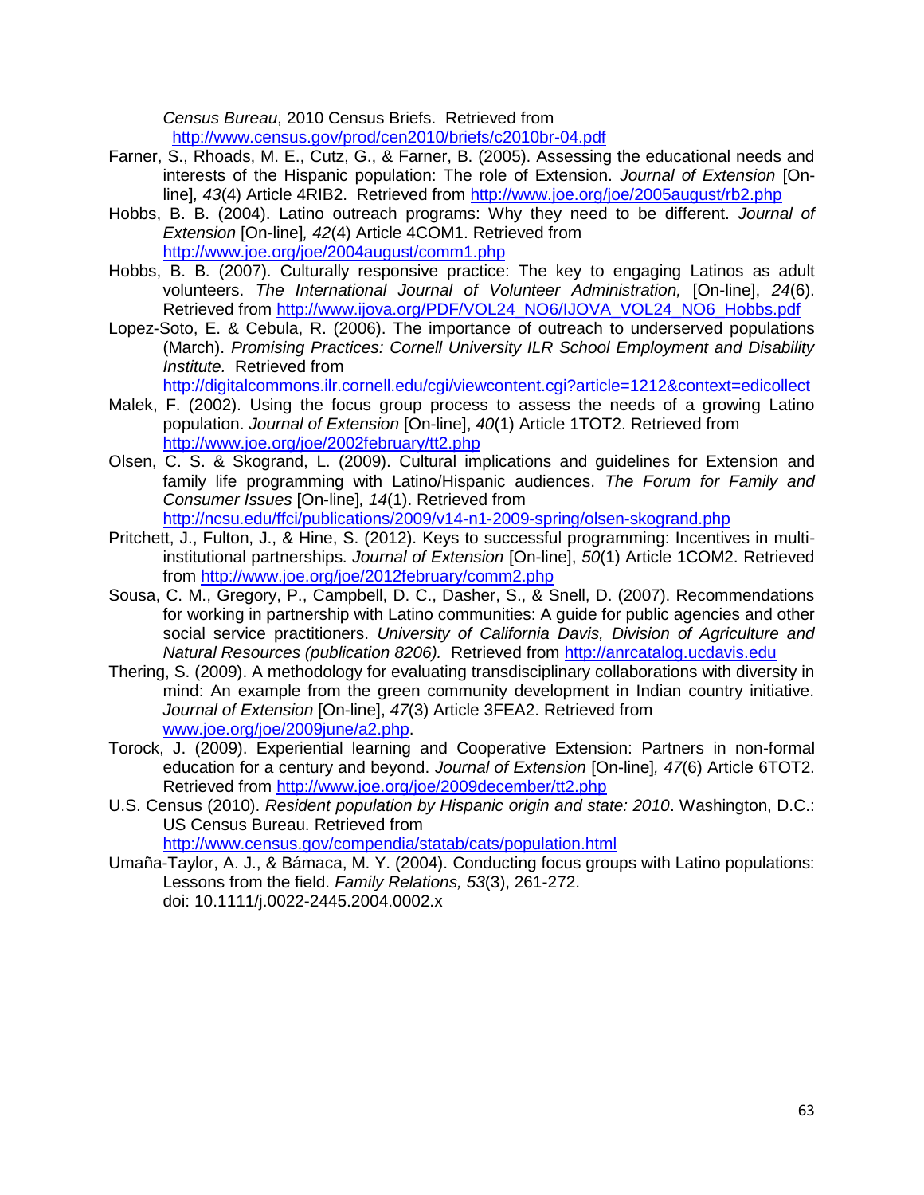*Census Bureau*, 2010 Census Briefs. Retrieved from http://www.census.gov/prod/cen2010/briefs/c2010br-04.pdf

Farner, S., Rhoads, M. E., Cutz, G., & Farner, B. (2005). Assessing the educational needs and interests of the Hispanic population: The role of Extension. *Journal of Extension* [On-line]*, 43*(4) Article 4RIB2. Retrieved from http://www.joe.org/joe/2005august/rb2.php

Hobbs, B. B. (2004). Latino outreach programs: Why they need to be different. *Journal of Extension* [On-line]*, 42*(4) Article 4COM1. Retrieved from http://www.joe.org/joe/2004august/comm1.php

Hobbs, B. B. (2007). Culturally responsive practice: The key to engaging Latinos as adult volunteers. *The International Journal of Volunteer Administration,* [On-line], *24*(6). Retrieved from http://www.ijova.org/PDF/VOL24_NO6/IJOVA_VOL24_NO6_Hobbs.pdf

Lopez-Soto, E. & Cebula, R. (2006). The importance of outreach to underserved populations (March). *Promising Practices: Cornell University ILR School Employment and Disability Institute.* Retrieved from http://digitalcommons.ilr.cornell.edu/cgi/viewcontent.cgi?article=1212&context=edicollect

Malek, F. (2002). Using the focus group process to assess the needs of a growing Latino population. *Journal of Extension* [On-line], *40*(1) Article 1TOT2. Retrieved from http://www.joe.org/joe/2002february/tt2.php

Olsen, C. S. & Skogrand, L. (2009). Cultural implications and guidelines for Extension and family life programming with Latino/Hispanic audiences. *The Forum for Family and Consumer Issues* [On-line]*, 14*(1). Retrieved from http://ncsu.edu/ffci/publications/2009/v14-n1-2009-spring/olsen-skogrand.php

Pritchett, J., Fulton, J., & Hine, S. (2012). Keys to successful programming: Incentives in multi-institutional partnerships. *Journal of Extension* [On-line], *50*(1) Article 1COM2. Retrieved from http://www.joe.org/joe/2012february/comm2.php

Sousa, C. M., Gregory, P., Campbell, D. C., Dasher, S., & Snell, D. (2007). Recommendations for working in partnership with Latino communities: A guide for public agencies and other social service practitioners. *University of California Davis, Division of Agriculture and Natural Resources (publication 8206).* Retrieved from http://anrcatalog.ucdavis.edu

Thering, S. (2009). A methodology for evaluating transdisciplinary collaborations with diversity in mind: An example from the green community development in Indian country initiative. *Journal of Extension* [On-line], *47*(3) Article 3FEA2. Retrieved from www.joe.org/joe/2009june/a2.php.

Torock, J. (2009). Experiential learning and Cooperative Extension: Partners in non-formal education for a century and beyond. *Journal of Extension* [On-line]*, 47*(6) Article 6TOT2. Retrieved from http://www.joe.org/joe/2009december/tt2.php

U.S. Census (2010). *Resident population by Hispanic origin and state: 2010*. Washington, D.C.: US Census Bureau. Retrieved from http://www.census.gov/compendia/statab/cats/population.html

Umaña-Taylor, A. J., & Bámaca, M. Y. (2004). Conducting focus groups with Latino populations: Lessons from the field. *Family Relations, 53*(3), 261-272. doi: 10.1111/j.0022-2445.2004.0002.x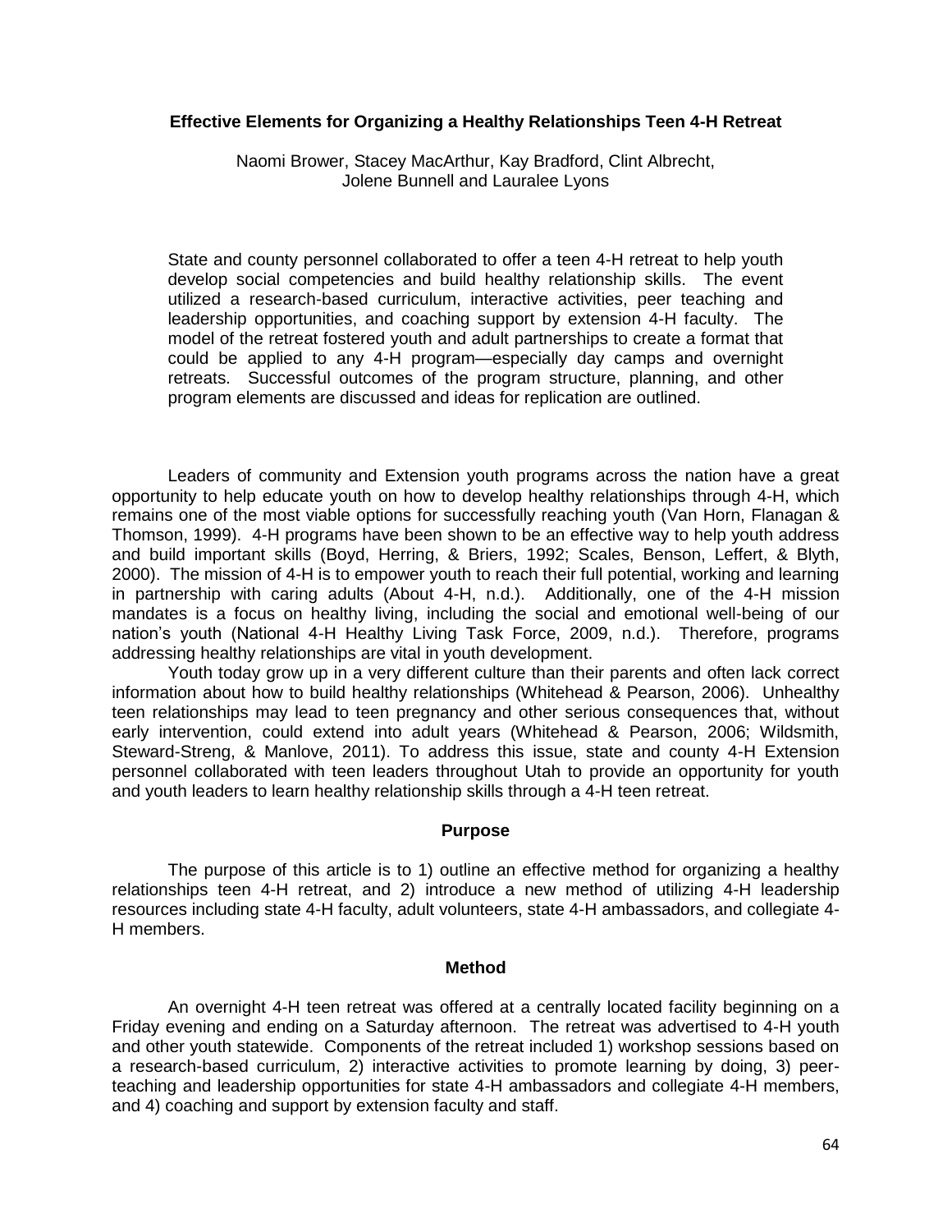# Effective Elements for Organizing a Healthy Relationships Teen 4-H Retreat

Naomi Brower, Stacey MacArthur, Kay Bradford, Clint Albrecht, Jolene Bunnell and Lauralee Lyons

State and county personnel collaborated to offer a teen 4-H retreat to help youth develop social competencies and build healthy relationship skills. The event utilized a research-based curriculum, interactive activities, peer teaching and leadership opportunities, and coaching support by extension 4-H faculty. The model of the retreat fostered youth and adult partnerships to create a format that could be applied to any 4-H program—especially day camps and overnight retreats. Successful outcomes of the program structure, planning, and other program elements are discussed and ideas for replication are outlined.

Leaders of community and Extension youth programs across the nation have a great opportunity to help educate youth on how to develop healthy relationships through 4-H, which remains one of the most viable options for successfully reaching youth (Van Horn, Flanagan & Thomson, 1999). 4-H programs have been shown to be an effective way to help youth address and build important skills (Boyd, Herring, & Briers, 1992; Scales, Benson, Leffert, & Blyth, 2000). The mission of 4-H is to empower youth to reach their full potential, working and learning in partnership with caring adults (About 4-H, n.d.). Additionally, one of the 4-H mission mandates is a focus on healthy living, including the social and emotional well-being of our nation's youth (National 4-H Healthy Living Task Force, 2009, n.d.). Therefore, programs addressing healthy relationships are vital in youth development.

Youth today grow up in a very different culture than their parents and often lack correct information about how to build healthy relationships (Whitehead & Pearson, 2006). Unhealthy teen relationships may lead to teen pregnancy and other serious consequences that, without early intervention, could extend into adult years (Whitehead & Pearson, 2006; Wildsmith, Steward-Streng, & Manlove, 2011). To address this issue, state and county 4-H Extension personnel collaborated with teen leaders throughout Utah to provide an opportunity for youth and youth leaders to learn healthy relationship skills through a 4-H teen retreat.

## Purpose

The purpose of this article is to 1) outline an effective method for organizing a healthy relationships teen 4-H retreat, and 2) introduce a new method of utilizing 4-H leadership resources including state 4-H faculty, adult volunteers, state 4-H ambassadors, and collegiate 4-H members.

## Method

An overnight 4-H teen retreat was offered at a centrally located facility beginning on a Friday evening and ending on a Saturday afternoon. The retreat was advertised to 4-H youth and other youth statewide. Components of the retreat included 1) workshop sessions based on a research-based curriculum, 2) interactive activities to promote learning by doing, 3) peer-teaching and leadership opportunities for state 4-H ambassadors and collegiate 4-H members, and 4) coaching and support by extension faculty and staff.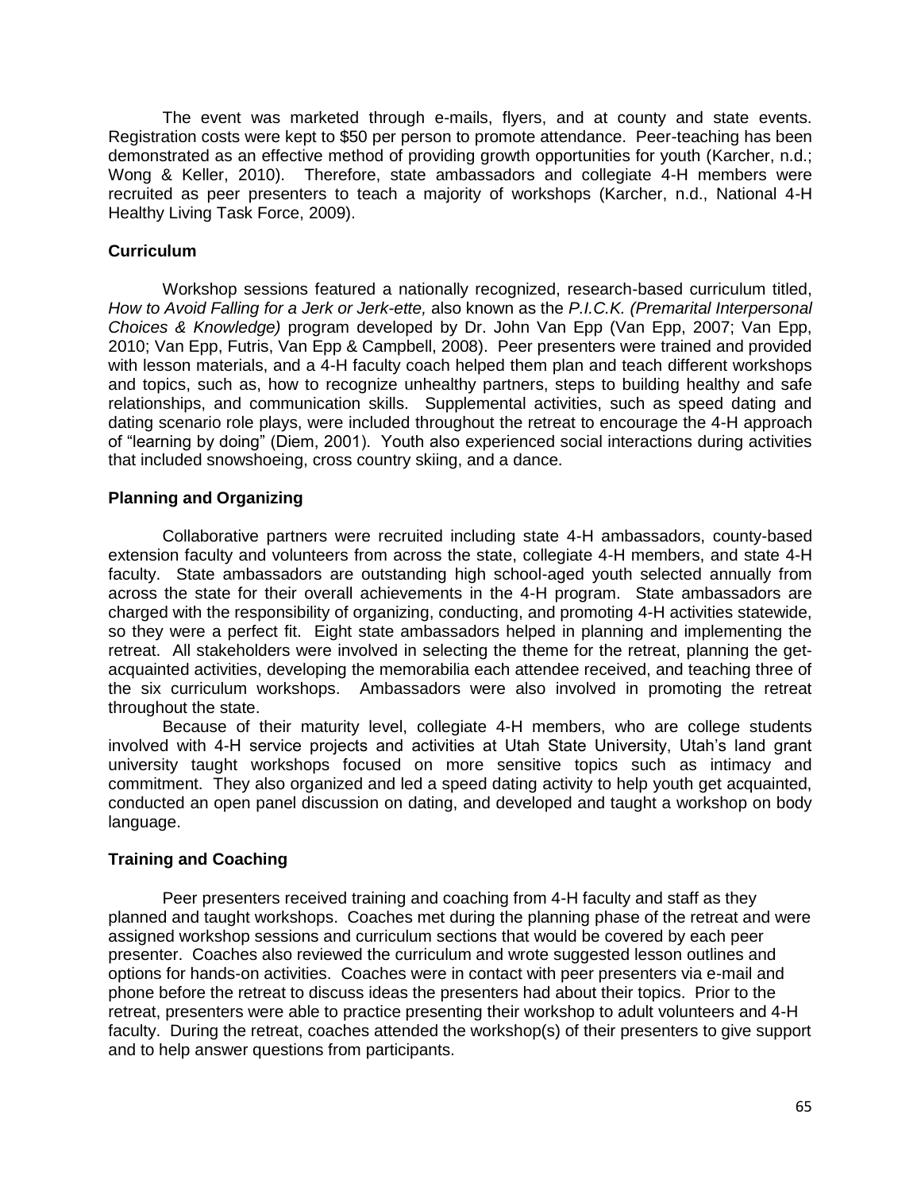The event was marketed through e-mails, flyers, and at county and state events. Registration costs were kept to $50 per person to promote attendance. Peer-teaching has been demonstrated as an effective method of providing growth opportunities for youth (Karcher, n.d.; Wong & Keller, 2010). Therefore, state ambassadors and collegiate 4-H members were recruited as peer presenters to teach a majority of workshops (Karcher, n.d., National 4-H Healthy Living Task Force, 2009).

### Curriculum

Workshop sessions featured a nationally recognized, research-based curriculum titled, *How to Avoid Falling for a Jerk or Jerk-ette,* also known as the *P.I.C.K. (Premarital Interpersonal Choices & Knowledge)* program developed by Dr. John Van Epp (Van Epp, 2007; Van Epp, 2010; Van Epp, Futris, Van Epp & Campbell, 2008). Peer presenters were trained and provided with lesson materials, and a 4-H faculty coach helped them plan and teach different workshops and topics, such as, how to recognize unhealthy partners, steps to building healthy and safe relationships, and communication skills. Supplemental activities, such as speed dating and dating scenario role plays, were included throughout the retreat to encourage the 4-H approach of "learning by doing" (Diem, 2001). Youth also experienced social interactions during activities that included snowshoeing, cross country skiing, and a dance.

### Planning and Organizing

Collaborative partners were recruited including state 4-H ambassadors, county-based extension faculty and volunteers from across the state, collegiate 4-H members, and state 4-H faculty. State ambassadors are outstanding high school-aged youth selected annually from across the state for their overall achievements in the 4-H program. State ambassadors are charged with the responsibility of organizing, conducting, and promoting 4-H activities statewide, so they were a perfect fit. Eight state ambassadors helped in planning and implementing the retreat. All stakeholders were involved in selecting the theme for the retreat, planning the get-acquainted activities, developing the memorabilia each attendee received, and teaching three of the six curriculum workshops. Ambassadors were also involved in promoting the retreat throughout the state.

Because of their maturity level, collegiate 4-H members, who are college students involved with 4-H service projects and activities at Utah State University, Utah's land grant university taught workshops focused on more sensitive topics such as intimacy and commitment. They also organized and led a speed dating activity to help youth get acquainted, conducted an open panel discussion on dating, and developed and taught a workshop on body language.

### Training and Coaching

Peer presenters received training and coaching from 4-H faculty and staff as they planned and taught workshops. Coaches met during the planning phase of the retreat and were assigned workshop sessions and curriculum sections that would be covered by each peer presenter. Coaches also reviewed the curriculum and wrote suggested lesson outlines and options for hands-on activities. Coaches were in contact with peer presenters via e-mail and phone before the retreat to discuss ideas the presenters had about their topics. Prior to the retreat, presenters were able to practice presenting their workshop to adult volunteers and 4-H faculty. During the retreat, coaches attended the workshop(s) of their presenters to give support and to help answer questions from participants.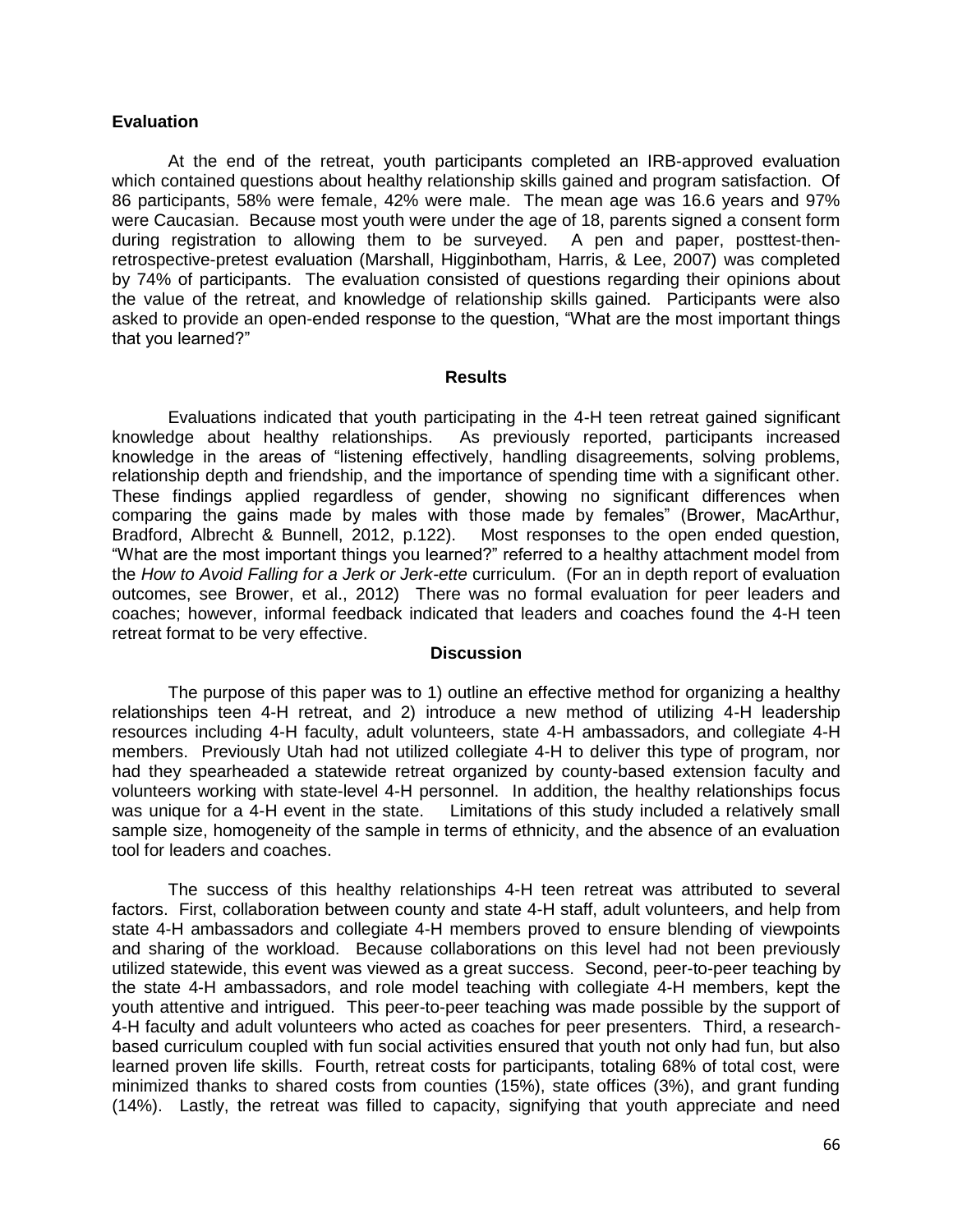## Evaluation

At the end of the retreat, youth participants completed an IRB-approved evaluation which contained questions about healthy relationship skills gained and program satisfaction. Of 86 participants, 58% were female, 42% were male. The mean age was 16.6 years and 97% were Caucasian. Because most youth were under the age of 18, parents signed a consent form during registration to allowing them to be surveyed. A pen and paper, posttest-then-retrospective-pretest evaluation (Marshall, Higginbotham, Harris, & Lee, 2007) was completed by 74% of participants. The evaluation consisted of questions regarding their opinions about the value of the retreat, and knowledge of relationship skills gained. Participants were also asked to provide an open-ended response to the question, "What are the most important things that you learned?"

## Results

Evaluations indicated that youth participating in the 4-H teen retreat gained significant knowledge about healthy relationships. As previously reported, participants increased knowledge in the areas of "listening effectively, handling disagreements, solving problems, relationship depth and friendship, and the importance of spending time with a significant other. These findings applied regardless of gender, showing no significant differences when comparing the gains made by males with those made by females" (Brower, MacArthur, Bradford, Albrecht & Bunnell, 2012, p.122). Most responses to the open ended question, "What are the most important things you learned?" referred to a healthy attachment model from the *How to Avoid Falling for a Jerk or Jerk-ette* curriculum. (For an in depth report of evaluation outcomes, see Brower, et al., 2012) There was no formal evaluation for peer leaders and coaches; however, informal feedback indicated that leaders and coaches found the 4-H teen retreat format to be very effective.

## Discussion

The purpose of this paper was to 1) outline an effective method for organizing a healthy relationships teen 4-H retreat, and 2) introduce a new method of utilizing 4-H leadership resources including 4-H faculty, adult volunteers, state 4-H ambassadors, and collegiate 4-H members. Previously Utah had not utilized collegiate 4-H to deliver this type of program, nor had they spearheaded a statewide retreat organized by county-based extension faculty and volunteers working with state-level 4-H personnel. In addition, the healthy relationships focus was unique for a 4-H event in the state. Limitations of this study included a relatively small sample size, homogeneity of the sample in terms of ethnicity, and the absence of an evaluation tool for leaders and coaches.

The success of this healthy relationships 4-H teen retreat was attributed to several factors. First, collaboration between county and state 4-H staff, adult volunteers, and help from state 4-H ambassadors and collegiate 4-H members proved to ensure blending of viewpoints and sharing of the workload. Because collaborations on this level had not been previously utilized statewide, this event was viewed as a great success. Second, peer-to-peer teaching by the state 4-H ambassadors, and role model teaching with collegiate 4-H members, kept the youth attentive and intrigued. This peer-to-peer teaching was made possible by the support of 4-H faculty and adult volunteers who acted as coaches for peer presenters. Third, a research-based curriculum coupled with fun social activities ensured that youth not only had fun, but also learned proven life skills. Fourth, retreat costs for participants, totaling 68% of total cost, were minimized thanks to shared costs from counties (15%), state offices (3%), and grant funding (14%). Lastly, the retreat was filled to capacity, signifying that youth appreciate and need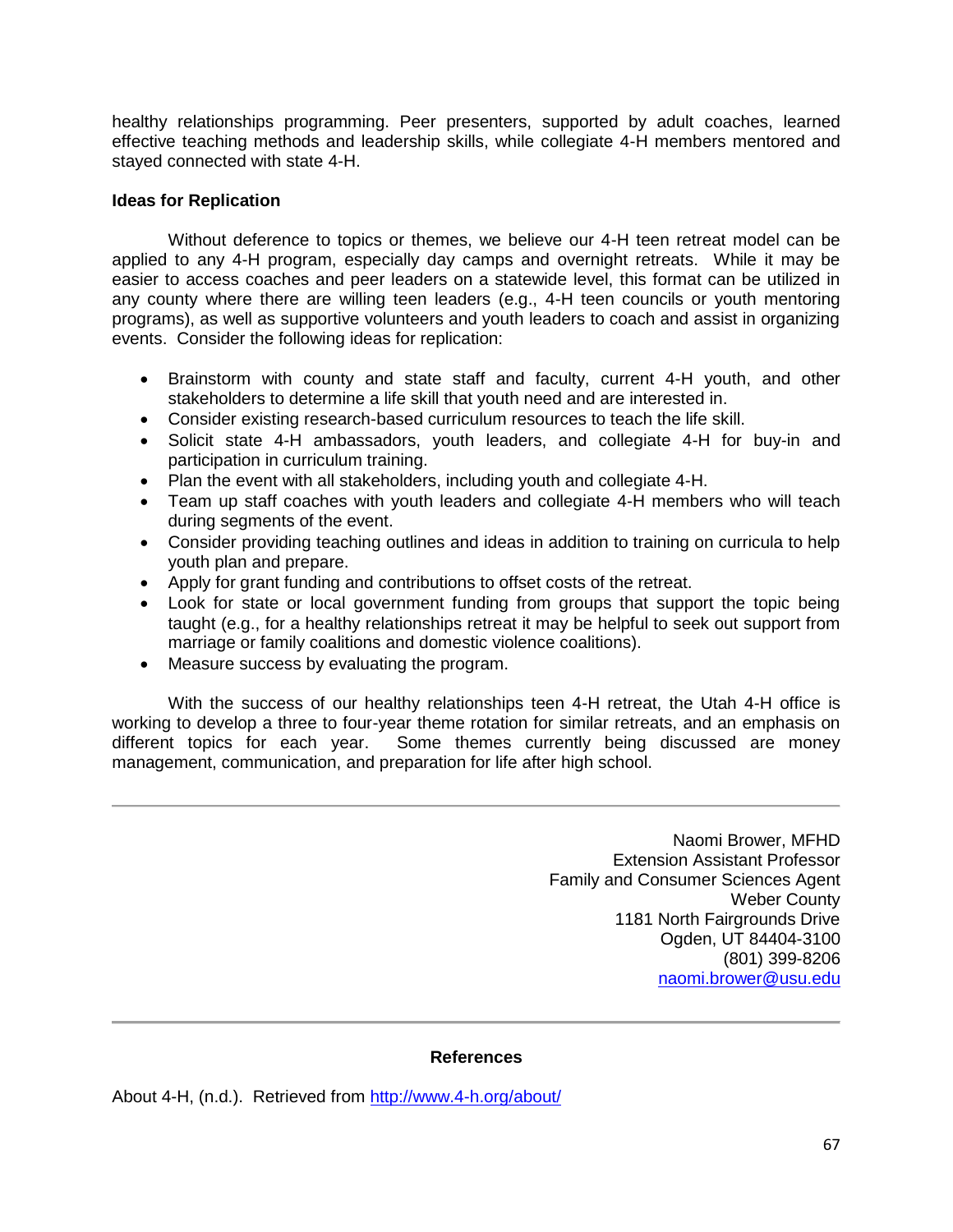healthy relationships programming. Peer presenters, supported by adult coaches, learned effective teaching methods and leadership skills, while collegiate 4-H members mentored and stayed connected with state 4-H.

**Ideas for Replication**

Without deference to topics or themes, we believe our 4-H teen retreat model can be applied to any 4-H program, especially day camps and overnight retreats. While it may be easier to access coaches and peer leaders on a statewide level, this format can be utilized in any county where there are willing teen leaders (e.g., 4-H teen councils or youth mentoring programs), as well as supportive volunteers and youth leaders to coach and assist in organizing events. Consider the following ideas for replication:

- Brainstorm with county and state staff and faculty, current 4-H youth, and other stakeholders to determine a life skill that youth need and are interested in.
- Consider existing research-based curriculum resources to teach the life skill.
- Solicit state 4-H ambassadors, youth leaders, and collegiate 4-H for buy-in and participation in curriculum training.
- Plan the event with all stakeholders, including youth and collegiate 4-H.
- Team up staff coaches with youth leaders and collegiate 4-H members who will teach during segments of the event.
- Consider providing teaching outlines and ideas in addition to training on curricula to help youth plan and prepare.
- Apply for grant funding and contributions to offset costs of the retreat.
- Look for state or local government funding from groups that support the topic being taught (e.g., for a healthy relationships retreat it may be helpful to seek out support from marriage or family coalitions and domestic violence coalitions).
- Measure success by evaluating the program.

With the success of our healthy relationships teen 4-H retreat, the Utah 4-H office is working to develop a three to four-year theme rotation for similar retreats, and an emphasis on different topics for each year. Some themes currently being discussed are money management, communication, and preparation for life after high school.

---

Naomi Brower, MFHD
Extension Assistant Professor
Family and Consumer Sciences Agent
Weber County
1181 North Fairgrounds Drive
Ogden, UT 84404-3100
(801) 399-8206
naomi.brower@usu.edu

---

**References**

About 4-H, (n.d.). Retrieved from http://www.4-h.org/about/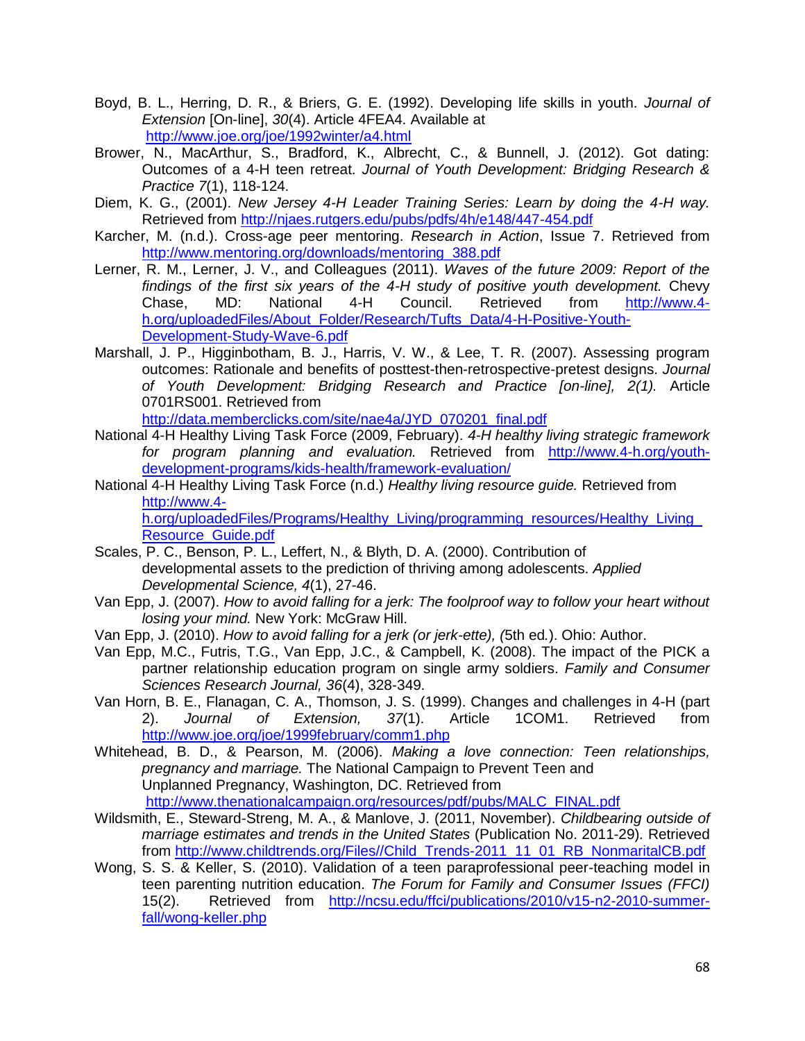Boyd, B. L., Herring, D. R., & Briers, G. E. (1992). Developing life skills in youth. *Journal of Extension* [On-line], *30*(4). Article 4FEA4. Available at http://www.joe.org/joe/1992winter/a4.html

Brower, N., MacArthur, S., Bradford, K., Albrecht, C., & Bunnell, J. (2012). Got dating: Outcomes of a 4-H teen retreat. *Journal of Youth Development: Bridging Research & Practice 7*(1), 118-124.

Diem, K. G., (2001). *New Jersey 4-H Leader Training Series: Learn by doing the 4-H way.* Retrieved from http://njaes.rutgers.edu/pubs/pdfs/4h/e148/447-454.pdf

Karcher, M. (n.d.). Cross-age peer mentoring. *Research in Action*, Issue 7. Retrieved from http://www.mentoring.org/downloads/mentoring_388.pdf

Lerner, R. M., Lerner, J. V., and Colleagues (2011). *Waves of the future 2009: Report of the findings of the first six years of the 4-H study of positive youth development.* Chevy Chase, MD: National 4-H Council. Retrieved from http://www.4-h.org/uploadedFiles/About_Folder/Research/Tufts_Data/4-H-Positive-Youth-Development-Study-Wave-6.pdf

Marshall, J. P., Higginbotham, B. J., Harris, V. W., & Lee, T. R. (2007). Assessing program outcomes: Rationale and benefits of posttest-then-retrospective-pretest designs. *Journal of Youth Development: Bridging Research and Practice [on-line], 2(1).* Article 0701RS001. Retrieved from http://data.memberclicks.com/site/nae4a/JYD_070201_final.pdf

National 4-H Healthy Living Task Force (2009, February). *4-H healthy living strategic framework for program planning and evaluation.* Retrieved from http://www.4-h.org/youth-development-programs/kids-health/framework-evaluation/

National 4-H Healthy Living Task Force (n.d.) *Healthy living resource guide.* Retrieved from http://www.4-h.org/uploadedFiles/Programs/Healthy_Living/programming_resources/Healthy_Living_Resource_Guide.pdf

Scales, P. C., Benson, P. L., Leffert, N., & Blyth, D. A. (2000). Contribution of developmental assets to the prediction of thriving among adolescents. *Applied Developmental Science, 4*(1), 27-46.

Van Epp, J. (2007). *How to avoid falling for a jerk: The foolproof way to follow your heart without losing your mind.* New York: McGraw Hill.

Van Epp, J. (2010). *How to avoid falling for a jerk (or jerk-ette), (*5th ed.). Ohio: Author.

Van Epp, M.C., Futris, T.G., Van Epp, J.C., & Campbell, K. (2008). The impact of the PICK a partner relationship education program on single army soldiers. *Family and Consumer Sciences Research Journal, 36*(4), 328-349.

Van Horn, B. E., Flanagan, C. A., Thomson, J. S. (1999). Changes and challenges in 4-H (part 2). *Journal of Extension, 37*(1). Article 1COM1. Retrieved from http://www.joe.org/joe/1999february/comm1.php

Whitehead, B. D., & Pearson, M. (2006). *Making a love connection: Teen relationships, pregnancy and marriage.* The National Campaign to Prevent Teen and Unplanned Pregnancy, Washington, DC. Retrieved from http://www.thenationalcampaign.org/resources/pdf/pubs/MALC_FINAL.pdf

Wildsmith, E., Steward-Streng, M. A., & Manlove, J. (2011, November). *Childbearing outside of marriage estimates and trends in the United States* (Publication No. 2011-29)*.* Retrieved from http://www.childtrends.org/Files//Child_Trends-2011_11_01_RB_NonmaritalCB.pdf

Wong, S. S. & Keller, S. (2010). Validation of a teen paraprofessional peer-teaching model in teen parenting nutrition education. *The Forum for Family and Consumer Issues (FFCI)* 15(2). Retrieved from http://ncsu.edu/ffci/publications/2010/v15-n2-2010-summer-fall/wong-keller.php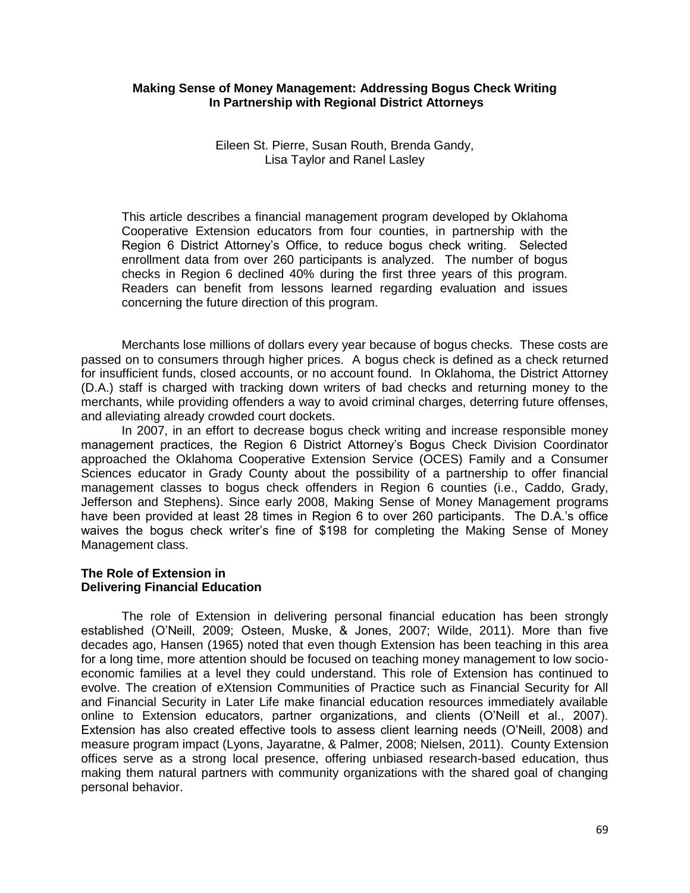**Making Sense of Money Management: Addressing Bogus Check Writing In Partnership with Regional District Attorneys**

Eileen St. Pierre, Susan Routh, Brenda Gandy, Lisa Taylor and Ranel Lasley

This article describes a financial management program developed by Oklahoma Cooperative Extension educators from four counties, in partnership with the Region 6 District Attorney's Office, to reduce bogus check writing. Selected enrollment data from over 260 participants is analyzed. The number of bogus checks in Region 6 declined 40% during the first three years of this program. Readers can benefit from lessons learned regarding evaluation and issues concerning the future direction of this program.

Merchants lose millions of dollars every year because of bogus checks. These costs are passed on to consumers through higher prices. A bogus check is defined as a check returned for insufficient funds, closed accounts, or no account found. In Oklahoma, the District Attorney (D.A.) staff is charged with tracking down writers of bad checks and returning money to the merchants, while providing offenders a way to avoid criminal charges, deterring future offenses, and alleviating already crowded court dockets.

In 2007, in an effort to decrease bogus check writing and increase responsible money management practices, the Region 6 District Attorney's Bogus Check Division Coordinator approached the Oklahoma Cooperative Extension Service (OCES) Family and a Consumer Sciences educator in Grady County about the possibility of a partnership to offer financial management classes to bogus check offenders in Region 6 counties (i.e., Caddo, Grady, Jefferson and Stephens). Since early 2008, Making Sense of Money Management programs have been provided at least 28 times in Region 6 to over 260 participants. The D.A.'s office waives the bogus check writer's fine of $198 for completing the Making Sense of Money Management class.

## The Role of Extension in Delivering Financial Education

The role of Extension in delivering personal financial education has been strongly established (O'Neill, 2009; Osteen, Muske, & Jones, 2007; Wilde, 2011). More than five decades ago, Hansen (1965) noted that even though Extension has been teaching in this area for a long time, more attention should be focused on teaching money management to low socio-economic families at a level they could understand. This role of Extension has continued to evolve. The creation of eXtension Communities of Practice such as Financial Security for All and Financial Security in Later Life make financial education resources immediately available online to Extension educators, partner organizations, and clients (O'Neill et al., 2007). Extension has also created effective tools to assess client learning needs (O'Neill, 2008) and measure program impact (Lyons, Jayaratne, & Palmer, 2008; Nielsen, 2011). County Extension offices serve as a strong local presence, offering unbiased research-based education, thus making them natural partners with community organizations with the shared goal of changing personal behavior.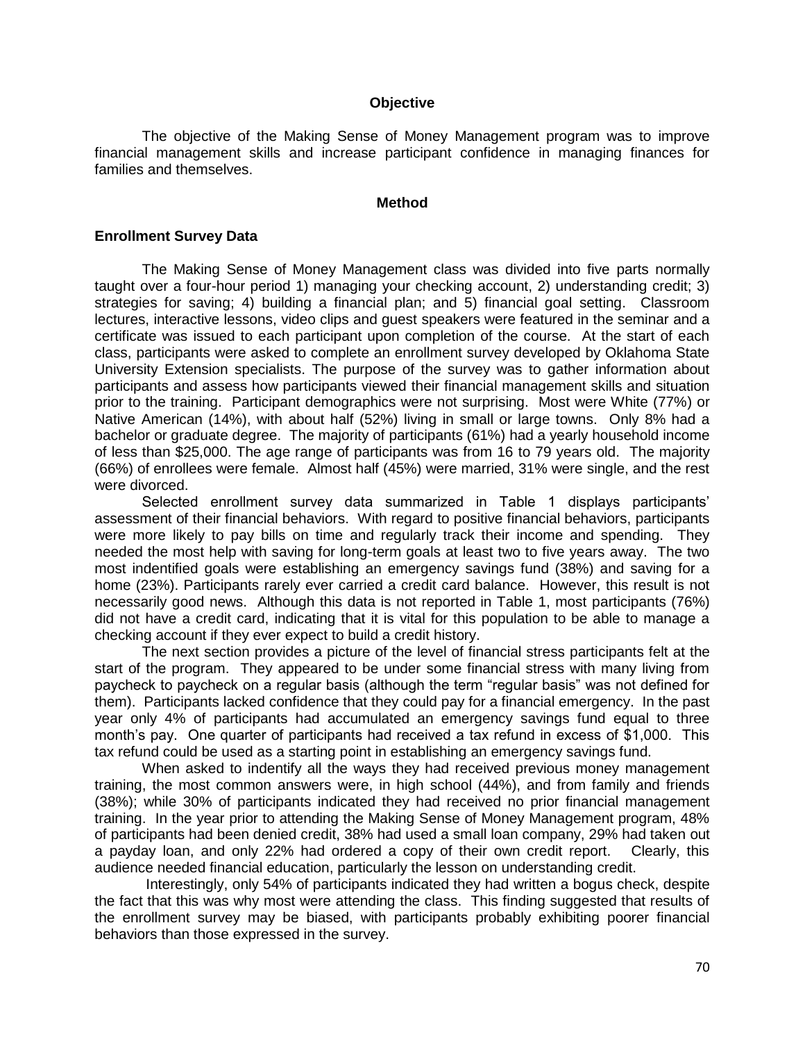## Objective

The objective of the Making Sense of Money Management program was to improve financial management skills and increase participant confidence in managing finances for families and themselves.

## Method

### Enrollment Survey Data

The Making Sense of Money Management class was divided into five parts normally taught over a four-hour period 1) managing your checking account, 2) understanding credit; 3) strategies for saving; 4) building a financial plan; and 5) financial goal setting. Classroom lectures, interactive lessons, video clips and guest speakers were featured in the seminar and a certificate was issued to each participant upon completion of the course. At the start of each class, participants were asked to complete an enrollment survey developed by Oklahoma State University Extension specialists. The purpose of the survey was to gather information about participants and assess how participants viewed their financial management skills and situation prior to the training. Participant demographics were not surprising. Most were White (77%) or Native American (14%), with about half (52%) living in small or large towns. Only 8% had a bachelor or graduate degree. The majority of participants (61%) had a yearly household income of less than $25,000. The age range of participants was from 16 to 79 years old. The majority (66%) of enrollees were female. Almost half (45%) were married, 31% were single, and the rest were divorced.

Selected enrollment survey data summarized in Table 1 displays participants' assessment of their financial behaviors. With regard to positive financial behaviors, participants were more likely to pay bills on time and regularly track their income and spending. They needed the most help with saving for long-term goals at least two to five years away. The two most indentified goals were establishing an emergency savings fund (38%) and saving for a home (23%). Participants rarely ever carried a credit card balance. However, this result is not necessarily good news. Although this data is not reported in Table 1, most participants (76%) did not have a credit card, indicating that it is vital for this population to be able to manage a checking account if they ever expect to build a credit history.

The next section provides a picture of the level of financial stress participants felt at the start of the program. They appeared to be under some financial stress with many living from paycheck to paycheck on a regular basis (although the term "regular basis" was not defined for them). Participants lacked confidence that they could pay for a financial emergency. In the past year only 4% of participants had accumulated an emergency savings fund equal to three month's pay. One quarter of participants had received a tax refund in excess of $1,000. This tax refund could be used as a starting point in establishing an emergency savings fund.

When asked to indentify all the ways they had received previous money management training, the most common answers were, in high school (44%), and from family and friends (38%); while 30% of participants indicated they had received no prior financial management training. In the year prior to attending the Making Sense of Money Management program, 48% of participants had been denied credit, 38% had used a small loan company, 29% had taken out a payday loan, and only 22% had ordered a copy of their own credit report. Clearly, this audience needed financial education, particularly the lesson on understanding credit.

Interestingly, only 54% of participants indicated they had written a bogus check, despite the fact that this was why most were attending the class. This finding suggested that results of the enrollment survey may be biased, with participants probably exhibiting poorer financial behaviors than those expressed in the survey.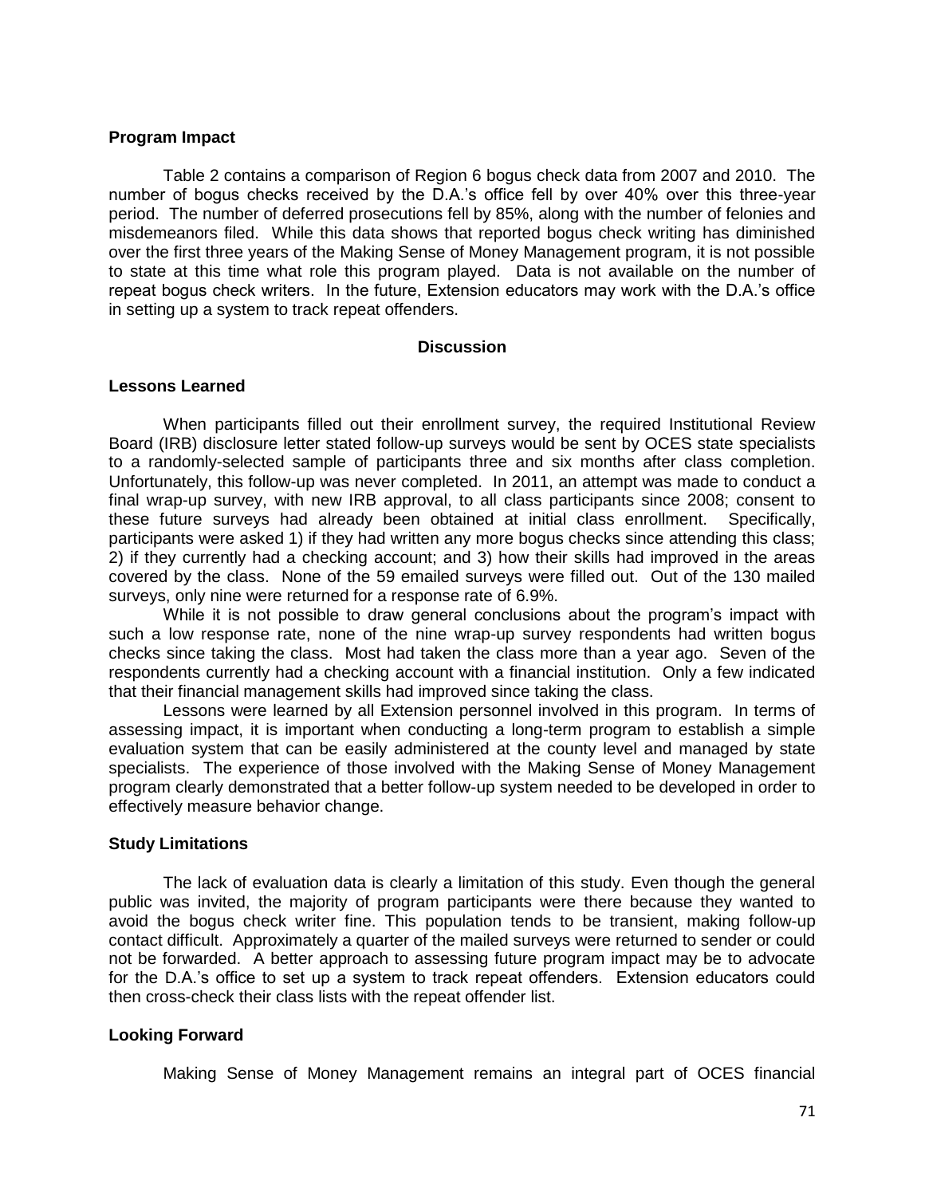### Program Impact

Table 2 contains a comparison of Region 6 bogus check data from 2007 and 2010. The number of bogus checks received by the D.A.'s office fell by over 40% over this three-year period. The number of deferred prosecutions fell by 85%, along with the number of felonies and misdemeanors filed. While this data shows that reported bogus check writing has diminished over the first three years of the Making Sense of Money Management program, it is not possible to state at this time what role this program played. Data is not available on the number of repeat bogus check writers. In the future, Extension educators may work with the D.A.'s office in setting up a system to track repeat offenders.

## Discussion

### Lessons Learned

When participants filled out their enrollment survey, the required Institutional Review Board (IRB) disclosure letter stated follow-up surveys would be sent by OCES state specialists to a randomly-selected sample of participants three and six months after class completion. Unfortunately, this follow-up was never completed. In 2011, an attempt was made to conduct a final wrap-up survey, with new IRB approval, to all class participants since 2008; consent to these future surveys had already been obtained at initial class enrollment. Specifically, participants were asked 1) if they had written any more bogus checks since attending this class; 2) if they currently had a checking account; and 3) how their skills had improved in the areas covered by the class. None of the 59 emailed surveys were filled out. Out of the 130 mailed surveys, only nine were returned for a response rate of 6.9%.

While it is not possible to draw general conclusions about the program's impact with such a low response rate, none of the nine wrap-up survey respondents had written bogus checks since taking the class. Most had taken the class more than a year ago. Seven of the respondents currently had a checking account with a financial institution. Only a few indicated that their financial management skills had improved since taking the class.

Lessons were learned by all Extension personnel involved in this program. In terms of assessing impact, it is important when conducting a long-term program to establish a simple evaluation system that can be easily administered at the county level and managed by state specialists. The experience of those involved with the Making Sense of Money Management program clearly demonstrated that a better follow-up system needed to be developed in order to effectively measure behavior change.

### Study Limitations

The lack of evaluation data is clearly a limitation of this study. Even though the general public was invited, the majority of program participants were there because they wanted to avoid the bogus check writer fine. This population tends to be transient, making follow-up contact difficult. Approximately a quarter of the mailed surveys were returned to sender or could not be forwarded. A better approach to assessing future program impact may be to advocate for the D.A.'s office to set up a system to track repeat offenders. Extension educators could then cross-check their class lists with the repeat offender list.

### Looking Forward

Making Sense of Money Management remains an integral part of OCES financial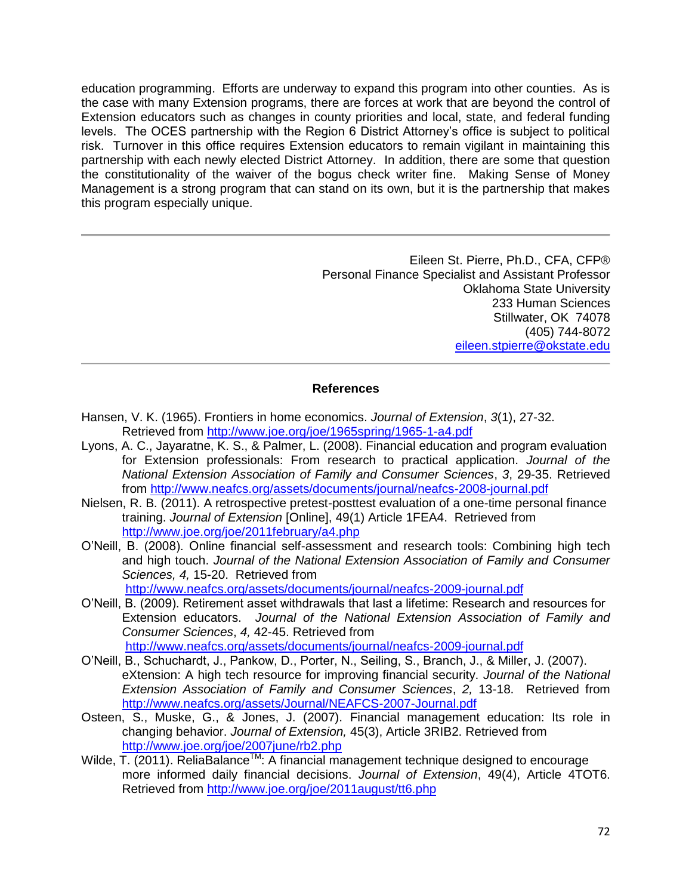education programming. Efforts are underway to expand this program into other counties. As is the case with many Extension programs, there are forces at work that are beyond the control of Extension educators such as changes in county priorities and local, state, and federal funding levels. The OCES partnership with the Region 6 District Attorney's office is subject to political risk. Turnover in this office requires Extension educators to remain vigilant in maintaining this partnership with each newly elected District Attorney. In addition, there are some that question the constitutionality of the waiver of the bogus check writer fine. Making Sense of Money Management is a strong program that can stand on its own, but it is the partnership that makes this program especially unique.

---

Eileen St. Pierre, Ph.D., CFA, CFP®
Personal Finance Specialist and Assistant Professor
Oklahoma State University
233 Human Sciences
Stillwater, OK 74078
(405) 744-8072
eileen.stpierre@okstate.edu

---

**References**

Hansen, V. K. (1965). Frontiers in home economics. *Journal of Extension*, *3*(1), 27-32. Retrieved from http://www.joe.org/joe/1965spring/1965-1-a4.pdf

Lyons, A. C., Jayaratne, K. S., & Palmer, L. (2008). Financial education and program evaluation for Extension professionals: From research to practical application. *Journal of the National Extension Association of Family and Consumer Sciences*, *3*, 29-35. Retrieved from http://www.neafcs.org/assets/documents/journal/neafcs-2008-journal.pdf

Nielsen, R. B. (2011). A retrospective pretest-posttest evaluation of a one-time personal finance training. *Journal of Extension* [Online], 49(1) Article 1FEA4. Retrieved from http://www.joe.org/joe/2011february/a4.php

O'Neill, B. (2008). Online financial self-assessment and research tools: Combining high tech and high touch. *Journal of the National Extension Association of Family and Consumer Sciences, 4,* 15-20. Retrieved from http://www.neafcs.org/assets/documents/journal/neafcs-2009-journal.pdf

O'Neill, B. (2009). Retirement asset withdrawals that last a lifetime: Research and resources for Extension educators. *Journal of the National Extension Association of Family and Consumer Sciences*, *4,* 42-45. Retrieved from http://www.neafcs.org/assets/documents/journal/neafcs-2009-journal.pdf

O'Neill, B., Schuchardt, J., Pankow, D., Porter, N., Seiling, S., Branch, J., & Miller, J. (2007). eXtension: A high tech resource for improving financial security. *Journal of the National Extension Association of Family and Consumer Sciences*, *2,* 13-18. Retrieved from http://www.neafcs.org/assets/Journal/NEAFCS-2007-Journal.pdf

Osteen, S., Muske, G., & Jones, J. (2007). Financial management education: Its role in changing behavior. *Journal of Extension,* 45(3), Article 3RIB2. Retrieved from http://www.joe.org/joe/2007june/rb2.php

Wilde, T. (2011). ReliaBalance™: A financial management technique designed to encourage more informed daily financial decisions. *Journal of Extension*, 49(4), Article 4TOT6. Retrieved from http://www.joe.org/joe/2011august/tt6.php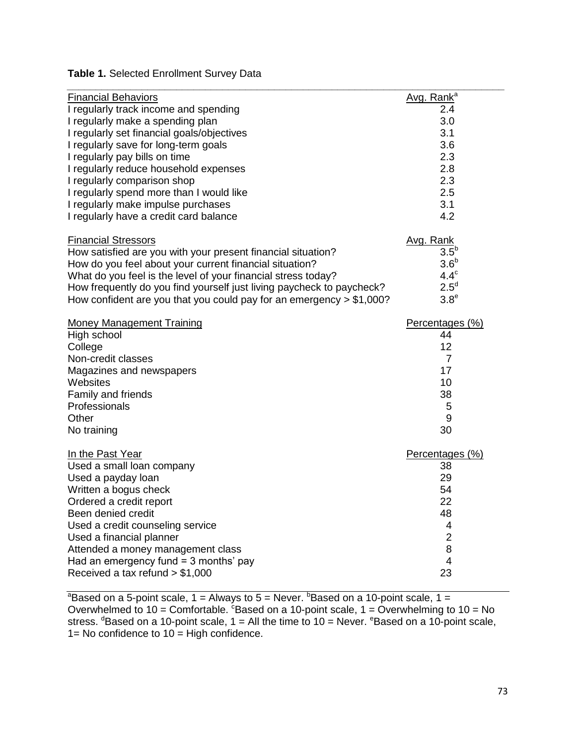**Table 1.** Selected Enrollment Survey Data

| Financial Behaviors | Avg. Rank[a] |
|---|---|
| I regularly track income and spending | 2.4 |
| I regularly make a spending plan | 3.0 |
| I regularly set financial goals/objectives | 3.1 |
| I regularly save for long-term goals | 3.6 |
| I regularly pay bills on time | 2.3 |
| I regularly reduce household expenses | 2.8 |
| I regularly comparison shop | 2.3 |
| I regularly spend more than I would like | 2.5 |
| I regularly make impulse purchases | 3.1 |
| I regularly have a credit card balance | 4.2 |
| **Financial Stressors** | **Avg. Rank** |
| How satisfied are you with your present financial situation? | 3.5[b] |
| How do you feel about your current financial situation? | 3.6[b] |
| What do you feel is the level of your financial stress today? | 4.4[c] |
| How frequently do you find yourself just living paycheck to paycheck? | 2.5[d] |
| How confident are you that you could pay for an emergency > $1,000? | 3.8[e] |
| **Money Management Training** | **Percentages (%)** |
| High school | 44 |
| College | 12 |
| Non-credit classes | 7 |
| Magazines and newspapers | 17 |
| Websites | 10 |
| Family and friends | 38 |
| Professionals | 5 |
| Other | 9 |
| No training | 30 |
| **In the Past Year** | **Percentages (%)** |
| Used a small loan company | 38 |
| Used a payday loan | 29 |
| Written a bogus check | 54 |
| Ordered a credit report | 22 |
| Been denied credit | 48 |
| Used a credit counseling service | 4 |
| Used a financial planner | 2 |
| Attended a money management class | 8 |
| Had an emergency fund = 3 months' pay | 4 |
| Received a tax refund > $1,000 | 23 |

[a]Based on a 5-point scale, 1 = Always to 5 = Never. [b]Based on a 10-point scale, 1 = Overwhelmed to 10 = Comfortable. [c]Based on a 10-point scale, 1 = Overwhelming to 10 = No stress. [d]Based on a 10-point scale, 1 = All the time to 10 = Never. [e]Based on a 10-point scale, 1= No confidence to 10 = High confidence.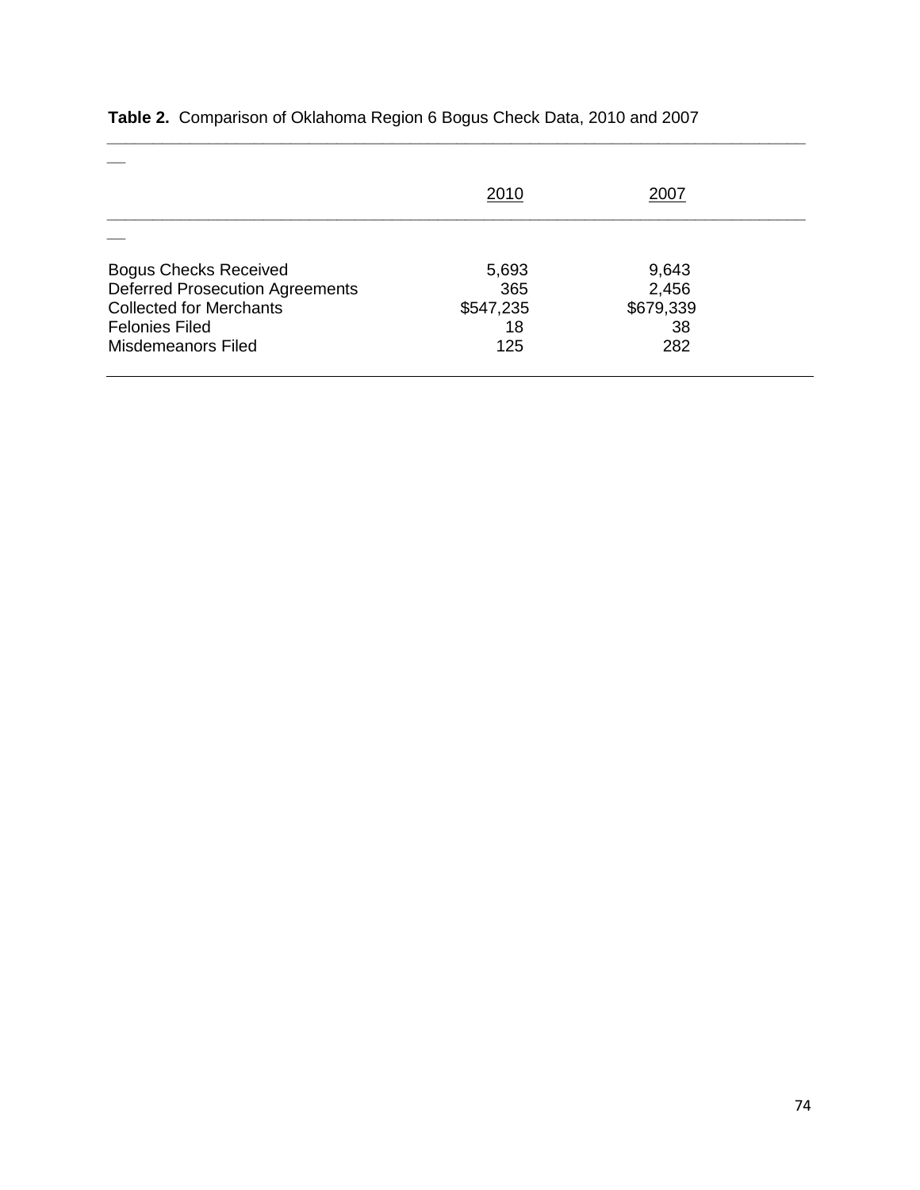**Table 2.** Comparison of Oklahoma Region 6 Bogus Check Data, 2010 and 2007

| | 2010 | 2007 |
|---|---|---|
| Bogus Checks Received | 5,693 | 9,643 |
| Deferred Prosecution Agreements | 365 | 2,456 |
| Collected for Merchants | $547,235 | $679,339 |
| Felonies Filed | 18 | 38 |
| Misdemeanors Filed | 125 | 282 |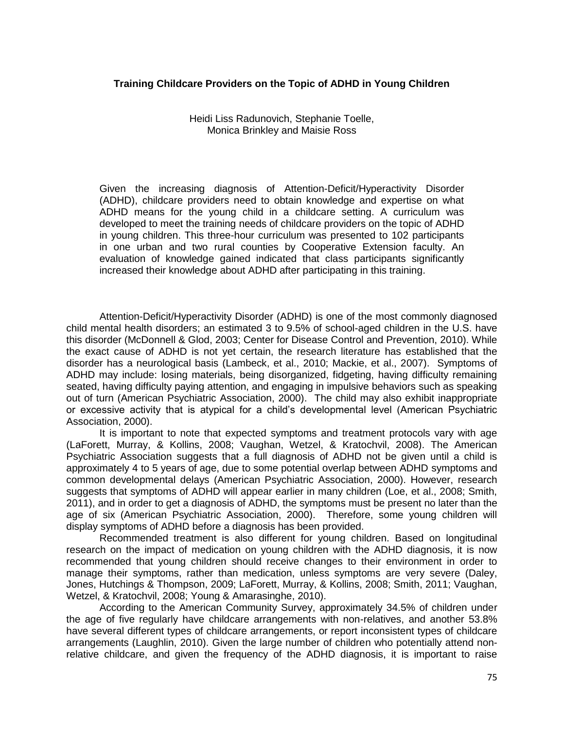## Training Childcare Providers on the Topic of ADHD in Young Children

Heidi Liss Radunovich, Stephanie Toelle, Monica Brinkley and Maisie Ross

Given the increasing diagnosis of Attention-Deficit/Hyperactivity Disorder (ADHD), childcare providers need to obtain knowledge and expertise on what ADHD means for the young child in a childcare setting. A curriculum was developed to meet the training needs of childcare providers on the topic of ADHD in young children. This three-hour curriculum was presented to 102 participants in one urban and two rural counties by Cooperative Extension faculty. An evaluation of knowledge gained indicated that class participants significantly increased their knowledge about ADHD after participating in this training.

Attention-Deficit/Hyperactivity Disorder (ADHD) is one of the most commonly diagnosed child mental health disorders; an estimated 3 to 9.5% of school-aged children in the U.S. have this disorder (McDonnell & Glod, 2003; Center for Disease Control and Prevention, 2010). While the exact cause of ADHD is not yet certain, the research literature has established that the disorder has a neurological basis (Lambeck, et al., 2010; Mackie, et al., 2007). Symptoms of ADHD may include: losing materials, being disorganized, fidgeting, having difficulty remaining seated, having difficulty paying attention, and engaging in impulsive behaviors such as speaking out of turn (American Psychiatric Association, 2000). The child may also exhibit inappropriate or excessive activity that is atypical for a child's developmental level (American Psychiatric Association, 2000).

It is important to note that expected symptoms and treatment protocols vary with age (LaForett, Murray, & Kollins, 2008; Vaughan, Wetzel, & Kratochvil, 2008). The American Psychiatric Association suggests that a full diagnosis of ADHD not be given until a child is approximately 4 to 5 years of age, due to some potential overlap between ADHD symptoms and common developmental delays (American Psychiatric Association, 2000). However, research suggests that symptoms of ADHD will appear earlier in many children (Loe, et al., 2008; Smith, 2011), and in order to get a diagnosis of ADHD, the symptoms must be present no later than the age of six (American Psychiatric Association, 2000). Therefore, some young children will display symptoms of ADHD before a diagnosis has been provided.

Recommended treatment is also different for young children. Based on longitudinal research on the impact of medication on young children with the ADHD diagnosis, it is now recommended that young children should receive changes to their environment in order to manage their symptoms, rather than medication, unless symptoms are very severe (Daley, Jones, Hutchings & Thompson, 2009; LaForett, Murray, & Kollins, 2008; Smith, 2011; Vaughan, Wetzel, & Kratochvil, 2008; Young & Amarasinghe, 2010).

According to the American Community Survey, approximately 34.5% of children under the age of five regularly have childcare arrangements with non-relatives, and another 53.8% have several different types of childcare arrangements, or report inconsistent types of childcare arrangements (Laughlin, 2010). Given the large number of children who potentially attend non-relative childcare, and given the frequency of the ADHD diagnosis, it is important to raise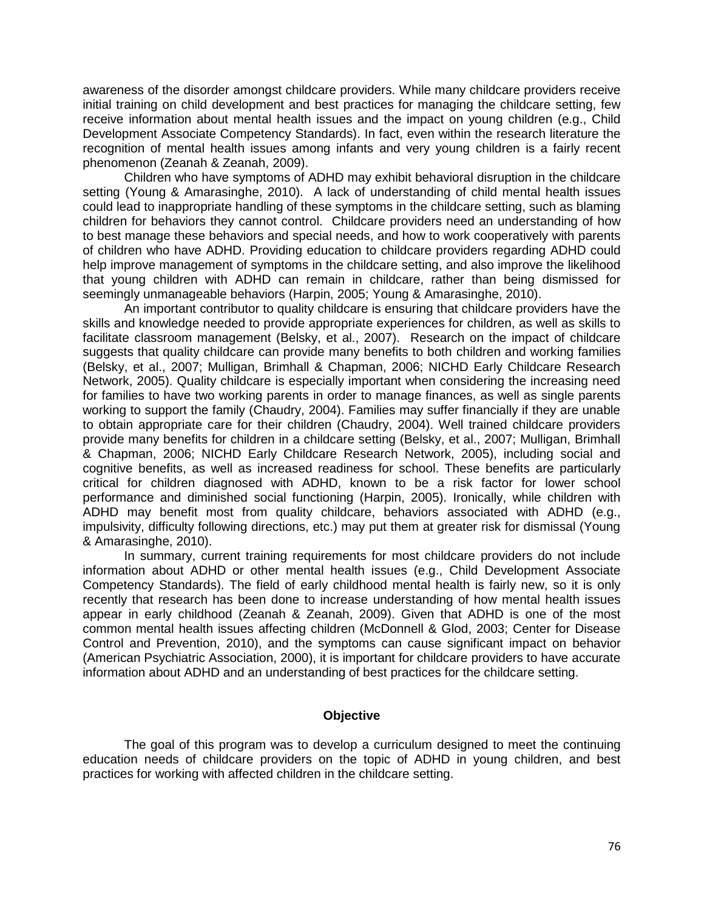awareness of the disorder amongst childcare providers. While many childcare providers receive initial training on child development and best practices for managing the childcare setting, few receive information about mental health issues and the impact on young children (e.g., Child Development Associate Competency Standards). In fact, even within the research literature the recognition of mental health issues among infants and very young children is a fairly recent phenomenon (Zeanah & Zeanah, 2009).

Children who have symptoms of ADHD may exhibit behavioral disruption in the childcare setting (Young & Amarasinghe, 2010). A lack of understanding of child mental health issues could lead to inappropriate handling of these symptoms in the childcare setting, such as blaming children for behaviors they cannot control. Childcare providers need an understanding of how to best manage these behaviors and special needs, and how to work cooperatively with parents of children who have ADHD. Providing education to childcare providers regarding ADHD could help improve management of symptoms in the childcare setting, and also improve the likelihood that young children with ADHD can remain in childcare, rather than being dismissed for seemingly unmanageable behaviors (Harpin, 2005; Young & Amarasinghe, 2010).

An important contributor to quality childcare is ensuring that childcare providers have the skills and knowledge needed to provide appropriate experiences for children, as well as skills to facilitate classroom management (Belsky, et al., 2007). Research on the impact of childcare suggests that quality childcare can provide many benefits to both children and working families (Belsky, et al., 2007; Mulligan, Brimhall & Chapman, 2006; NICHD Early Childcare Research Network, 2005). Quality childcare is especially important when considering the increasing need for families to have two working parents in order to manage finances, as well as single parents working to support the family (Chaudry, 2004). Families may suffer financially if they are unable to obtain appropriate care for their children (Chaudry, 2004). Well trained childcare providers provide many benefits for children in a childcare setting (Belsky, et al., 2007; Mulligan, Brimhall & Chapman, 2006; NICHD Early Childcare Research Network, 2005), including social and cognitive benefits, as well as increased readiness for school. These benefits are particularly critical for children diagnosed with ADHD, known to be a risk factor for lower school performance and diminished social functioning (Harpin, 2005). Ironically, while children with ADHD may benefit most from quality childcare, behaviors associated with ADHD (e.g., impulsivity, difficulty following directions, etc.) may put them at greater risk for dismissal (Young & Amarasinghe, 2010).

In summary, current training requirements for most childcare providers do not include information about ADHD or other mental health issues (e.g., Child Development Associate Competency Standards). The field of early childhood mental health is fairly new, so it is only recently that research has been done to increase understanding of how mental health issues appear in early childhood (Zeanah & Zeanah, 2009). Given that ADHD is one of the most common mental health issues affecting children (McDonnell & Glod, 2003; Center for Disease Control and Prevention, 2010), and the symptoms can cause significant impact on behavior (American Psychiatric Association, 2000), it is important for childcare providers to have accurate information about ADHD and an understanding of best practices for the childcare setting.

## Objective

The goal of this program was to develop a curriculum designed to meet the continuing education needs of childcare providers on the topic of ADHD in young children, and best practices for working with affected children in the childcare setting.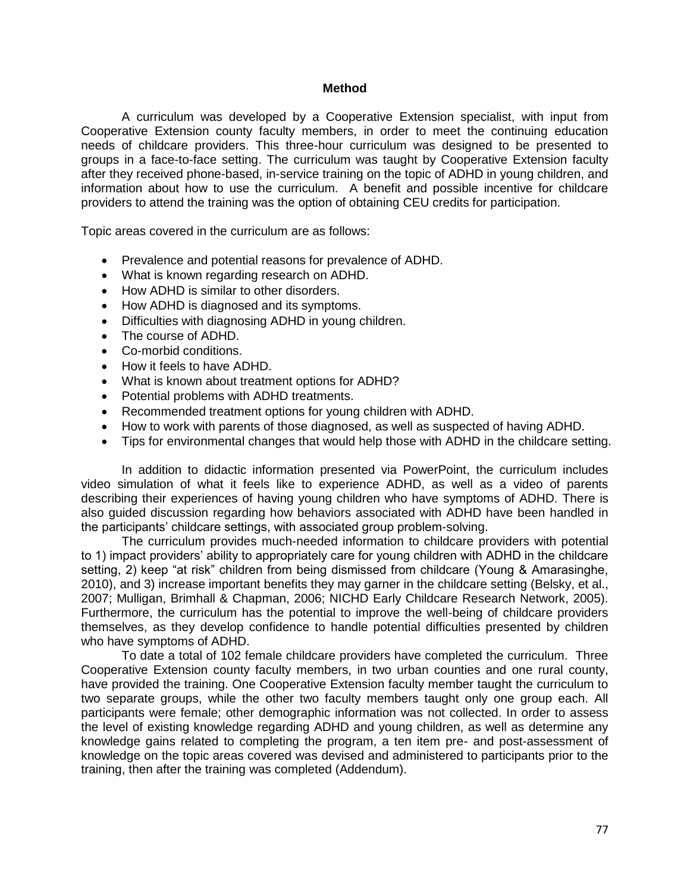## Method

A curriculum was developed by a Cooperative Extension specialist, with input from Cooperative Extension county faculty members, in order to meet the continuing education needs of childcare providers. This three-hour curriculum was designed to be presented to groups in a face-to-face setting. The curriculum was taught by Cooperative Extension faculty after they received phone-based, in-service training on the topic of ADHD in young children, and information about how to use the curriculum. A benefit and possible incentive for childcare providers to attend the training was the option of obtaining CEU credits for participation.

Topic areas covered in the curriculum are as follows:

- Prevalence and potential reasons for prevalence of ADHD.
- What is known regarding research on ADHD.
- How ADHD is similar to other disorders.
- How ADHD is diagnosed and its symptoms.
- Difficulties with diagnosing ADHD in young children.
- The course of ADHD.
- Co-morbid conditions.
- How it feels to have ADHD.
- What is known about treatment options for ADHD?
- Potential problems with ADHD treatments.
- Recommended treatment options for young children with ADHD.
- How to work with parents of those diagnosed, as well as suspected of having ADHD.
- Tips for environmental changes that would help those with ADHD in the childcare setting.

In addition to didactic information presented via PowerPoint, the curriculum includes video simulation of what it feels like to experience ADHD, as well as a video of parents describing their experiences of having young children who have symptoms of ADHD. There is also guided discussion regarding how behaviors associated with ADHD have been handled in the participants' childcare settings, with associated group problem-solving.

The curriculum provides much-needed information to childcare providers with potential to 1) impact providers' ability to appropriately care for young children with ADHD in the childcare setting, 2) keep "at risk" children from being dismissed from childcare (Young & Amarasinghe, 2010), and 3) increase important benefits they may garner in the childcare setting (Belsky, et al., 2007; Mulligan, Brimhall & Chapman, 2006; NICHD Early Childcare Research Network, 2005). Furthermore, the curriculum has the potential to improve the well-being of childcare providers themselves, as they develop confidence to handle potential difficulties presented by children who have symptoms of ADHD.

To date a total of 102 female childcare providers have completed the curriculum. Three Cooperative Extension county faculty members, in two urban counties and one rural county, have provided the training. One Cooperative Extension faculty member taught the curriculum to two separate groups, while the other two faculty members taught only one group each. All participants were female; other demographic information was not collected. In order to assess the level of existing knowledge regarding ADHD and young children, as well as determine any knowledge gains related to completing the program, a ten item pre- and post-assessment of knowledge on the topic areas covered was devised and administered to participants prior to the training, then after the training was completed (Addendum).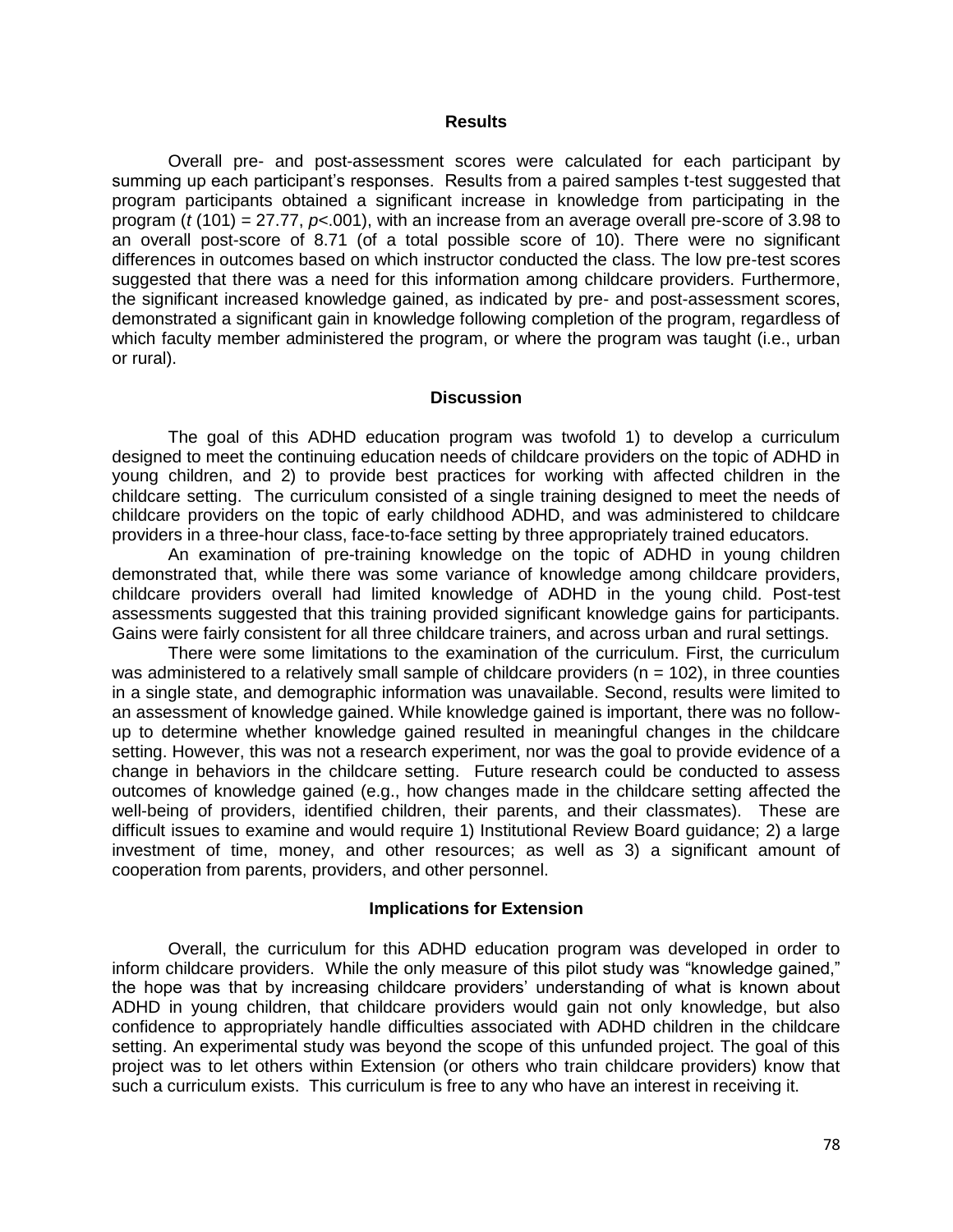## Results

Overall pre- and post-assessment scores were calculated for each participant by summing up each participant's responses. Results from a paired samples t-test suggested that program participants obtained a significant increase in knowledge from participating in the program ($t$ (101) = 27.77, $p$<.001), with an increase from an average overall pre-score of 3.98 to an overall post-score of 8.71 (of a total possible score of 10). There were no significant differences in outcomes based on which instructor conducted the class. The low pre-test scores suggested that there was a need for this information among childcare providers. Furthermore, the significant increased knowledge gained, as indicated by pre- and post-assessment scores, demonstrated a significant gain in knowledge following completion of the program, regardless of which faculty member administered the program, or where the program was taught (i.e., urban or rural).

## Discussion

The goal of this ADHD education program was twofold 1) to develop a curriculum designed to meet the continuing education needs of childcare providers on the topic of ADHD in young children, and 2) to provide best practices for working with affected children in the childcare setting. The curriculum consisted of a single training designed to meet the needs of childcare providers on the topic of early childhood ADHD, and was administered to childcare providers in a three-hour class, face-to-face setting by three appropriately trained educators.

An examination of pre-training knowledge on the topic of ADHD in young children demonstrated that, while there was some variance of knowledge among childcare providers, childcare providers overall had limited knowledge of ADHD in the young child. Post-test assessments suggested that this training provided significant knowledge gains for participants. Gains were fairly consistent for all three childcare trainers, and across urban and rural settings.

There were some limitations to the examination of the curriculum. First, the curriculum was administered to a relatively small sample of childcare providers (n = 102), in three counties in a single state, and demographic information was unavailable. Second, results were limited to an assessment of knowledge gained. While knowledge gained is important, there was no follow-up to determine whether knowledge gained resulted in meaningful changes in the childcare setting. However, this was not a research experiment, nor was the goal to provide evidence of a change in behaviors in the childcare setting. Future research could be conducted to assess outcomes of knowledge gained (e.g., how changes made in the childcare setting affected the well-being of providers, identified children, their parents, and their classmates). These are difficult issues to examine and would require 1) Institutional Review Board guidance; 2) a large investment of time, money, and other resources; as well as 3) a significant amount of cooperation from parents, providers, and other personnel.

## Implications for Extension

Overall, the curriculum for this ADHD education program was developed in order to inform childcare providers. While the only measure of this pilot study was "knowledge gained," the hope was that by increasing childcare providers' understanding of what is known about ADHD in young children, that childcare providers would gain not only knowledge, but also confidence to appropriately handle difficulties associated with ADHD children in the childcare setting. An experimental study was beyond the scope of this unfunded project. The goal of this project was to let others within Extension (or others who train childcare providers) know that such a curriculum exists. This curriculum is free to any who have an interest in receiving it.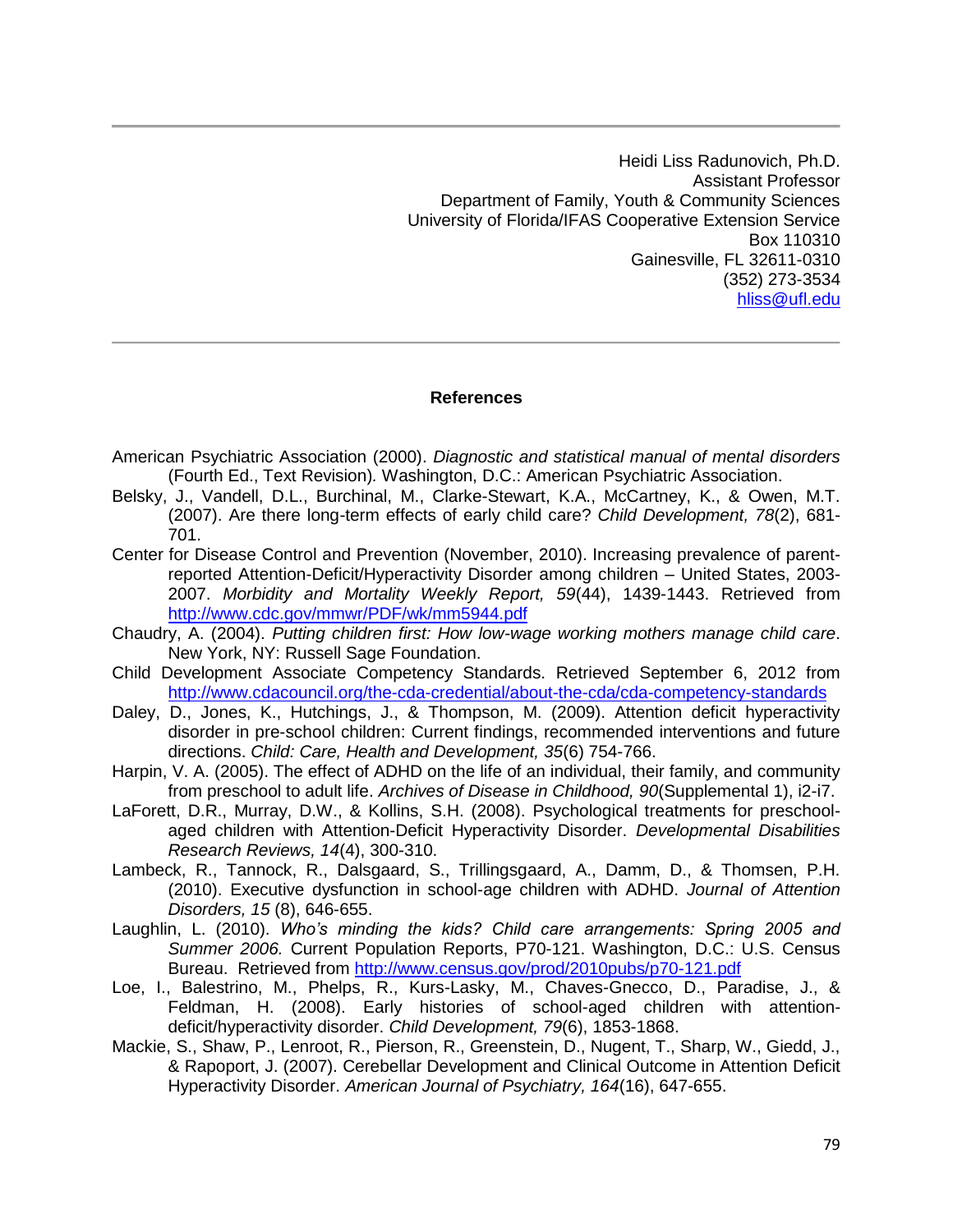Heidi Liss Radunovich, Ph.D.
Assistant Professor
Department of Family, Youth & Community Sciences
University of Florida/IFAS Cooperative Extension Service
Box 110310
Gainesville, FL 32611-0310
(352) 273-3534
hliss@ufl.edu

---

## References

American Psychiatric Association (2000). *Diagnostic and statistical manual of mental disorders* (Fourth Ed., Text Revision). Washington, D.C.: American Psychiatric Association.

Belsky, J., Vandell, D.L., Burchinal, M., Clarke-Stewart, K.A., McCartney, K., & Owen, M.T. (2007). Are there long-term effects of early child care? *Child Development, 78*(2), 681-701.

Center for Disease Control and Prevention (November, 2010). Increasing prevalence of parent-reported Attention-Deficit/Hyperactivity Disorder among children – United States, 2003-2007. *Morbidity and Mortality Weekly Report, 59*(44), 1439-1443. Retrieved from http://www.cdc.gov/mmwr/PDF/wk/mm5944.pdf

Chaudry, A. (2004). *Putting children first: How low-wage working mothers manage child care*. New York, NY: Russell Sage Foundation.

Child Development Associate Competency Standards. Retrieved September 6, 2012 from http://www.cdacouncil.org/the-cda-credential/about-the-cda/cda-competency-standards

Daley, D., Jones, K., Hutchings, J., & Thompson, M. (2009). Attention deficit hyperactivity disorder in pre-school children: Current findings, recommended interventions and future directions. *Child: Care, Health and Development, 35*(6) 754-766.

Harpin, V. A. (2005). The effect of ADHD on the life of an individual, their family, and community from preschool to adult life. *Archives of Disease in Childhood, 90*(Supplemental 1), i2-i7.

LaForett, D.R., Murray, D.W., & Kollins, S.H. (2008). Psychological treatments for preschool-aged children with Attention-Deficit Hyperactivity Disorder. *Developmental Disabilities Research Reviews, 14*(4), 300-310.

Lambeck, R., Tannock, R., Dalsgaard, S., Trillingsgaard, A., Damm, D., & Thomsen, P.H. (2010). Executive dysfunction in school-age children with ADHD. *Journal of Attention Disorders, 15* (8), 646-655.

Laughlin, L. (2010). *Who's minding the kids? Child care arrangements: Spring 2005 and Summer 2006.* Current Population Reports, P70-121. Washington, D.C.: U.S. Census Bureau. Retrieved from http://www.census.gov/prod/2010pubs/p70-121.pdf

Loe, I., Balestrino, M., Phelps, R., Kurs-Lasky, M., Chaves-Gnecco, D., Paradise, J., & Feldman, H. (2008). Early histories of school-aged children with attention-deficit/hyperactivity disorder. *Child Development, 79*(6), 1853-1868.

Mackie, S., Shaw, P., Lenroot, R., Pierson, R., Greenstein, D., Nugent, T., Sharp, W., Giedd, J., & Rapoport, J. (2007). Cerebellar Development and Clinical Outcome in Attention Deficit Hyperactivity Disorder. *American Journal of Psychiatry, 164*(16), 647-655.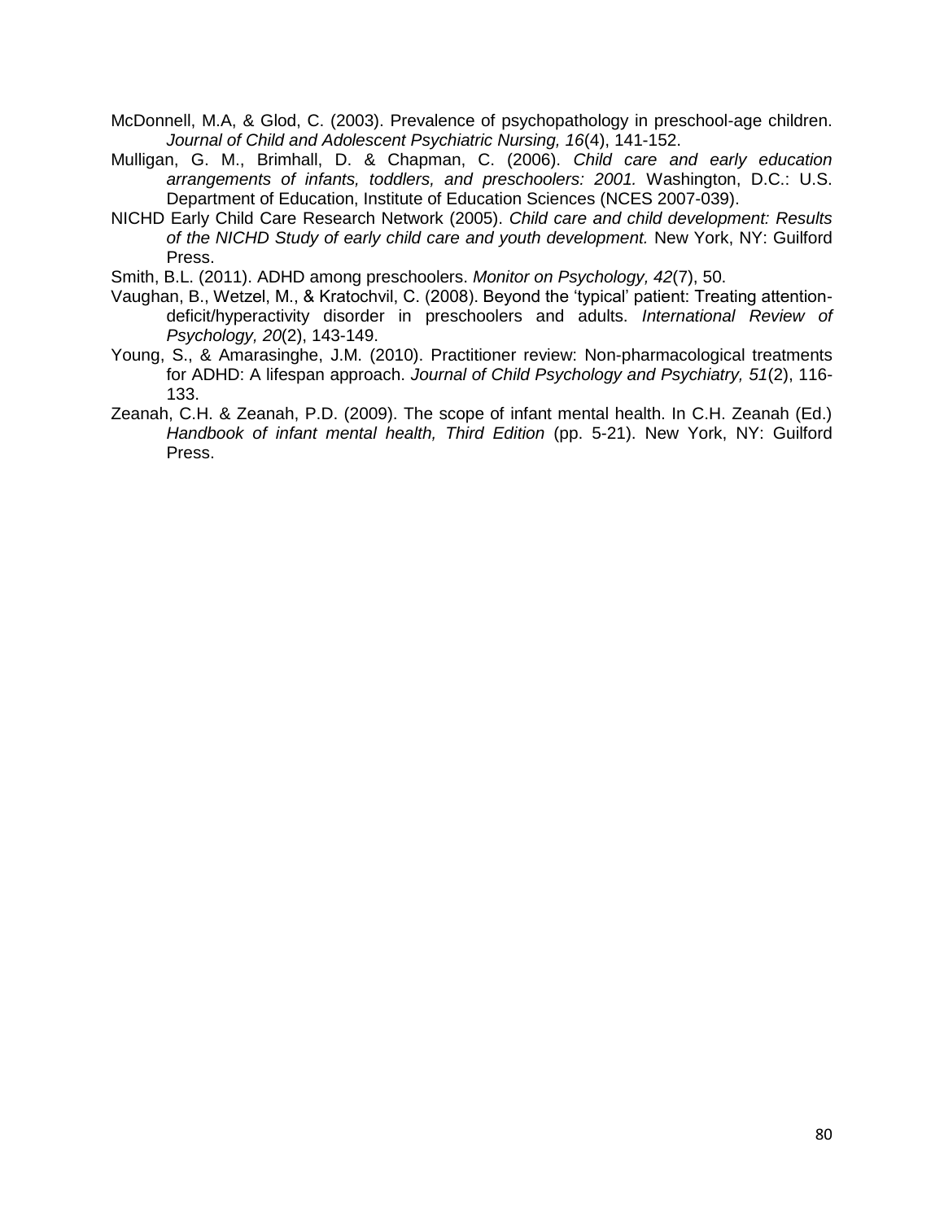McDonnell, M.A, & Glod, C. (2003). Prevalence of psychopathology in preschool-age children. *Journal of Child and Adolescent Psychiatric Nursing, 16*(4), 141-152.

Mulligan, G. M., Brimhall, D. & Chapman, C. (2006). *Child care and early education arrangements of infants, toddlers, and preschoolers: 2001.* Washington, D.C.: U.S. Department of Education, Institute of Education Sciences (NCES 2007-039).

NICHD Early Child Care Research Network (2005). *Child care and child development: Results of the NICHD Study of early child care and youth development.* New York, NY: Guilford Press.

Smith, B.L. (2011). ADHD among preschoolers. *Monitor on Psychology, 42*(7), 50.

Vaughan, B., Wetzel, M., & Kratochvil, C. (2008). Beyond the 'typical' patient: Treating attention-deficit/hyperactivity disorder in preschoolers and adults. *International Review of Psychology, 20*(2), 143-149.

Young, S., & Amarasinghe, J.M. (2010). Practitioner review: Non-pharmacological treatments for ADHD: A lifespan approach. *Journal of Child Psychology and Psychiatry, 51*(2), 116-133.

Zeanah, C.H. & Zeanah, P.D. (2009). The scope of infant mental health. In C.H. Zeanah (Ed.) *Handbook of infant mental health, Third Edition* (pp. 5-21). New York, NY: Guilford Press.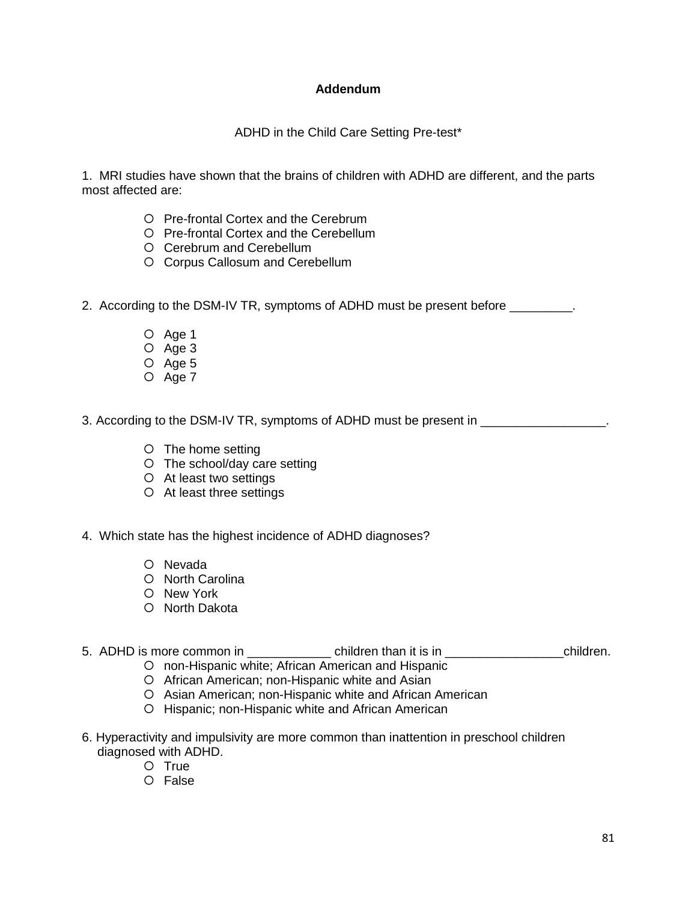**Addendum**

ADHD in the Child Care Setting Pre-test*

1. MRI studies have shown that the brains of children with ADHD are different, and the parts most affected are:

- ○ Pre-frontal Cortex and the Cerebrum
- ○ Pre-frontal Cortex and the Cerebellum
- ○ Cerebrum and Cerebellum
- ○ Corpus Callosum and Cerebellum

2. According to the DSM-IV TR, symptoms of ADHD must be present before _________.

- ○ Age 1
- ○ Age 3
- ○ Age 5
- ○ Age 7

3. According to the DSM-IV TR, symptoms of ADHD must be present in __________________.

- ○ The home setting
- ○ The school/day care setting
- ○ At least two settings
- ○ At least three settings

4. Which state has the highest incidence of ADHD diagnoses?

- ○ Nevada
- ○ North Carolina
- ○ New York
- ○ North Dakota

5. ADHD is more common in ____________ children than it is in _________________children.

- ○ non-Hispanic white; African American and Hispanic
- ○ African American; non-Hispanic white and Asian
- ○ Asian American; non-Hispanic white and African American
- ○ Hispanic; non-Hispanic white and African American

6. Hyperactivity and impulsivity are more common than inattention in preschool children diagnosed with ADHD.

- ○ True
- ○ False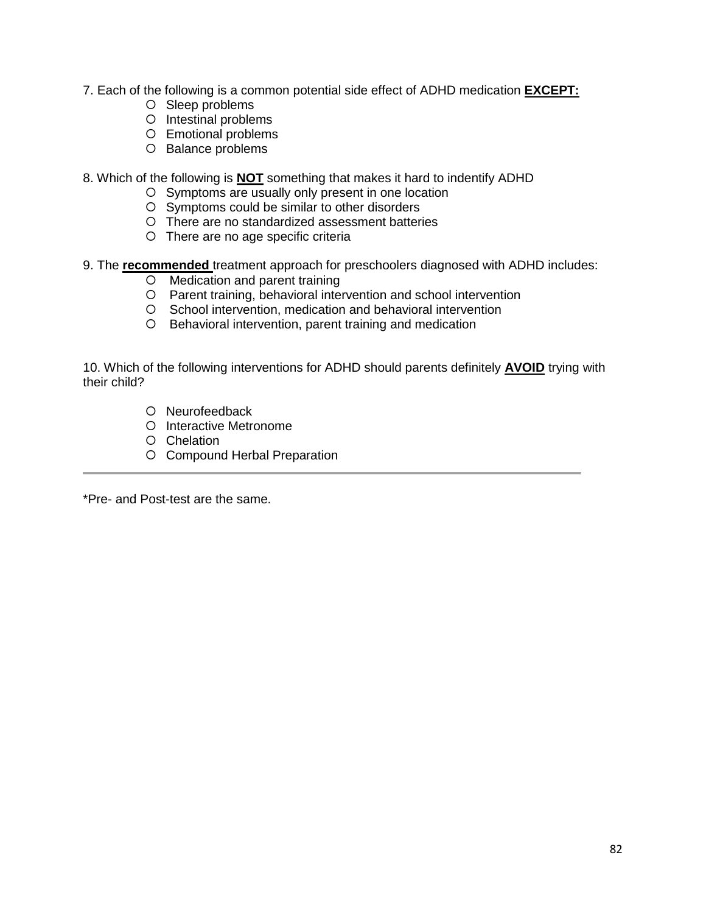7. Each of the following is a common potential side effect of ADHD medication **EXCEPT:**

- Sleep problems
- Intestinal problems
- Emotional problems
- Balance problems

8. Which of the following is **NOT** something that makes it hard to indentify ADHD

- Symptoms are usually only present in one location
- Symptoms could be similar to other disorders
- There are no standardized assessment batteries
- There are no age specific criteria

9. The **recommended** treatment approach for preschoolers diagnosed with ADHD includes:

- Medication and parent training
- Parent training, behavioral intervention and school intervention
- School intervention, medication and behavioral intervention
- Behavioral intervention, parent training and medication

10. Which of the following interventions for ADHD should parents definitely **AVOID** trying with their child?

- Neurofeedback
- Interactive Metronome
- Chelation
- Compound Herbal Preparation

---

*Pre- and Post-test are the same.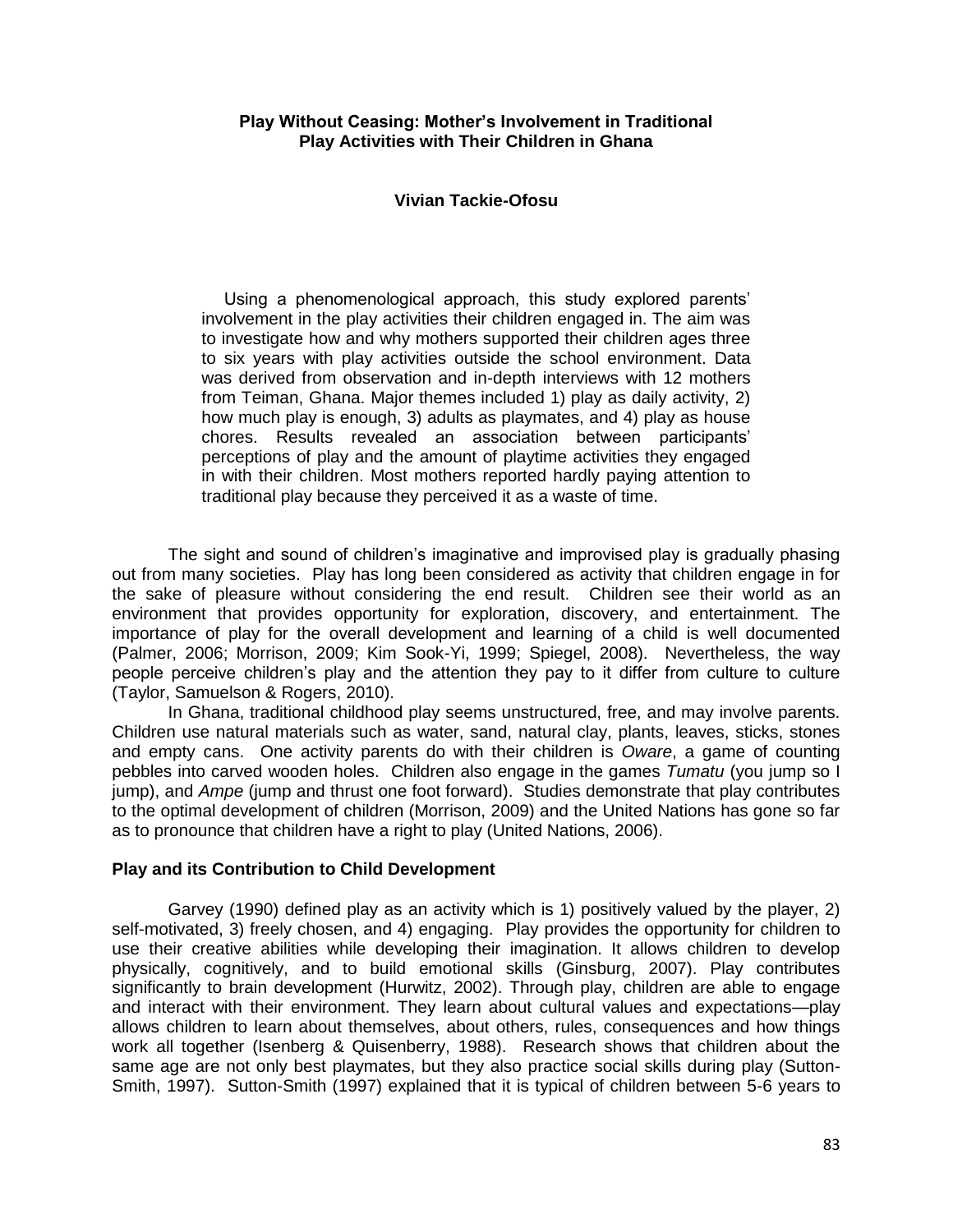**Play Without Ceasing: Mother's Involvement in Traditional Play Activities with Their Children in Ghana**

**Vivian Tackie-Ofosu**

Using a phenomenological approach, this study explored parents' involvement in the play activities their children engaged in. The aim was to investigate how and why mothers supported their children ages three to six years with play activities outside the school environment. Data was derived from observation and in-depth interviews with 12 mothers from Teiman, Ghana. Major themes included 1) play as daily activity, 2) how much play is enough, 3) adults as playmates, and 4) play as house chores. Results revealed an association between participants' perceptions of play and the amount of playtime activities they engaged in with their children. Most mothers reported hardly paying attention to traditional play because they perceived it as a waste of time.

The sight and sound of children's imaginative and improvised play is gradually phasing out from many societies. Play has long been considered as activity that children engage in for the sake of pleasure without considering the end result. Children see their world as an environment that provides opportunity for exploration, discovery, and entertainment. The importance of play for the overall development and learning of a child is well documented (Palmer, 2006; Morrison, 2009; Kim Sook-Yi, 1999; Spiegel, 2008). Nevertheless, the way people perceive children's play and the attention they pay to it differ from culture to culture (Taylor, Samuelson & Rogers, 2010).

In Ghana, traditional childhood play seems unstructured, free, and may involve parents. Children use natural materials such as water, sand, natural clay, plants, leaves, sticks, stones and empty cans. One activity parents do with their children is *Oware*, a game of counting pebbles into carved wooden holes. Children also engage in the games *Tumatu* (you jump so I jump), and *Ampe* (jump and thrust one foot forward). Studies demonstrate that play contributes to the optimal development of children (Morrison, 2009) and the United Nations has gone so far as to pronounce that children have a right to play (United Nations, 2006).

### Play and its Contribution to Child Development

Garvey (1990) defined play as an activity which is 1) positively valued by the player, 2) self-motivated, 3) freely chosen, and 4) engaging. Play provides the opportunity for children to use their creative abilities while developing their imagination. It allows children to develop physically, cognitively, and to build emotional skills (Ginsburg, 2007). Play contributes significantly to brain development (Hurwitz, 2002). Through play, children are able to engage and interact with their environment. They learn about cultural values and expectations—play allows children to learn about themselves, about others, rules, consequences and how things work all together (Isenberg & Quisenberry, 1988). Research shows that children about the same age are not only best playmates, but they also practice social skills during play (Sutton-Smith, 1997). Sutton-Smith (1997) explained that it is typical of children between 5-6 years to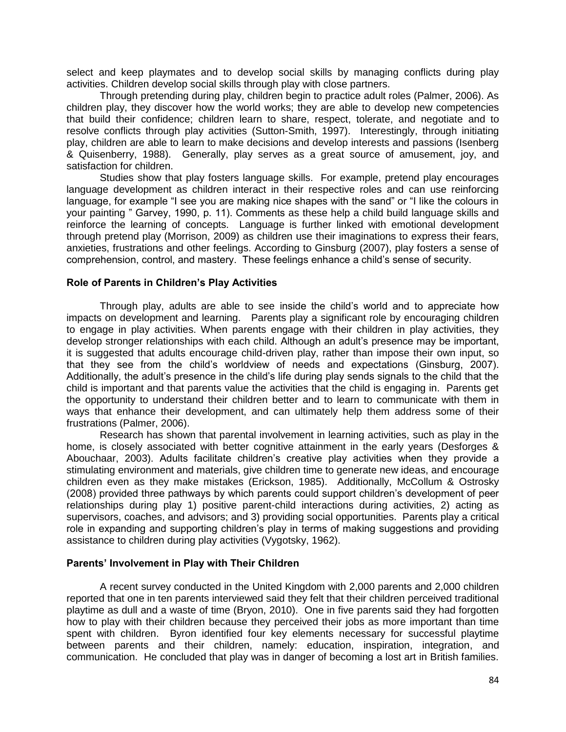select and keep playmates and to develop social skills by managing conflicts during play activities. Children develop social skills through play with close partners.

Through pretending during play, children begin to practice adult roles (Palmer, 2006). As children play, they discover how the world works; they are able to develop new competencies that build their confidence; children learn to share, respect, tolerate, and negotiate and to resolve conflicts through play activities (Sutton-Smith, 1997). Interestingly, through initiating play, children are able to learn to make decisions and develop interests and passions (Isenberg & Quisenberry, 1988). Generally, play serves as a great source of amusement, joy, and satisfaction for children.

Studies show that play fosters language skills. For example, pretend play encourages language development as children interact in their respective roles and can use reinforcing language, for example "I see you are making nice shapes with the sand" or "I like the colours in your painting " Garvey, 1990, p. 11). Comments as these help a child build language skills and reinforce the learning of concepts. Language is further linked with emotional development through pretend play (Morrison, 2009) as children use their imaginations to express their fears, anxieties, frustrations and other feelings. According to Ginsburg (2007), play fosters a sense of comprehension, control, and mastery. These feelings enhance a child's sense of security.

**Role of Parents in Children's Play Activities**

Through play, adults are able to see inside the child's world and to appreciate how impacts on development and learning. Parents play a significant role by encouraging children to engage in play activities. When parents engage with their children in play activities, they develop stronger relationships with each child. Although an adult's presence may be important, it is suggested that adults encourage child-driven play, rather than impose their own input, so that they see from the child's worldview of needs and expectations (Ginsburg, 2007). Additionally, the adult's presence in the child's life during play sends signals to the child that the child is important and that parents value the activities that the child is engaging in. Parents get the opportunity to understand their children better and to learn to communicate with them in ways that enhance their development, and can ultimately help them address some of their frustrations (Palmer, 2006).

Research has shown that parental involvement in learning activities, such as play in the home, is closely associated with better cognitive attainment in the early years (Desforges & Abouchaar, 2003). Adults facilitate children's creative play activities when they provide a stimulating environment and materials, give children time to generate new ideas, and encourage children even as they make mistakes (Erickson, 1985). Additionally, McCollum & Ostrosky (2008) provided three pathways by which parents could support children's development of peer relationships during play 1) positive parent-child interactions during activities, 2) acting as supervisors, coaches, and advisors; and 3) providing social opportunities. Parents play a critical role in expanding and supporting children's play in terms of making suggestions and providing assistance to children during play activities (Vygotsky, 1962).

**Parents' Involvement in Play with Their Children**

A recent survey conducted in the United Kingdom with 2,000 parents and 2,000 children reported that one in ten parents interviewed said they felt that their children perceived traditional playtime as dull and a waste of time (Bryon, 2010). One in five parents said they had forgotten how to play with their children because they perceived their jobs as more important than time spent with children. Byron identified four key elements necessary for successful playtime between parents and their children, namely: education, inspiration, integration, and communication. He concluded that play was in danger of becoming a lost art in British families.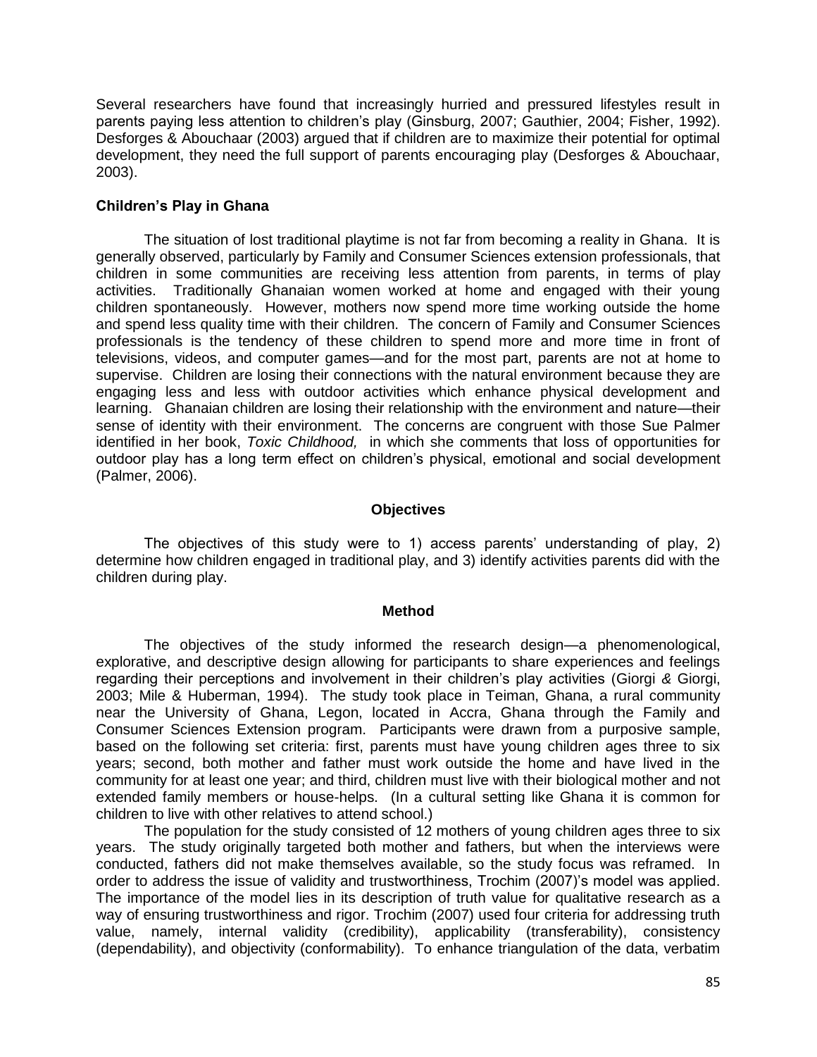Several researchers have found that increasingly hurried and pressured lifestyles result in parents paying less attention to children's play (Ginsburg, 2007; Gauthier, 2004; Fisher, 1992). Desforges & Abouchaar (2003) argued that if children are to maximize their potential for optimal development, they need the full support of parents encouraging play (Desforges & Abouchaar, 2003).

### Children's Play in Ghana

The situation of lost traditional playtime is not far from becoming a reality in Ghana. It is generally observed, particularly by Family and Consumer Sciences extension professionals, that children in some communities are receiving less attention from parents, in terms of play activities. Traditionally Ghanaian women worked at home and engaged with their young children spontaneously. However, mothers now spend more time working outside the home and spend less quality time with their children. The concern of Family and Consumer Sciences professionals is the tendency of these children to spend more and more time in front of televisions, videos, and computer games—and for the most part, parents are not at home to supervise. Children are losing their connections with the natural environment because they are engaging less and less with outdoor activities which enhance physical development and learning. Ghanaian children are losing their relationship with the environment and nature—their sense of identity with their environment. The concerns are congruent with those Sue Palmer identified in her book, *Toxic Childhood,* in which she comments that loss of opportunities for outdoor play has a long term effect on children's physical, emotional and social development (Palmer, 2006).

## Objectives

The objectives of this study were to 1) access parents' understanding of play, 2) determine how children engaged in traditional play, and 3) identify activities parents did with the children during play.

## Method

The objectives of the study informed the research design—a phenomenological, explorative, and descriptive design allowing for participants to share experiences and feelings regarding their perceptions and involvement in their children's play activities (Giorgi *&* Giorgi, 2003; Mile & Huberman, 1994). The study took place in Teiman, Ghana, a rural community near the University of Ghana, Legon, located in Accra, Ghana through the Family and Consumer Sciences Extension program. Participants were drawn from a purposive sample, based on the following set criteria: first, parents must have young children ages three to six years; second, both mother and father must work outside the home and have lived in the community for at least one year; and third, children must live with their biological mother and not extended family members or house-helps. (In a cultural setting like Ghana it is common for children to live with other relatives to attend school.)

The population for the study consisted of 12 mothers of young children ages three to six years. The study originally targeted both mother and fathers, but when the interviews were conducted, fathers did not make themselves available, so the study focus was reframed. In order to address the issue of validity and trustworthiness, Trochim (2007)'s model was applied. The importance of the model lies in its description of truth value for qualitative research as a way of ensuring trustworthiness and rigor. Trochim (2007) used four criteria for addressing truth value, namely, internal validity (credibility), applicability (transferability), consistency (dependability), and objectivity (conformability). To enhance triangulation of the data, verbatim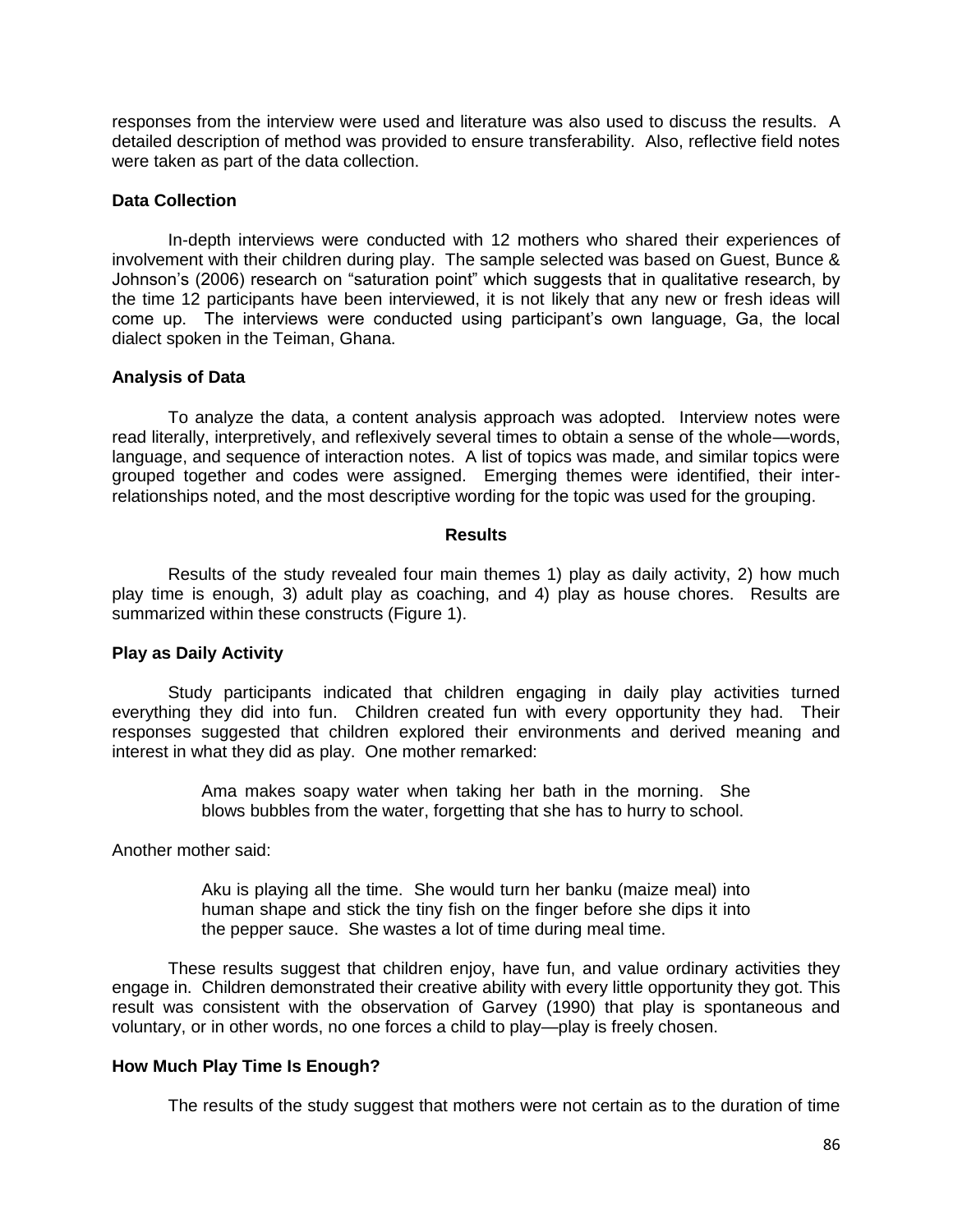responses from the interview were used and literature was also used to discuss the results. A detailed description of method was provided to ensure transferability. Also, reflective field notes were taken as part of the data collection.

**Data Collection**

In-depth interviews were conducted with 12 mothers who shared their experiences of involvement with their children during play. The sample selected was based on Guest, Bunce & Johnson's (2006) research on "saturation point" which suggests that in qualitative research, by the time 12 participants have been interviewed, it is not likely that any new or fresh ideas will come up. The interviews were conducted using participant's own language, Ga, the local dialect spoken in the Teiman, Ghana.

**Analysis of Data**

To analyze the data, a content analysis approach was adopted. Interview notes were read literally, interpretively, and reflexively several times to obtain a sense of the whole—words, language, and sequence of interaction notes. A list of topics was made, and similar topics were grouped together and codes were assigned. Emerging themes were identified, their inter-relationships noted, and the most descriptive wording for the topic was used for the grouping.

## Results

Results of the study revealed four main themes 1) play as daily activity, 2) how much play time is enough, 3) adult play as coaching, and 4) play as house chores. Results are summarized within these constructs (Figure 1).

**Play as Daily Activity**

Study participants indicated that children engaging in daily play activities turned everything they did into fun. Children created fun with every opportunity they had. Their responses suggested that children explored their environments and derived meaning and interest in what they did as play. One mother remarked:

> Ama makes soapy water when taking her bath in the morning. She blows bubbles from the water, forgetting that she has to hurry to school.

Another mother said:

> Aku is playing all the time. She would turn her banku (maize meal) into human shape and stick the tiny fish on the finger before she dips it into the pepper sauce. She wastes a lot of time during meal time.

These results suggest that children enjoy, have fun, and value ordinary activities they engage in. Children demonstrated their creative ability with every little opportunity they got. This result was consistent with the observation of Garvey (1990) that play is spontaneous and voluntary, or in other words, no one forces a child to play—play is freely chosen.

**How Much Play Time Is Enough?**

The results of the study suggest that mothers were not certain as to the duration of time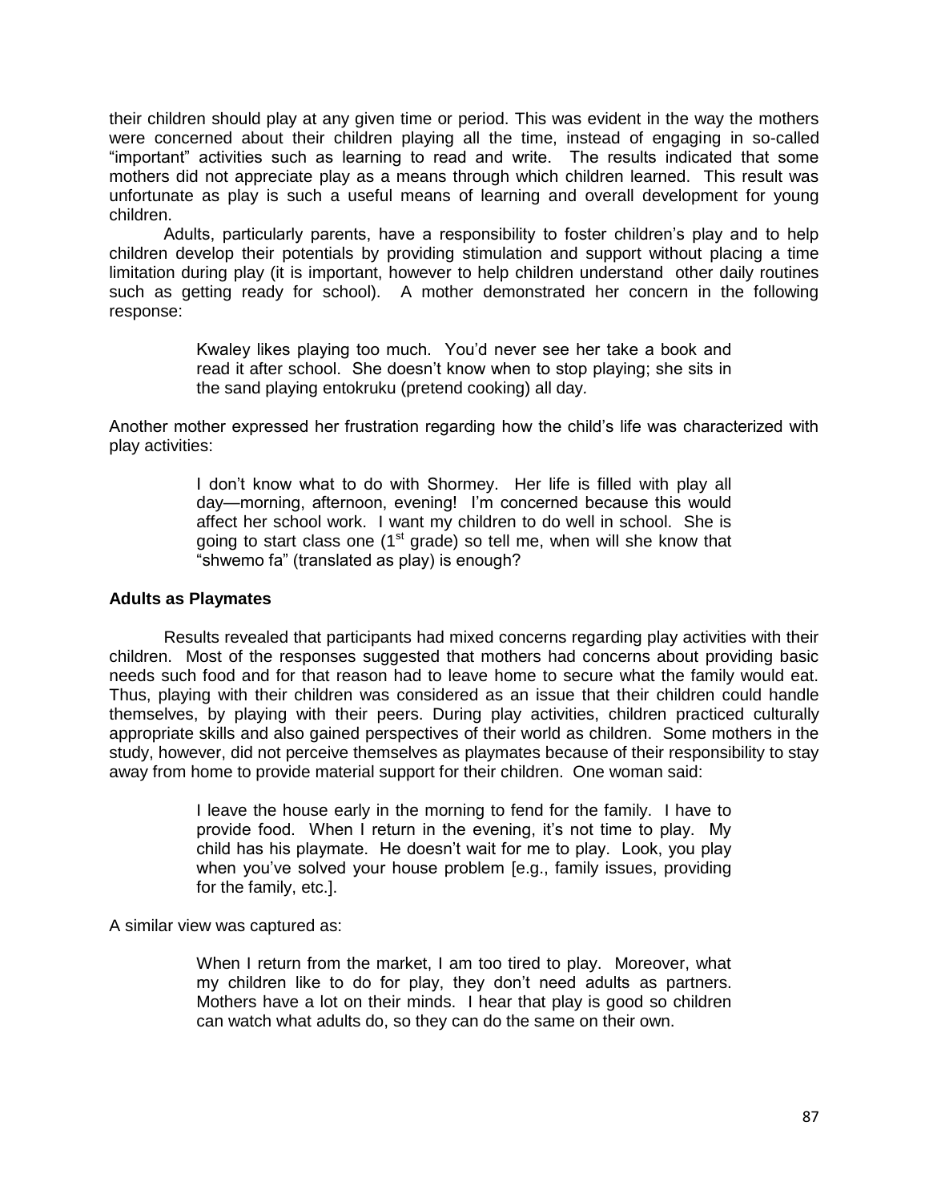their children should play at any given time or period. This was evident in the way the mothers were concerned about their children playing all the time, instead of engaging in so-called "important" activities such as learning to read and write. The results indicated that some mothers did not appreciate play as a means through which children learned. This result was unfortunate as play is such a useful means of learning and overall development for young children.

Adults, particularly parents, have a responsibility to foster children's play and to help children develop their potentials by providing stimulation and support without placing a time limitation during play (it is important, however to help children understand other daily routines such as getting ready for school). A mother demonstrated her concern in the following response:

> Kwaley likes playing too much. You'd never see her take a book and read it after school. She doesn't know when to stop playing; she sits in the sand playing entokruku (pretend cooking) all day.

Another mother expressed her frustration regarding how the child's life was characterized with play activities:

> I don't know what to do with Shormey. Her life is filled with play all day—morning, afternoon, evening! I'm concerned because this would affect her school work. I want my children to do well in school. She is going to start class one (1st grade) so tell me, when will she know that "shwemo fa" (translated as play) is enough?

### Adults as Playmates

Results revealed that participants had mixed concerns regarding play activities with their children. Most of the responses suggested that mothers had concerns about providing basic needs such food and for that reason had to leave home to secure what the family would eat. Thus, playing with their children was considered as an issue that their children could handle themselves, by playing with their peers. During play activities, children practiced culturally appropriate skills and also gained perspectives of their world as children. Some mothers in the study, however, did not perceive themselves as playmates because of their responsibility to stay away from home to provide material support for their children. One woman said:

> I leave the house early in the morning to fend for the family. I have to provide food. When I return in the evening, it's not time to play. My child has his playmate. He doesn't wait for me to play. Look, you play when you've solved your house problem [e.g., family issues, providing for the family, etc.].

A similar view was captured as:

> When I return from the market, I am too tired to play. Moreover, what my children like to do for play, they don't need adults as partners. Mothers have a lot on their minds. I hear that play is good so children can watch what adults do, so they can do the same on their own.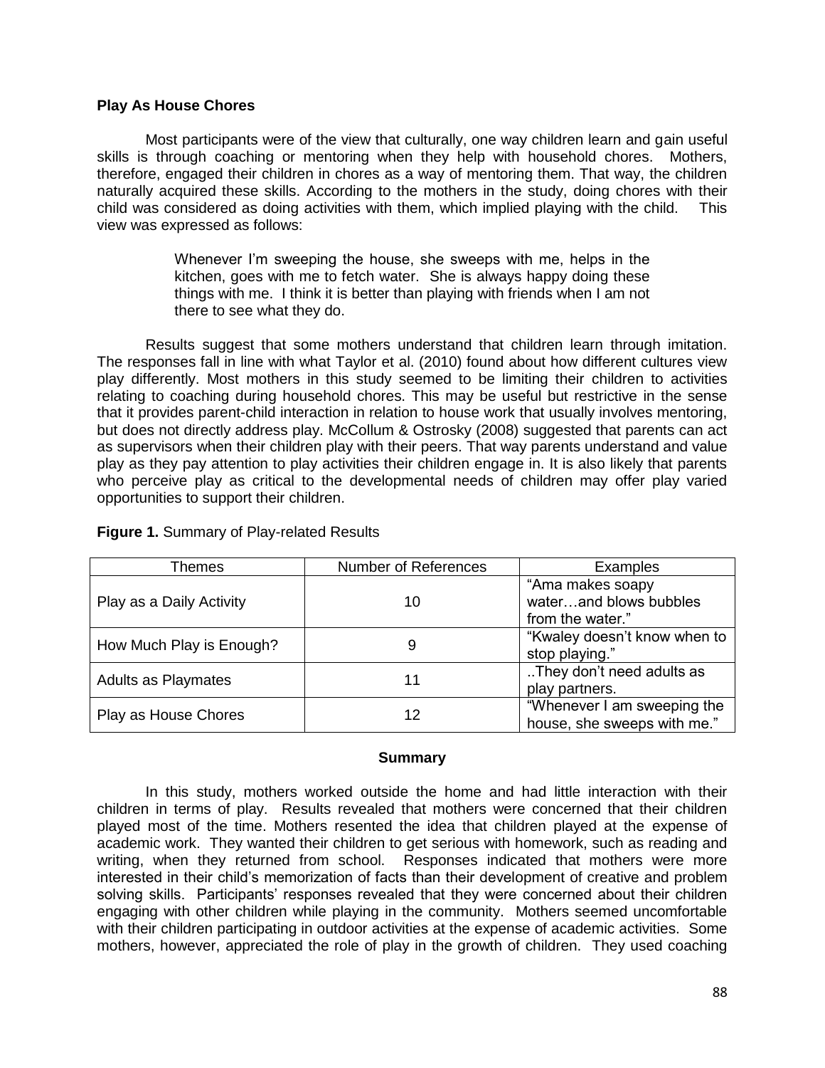**Play As House Chores**

Most participants were of the view that culturally, one way children learn and gain useful skills is through coaching or mentoring when they help with household chores. Mothers, therefore, engaged their children in chores as a way of mentoring them. That way, the children naturally acquired these skills. According to the mothers in the study, doing chores with their child was considered as doing activities with them, which implied playing with the child. This view was expressed as follows:

> Whenever I'm sweeping the house, she sweeps with me, helps in the kitchen, goes with me to fetch water. She is always happy doing these things with me. I think it is better than playing with friends when I am not there to see what they do.

Results suggest that some mothers understand that children learn through imitation. The responses fall in line with what Taylor et al. (2010) found about how different cultures view play differently. Most mothers in this study seemed to be limiting their children to activities relating to coaching during household chores. This may be useful but restrictive in the sense that it provides parent-child interaction in relation to house work that usually involves mentoring, but does not directly address play. McCollum & Ostrosky (2008) suggested that parents can act as supervisors when their children play with their peers. That way parents understand and value play as they pay attention to play activities their children engage in. It is also likely that parents who perceive play as critical to the developmental needs of children may offer play varied opportunities to support their children.

**Figure 1.** Summary of Play-related Results

| Themes | Number of References | Examples |
|---|---|---|
| Play as a Daily Activity | 10 | "Ama makes soapy water…and blows bubbles from the water." |
| How Much Play is Enough? | 9 | "Kwaley doesn't know when to stop playing." |
| Adults as Playmates | 11 | ..They don't need adults as play partners. |
| Play as House Chores | 12 | "Whenever I am sweeping the house, she sweeps with me." |

**Summary**

In this study, mothers worked outside the home and had little interaction with their children in terms of play. Results revealed that mothers were concerned that their children played most of the time. Mothers resented the idea that children played at the expense of academic work. They wanted their children to get serious with homework, such as reading and writing, when they returned from school. Responses indicated that mothers were more interested in their child's memorization of facts than their development of creative and problem solving skills. Participants' responses revealed that they were concerned about their children engaging with other children while playing in the community. Mothers seemed uncomfortable with their children participating in outdoor activities at the expense of academic activities. Some mothers, however, appreciated the role of play in the growth of children. They used coaching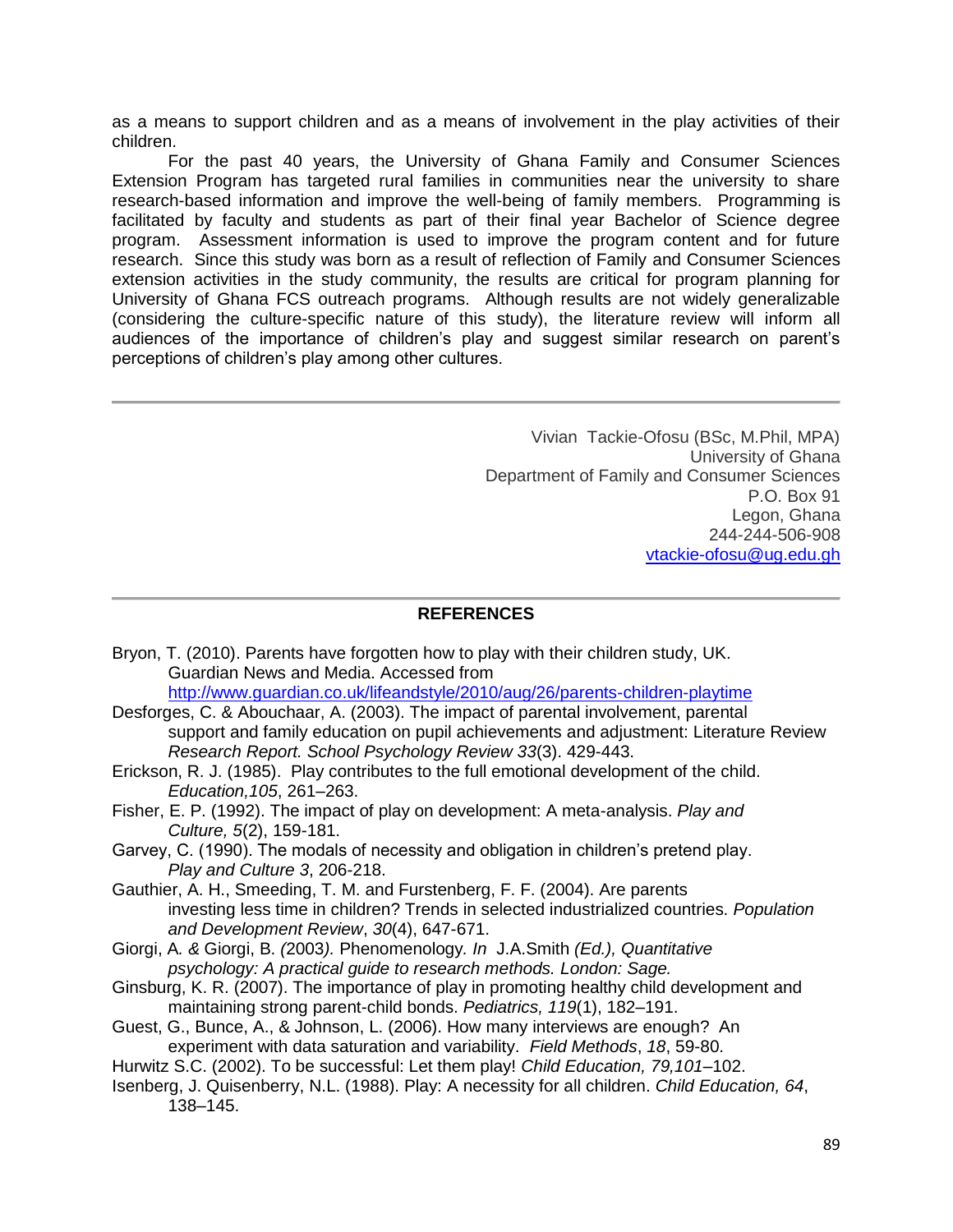as a means to support children and as a means of involvement in the play activities of their children.

For the past 40 years, the University of Ghana Family and Consumer Sciences Extension Program has targeted rural families in communities near the university to share research-based information and improve the well-being of family members. Programming is facilitated by faculty and students as part of their final year Bachelor of Science degree program. Assessment information is used to improve the program content and for future research. Since this study was born as a result of reflection of Family and Consumer Sciences extension activities in the study community, the results are critical for program planning for University of Ghana FCS outreach programs. Although results are not widely generalizable (considering the culture-specific nature of this study), the literature review will inform all audiences of the importance of children's play and suggest similar research on parent's perceptions of children's play among other cultures.

---

Vivian Tackie-Ofosu (BSc, M.Phil, MPA)
University of Ghana
Department of Family and Consumer Sciences
P.O. Box 91
Legon, Ghana
244-244-506-908
vtackie-ofosu@ug.edu.gh

---

## REFERENCES

Bryon, T. (2010). Parents have forgotten how to play with their children study, UK. Guardian News and Media. Accessed from http://www.guardian.co.uk/lifeandstyle/2010/aug/26/parents-children-playtime

Desforges, C. & Abouchaar, A. (2003). The impact of parental involvement, parental support and family education on pupil achievements and adjustment: Literature Review *Research Report. School Psychology Review 33*(3). 429-443.

Erickson, R. J. (1985). Play contributes to the full emotional development of the child. *Education,105*, 261–263.

Fisher, E. P. (1992). The impact of play on development: A meta-analysis. *Play and Culture, 5*(2), 159-181.

Garvey, C. (1990). The modals of necessity and obligation in children's pretend play. *Play and Culture 3*, 206-218.

Gauthier, A. H., Smeeding, T. M. and Furstenberg, F. F. (2004). Are parents investing less time in children? Trends in selected industrialized countries. *Population and Development Review*, *30*(4), 647-671.

Giorgi, A*. &* Giorgi, B*. (*2003*).* Phenomenology*. In* J.A.Smith *(Ed.), Quantitative psychology: A practical guide to research methods. London: Sage.*

Ginsburg, K. R. (2007). The importance of play in promoting healthy child development and maintaining strong parent-child bonds. *Pediatrics, 119*(1), 182–191.

Guest, G., Bunce, A., & Johnson, L. (2006). How many interviews are enough? An experiment with data saturation and variability. *Field Methods*, *18*, 59-80.

Hurwitz S.C. (2002). To be successful: Let them play! *Child Education, 79,101*–102.

Isenberg, J. Quisenberry, N.L. (1988). Play: A necessity for all children. *Child Education, 64*, 138–145.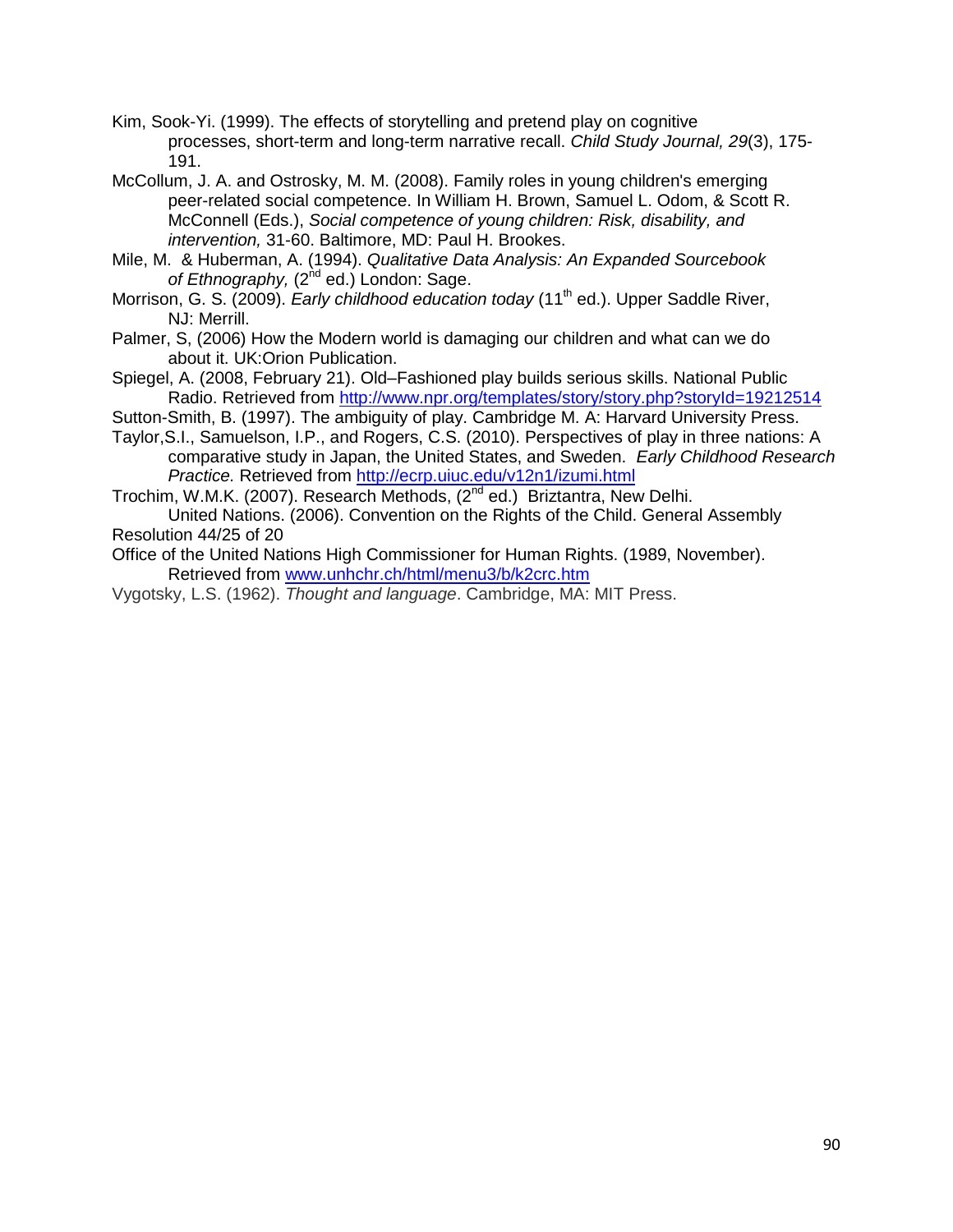Kim, Sook-Yi. (1999). The effects of storytelling and pretend play on cognitive processes, short-term and long-term narrative recall. *Child Study Journal, 29*(3), 175-191.

McCollum, J. A. and Ostrosky, M. M. (2008). Family roles in young children's emerging peer-related social competence. In William H. Brown, Samuel L. Odom, & Scott R. McConnell (Eds.), *Social competence of young children: Risk, disability, and intervention,* 31-60. Baltimore, MD: Paul H. Brookes.

Mile, M. & Huberman, A. (1994). *Qualitative Data Analysis: An Expanded Sourcebook of Ethnography,* (2nd ed.) London: Sage.

Morrison, G. S. (2009). *Early childhood education today* (11th ed.). Upper Saddle River, NJ: Merrill.

Palmer, S, (2006) How the Modern world is damaging our children and what can we do about it. UK:Orion Publication.

Spiegel, A. (2008, February 21). Old–Fashioned play builds serious skills. National Public Radio. Retrieved from http://www.npr.org/templates/story/story.php?storyId=19212514

Sutton-Smith, B. (1997). The ambiguity of play. Cambridge M. A: Harvard University Press.

Taylor,S.I., Samuelson, I.P., and Rogers, C.S. (2010). Perspectives of play in three nations: A comparative study in Japan, the United States, and Sweden. *Early Childhood Research Practice.* Retrieved from http://ecrp.uiuc.edu/v12n1/izumi.html

Trochim, W.M.K. (2007). Research Methods, (2nd ed.) Briztantra, New Delhi.
United Nations. (2006). Convention on the Rights of the Child. General Assembly Resolution 44/25 of 20

Office of the United Nations High Commissioner for Human Rights. (1989, November). Retrieved from www.unhchr.ch/html/menu3/b/k2crc.htm

Vygotsky, L.S. (1962). *Thought and language*. Cambridge, MA: MIT Press.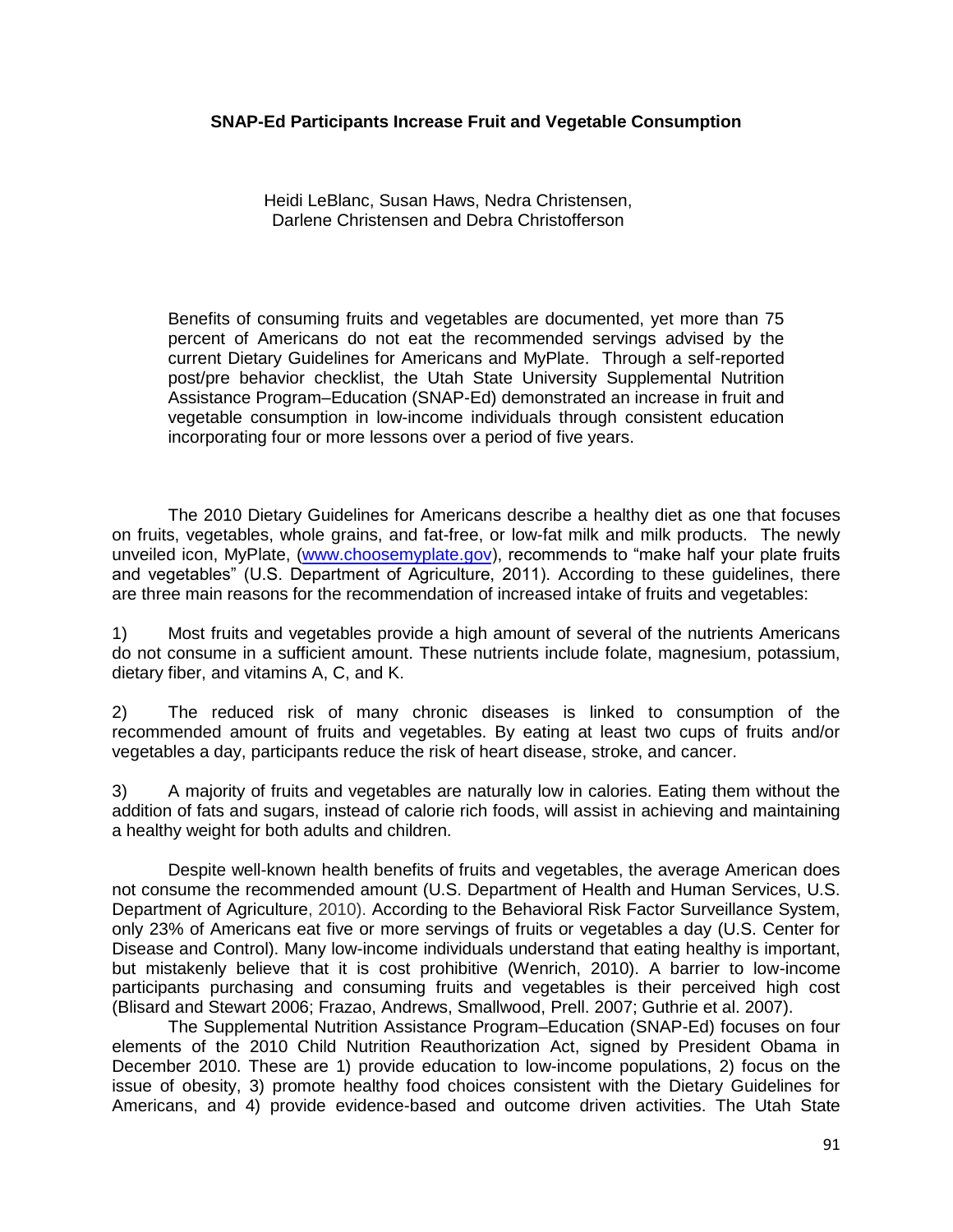**SNAP-Ed Participants Increase Fruit and Vegetable Consumption**

Heidi LeBlanc, Susan Haws, Nedra Christensen,
Darlene Christensen and Debra Christofferson

> Benefits of consuming fruits and vegetables are documented, yet more than 75 percent of Americans do not eat the recommended servings advised by the current Dietary Guidelines for Americans and MyPlate. Through a self-reported post/pre behavior checklist, the Utah State University Supplemental Nutrition Assistance Program–Education (SNAP-Ed) demonstrated an increase in fruit and vegetable consumption in low-income individuals through consistent education incorporating four or more lessons over a period of five years.

The 2010 Dietary Guidelines for Americans describe a healthy diet as one that focuses on fruits, vegetables, whole grains, and fat-free, or low-fat milk and milk products. The newly unveiled icon, MyPlate, ([www.choosemyplate.gov](http://www.choosemyplate.gov)), recommends to "make half your plate fruits and vegetables" (U.S. Department of Agriculture, 2011). According to these guidelines, there are three main reasons for the recommendation of increased intake of fruits and vegetables:

1) Most fruits and vegetables provide a high amount of several of the nutrients Americans do not consume in a sufficient amount. These nutrients include folate, magnesium, potassium, dietary fiber, and vitamins A, C, and K.

2) The reduced risk of many chronic diseases is linked to consumption of the recommended amount of fruits and vegetables. By eating at least two cups of fruits and/or vegetables a day, participants reduce the risk of heart disease, stroke, and cancer.

3) A majority of fruits and vegetables are naturally low in calories. Eating them without the addition of fats and sugars, instead of calorie rich foods, will assist in achieving and maintaining a healthy weight for both adults and children.

Despite well-known health benefits of fruits and vegetables, the average American does not consume the recommended amount (U.S. Department of Health and Human Services, U.S. Department of Agriculture, 2010). According to the Behavioral Risk Factor Surveillance System, only 23% of Americans eat five or more servings of fruits or vegetables a day (U.S. Center for Disease and Control). Many low-income individuals understand that eating healthy is important, but mistakenly believe that it is cost prohibitive (Wenrich, 2010). A barrier to low-income participants purchasing and consuming fruits and vegetables is their perceived high cost (Blisard and Stewart 2006; Frazao, Andrews, Smallwood, Prell. 2007; Guthrie et al. 2007).

The Supplemental Nutrition Assistance Program–Education (SNAP-Ed) focuses on four elements of the 2010 Child Nutrition Reauthorization Act, signed by President Obama in December 2010. These are 1) provide education to low-income populations, 2) focus on the issue of obesity, 3) promote healthy food choices consistent with the Dietary Guidelines for Americans, and 4) provide evidence-based and outcome driven activities. The Utah State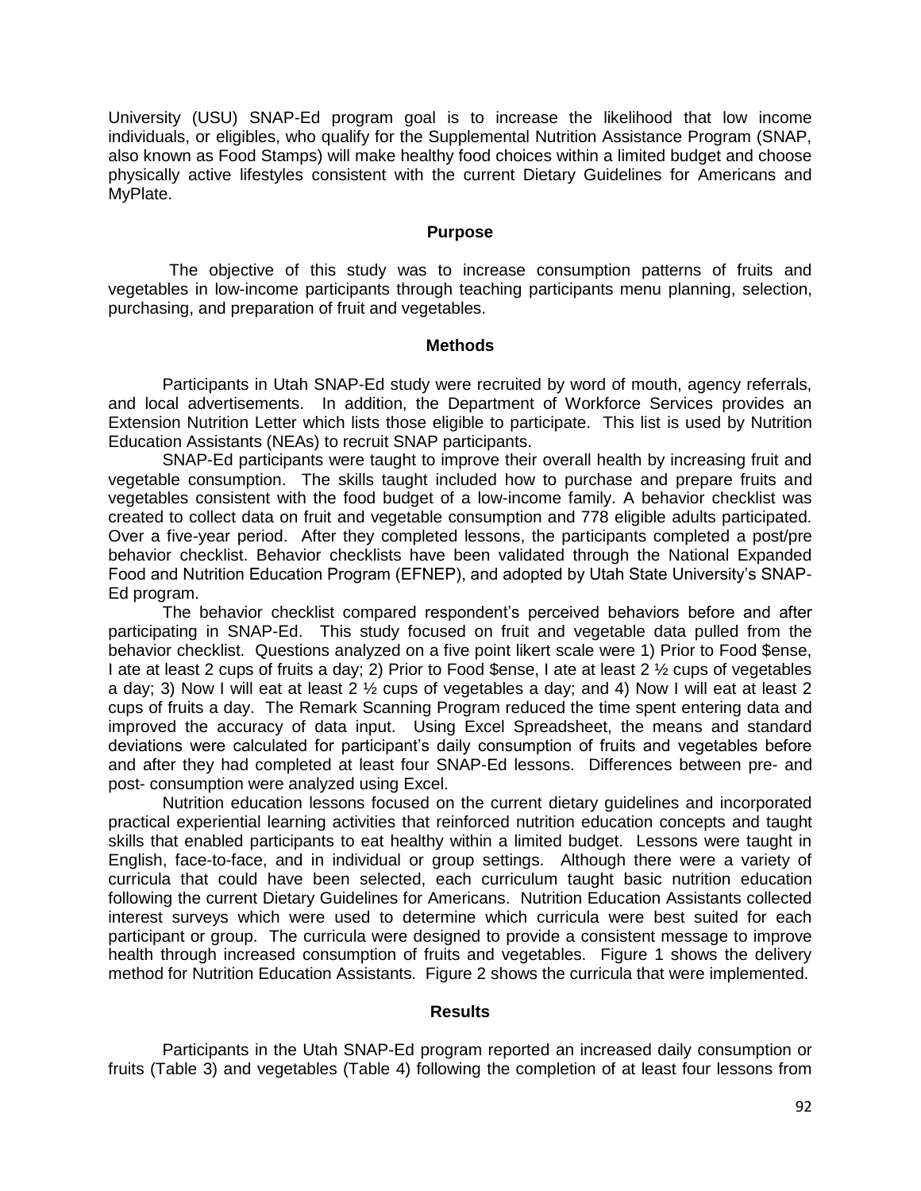University (USU) SNAP-Ed program goal is to increase the likelihood that low income individuals, or eligibles, who qualify for the Supplemental Nutrition Assistance Program (SNAP, also known as Food Stamps) will make healthy food choices within a limited budget and choose physically active lifestyles consistent with the current Dietary Guidelines for Americans and MyPlate.

## Purpose

The objective of this study was to increase consumption patterns of fruits and vegetables in low-income participants through teaching participants menu planning, selection, purchasing, and preparation of fruit and vegetables.

## Methods

Participants in Utah SNAP-Ed study were recruited by word of mouth, agency referrals, and local advertisements. In addition, the Department of Workforce Services provides an Extension Nutrition Letter which lists those eligible to participate. This list is used by Nutrition Education Assistants (NEAs) to recruit SNAP participants.

SNAP-Ed participants were taught to improve their overall health by increasing fruit and vegetable consumption. The skills taught included how to purchase and prepare fruits and vegetables consistent with the food budget of a low-income family. A behavior checklist was created to collect data on fruit and vegetable consumption and 778 eligible adults participated. Over a five-year period. After they completed lessons, the participants completed a post/pre behavior checklist. Behavior checklists have been validated through the National Expanded Food and Nutrition Education Program (EFNEP), and adopted by Utah State University's SNAP-Ed program.

The behavior checklist compared respondent's perceived behaviors before and after participating in SNAP-Ed. This study focused on fruit and vegetable data pulled from the behavior checklist. Questions analyzed on a five point likert scale were 1) Prior to Food $ense, I ate at least 2 cups of fruits a day; 2) Prior to Food $ense, I ate at least 2 ½ cups of vegetables a day; 3) Now I will eat at least 2 ½ cups of vegetables a day; and 4) Now I will eat at least 2 cups of fruits a day. The Remark Scanning Program reduced the time spent entering data and improved the accuracy of data input. Using Excel Spreadsheet, the means and standard deviations were calculated for participant's daily consumption of fruits and vegetables before and after they had completed at least four SNAP-Ed lessons. Differences between pre- and post- consumption were analyzed using Excel.

Nutrition education lessons focused on the current dietary guidelines and incorporated practical experiential learning activities that reinforced nutrition education concepts and taught skills that enabled participants to eat healthy within a limited budget. Lessons were taught in English, face-to-face, and in individual or group settings. Although there were a variety of curricula that could have been selected, each curriculum taught basic nutrition education following the current Dietary Guidelines for Americans. Nutrition Education Assistants collected interest surveys which were used to determine which curricula were best suited for each participant or group. The curricula were designed to provide a consistent message to improve health through increased consumption of fruits and vegetables. Figure 1 shows the delivery method for Nutrition Education Assistants. Figure 2 shows the curricula that were implemented.

## Results

Participants in the Utah SNAP-Ed program reported an increased daily consumption or fruits (Table 3) and vegetables (Table 4) following the completion of at least four lessons from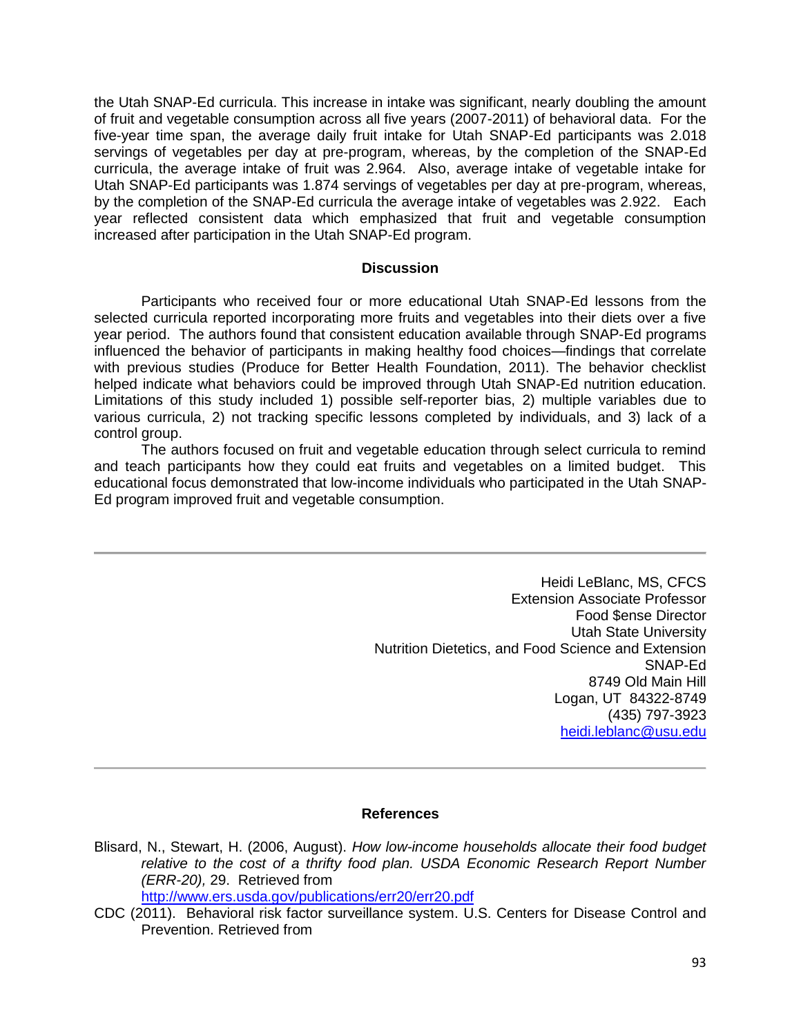the Utah SNAP-Ed curricula. This increase in intake was significant, nearly doubling the amount of fruit and vegetable consumption across all five years (2007-2011) of behavioral data. For the five-year time span, the average daily fruit intake for Utah SNAP-Ed participants was 2.018 servings of vegetables per day at pre-program, whereas, by the completion of the SNAP-Ed curricula, the average intake of fruit was 2.964. Also, average intake of vegetable intake for Utah SNAP-Ed participants was 1.874 servings of vegetables per day at pre-program, whereas, by the completion of the SNAP-Ed curricula the average intake of vegetables was 2.922. Each year reflected consistent data which emphasized that fruit and vegetable consumption increased after participation in the Utah SNAP-Ed program.

## Discussion

Participants who received four or more educational Utah SNAP-Ed lessons from the selected curricula reported incorporating more fruits and vegetables into their diets over a five year period. The authors found that consistent education available through SNAP-Ed programs influenced the behavior of participants in making healthy food choices—findings that correlate with previous studies (Produce for Better Health Foundation, 2011). The behavior checklist helped indicate what behaviors could be improved through Utah SNAP-Ed nutrition education. Limitations of this study included 1) possible self-reporter bias, 2) multiple variables due to various curricula, 2) not tracking specific lessons completed by individuals, and 3) lack of a control group.

The authors focused on fruit and vegetable education through select curricula to remind and teach participants how they could eat fruits and vegetables on a limited budget. This educational focus demonstrated that low-income individuals who participated in the Utah SNAP-Ed program improved fruit and vegetable consumption.

---

Heidi LeBlanc, MS, CFCS
Extension Associate Professor
Food $ense Director
Utah State University
Nutrition Dietetics, and Food Science and Extension
SNAP-Ed
8749 Old Main Hill
Logan, UT 84322-8749
(435) 797-3923
heidi.leblanc@usu.edu

---

## References

Blisard, N., Stewart, H. (2006, August). *How low-income households allocate their food budget relative to the cost of a thrifty food plan. USDA Economic Research Report Number (ERR-20),* 29. Retrieved from http://www.ers.usda.gov/publications/err20/err20.pdf

CDC (2011). Behavioral risk factor surveillance system. U.S. Centers for Disease Control and Prevention. Retrieved from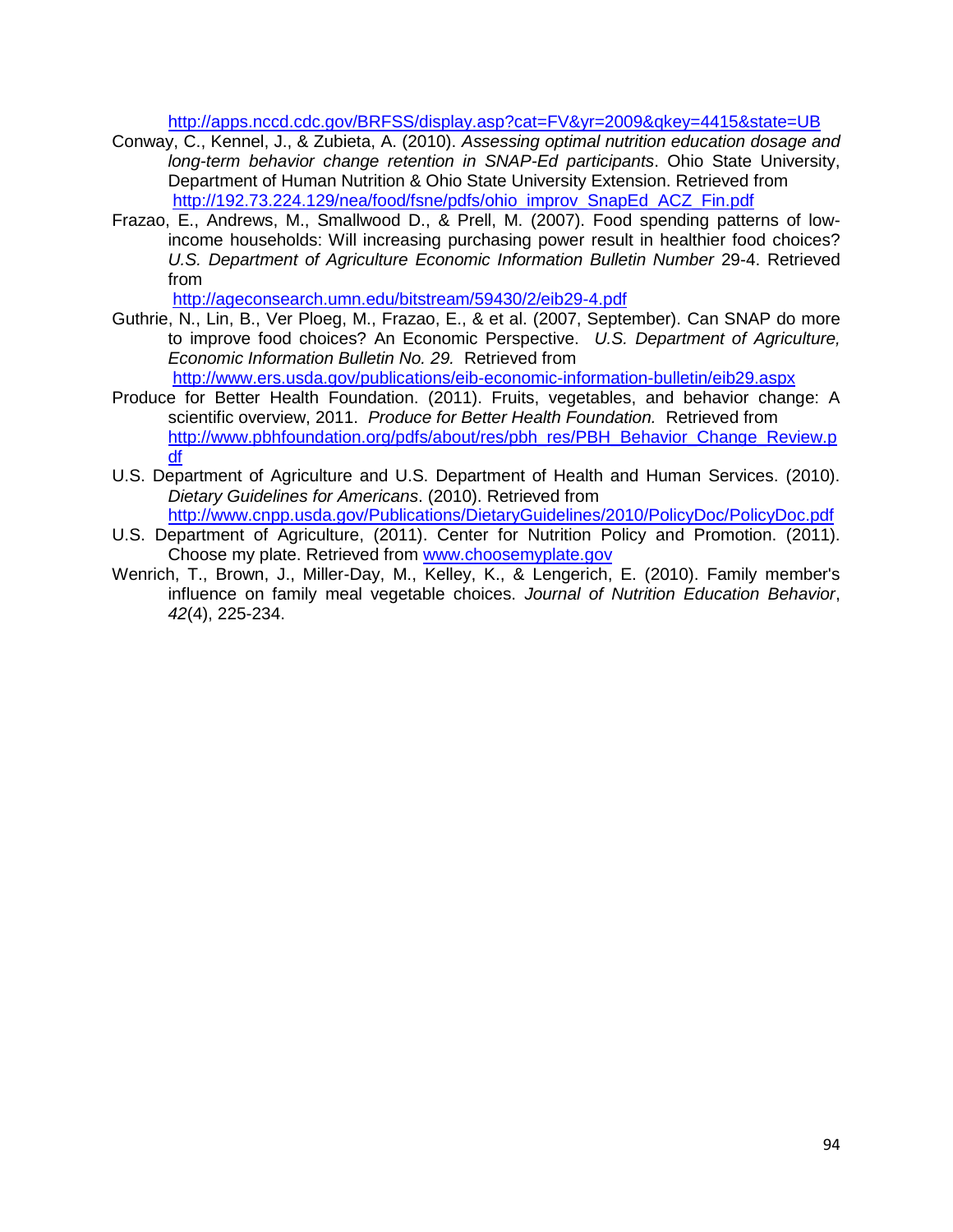http://apps.nccd.cdc.gov/BRFSS/display.asp?cat=FV&yr=2009&qkey=4415&state=UB

Conway, C., Kennel, J., & Zubieta, A. (2010). *Assessing optimal nutrition education dosage and long-term behavior change retention in SNAP-Ed participants*. Ohio State University, Department of Human Nutrition & Ohio State University Extension. Retrieved from http://192.73.224.129/nea/food/fsne/pdfs/ohio_improv_SnapEd_ACZ_Fin.pdf

Frazao, E., Andrews, M., Smallwood D., & Prell, M. (2007). Food spending patterns of low-income households: Will increasing purchasing power result in healthier food choices? *U.S. Department of Agriculture Economic Information Bulletin Number* 29-4. Retrieved from http://ageconsearch.umn.edu/bitstream/59430/2/eib29-4.pdf

Guthrie, N., Lin, B., Ver Ploeg, M., Frazao, E., & et al. (2007, September). Can SNAP do more to improve food choices? An Economic Perspective. *U.S. Department of Agriculture, Economic Information Bulletin No. 29.* Retrieved from http://www.ers.usda.gov/publications/eib-economic-information-bulletin/eib29.aspx

Produce for Better Health Foundation. (2011). Fruits, vegetables, and behavior change: A scientific overview, 2011. *Produce for Better Health Foundation.* Retrieved from http://www.pbhfoundation.org/pdfs/about/res/pbh_res/PBH_Behavior_Change_Review.pdf

U.S. Department of Agriculture and U.S. Department of Health and Human Services. (2010). *Dietary Guidelines for Americans*. (2010). Retrieved from http://www.cnpp.usda.gov/Publications/DietaryGuidelines/2010/PolicyDoc/PolicyDoc.pdf

U.S. Department of Agriculture, (2011). Center for Nutrition Policy and Promotion. (2011). Choose my plate. Retrieved from www.choosemyplate.gov

Wenrich, T., Brown, J., Miller-Day, M., Kelley, K., & Lengerich, E. (2010). Family member's influence on family meal vegetable choices. *Journal of Nutrition Education Behavior*, *42*(4), 225-234.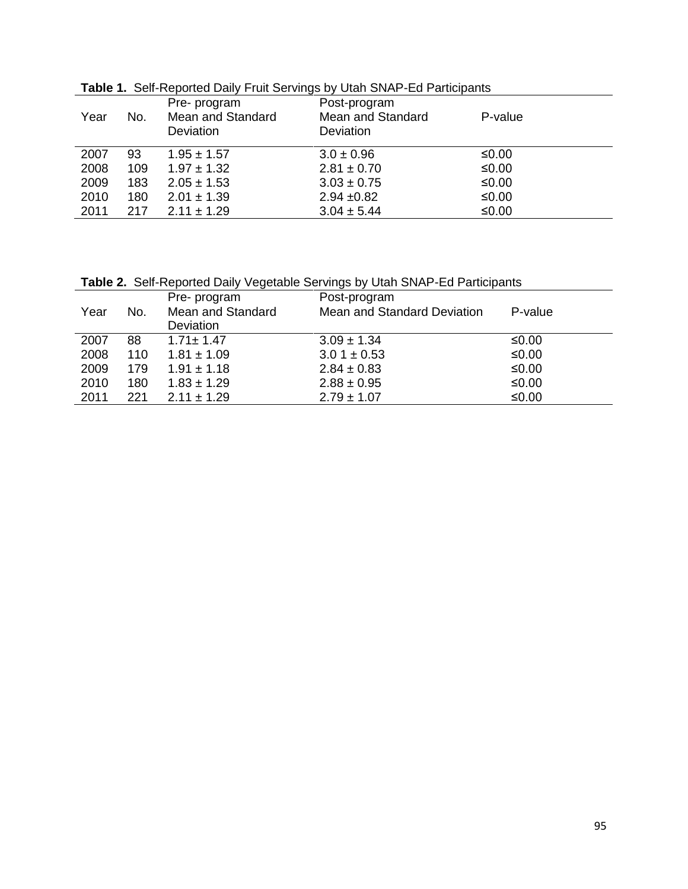**Table 1.** Self-Reported Daily Fruit Servings by Utah SNAP-Ed Participants

| Year | No. | Pre- program Mean and Standard Deviation | Post-program Mean and Standard Deviation | P-value |
|---|---|---|---|---|
| 2007 | 93 | 1.95 ± 1.57 | 3.0 ± 0.96 | ≤0.00 |
| 2008 | 109 | 1.97 ± 1.32 | 2.81 ± 0.70 | ≤0.00 |
| 2009 | 183 | 2.05 ± 1.53 | 3.03 ± 0.75 | ≤0.00 |
| 2010 | 180 | 2.01 ± 1.39 | 2.94 ±0.82 | ≤0.00 |
| 2011 | 217 | 2.11 ± 1.29 | 3.04 ± 5.44 | ≤0.00 |

**Table 2.** Self-Reported Daily Vegetable Servings by Utah SNAP-Ed Participants

| Year | No. | Pre- program Mean and Standard Deviation | Post-program Mean and Standard Deviation | P-value |
|---|---|---|---|---|
| 2007 | 88 | 1.71± 1.47 | 3.09 ± 1.34 | ≤0.00 |
| 2008 | 110 | 1.81 ± 1.09 | 3.0 1 ± 0.53 | ≤0.00 |
| 2009 | 179 | 1.91 ± 1.18 | 2.84 ± 0.83 | ≤0.00 |
| 2010 | 180 | 1.83 ± 1.29 | 2.88 ± 0.95 | ≤0.00 |
| 2011 | 221 | 2.11 ± 1.29 | 2.79 ± 1.07 | ≤0.00 |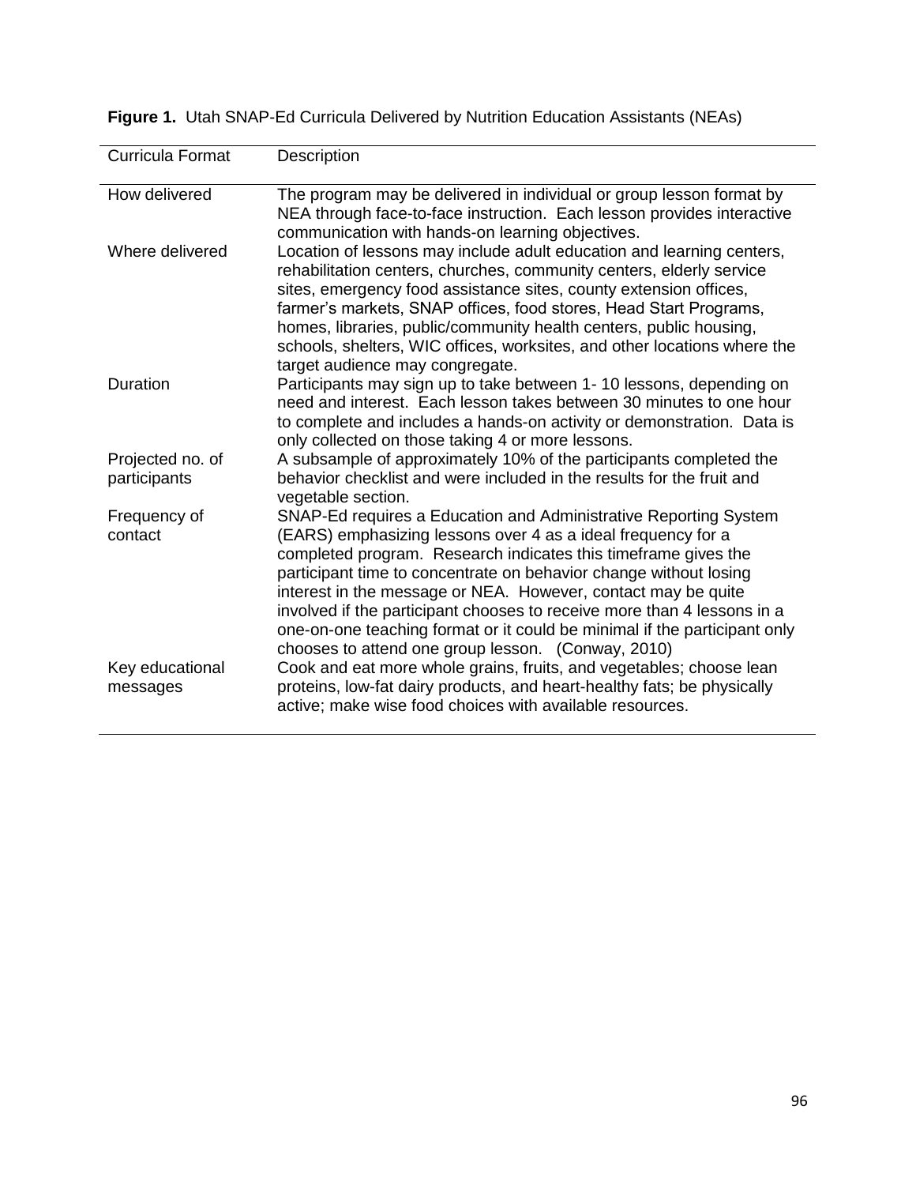**Figure 1.** Utah SNAP-Ed Curricula Delivered by Nutrition Education Assistants (NEAs)

| Curricula Format | Description |
|---|---|
| How delivered | The program may be delivered in individual or group lesson format by NEA through face-to-face instruction. Each lesson provides interactive communication with hands-on learning objectives. |
| Where delivered | Location of lessons may include adult education and learning centers, rehabilitation centers, churches, community centers, elderly service sites, emergency food assistance sites, county extension offices, farmer's markets, SNAP offices, food stores, Head Start Programs, homes, libraries, public/community health centers, public housing, schools, shelters, WIC offices, worksites, and other locations where the target audience may congregate. |
| Duration | Participants may sign up to take between 1- 10 lessons, depending on need and interest. Each lesson takes between 30 minutes to one hour to complete and includes a hands-on activity or demonstration. Data is only collected on those taking 4 or more lessons. |
| Projected no. of participants | A subsample of approximately 10% of the participants completed the behavior checklist and were included in the results for the fruit and vegetable section. |
| Frequency of contact | SNAP-Ed requires a Education and Administrative Reporting System (EARS) emphasizing lessons over 4 as a ideal frequency for a completed program. Research indicates this timeframe gives the participant time to concentrate on behavior change without losing interest in the message or NEA. However, contact may be quite involved if the participant chooses to receive more than 4 lessons in a one-on-one teaching format or it could be minimal if the participant only chooses to attend one group lesson. (Conway, 2010) |
| Key educational messages | Cook and eat more whole grains, fruits, and vegetables; choose lean proteins, low-fat dairy products, and heart-healthy fats; be physically active; make wise food choices with available resources. |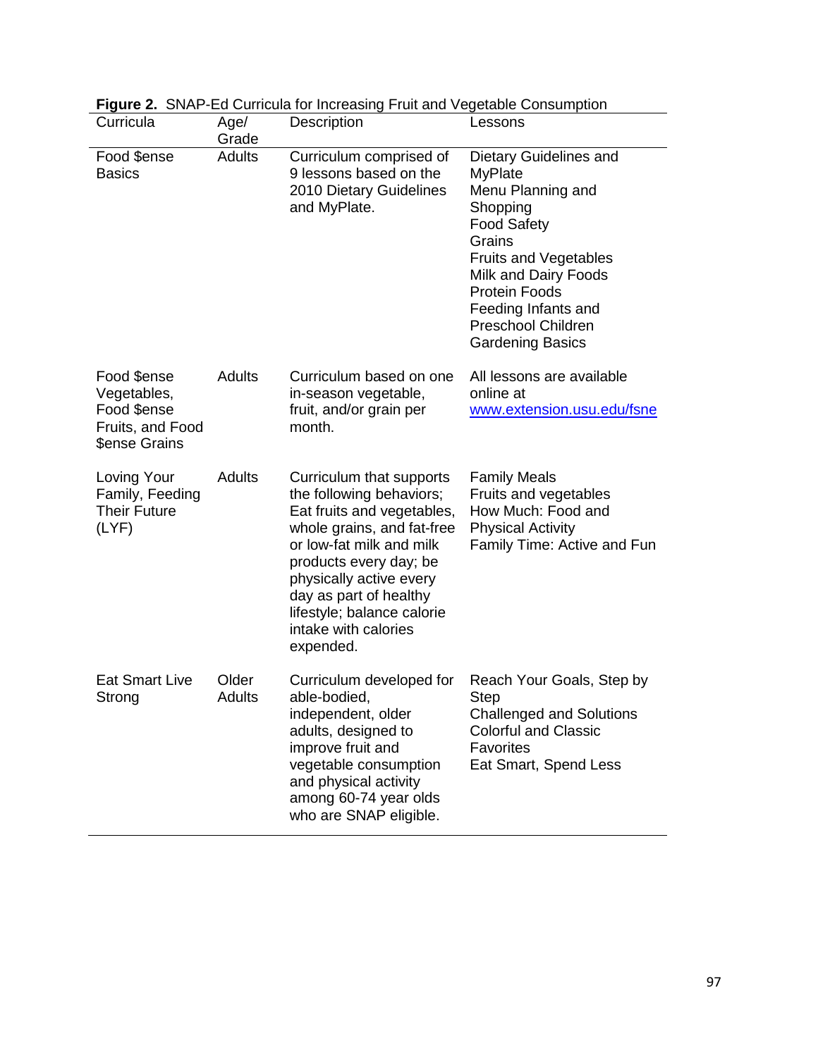**Figure 2.** SNAP-Ed Curricula for Increasing Fruit and Vegetable Consumption

| Curricula | Age/ Grade | Description | Lessons |
| --- | --- | --- | --- |
| Food $ense Basics | Adults | Curriculum comprised of 9 lessons based on the 2010 Dietary Guidelines and MyPlate. | Dietary Guidelines and MyPlate<br>Menu Planning and Shopping<br>Food Safety<br>Grains<br>Fruits and Vegetables<br>Milk and Dairy Foods<br>Protein Foods<br>Feeding Infants and Preschool Children<br>Gardening Basics |
| Food $ense Vegetables, Food $ense Fruits, and Food $ense Grains | Adults | Curriculum based on one in-season vegetable, fruit, and/or grain per month. | All lessons are available online at www.extension.usu.edu/fsne |
| Loving Your Family, Feeding Their Future (LYF) | Adults | Curriculum that supports the following behaviors; Eat fruits and vegetables, whole grains, and fat-free or low-fat milk and milk products every day; be physically active every day as part of healthy lifestyle; balance calorie intake with calories expended. | Family Meals<br>Fruits and vegetables<br>How Much: Food and Physical Activity<br>Family Time: Active and Fun |
| Eat Smart Live Strong | Older Adults | Curriculum developed for able-bodied, independent, older adults, designed to improve fruit and vegetable consumption and physical activity among 60-74 year olds who are SNAP eligible. | Reach Your Goals, Step by Step<br>Challenged and Solutions<br>Colorful and Classic Favorites<br>Eat Smart, Spend Less |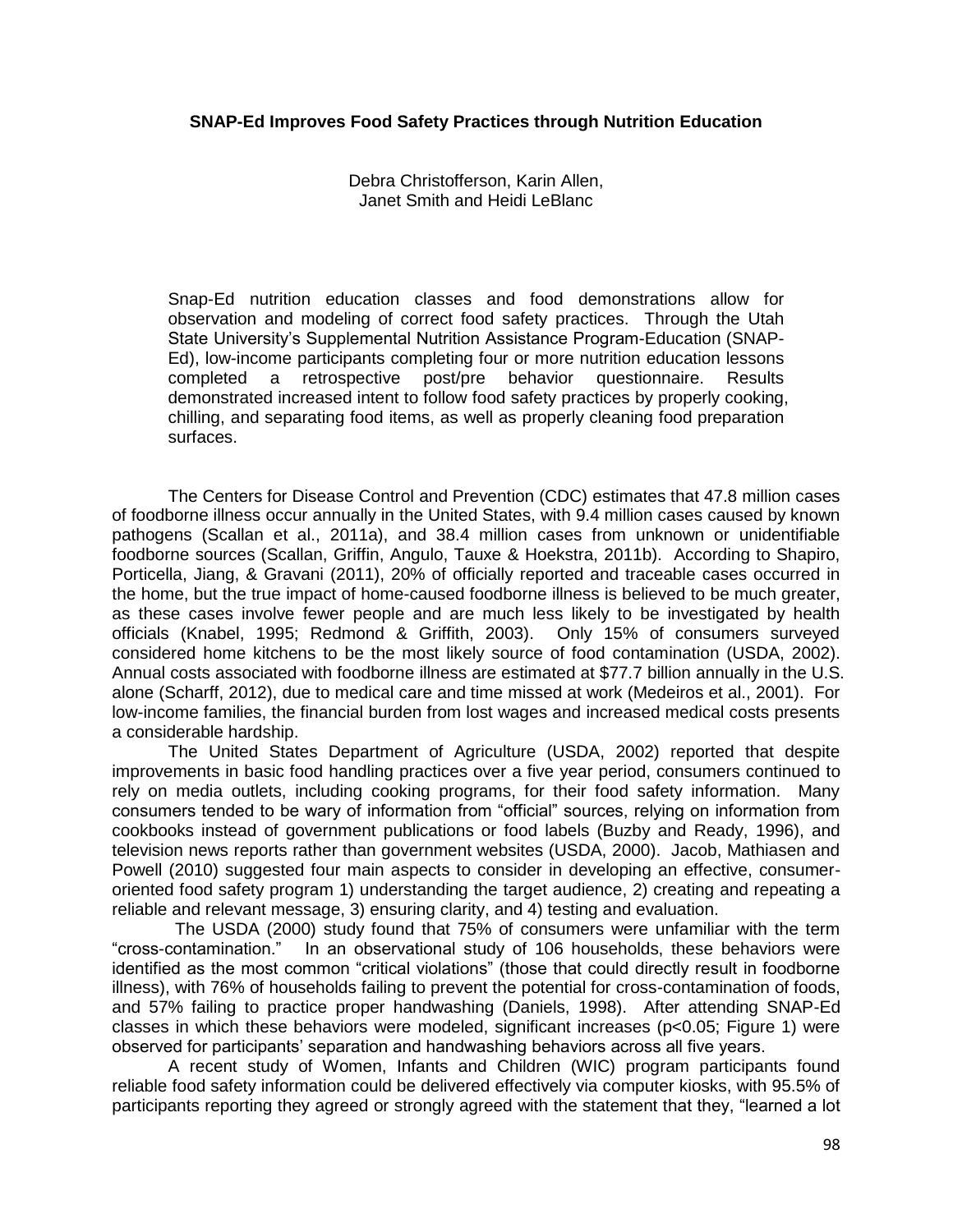**SNAP-Ed Improves Food Safety Practices through Nutrition Education**

Debra Christofferson, Karin Allen,
Janet Smith and Heidi LeBlanc

Snap-Ed nutrition education classes and food demonstrations allow for observation and modeling of correct food safety practices. Through the Utah State University's Supplemental Nutrition Assistance Program-Education (SNAP-Ed), low-income participants completing four or more nutrition education lessons completed a retrospective post/pre behavior questionnaire. Results demonstrated increased intent to follow food safety practices by properly cooking, chilling, and separating food items, as well as properly cleaning food preparation surfaces.

The Centers for Disease Control and Prevention (CDC) estimates that 47.8 million cases of foodborne illness occur annually in the United States, with 9.4 million cases caused by known pathogens (Scallan et al., 2011a), and 38.4 million cases from unknown or unidentifiable foodborne sources (Scallan, Griffin, Angulo, Tauxe & Hoekstra, 2011b). According to Shapiro, Porticella, Jiang, & Gravani (2011), 20% of officially reported and traceable cases occurred in the home, but the true impact of home-caused foodborne illness is believed to be much greater, as these cases involve fewer people and are much less likely to be investigated by health officials (Knabel, 1995; Redmond & Griffith, 2003). Only 15% of consumers surveyed considered home kitchens to be the most likely source of food contamination (USDA, 2002). Annual costs associated with foodborne illness are estimated at $77.7 billion annually in the U.S. alone (Scharff, 2012), due to medical care and time missed at work (Medeiros et al., 2001). For low-income families, the financial burden from lost wages and increased medical costs presents a considerable hardship.

The United States Department of Agriculture (USDA, 2002) reported that despite improvements in basic food handling practices over a five year period, consumers continued to rely on media outlets, including cooking programs, for their food safety information. Many consumers tended to be wary of information from "official" sources, relying on information from cookbooks instead of government publications or food labels (Buzby and Ready, 1996), and television news reports rather than government websites (USDA, 2000). Jacob, Mathiasen and Powell (2010) suggested four main aspects to consider in developing an effective, consumer-oriented food safety program 1) understanding the target audience, 2) creating and repeating a reliable and relevant message, 3) ensuring clarity, and 4) testing and evaluation.

The USDA (2000) study found that 75% of consumers were unfamiliar with the term "cross-contamination." In an observational study of 106 households, these behaviors were identified as the most common "critical violations" (those that could directly result in foodborne illness), with 76% of households failing to prevent the potential for cross-contamination of foods, and 57% failing to practice proper handwashing (Daniels, 1998). After attending SNAP-Ed classes in which these behaviors were modeled, significant increases ($p<0.05$; Figure 1) were observed for participants' separation and handwashing behaviors across all five years.

A recent study of Women, Infants and Children (WIC) program participants found reliable food safety information could be delivered effectively via computer kiosks, with 95.5% of participants reporting they agreed or strongly agreed with the statement that they, "learned a lot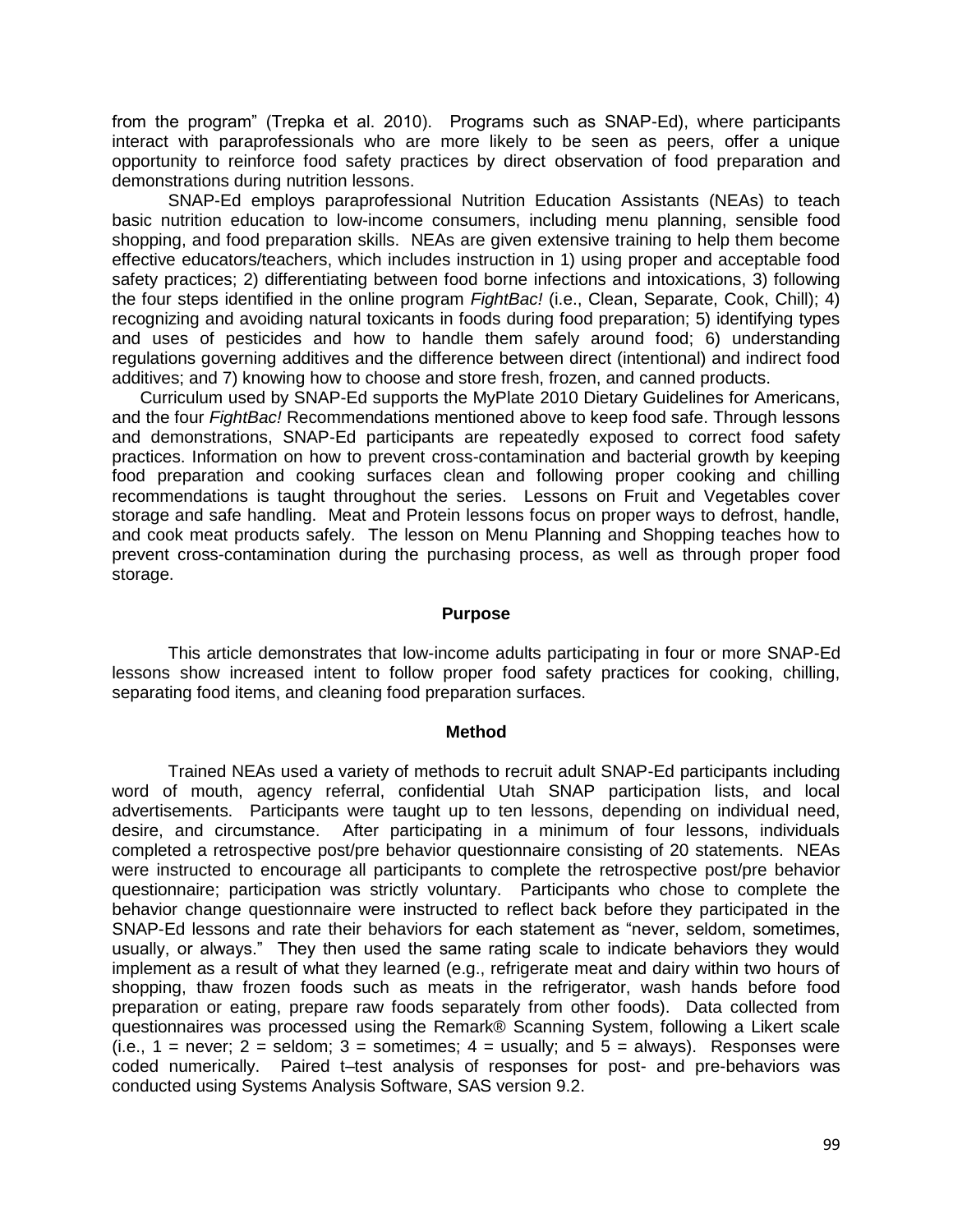from the program" (Trepka et al. 2010). Programs such as SNAP-Ed), where participants interact with paraprofessionals who are more likely to be seen as peers, offer a unique opportunity to reinforce food safety practices by direct observation of food preparation and demonstrations during nutrition lessons.

SNAP-Ed employs paraprofessional Nutrition Education Assistants (NEAs) to teach basic nutrition education to low-income consumers, including menu planning, sensible food shopping, and food preparation skills. NEAs are given extensive training to help them become effective educators/teachers, which includes instruction in 1) using proper and acceptable food safety practices; 2) differentiating between food borne infections and intoxications, 3) following the four steps identified in the online program *FightBac!* (i.e., Clean, Separate, Cook, Chill); 4) recognizing and avoiding natural toxicants in foods during food preparation; 5) identifying types and uses of pesticides and how to handle them safely around food; 6) understanding regulations governing additives and the difference between direct (intentional) and indirect food additives; and 7) knowing how to choose and store fresh, frozen, and canned products.

Curriculum used by SNAP-Ed supports the MyPlate 2010 Dietary Guidelines for Americans, and the four *FightBac!* Recommendations mentioned above to keep food safe. Through lessons and demonstrations, SNAP-Ed participants are repeatedly exposed to correct food safety practices. Information on how to prevent cross-contamination and bacterial growth by keeping food preparation and cooking surfaces clean and following proper cooking and chilling recommendations is taught throughout the series. Lessons on Fruit and Vegetables cover storage and safe handling. Meat and Protein lessons focus on proper ways to defrost, handle, and cook meat products safely. The lesson on Menu Planning and Shopping teaches how to prevent cross-contamination during the purchasing process, as well as through proper food storage.

## Purpose

This article demonstrates that low-income adults participating in four or more SNAP-Ed lessons show increased intent to follow proper food safety practices for cooking, chilling, separating food items, and cleaning food preparation surfaces.

## Method

Trained NEAs used a variety of methods to recruit adult SNAP-Ed participants including word of mouth, agency referral, confidential Utah SNAP participation lists, and local advertisements. Participants were taught up to ten lessons, depending on individual need, desire, and circumstance. After participating in a minimum of four lessons, individuals completed a retrospective post/pre behavior questionnaire consisting of 20 statements. NEAs were instructed to encourage all participants to complete the retrospective post/pre behavior questionnaire; participation was strictly voluntary. Participants who chose to complete the behavior change questionnaire were instructed to reflect back before they participated in the SNAP-Ed lessons and rate their behaviors for each statement as "never, seldom, sometimes, usually, or always." They then used the same rating scale to indicate behaviors they would implement as a result of what they learned (e.g., refrigerate meat and dairy within two hours of shopping, thaw frozen foods such as meats in the refrigerator, wash hands before food preparation or eating, prepare raw foods separately from other foods). Data collected from questionnaires was processed using the Remark® Scanning System, following a Likert scale (i.e., 1 = never; 2 = seldom; 3 = sometimes; 4 = usually; and 5 = always). Responses were coded numerically. Paired t–test analysis of responses for post- and pre-behaviors was conducted using Systems Analysis Software, SAS version 9.2.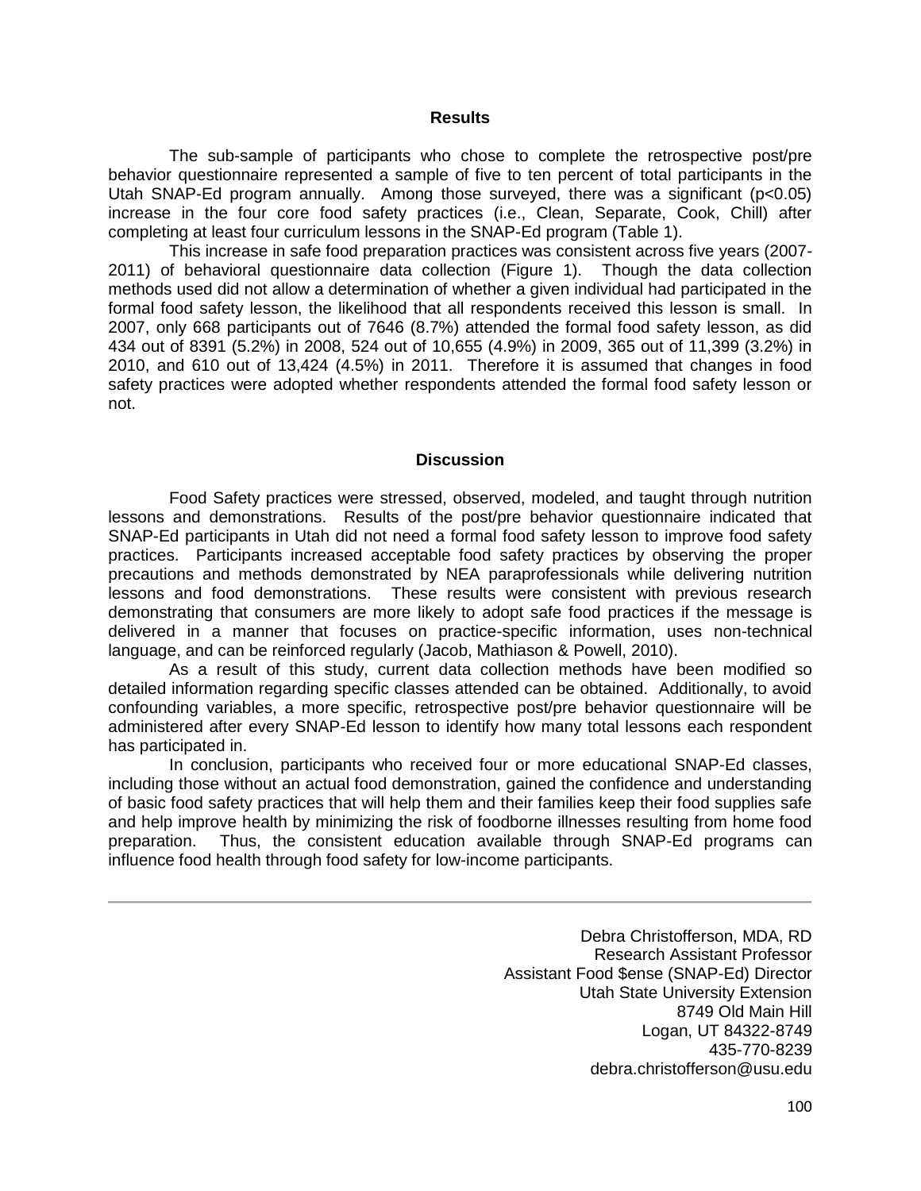## Results

The sub-sample of participants who chose to complete the retrospective post/pre behavior questionnaire represented a sample of five to ten percent of total participants in the Utah SNAP-Ed program annually. Among those surveyed, there was a significant ($p<0.05$) increase in the four core food safety practices (i.e., Clean, Separate, Cook, Chill) after completing at least four curriculum lessons in the SNAP-Ed program (Table 1).

This increase in safe food preparation practices was consistent across five years (2007-2011) of behavioral questionnaire data collection (Figure 1). Though the data collection methods used did not allow a determination of whether a given individual had participated in the formal food safety lesson, the likelihood that all respondents received this lesson is small. In 2007, only 668 participants out of 7646 (8.7%) attended the formal food safety lesson, as did 434 out of 8391 (5.2%) in 2008, 524 out of 10,655 (4.9%) in 2009, 365 out of 11,399 (3.2%) in 2010, and 610 out of 13,424 (4.5%) in 2011. Therefore it is assumed that changes in food safety practices were adopted whether respondents attended the formal food safety lesson or not.

## Discussion

Food Safety practices were stressed, observed, modeled, and taught through nutrition lessons and demonstrations. Results of the post/pre behavior questionnaire indicated that SNAP-Ed participants in Utah did not need a formal food safety lesson to improve food safety practices. Participants increased acceptable food safety practices by observing the proper precautions and methods demonstrated by NEA paraprofessionals while delivering nutrition lessons and food demonstrations. These results were consistent with previous research demonstrating that consumers are more likely to adopt safe food practices if the message is delivered in a manner that focuses on practice-specific information, uses non-technical language, and can be reinforced regularly (Jacob, Mathiason & Powell, 2010).

As a result of this study, current data collection methods have been modified so detailed information regarding specific classes attended can be obtained. Additionally, to avoid confounding variables, a more specific, retrospective post/pre behavior questionnaire will be administered after every SNAP-Ed lesson to identify how many total lessons each respondent has participated in.

In conclusion, participants who received four or more educational SNAP-Ed classes, including those without an actual food demonstration, gained the confidence and understanding of basic food safety practices that will help them and their families keep their food supplies safe and help improve health by minimizing the risk of foodborne illnesses resulting from home food preparation. Thus, the consistent education available through SNAP-Ed programs can influence food health through food safety for low-income participants.

---

Debra Christofferson, MDA, RD
Research Assistant Professor
Assistant Food $ense (SNAP-Ed) Director
Utah State University Extension
8749 Old Main Hill
Logan, UT 84322-8749
435-770-8239
debra.christofferson@usu.edu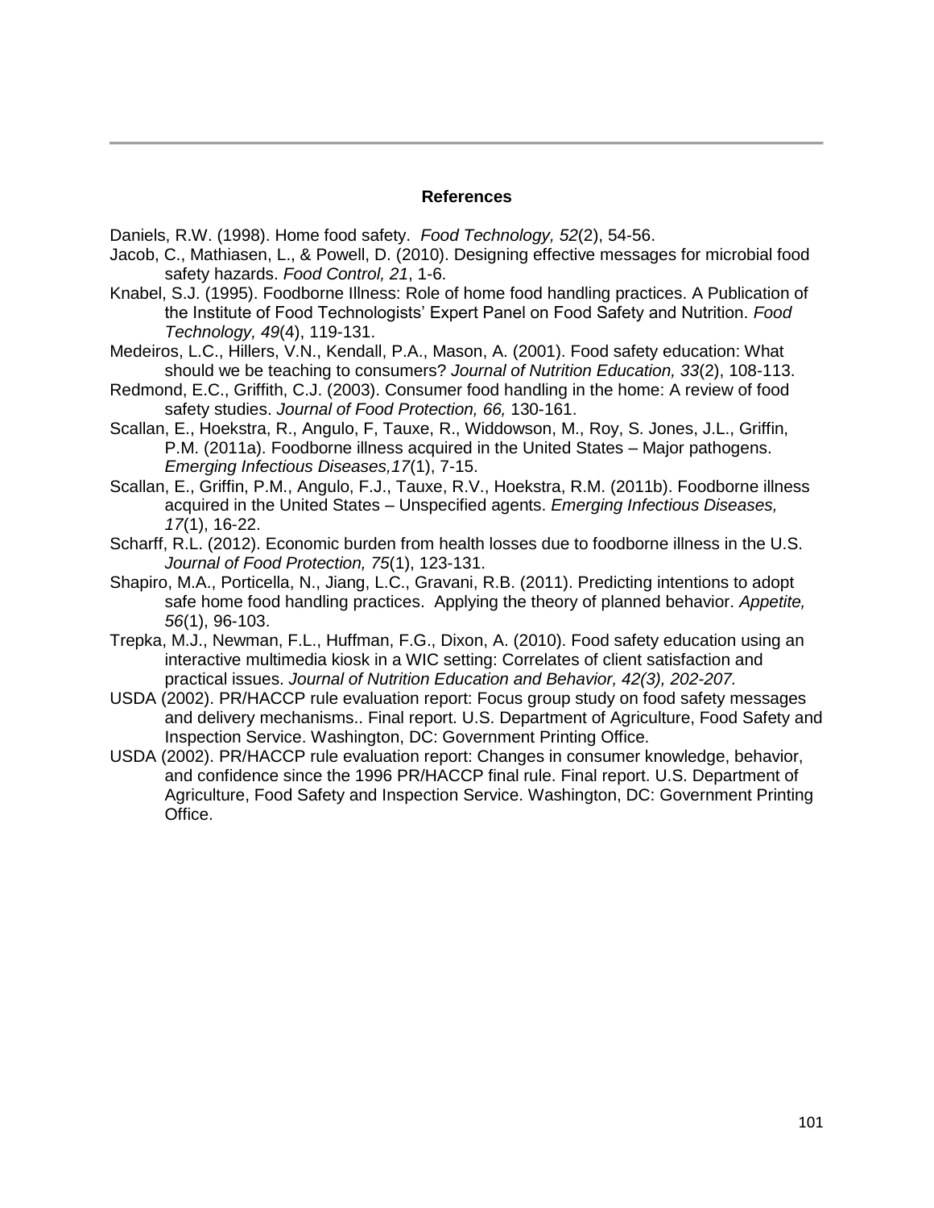## References

Daniels, R.W. (1998). Home food safety. *Food Technology, 52*(2), 54-56.

Jacob, C., Mathiasen, L., & Powell, D. (2010). Designing effective messages for microbial food safety hazards. *Food Control, 21*, 1-6.

Knabel, S.J. (1995). Foodborne Illness: Role of home food handling practices. A Publication of the Institute of Food Technologists' Expert Panel on Food Safety and Nutrition. *Food Technology, 49*(4), 119-131.

Medeiros, L.C., Hillers, V.N., Kendall, P.A., Mason, A. (2001). Food safety education: What should we be teaching to consumers? *Journal of Nutrition Education, 33*(2), 108-113.

Redmond, E.C., Griffith, C.J. (2003). Consumer food handling in the home: A review of food safety studies. *Journal of Food Protection, 66,* 130-161.

Scallan, E., Hoekstra, R., Angulo, F, Tauxe, R., Widdowson, M., Roy, S. Jones, J.L., Griffin, P.M. (2011a). Foodborne illness acquired in the United States – Major pathogens. *Emerging Infectious Diseases,17*(1), 7-15.

Scallan, E., Griffin, P.M., Angulo, F.J., Tauxe, R.V., Hoekstra, R.M. (2011b). Foodborne illness acquired in the United States – Unspecified agents. *Emerging Infectious Diseases, 17*(1), 16-22.

Scharff, R.L. (2012). Economic burden from health losses due to foodborne illness in the U.S. *Journal of Food Protection, 75*(1), 123-131.

Shapiro, M.A., Porticella, N., Jiang, L.C., Gravani, R.B. (2011). Predicting intentions to adopt safe home food handling practices. Applying the theory of planned behavior. *Appetite, 56*(1), 96-103.

Trepka, M.J., Newman, F.L., Huffman, F.G., Dixon, A. (2010). Food safety education using an interactive multimedia kiosk in a WIC setting: Correlates of client satisfaction and practical issues. *Journal of Nutrition Education and Behavior, 42(3), 202-207.*

USDA (2002). PR/HACCP rule evaluation report: Focus group study on food safety messages and delivery mechanisms.. Final report. U.S. Department of Agriculture, Food Safety and Inspection Service. Washington, DC: Government Printing Office.

USDA (2002). PR/HACCP rule evaluation report: Changes in consumer knowledge, behavior, and confidence since the 1996 PR/HACCP final rule. Final report. U.S. Department of Agriculture, Food Safety and Inspection Service. Washington, DC: Government Printing Office.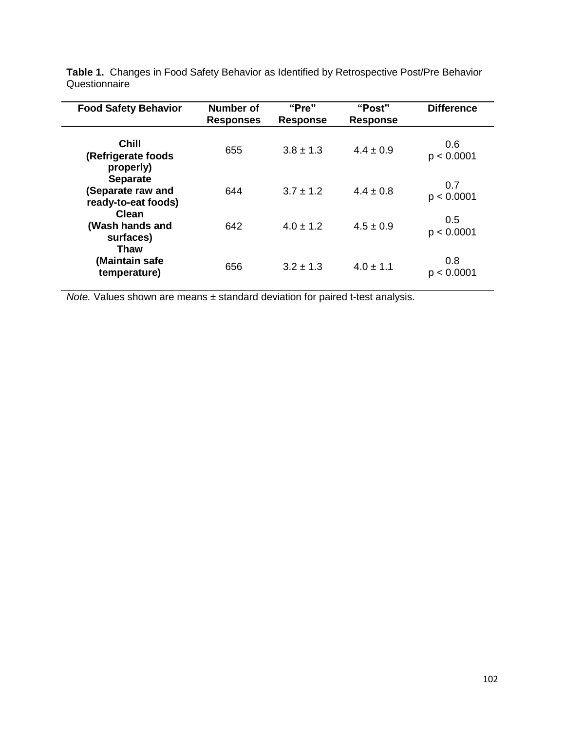**Table 1.** Changes in Food Safety Behavior as Identified by Retrospective Post/Pre Behavior Questionnaire

| Food Safety Behavior | Number of Responses | "Pre" Response | "Post" Response | Difference |
|---|---|---|---|---|
| **Chill (Refrigerate foods properly)** | 655 | 3.8 ± 1.3 | 4.4 ± 0.9 | 0.6 $p < 0.0001$ |
| **Separate (Separate raw and ready-to-eat foods)** | 644 | 3.7 ± 1.2 | 4.4 ± 0.8 | 0.7 $p < 0.0001$ |
| **Clean (Wash hands and surfaces)** | 642 | 4.0 ± 1.2 | 4.5 ± 0.9 | 0.5 $p < 0.0001$ |
| **Thaw (Maintain safe temperature)** | 656 | 3.2 ± 1.3 | 4.0 ± 1.1 | 0.8 $p < 0.0001$ |

*Note.* Values shown are means ± standard deviation for paired t-test analysis.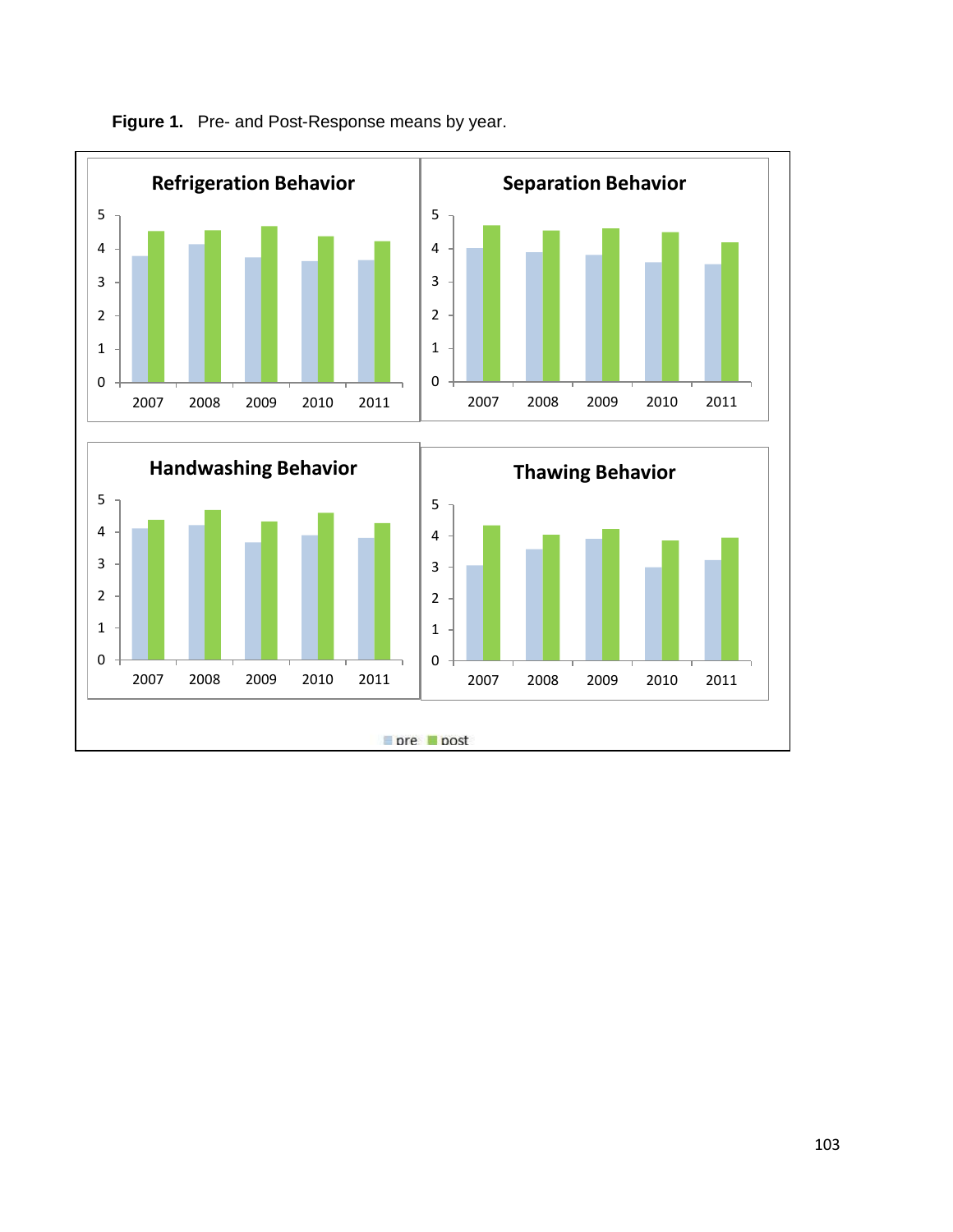**Figure 1.** Pre- and Post-Response means by year.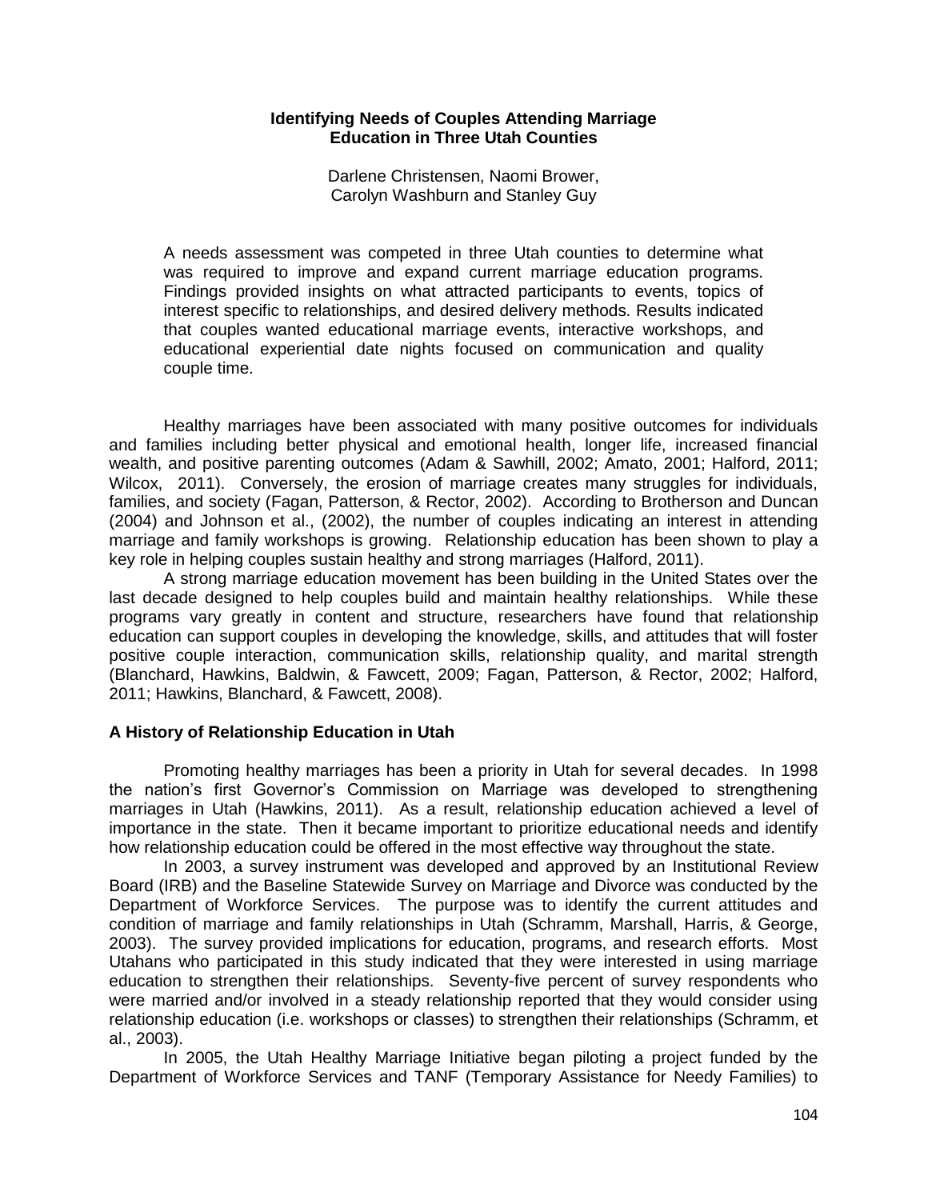# Identifying Needs of Couples Attending Marriage Education in Three Utah Counties

Darlene Christensen, Naomi Brower, Carolyn Washburn and Stanley Guy

> A needs assessment was competed in three Utah counties to determine what was required to improve and expand current marriage education programs. Findings provided insights on what attracted participants to events, topics of interest specific to relationships, and desired delivery methods. Results indicated that couples wanted educational marriage events, interactive workshops, and educational experiential date nights focused on communication and quality couple time.

Healthy marriages have been associated with many positive outcomes for individuals and families including better physical and emotional health, longer life, increased financial wealth, and positive parenting outcomes (Adam & Sawhill, 2002; Amato, 2001; Halford, 2011; Wilcox, 2011). Conversely, the erosion of marriage creates many struggles for individuals, families, and society (Fagan, Patterson, & Rector, 2002). According to Brotherson and Duncan (2004) and Johnson et al., (2002), the number of couples indicating an interest in attending marriage and family workshops is growing. Relationship education has been shown to play a key role in helping couples sustain healthy and strong marriages (Halford, 2011).

A strong marriage education movement has been building in the United States over the last decade designed to help couples build and maintain healthy relationships. While these programs vary greatly in content and structure, researchers have found that relationship education can support couples in developing the knowledge, skills, and attitudes that will foster positive couple interaction, communication skills, relationship quality, and marital strength (Blanchard, Hawkins, Baldwin, & Fawcett, 2009; Fagan, Patterson, & Rector, 2002; Halford, 2011; Hawkins, Blanchard, & Fawcett, 2008).

## A History of Relationship Education in Utah

Promoting healthy marriages has been a priority in Utah for several decades. In 1998 the nation's first Governor's Commission on Marriage was developed to strengthening marriages in Utah (Hawkins, 2011). As a result, relationship education achieved a level of importance in the state. Then it became important to prioritize educational needs and identify how relationship education could be offered in the most effective way throughout the state.

In 2003, a survey instrument was developed and approved by an Institutional Review Board (IRB) and the Baseline Statewide Survey on Marriage and Divorce was conducted by the Department of Workforce Services. The purpose was to identify the current attitudes and condition of marriage and family relationships in Utah (Schramm, Marshall, Harris, & George, 2003). The survey provided implications for education, programs, and research efforts. Most Utahans who participated in this study indicated that they were interested in using marriage education to strengthen their relationships. Seventy-five percent of survey respondents who were married and/or involved in a steady relationship reported that they would consider using relationship education (i.e. workshops or classes) to strengthen their relationships (Schramm, et al., 2003).

In 2005, the Utah Healthy Marriage Initiative began piloting a project funded by the Department of Workforce Services and TANF (Temporary Assistance for Needy Families) to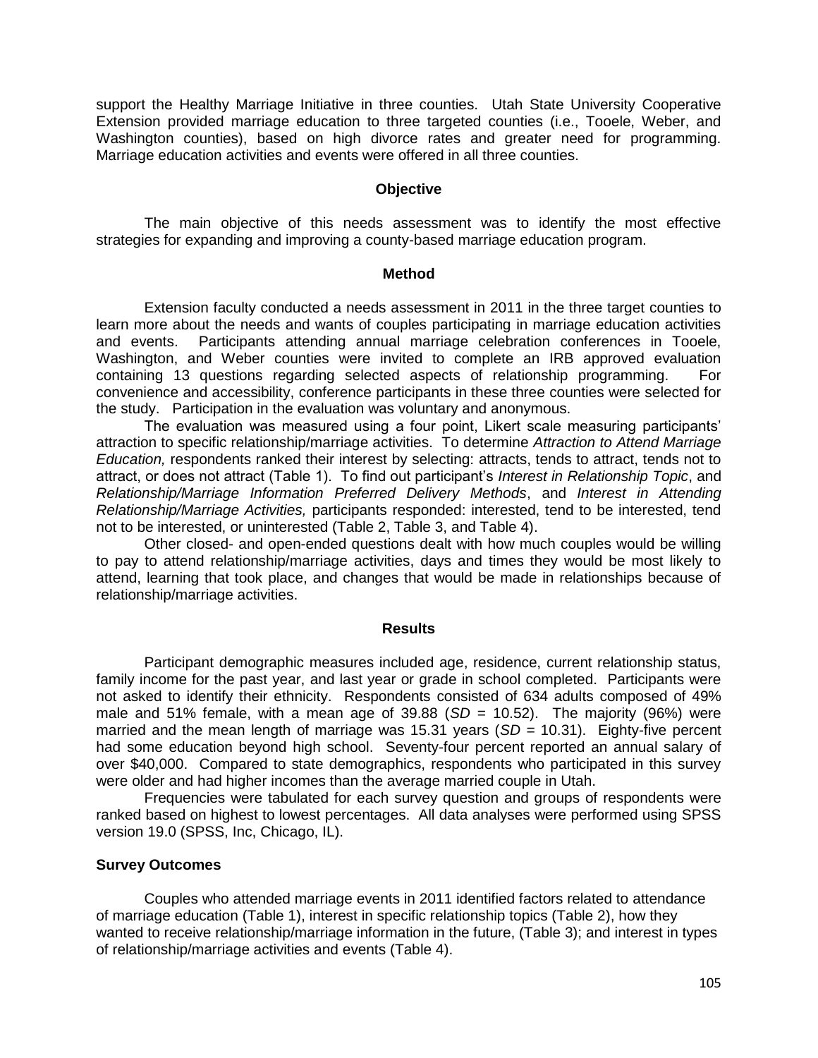support the Healthy Marriage Initiative in three counties. Utah State University Cooperative Extension provided marriage education to three targeted counties (i.e., Tooele, Weber, and Washington counties), based on high divorce rates and greater need for programming. Marriage education activities and events were offered in all three counties.

## Objective

The main objective of this needs assessment was to identify the most effective strategies for expanding and improving a county-based marriage education program.

## Method

Extension faculty conducted a needs assessment in 2011 in the three target counties to learn more about the needs and wants of couples participating in marriage education activities and events. Participants attending annual marriage celebration conferences in Tooele, Washington, and Weber counties were invited to complete an IRB approved evaluation containing 13 questions regarding selected aspects of relationship programming. For convenience and accessibility, conference participants in these three counties were selected for the study. Participation in the evaluation was voluntary and anonymous.

The evaluation was measured using a four point, Likert scale measuring participants' attraction to specific relationship/marriage activities. To determine *Attraction to Attend Marriage Education,* respondents ranked their interest by selecting: attracts, tends to attract, tends not to attract, or does not attract (Table 1). To find out participant's *Interest in Relationship Topic*, and *Relationship/Marriage Information Preferred Delivery Methods*, and *Interest in Attending Relationship/Marriage Activities,* participants responded: interested, tend to be interested, tend not to be interested, or uninterested (Table 2, Table 3, and Table 4).

Other closed- and open-ended questions dealt with how much couples would be willing to pay to attend relationship/marriage activities, days and times they would be most likely to attend, learning that took place, and changes that would be made in relationships because of relationship/marriage activities.

## Results

Participant demographic measures included age, residence, current relationship status, family income for the past year, and last year or grade in school completed. Participants were not asked to identify their ethnicity. Respondents consisted of 634 adults composed of 49% male and 51% female, with a mean age of 39.88 (*SD* = 10.52). The majority (96%) were married and the mean length of marriage was 15.31 years (*SD* = 10.31). Eighty-five percent had some education beyond high school. Seventy-four percent reported an annual salary of over $40,000. Compared to state demographics, respondents who participated in this survey were older and had higher incomes than the average married couple in Utah.

Frequencies were tabulated for each survey question and groups of respondents were ranked based on highest to lowest percentages. All data analyses were performed using SPSS version 19.0 (SPSS, Inc, Chicago, IL).

### Survey Outcomes

Couples who attended marriage events in 2011 identified factors related to attendance of marriage education (Table 1), interest in specific relationship topics (Table 2), how they wanted to receive relationship/marriage information in the future, (Table 3); and interest in types of relationship/marriage activities and events (Table 4).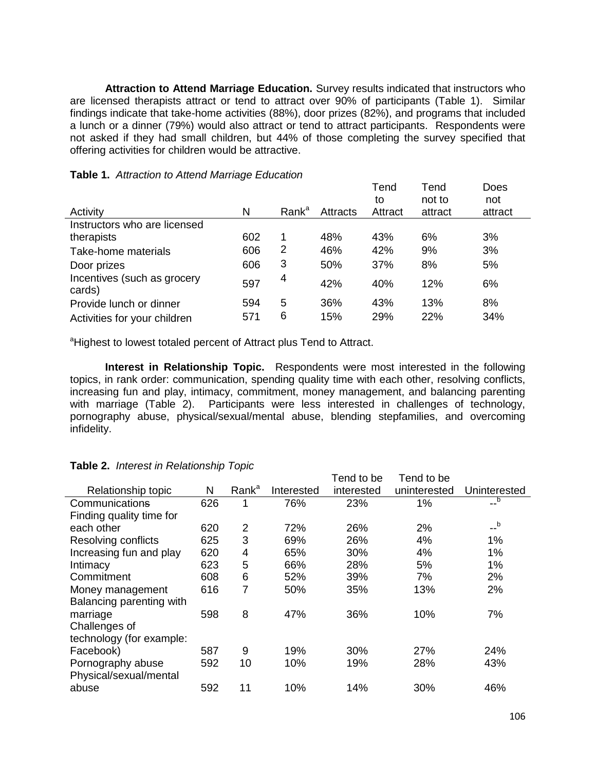**Attraction to Attend Marriage Education.** Survey results indicated that instructors who are licensed therapists attract or tend to attract over 90% of participants (Table 1). Similar findings indicate that take-home activities (88%), door prizes (82%), and programs that included a lunch or a dinner (79%) would also attract or tend to attract participants. Respondents were not asked if they had small children, but 44% of those completing the survey specified that offering activities for children would be attractive.

**Table 1.** *Attraction to Attend Marriage Education*

| Activity | N | Rank[a] | Attracts | Tend to Attract | Tend not to attract | Does not attract |
|---|---|---|---|---|---|---|
| Instructors who are licensed therapists | 602 | 1 | 48% | 43% | 6% | 3% |
| Take-home materials | 606 | 2 | 46% | 42% | 9% | 3% |
| Door prizes | 606 | 3 | 50% | 37% | 8% | 5% |
| Incentives (such as grocery cards) | 597 | 4 | 42% | 40% | 12% | 6% |
| Provide lunch or dinner | 594 | 5 | 36% | 43% | 13% | 8% |
| Activities for your children | 571 | 6 | 15% | 29% | 22% | 34% |

[a]Highest to lowest totaled percent of Attract plus Tend to Attract.

**Interest in Relationship Topic.** Respondents were most interested in the following topics, in rank order: communication, spending quality time with each other, resolving conflicts, increasing fun and play, intimacy, commitment, money management, and balancing parenting with marriage (Table 2). Participants were less interested in challenges of technology, pornography abuse, physical/sexual/mental abuse, blending stepfamilies, and overcoming infidelity.

**Table 2.** *Interest in Relationship Topic*

| Relationship topic | N | Rank[a] | Interested | Tend to be interested | Tend to be uninterested | Uninterested |
|---|---|---|---|---|---|---|
| Communications | 626 | 1 | 76% | 23% | 1% | --[b] |
| Finding quality time for each other | 620 | 2 | 72% | 26% | 2% | --[b] |
| Resolving conflicts | 625 | 3 | 69% | 26% | 4% | 1% |
| Increasing fun and play | 620 | 4 | 65% | 30% | 4% | 1% |
| Intimacy | 623 | 5 | 66% | 28% | 5% | 1% |
| Commitment | 608 | 6 | 52% | 39% | 7% | 2% |
| Money management | 616 | 7 | 50% | 35% | 13% | 2% |
| Balancing parenting with marriage | 598 | 8 | 47% | 36% | 10% | 7% |
| Challenges of technology (for example: Facebook) | 587 | 9 | 19% | 30% | 27% | 24% |
| Pornography abuse | 592 | 10 | 10% | 19% | 28% | 43% |
| Physical/sexual/mental abuse | 592 | 11 | 10% | 14% | 30% | 46% |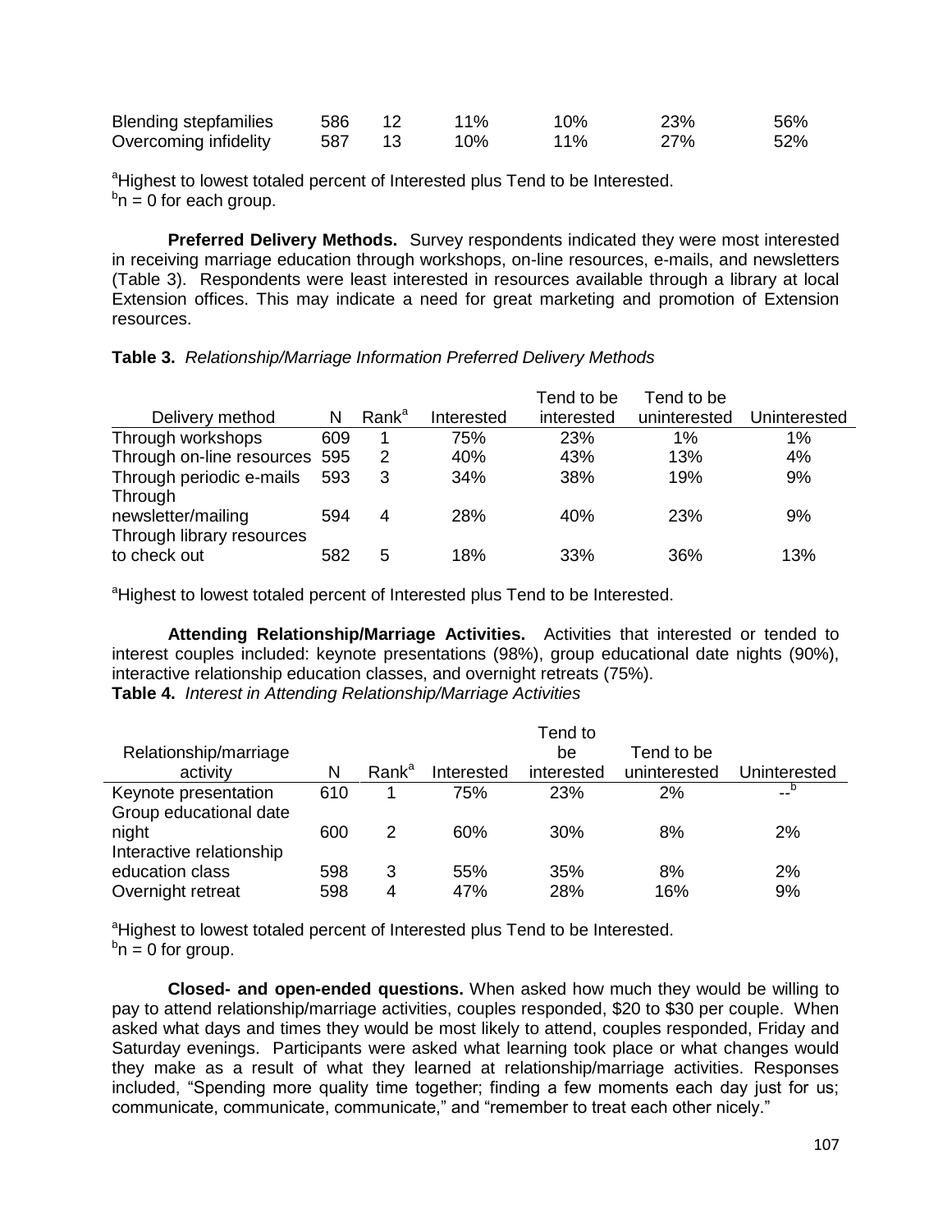| Blending stepfamilies | 586 | 12 | 11% | 10% | 23% | 56% |
|---|---|---|---|---|---|---|
| Overcoming infidelity | 587 | 13 | 10% | 11% | 27% | 52% |

[a]Highest to lowest totaled percent of Interested plus Tend to be Interested.
[b]n = 0 for each group.

**Preferred Delivery Methods.** Survey respondents indicated they were most interested in receiving marriage education through workshops, on-line resources, e-mails, and newsletters (Table 3). Respondents were least interested in resources available through a library at local Extension offices. This may indicate a need for great marketing and promotion of Extension resources.

**Table 3.** *Relationship/Marriage Information Preferred Delivery Methods*

| Delivery method | N | Rank[a] | Interested | Tend to be interested | Tend to be uninterested | Uninterested |
|---|---|---|---|---|---|---|
| Through workshops | 609 | 1 | 75% | 23% | 1% | 1% |
| Through on-line resources | 595 | 2 | 40% | 43% | 13% | 4% |
| Through periodic e-mails | 593 | 3 | 34% | 38% | 19% | 9% |
| Through newsletter/mailing | 594 | 4 | 28% | 40% | 23% | 9% |
| Through library resources to check out | 582 | 5 | 18% | 33% | 36% | 13% |

[a]Highest to lowest totaled percent of Interested plus Tend to be Interested.

**Attending Relationship/Marriage Activities.** Activities that interested or tended to interest couples included: keynote presentations (98%), group educational date nights (90%), interactive relationship education classes, and overnight retreats (75%).

**Table 4.** *Interest in Attending Relationship/Marriage Activities*

| Relationship/marriage activity | N | Rank[a] | Interested | Tend to be interested | Tend to be uninterested | Uninterested |
|---|---|---|---|---|---|---|
| Keynote presentation | 610 | 1 | 75% | 23% | 2% | --[b] |
| Group educational date night | 600 | 2 | 60% | 30% | 8% | 2% |
| Interactive relationship education class | 598 | 3 | 55% | 35% | 8% | 2% |
| Overnight retreat | 598 | 4 | 47% | 28% | 16% | 9% |

[a]Highest to lowest totaled percent of Interested plus Tend to be Interested.
[b]n = 0 for group.

**Closed- and open-ended questions.** When asked how much they would be willing to pay to attend relationship/marriage activities, couples responded, $20 to $30 per couple. When asked what days and times they would be most likely to attend, couples responded, Friday and Saturday evenings. Participants were asked what learning took place or what changes would they make as a result of what they learned at relationship/marriage activities. Responses included, "Spending more quality time together; finding a few moments each day just for us; communicate, communicate, communicate," and "remember to treat each other nicely."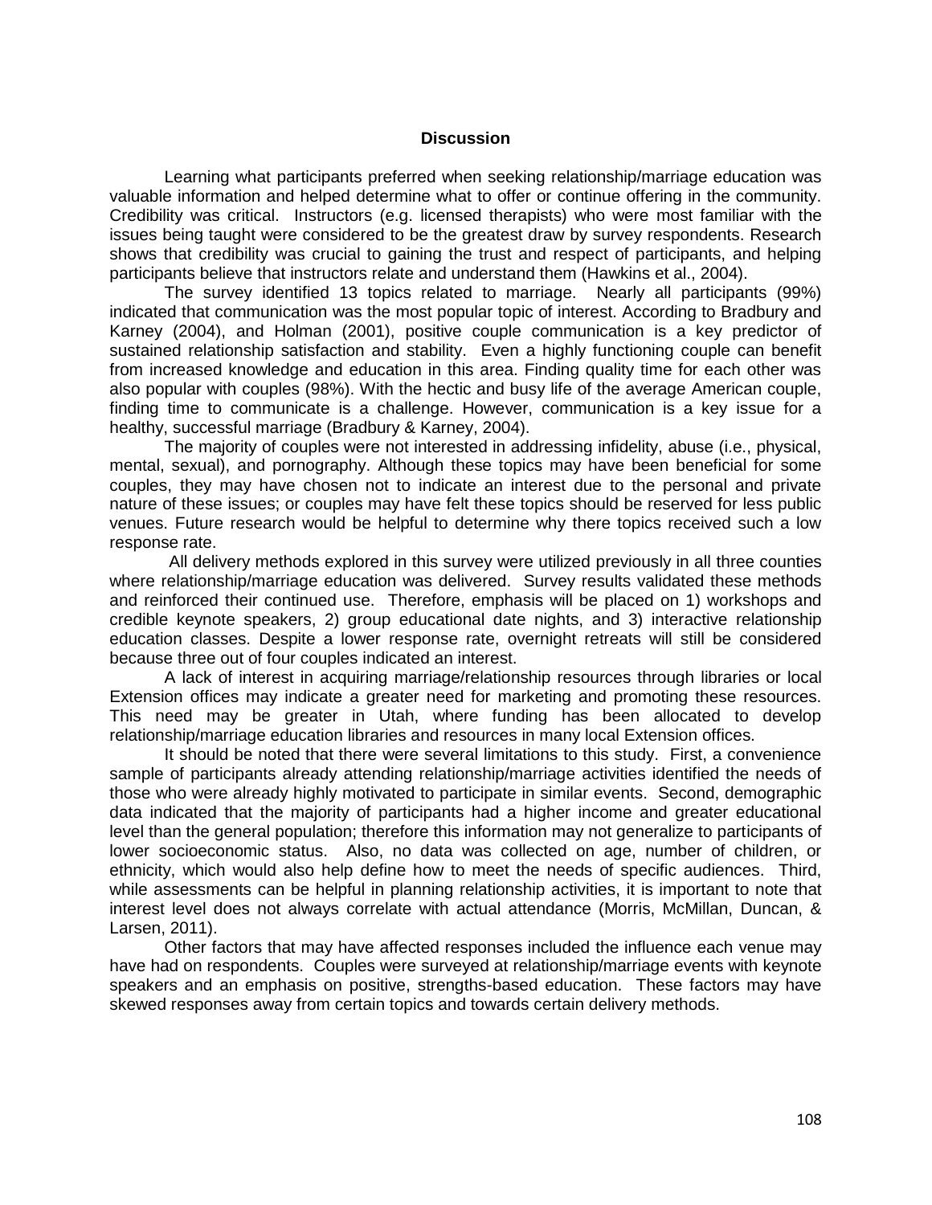## Discussion

Learning what participants preferred when seeking relationship/marriage education was valuable information and helped determine what to offer or continue offering in the community. Credibility was critical. Instructors (e.g. licensed therapists) who were most familiar with the issues being taught were considered to be the greatest draw by survey respondents. Research shows that credibility was crucial to gaining the trust and respect of participants, and helping participants believe that instructors relate and understand them (Hawkins et al., 2004).

The survey identified 13 topics related to marriage. Nearly all participants (99%) indicated that communication was the most popular topic of interest. According to Bradbury and Karney (2004), and Holman (2001), positive couple communication is a key predictor of sustained relationship satisfaction and stability. Even a highly functioning couple can benefit from increased knowledge and education in this area. Finding quality time for each other was also popular with couples (98%). With the hectic and busy life of the average American couple, finding time to communicate is a challenge. However, communication is a key issue for a healthy, successful marriage (Bradbury & Karney, 2004).

The majority of couples were not interested in addressing infidelity, abuse (i.e., physical, mental, sexual), and pornography. Although these topics may have been beneficial for some couples, they may have chosen not to indicate an interest due to the personal and private nature of these issues; or couples may have felt these topics should be reserved for less public venues. Future research would be helpful to determine why there topics received such a low response rate.

All delivery methods explored in this survey were utilized previously in all three counties where relationship/marriage education was delivered. Survey results validated these methods and reinforced their continued use. Therefore, emphasis will be placed on 1) workshops and credible keynote speakers, 2) group educational date nights, and 3) interactive relationship education classes. Despite a lower response rate, overnight retreats will still be considered because three out of four couples indicated an interest.

A lack of interest in acquiring marriage/relationship resources through libraries or local Extension offices may indicate a greater need for marketing and promoting these resources. This need may be greater in Utah, where funding has been allocated to develop relationship/marriage education libraries and resources in many local Extension offices.

It should be noted that there were several limitations to this study. First, a convenience sample of participants already attending relationship/marriage activities identified the needs of those who were already highly motivated to participate in similar events. Second, demographic data indicated that the majority of participants had a higher income and greater educational level than the general population; therefore this information may not generalize to participants of lower socioeconomic status. Also, no data was collected on age, number of children, or ethnicity, which would also help define how to meet the needs of specific audiences. Third, while assessments can be helpful in planning relationship activities, it is important to note that interest level does not always correlate with actual attendance (Morris, McMillan, Duncan, & Larsen, 2011).

Other factors that may have affected responses included the influence each venue may have had on respondents. Couples were surveyed at relationship/marriage events with keynote speakers and an emphasis on positive, strengths-based education. These factors may have skewed responses away from certain topics and towards certain delivery methods.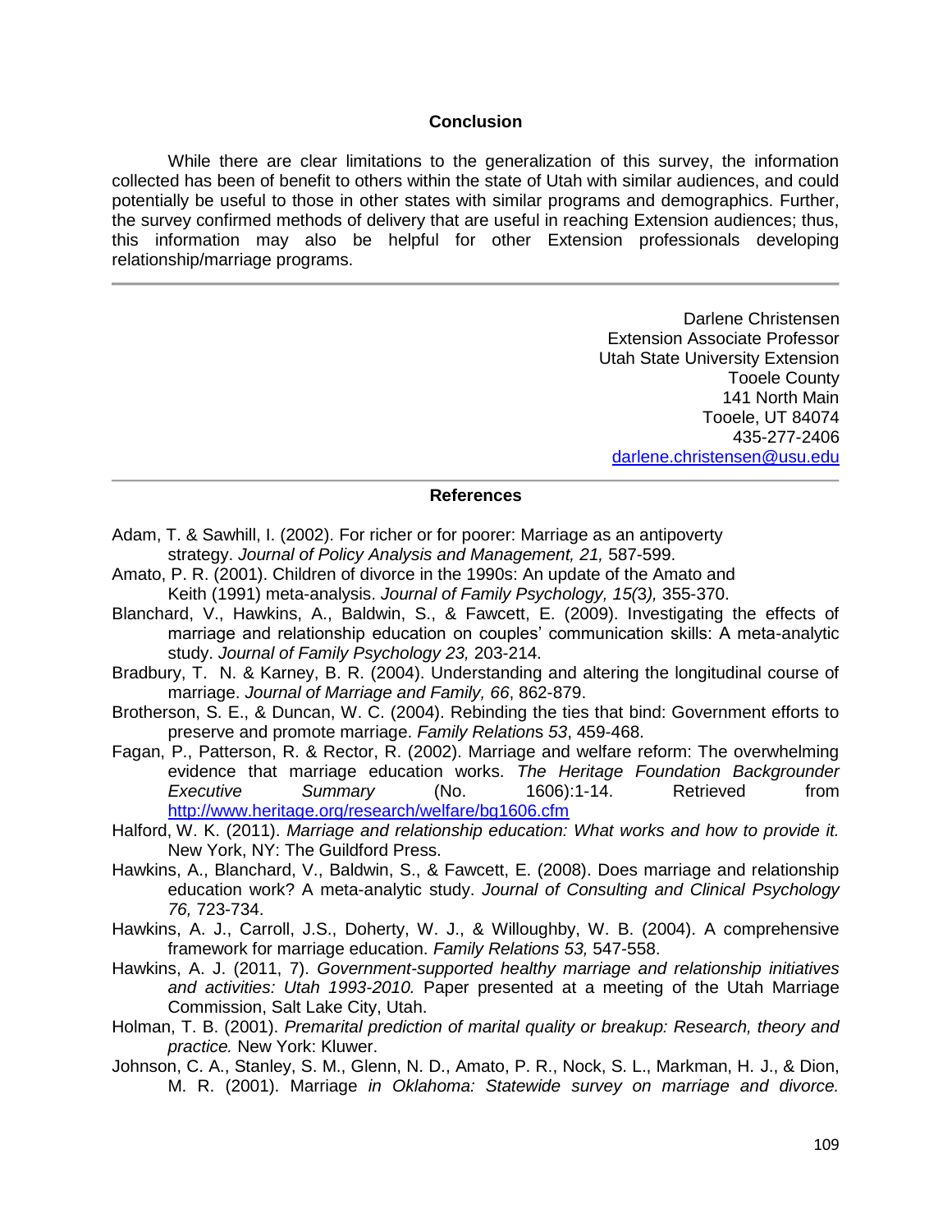## Conclusion

While there are clear limitations to the generalization of this survey, the information collected has been of benefit to others within the state of Utah with similar audiences, and could potentially be useful to those in other states with similar programs and demographics. Further, the survey confirmed methods of delivery that are useful in reaching Extension audiences; thus, this information may also be helpful for other Extension professionals developing relationship/marriage programs.

---

Darlene Christensen
Extension Associate Professor
Utah State University Extension
Tooele County
141 North Main
Tooele, UT 84074
435-277-2406
darlene.christensen@usu.edu

---

## References

Adam, T. & Sawhill, I. (2002). For richer or for poorer: Marriage as an antipoverty strategy. *Journal of Policy Analysis and Management, 21,* 587-599.

Amato, P. R. (2001). Children of divorce in the 1990s: An update of the Amato and Keith (1991) meta-analysis. *Journal of Family Psychology, 15(*3), 355-370.

Blanchard, V., Hawkins, A., Baldwin, S., & Fawcett, E. (2009). Investigating the effects of marriage and relationship education on couples' communication skills: A meta-analytic study. *Journal of Family Psychology 23,* 203-214.

Bradbury, T. N. & Karney, B. R. (2004). Understanding and altering the longitudinal course of marriage. *Journal of Marriage and Family, 66*, 862-879.

Brotherson, S. E., & Duncan, W. C. (2004). Rebinding the ties that bind: Government efforts to preserve and promote marriage. *Family Relation*s *53*, 459-468.

Fagan, P., Patterson, R. & Rector, R. (2002). Marriage and welfare reform: The overwhelming evidence that marriage education works. *The Heritage Foundation Backgrounder Executive Summary* (No. 1606):1-14. Retrieved from http://www.heritage.org/research/welfare/bg1606.cfm

Halford, W. K. (2011). *Marriage and relationship education: What works and how to provide it.* New York, NY: The Guildford Press.

Hawkins, A., Blanchard, V., Baldwin, S., & Fawcett, E. (2008). Does marriage and relationship education work? A meta-analytic study. *Journal of Consulting and Clinical Psychology 76,* 723-734.

Hawkins, A. J., Carroll, J.S., Doherty, W. J., & Willoughby, W. B. (2004). A comprehensive framework for marriage education. *Family Relations 53,* 547-558.

Hawkins, A. J. (2011, 7). *Government-supported healthy marriage and relationship initiatives and activities: Utah 1993-2010.* Paper presented at a meeting of the Utah Marriage Commission, Salt Lake City, Utah.

Holman, T. B. (2001). *Premarital prediction of marital quality or breakup: Research, theory and practice.* New York: Kluwer.

Johnson, C. A., Stanley, S. M., Glenn, N. D., Amato, P. R., Nock, S. L., Markman, H. J., & Dion, M. R. (2001). Marriage *in Oklahoma: Statewide survey on marriage and divorce.*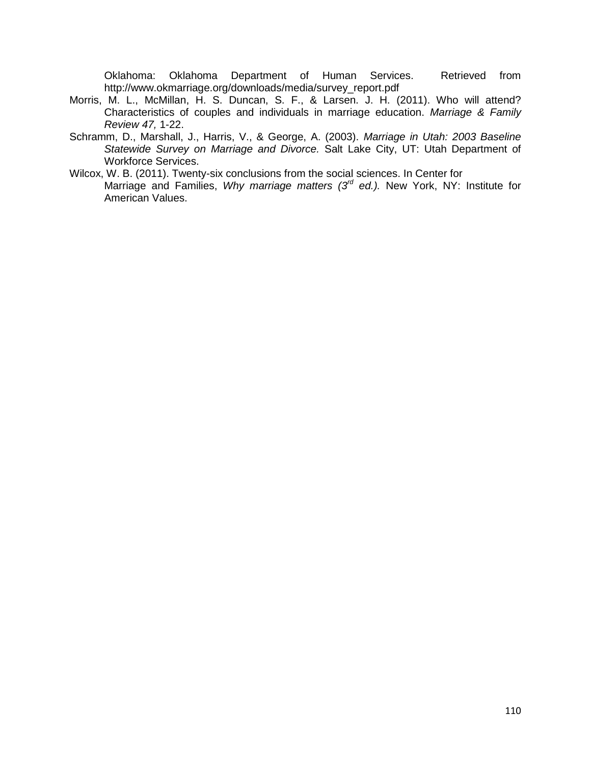Oklahoma: Oklahoma Department of Human Services. Retrieved from http://www.okmarriage.org/downloads/media/survey_report.pdf

Morris, M. L., McMillan, H. S. Duncan, S. F., & Larsen. J. H. (2011). Who will attend? Characteristics of couples and individuals in marriage education. *Marriage & Family Review 47,* 1-22.

Schramm, D., Marshall, J., Harris, V., & George, A. (2003). *Marriage in Utah: 2003 Baseline Statewide Survey on Marriage and Divorce.* Salt Lake City, UT: Utah Department of Workforce Services.

Wilcox, W. B. (2011). Twenty-six conclusions from the social sciences. In Center for Marriage and Families, *Why marriage matters (3rd ed.).* New York, NY: Institute for American Values.